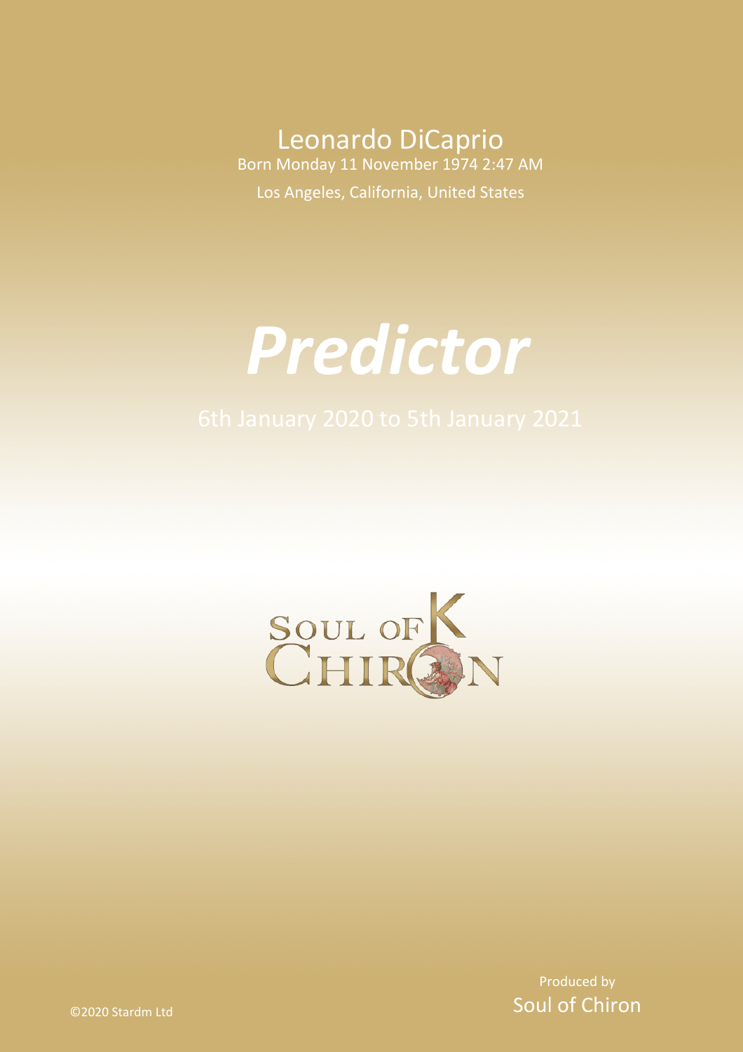Leonardo DiCaprio

Born Monday 11 November 1974 2:47 AM

Los Angeles, California, United States

# *Predictor*

6th January 2020 to 5th January 2021

Produced by

Soul of Chiron

©2020 Stardm Ltd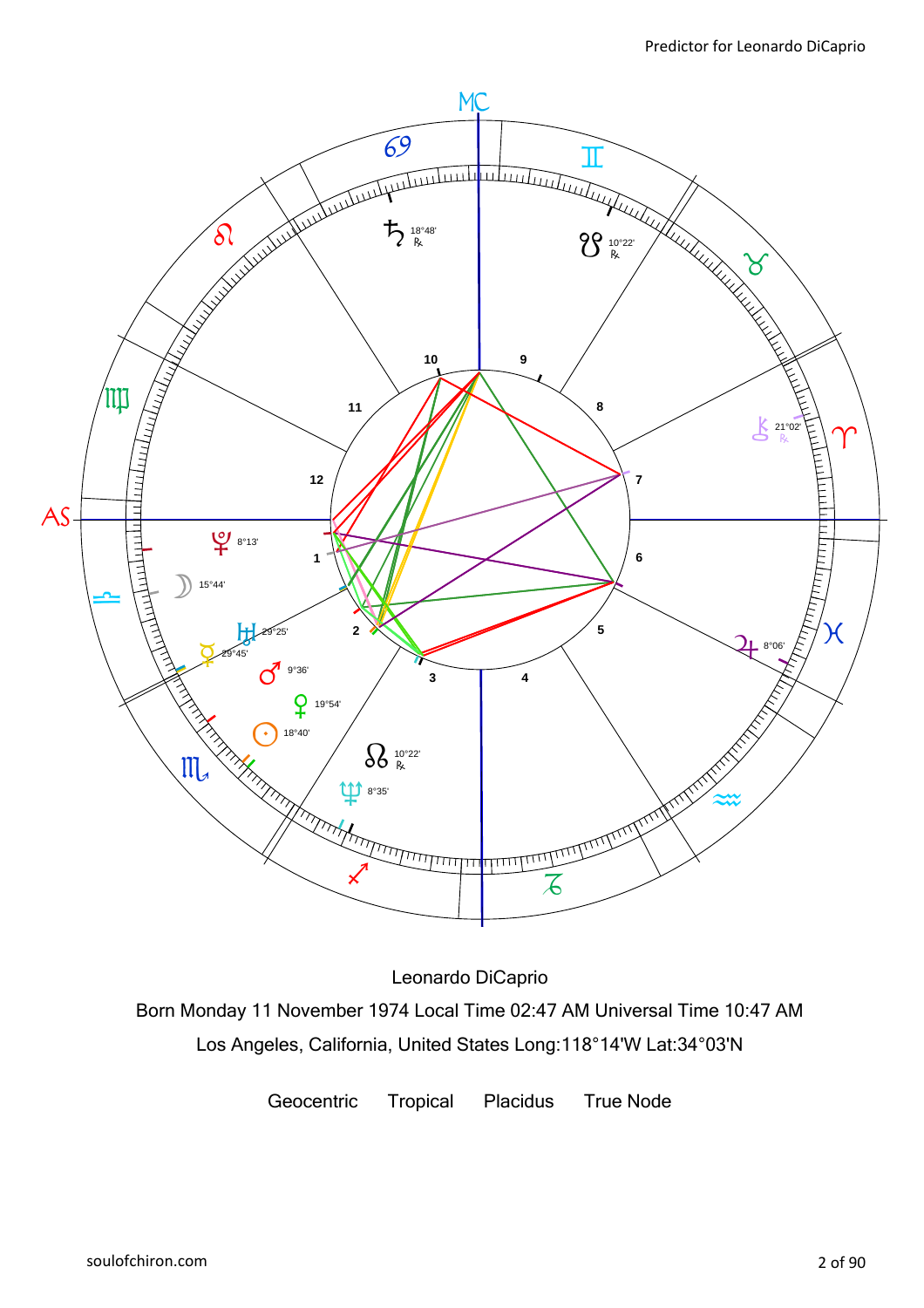Leonardo DiCaprio

Born Monday 11 November 1974 Local Time 02:47 AM Universal Time 10:47 AM

Los Angeles, California, United States Long:118°14'W Lat:34°03'N

Geocentric Tropical Placidus True Node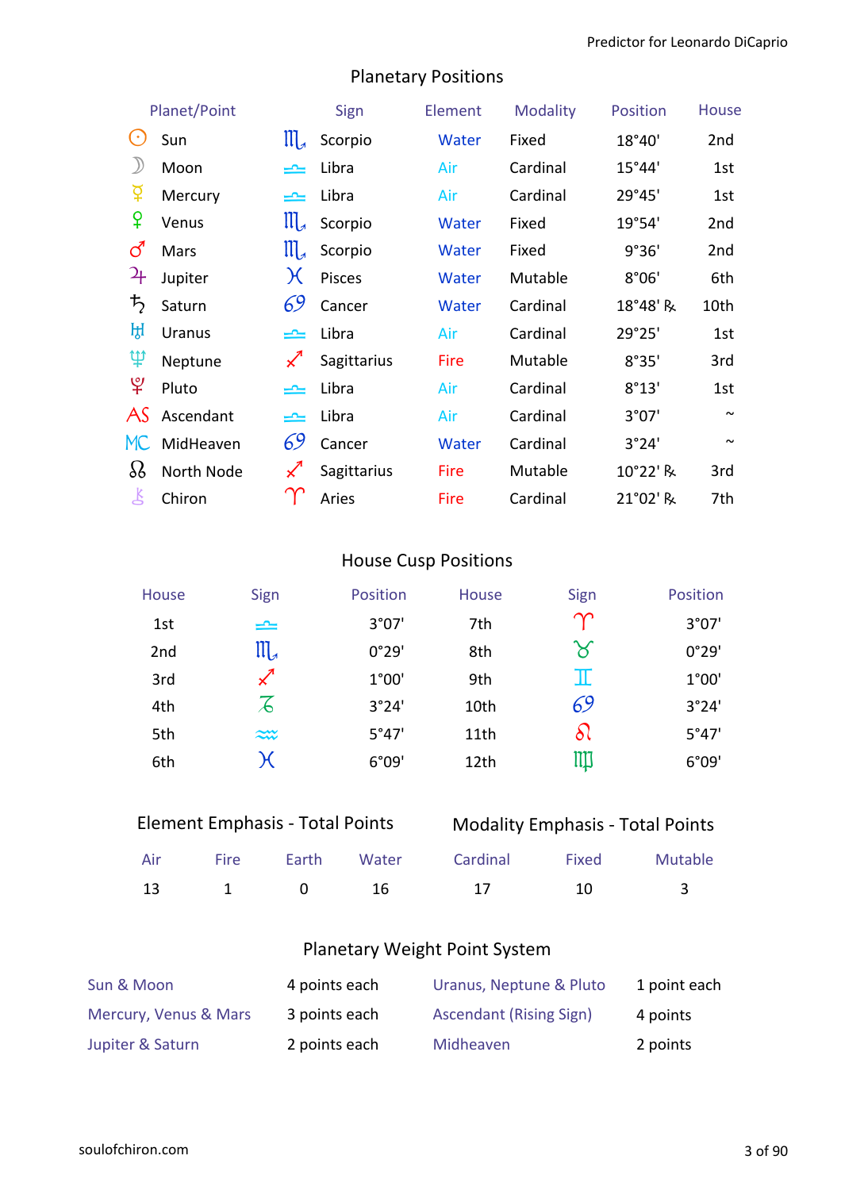## Planetary Positions

| Planet/Point | Sign | Element | Modality | Position | House |
|---|---|---|---|---|---|
| ☉ Sun | ♏ Scorpio | Water | Fixed | 18°40' | 2nd |
| ☽ Moon | ♎ Libra | Air | Cardinal | 15°44' | 1st |
| ☿ Mercury | ♎ Libra | Air | Cardinal | 29°45' | 1st |
| ♀ Venus | ♏ Scorpio | Water | Fixed | 19°54' | 2nd |
| ♂ Mars | ♏ Scorpio | Water | Fixed | 9°36' | 2nd |
| ♃ Jupiter | ♓ Pisces | Water | Mutable | 8°06' | 6th |
| ♄ Saturn | ♋ Cancer | Water | Cardinal | 18°48' ℞ | 10th |
| ♅ Uranus | ♎ Libra | Air | Cardinal | 29°25' | 1st |
| ♆ Neptune | ♐ Sagittarius | Fire | Mutable | 8°35' | 3rd |
| ♇ Pluto | ♎ Libra | Air | Cardinal | 8°13' | 1st |
| AS Ascendant | ♎ Libra | Air | Cardinal | 3°07' | ~ |
| MC MidHeaven | ♋ Cancer | Water | Cardinal | 3°24' | ~ |
| ☊ North Node | ♐ Sagittarius | Fire | Mutable | 10°22' ℞ | 3rd |
| ⚷ Chiron | ♈ Aries | Fire | Cardinal | 21°02' ℞ | 7th |

## House Cusp Positions

| House | Sign | Position | House | Sign | Position |
|---|---|---|---|---|---|
| 1st | ♎ | 3°07' | 7th | ♈ | 3°07' |
| 2nd | ♏ | 0°29' | 8th | ♉ | 0°29' |
| 3rd | ♐ | 1°00' | 9th | ♊ | 1°00' |
| 4th | ♑ | 3°24' | 10th | ♋ | 3°24' |
| 5th | ♒ | 5°47' | 11th | ♌ | 5°47' |
| 6th | ♓ | 6°09' | 12th | ♍ | 6°09' |

## Element Emphasis - Total Points

| Air | Fire | Earth | Water |
|---|---|---|---|
| 13 | 1 | 0 | 16 |

## Modality Emphasis - Total Points

| Cardinal | Fixed | Mutable |
|---|---|---|
| 17 | 10 | 3 |

## Planetary Weight Point System

| | | | |
|---|---|---|---|
| Sun & Moon | 4 points each | Uranus, Neptune & Pluto | 1 point each |
| Mercury, Venus & Mars | 3 points each | Ascendant (Rising Sign) | 4 points |
| Jupiter & Saturn | 2 points each | Midheaven | 2 points |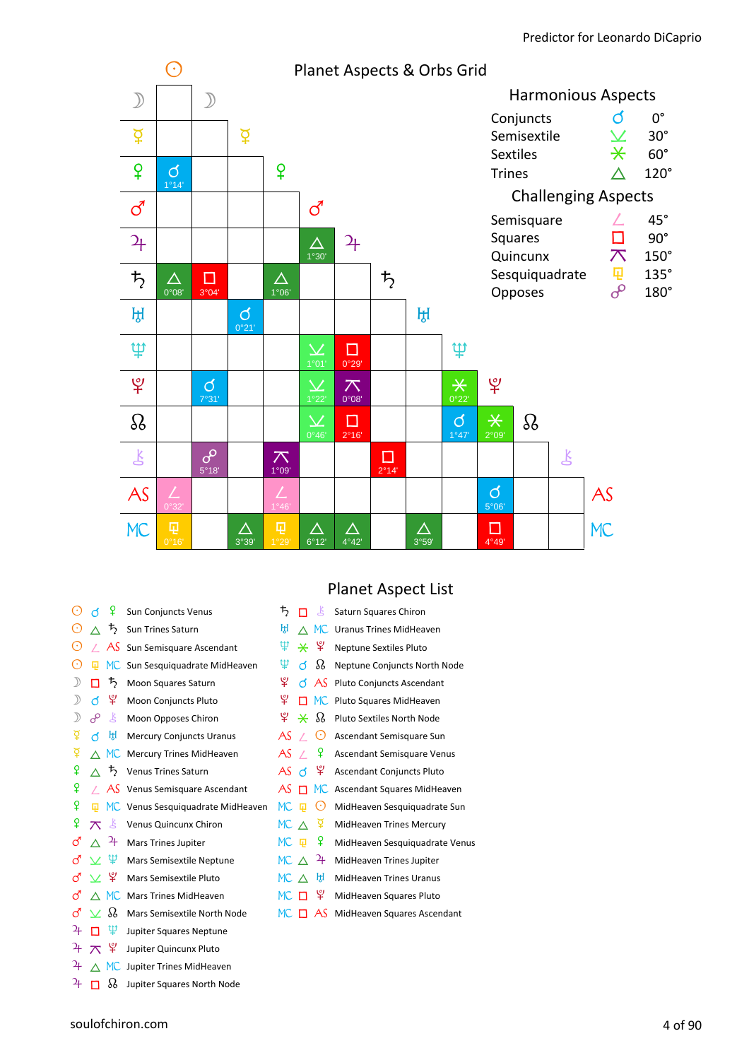## Planet Aspects & Orbs Grid

| | Sun | Moon | Mercury | Venus | Mars | Jupiter | Saturn | Uranus | Neptune | Pluto | North Node | Chiron | AS |
|---|---|---|---|---|---|---|---|---|---|---|---|---|---|
| Moon | | | | | | | | | | | | | |
| Mercury | | | | | | | | | | | | | |
| Venus | ☌ 1°14' | | | | | | | | | | | | |
| Mars | | | | | | | | | | | | | |
| Jupiter | | | | | △ 1°30' | | | | | | | | |
| Saturn | △ 0°08' | □ 3°04' | | △ 1°06' | | | | | | | | | |
| Uranus | | | ☌ 0°21' | | | | | | | | | | |
| Neptune | | | | | ⚺ 1°01' | □ 0°29' | | | | | | | |
| Pluto | | ☌ 7°31' | | | ⚺ 1°22' | ⚻ 0°08' | | | ⚹ 0°22' | | | | |
| North Node | | | | | ⚺ 0°46' | □ 2°16' | | | ☌ 1°47' | ⚹ 2°09' | | | |
| Chiron | | ☍ 5°18' | | ⚻ 1°09' | | | □ 2°14' | | | | | | |
| AS | ∠ 0°32' | | | ∠ 1°46' | | | | | | ☌ 5°06' | | | |
| MC | ⚼ 0°16' | | △ 3°39' | ⚼ 1°29' | △ 6°12' | △ 4°42' | | △ 3°59' | | □ 4°49' | | | |

### Harmonious Aspects

- Conjuncts ☌ 0°
- Semisextile ⚺ 30°
- Sextiles ⚹ 60°
- Trines △ 120°

### Challenging Aspects

- Semisquare ∠ 45°
- Squares □ 90°
- Quincunx ⚻ 150°
- Sesquiquadrate ⚼ 135°
- Opposes ☍ 180°

## Planet Aspect List

- Sun Conjuncts Venus
- Sun Trines Saturn
- Sun Semisquare Ascendant
- Sun Sesquiquadrate MidHeaven
- Moon Squares Saturn
- Moon Conjuncts Pluto
- Moon Opposes Chiron
- Mercury Conjuncts Uranus
- Mercury Trines MidHeaven
- Venus Trines Saturn
- Venus Semisquare Ascendant
- Venus Sesquiquadrate MidHeaven
- Venus Quincunx Chiron
- Mars Trines Jupiter
- Mars Semisextile Neptune
- Mars Semisextile Pluto
- Mars Trines MidHeaven
- Mars Semisextile North Node
- Jupiter Squares Neptune
- Jupiter Quincunx Pluto
- Jupiter Trines MidHeaven
- Jupiter Squares North Node
- Saturn Squares Chiron
- Uranus Trines MidHeaven
- Neptune Sextiles Pluto
- Neptune Conjuncts North Node
- Pluto Conjuncts Ascendant
- Pluto Squares MidHeaven
- Pluto Sextiles North Node
- Ascendant Semisquare Sun
- Ascendant Semisquare Venus
- Ascendant Conjuncts Pluto
- Ascendant Squares MidHeaven
- MidHeaven Sesquiquadrate Sun
- MidHeaven Trines Mercury
- MidHeaven Sesquiquadrate Venus
- MidHeaven Trines Jupiter
- MidHeaven Trines Uranus
- MidHeaven Squares Pluto
- MidHeaven Squares Ascendant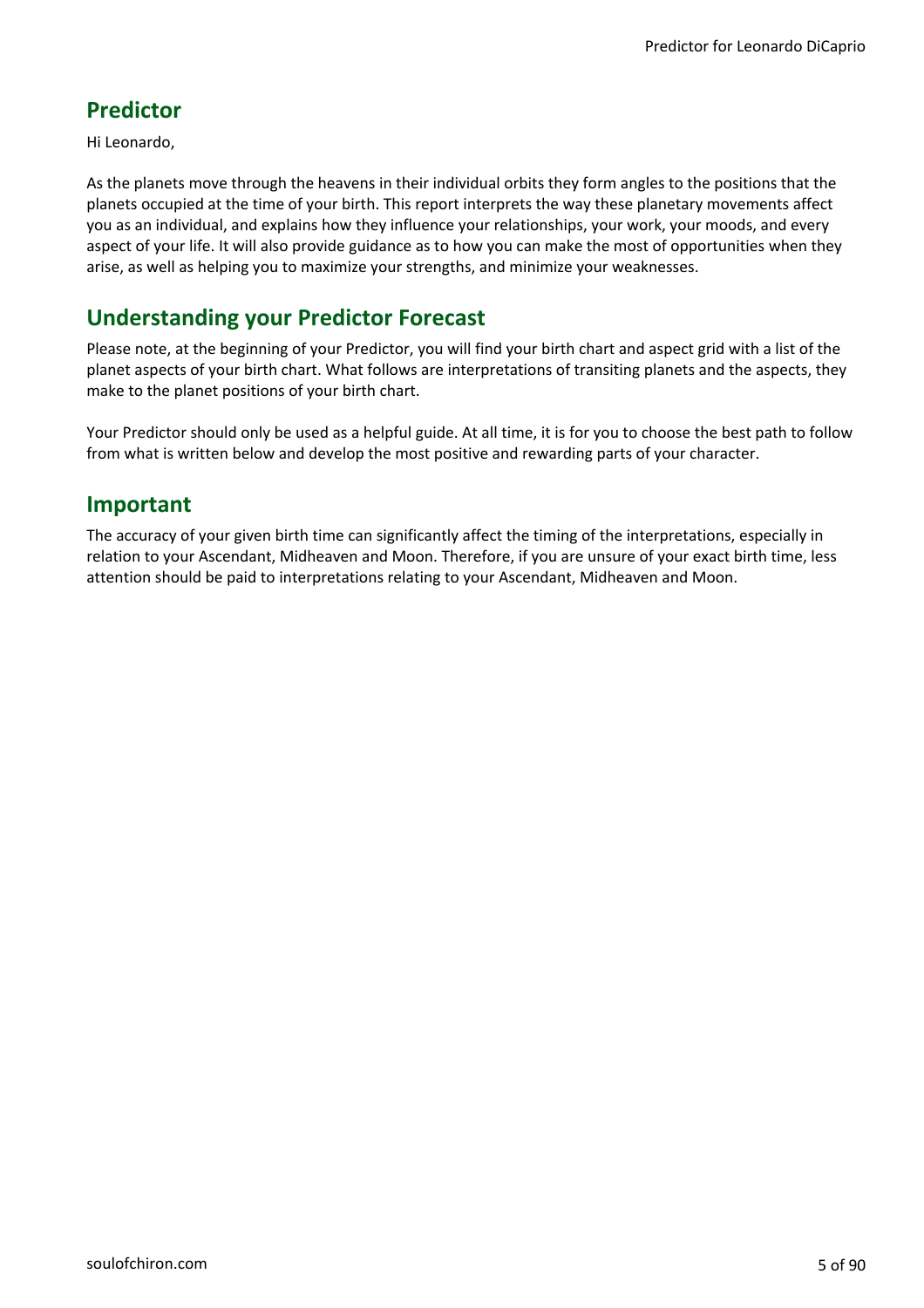## Predictor

Hi Leonardo,

As the planets move through the heavens in their individual orbits they form angles to the positions that the planets occupied at the time of your birth. This report interprets the way these planetary movements affect you as an individual, and explains how they influence your relationships, your work, your moods, and every aspect of your life. It will also provide guidance as to how you can make the most of opportunities when they arise, as well as helping you to maximize your strengths, and minimize your weaknesses.

## Understanding your Predictor Forecast

Please note, at the beginning of your Predictor, you will find your birth chart and aspect grid with a list of the planet aspects of your birth chart. What follows are interpretations of transiting planets and the aspects, they make to the planet positions of your birth chart.

Your Predictor should only be used as a helpful guide. At all time, it is for you to choose the best path to follow from what is written below and develop the most positive and rewarding parts of your character.

## Important

The accuracy of your given birth time can significantly affect the timing of the interpretations, especially in relation to your Ascendant, Midheaven and Moon. Therefore, if you are unsure of your exact birth time, less attention should be paid to interpretations relating to your Ascendant, Midheaven and Moon.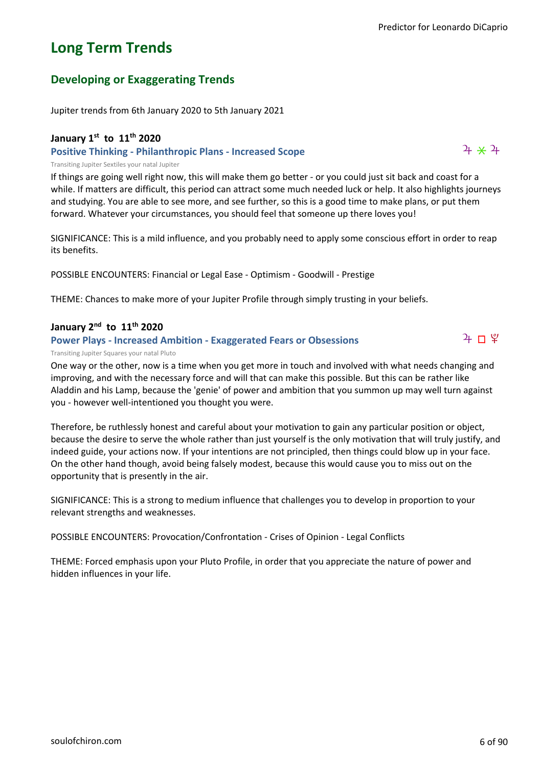# Long Term Trends

## Developing or Exaggerating Trends

Jupiter trends from 6th January 2020 to 5th January 2021

### January 1st to 11th 2020

**Positive Thinking - Philanthropic Plans - Increased Scope** ♃ ⚹ ♃

Transiting Jupiter Sextiles your natal Jupiter

If things are going well right now, this will make them go better - or you could just sit back and coast for a while. If matters are difficult, this period can attract some much needed luck or help. It also highlights journeys and studying. You are able to see more, and see further, so this is a good time to make plans, or put them forward. Whatever your circumstances, you should feel that someone up there loves you!

SIGNIFICANCE: This is a mild influence, and you probably need to apply some conscious effort in order to reap its benefits.

POSSIBLE ENCOUNTERS: Financial or Legal Ease - Optimism - Goodwill - Prestige

THEME: Chances to make more of your Jupiter Profile through simply trusting in your beliefs.

### January 2nd to 11th 2020

**Power Plays - Increased Ambition - Exaggerated Fears or Obsessions** ♃ □ ♇

Transiting Jupiter Squares your natal Pluto

One way or the other, now is a time when you get more in touch and involved with what needs changing and improving, and with the necessary force and will that can make this possible. But this can be rather like Aladdin and his Lamp, because the 'genie' of power and ambition that you summon up may well turn against you - however well-intentioned you thought you were.

Therefore, be ruthlessly honest and careful about your motivation to gain any particular position or object, because the desire to serve the whole rather than just yourself is the only motivation that will truly justify, and indeed guide, your actions now. If your intentions are not principled, then things could blow up in your face. On the other hand though, avoid being falsely modest, because this would cause you to miss out on the opportunity that is presently in the air.

SIGNIFICANCE: This is a strong to medium influence that challenges you to develop in proportion to your relevant strengths and weaknesses.

POSSIBLE ENCOUNTERS: Provocation/Confrontation - Crises of Opinion - Legal Conflicts

THEME: Forced emphasis upon your Pluto Profile, in order that you appreciate the nature of power and hidden influences in your life.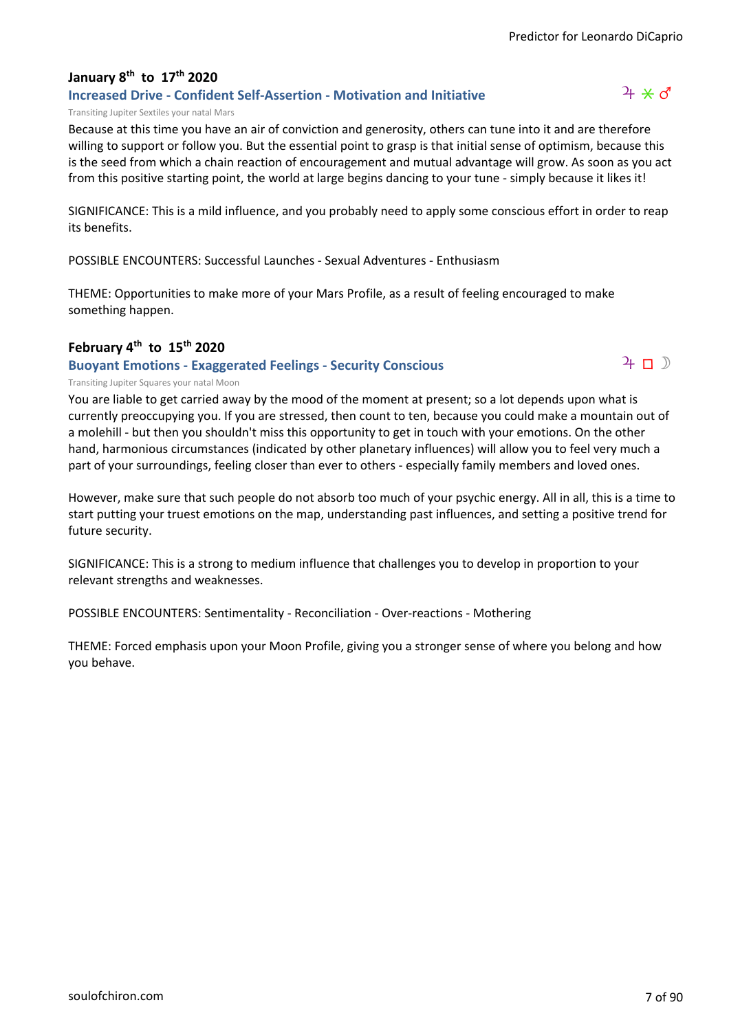### January 8th to 17th 2020

**Increased Drive - Confident Self-Assertion - Motivation and Initiative** ♃ ⚹ ♂

Transiting Jupiter Sextiles your natal Mars

Because at this time you have an air of conviction and generosity, others can tune into it and are therefore willing to support or follow you. But the essential point to grasp is that initial sense of optimism, because this is the seed from which a chain reaction of encouragement and mutual advantage will grow. As soon as you act from this positive starting point, the world at large begins dancing to your tune - simply because it likes it!

SIGNIFICANCE: This is a mild influence, and you probably need to apply some conscious effort in order to reap its benefits.

POSSIBLE ENCOUNTERS: Successful Launches - Sexual Adventures - Enthusiasm

THEME: Opportunities to make more of your Mars Profile, as a result of feeling encouraged to make something happen.

### February 4th to 15th 2020

**Buoyant Emotions - Exaggerated Feelings - Security Conscious** ♃ □ ☽

Transiting Jupiter Squares your natal Moon

You are liable to get carried away by the mood of the moment at present; so a lot depends upon what is currently preoccupying you. If you are stressed, then count to ten, because you could make a mountain out of a molehill - but then you shouldn't miss this opportunity to get in touch with your emotions. On the other hand, harmonious circumstances (indicated by other planetary influences) will allow you to feel very much a part of your surroundings, feeling closer than ever to others - especially family members and loved ones.

However, make sure that such people do not absorb too much of your psychic energy. All in all, this is a time to start putting your truest emotions on the map, understanding past influences, and setting a positive trend for future security.

SIGNIFICANCE: This is a strong to medium influence that challenges you to develop in proportion to your relevant strengths and weaknesses.

POSSIBLE ENCOUNTERS: Sentimentality - Reconciliation - Over-reactions - Mothering

THEME: Forced emphasis upon your Moon Profile, giving you a stronger sense of where you belong and how you behave.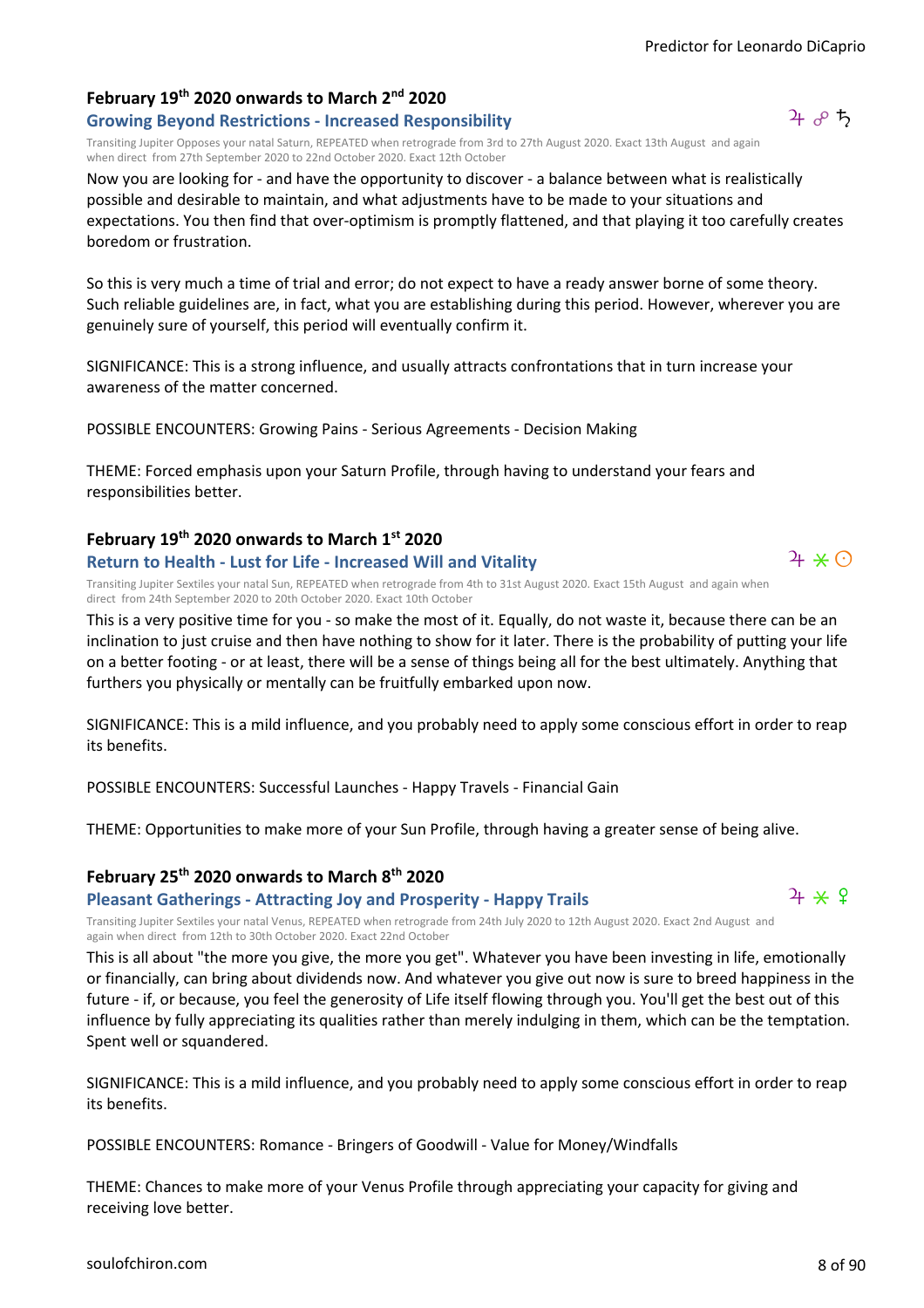### February 19th 2020 onwards to March 2nd 2020

**Growing Beyond Restrictions - Increased Responsibility**

♃ ☍ ♄

Transiting Jupiter Opposes your natal Saturn, REPEATED when retrograde from 3rd to 27th August 2020. Exact 13th August and again when direct from 27th September 2020 to 22nd October 2020. Exact 12th October

Now you are looking for - and have the opportunity to discover - a balance between what is realistically possible and desirable to maintain, and what adjustments have to be made to your situations and expectations. You then find that over-optimism is promptly flattened, and that playing it too carefully creates boredom or frustration.

So this is very much a time of trial and error; do not expect to have a ready answer borne of some theory. Such reliable guidelines are, in fact, what you are establishing during this period. However, wherever you are genuinely sure of yourself, this period will eventually confirm it.

SIGNIFICANCE: This is a strong influence, and usually attracts confrontations that in turn increase your awareness of the matter concerned.

POSSIBLE ENCOUNTERS: Growing Pains - Serious Agreements - Decision Making

THEME: Forced emphasis upon your Saturn Profile, through having to understand your fears and responsibilities better.

### February 19th 2020 onwards to March 1st 2020

**Return to Health - Lust for Life - Increased Will and Vitality**

♃ ⚹ ☉

Transiting Jupiter Sextiles your natal Sun, REPEATED when retrograde from 4th to 31st August 2020. Exact 15th August and again when direct from 24th September 2020 to 20th October 2020. Exact 10th October

This is a very positive time for you - so make the most of it. Equally, do not waste it, because there can be an inclination to just cruise and then have nothing to show for it later. There is the probability of putting your life on a better footing - or at least, there will be a sense of things being all for the best ultimately. Anything that furthers you physically or mentally can be fruitfully embarked upon now.

SIGNIFICANCE: This is a mild influence, and you probably need to apply some conscious effort in order to reap its benefits.

POSSIBLE ENCOUNTERS: Successful Launches - Happy Travels - Financial Gain

THEME: Opportunities to make more of your Sun Profile, through having a greater sense of being alive.

### February 25th 2020 onwards to March 8th 2020

**Pleasant Gatherings - Attracting Joy and Prosperity - Happy Trails**

♃ ⚹ ♀

Transiting Jupiter Sextiles your natal Venus, REPEATED when retrograde from 24th July 2020 to 12th August 2020. Exact 2nd August and again when direct from 12th to 30th October 2020. Exact 22nd October

This is all about "the more you give, the more you get". Whatever you have been investing in life, emotionally or financially, can bring about dividends now. And whatever you give out now is sure to breed happiness in the future - if, or because, you feel the generosity of Life itself flowing through you. You'll get the best out of this influence by fully appreciating its qualities rather than merely indulging in them, which can be the temptation. Spent well or squandered.

SIGNIFICANCE: This is a mild influence, and you probably need to apply some conscious effort in order to reap its benefits.

POSSIBLE ENCOUNTERS: Romance - Bringers of Goodwill - Value for Money/Windfalls

THEME: Chances to make more of your Venus Profile through appreciating your capacity for giving and receiving love better.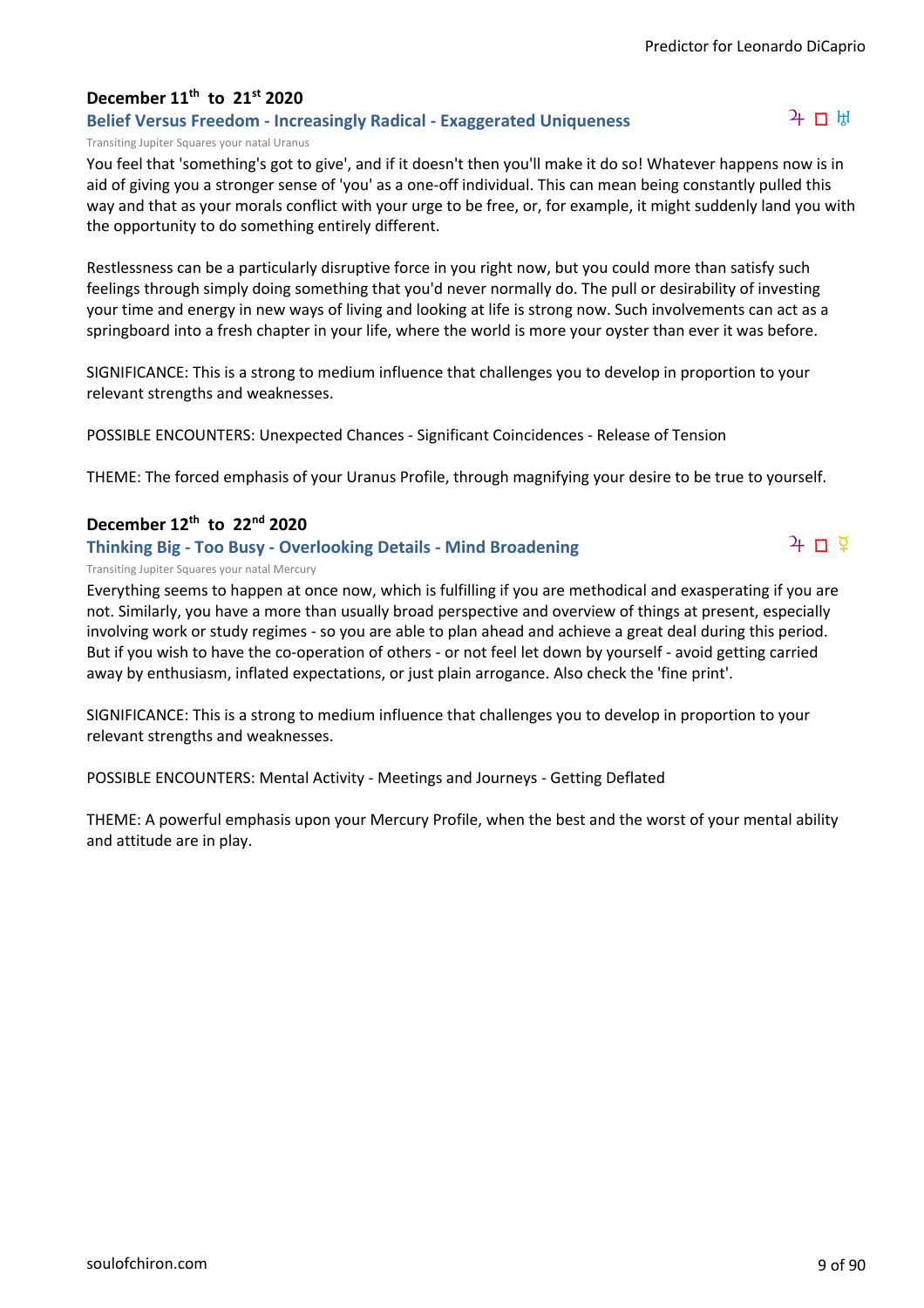## December 11th to 21st 2020

### Belief Versus Freedom - Increasingly Radical - Exaggerated Uniqueness

♃ □ ♅

Transiting Jupiter Squares your natal Uranus

You feel that 'something's got to give', and if it doesn't then you'll make it do so! Whatever happens now is in aid of giving you a stronger sense of 'you' as a one-off individual. This can mean being constantly pulled this way and that as your morals conflict with your urge to be free, or, for example, it might suddenly land you with the opportunity to do something entirely different.

Restlessness can be a particularly disruptive force in you right now, but you could more than satisfy such feelings through simply doing something that you'd never normally do. The pull or desirability of investing your time and energy in new ways of living and looking at life is strong now. Such involvements can act as a springboard into a fresh chapter in your life, where the world is more your oyster than ever it was before.

SIGNIFICANCE: This is a strong to medium influence that challenges you to develop in proportion to your relevant strengths and weaknesses.

POSSIBLE ENCOUNTERS: Unexpected Chances - Significant Coincidences - Release of Tension

THEME: The forced emphasis of your Uranus Profile, through magnifying your desire to be true to yourself.

## December 12th to 22nd 2020

### Thinking Big - Too Busy - Overlooking Details - Mind Broadening

♃ □ ☿

Transiting Jupiter Squares your natal Mercury

Everything seems to happen at once now, which is fulfilling if you are methodical and exasperating if you are not. Similarly, you have a more than usually broad perspective and overview of things at present, especially involving work or study regimes - so you are able to plan ahead and achieve a great deal during this period. But if you wish to have the co-operation of others - or not feel let down by yourself - avoid getting carried away by enthusiasm, inflated expectations, or just plain arrogance. Also check the 'fine print'.

SIGNIFICANCE: This is a strong to medium influence that challenges you to develop in proportion to your relevant strengths and weaknesses.

POSSIBLE ENCOUNTERS: Mental Activity - Meetings and Journeys - Getting Deflated

THEME: A powerful emphasis upon your Mercury Profile, when the best and the worst of your mental ability and attitude are in play.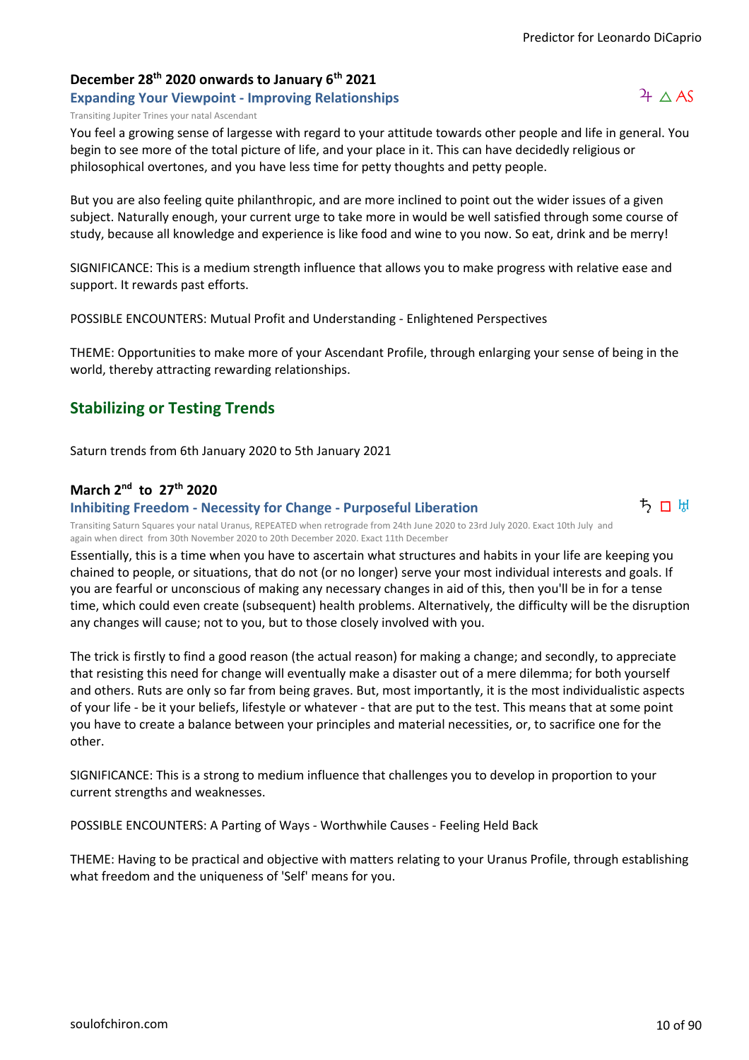### December 28th 2020 onwards to January 6th 2021

**Expanding Your Viewpoint - Improving Relationships**

♃ △ AS

Transiting Jupiter Trines your natal Ascendant

You feel a growing sense of largesse with regard to your attitude towards other people and life in general. You begin to see more of the total picture of life, and your place in it. This can have decidedly religious or philosophical overtones, and you have less time for petty thoughts and petty people.

But you are also feeling quite philanthropic, and are more inclined to point out the wider issues of a given subject. Naturally enough, your current urge to take more in would be well satisfied through some course of study, because all knowledge and experience is like food and wine to you now. So eat, drink and be merry!

SIGNIFICANCE: This is a medium strength influence that allows you to make progress with relative ease and support. It rewards past efforts.

POSSIBLE ENCOUNTERS: Mutual Profit and Understanding - Enlightened Perspectives

THEME: Opportunities to make more of your Ascendant Profile, through enlarging your sense of being in the world, thereby attracting rewarding relationships.

## Stabilizing or Testing Trends

Saturn trends from 6th January 2020 to 5th January 2021

### March 2nd to 27th 2020

**Inhibiting Freedom - Necessity for Change - Purposeful Liberation**

♄ □ ♅

Transiting Saturn Squares your natal Uranus, REPEATED when retrograde from 24th June 2020 to 23rd July 2020. Exact 10th July and again when direct from 30th November 2020 to 20th December 2020. Exact 11th December

Essentially, this is a time when you have to ascertain what structures and habits in your life are keeping you chained to people, or situations, that do not (or no longer) serve your most individual interests and goals. If you are fearful or unconscious of making any necessary changes in aid of this, then you'll be in for a tense time, which could even create (subsequent) health problems. Alternatively, the difficulty will be the disruption any changes will cause; not to you, but to those closely involved with you.

The trick is firstly to find a good reason (the actual reason) for making a change; and secondly, to appreciate that resisting this need for change will eventually make a disaster out of a mere dilemma; for both yourself and others. Ruts are only so far from being graves. But, most importantly, it is the most individualistic aspects of your life - be it your beliefs, lifestyle or whatever - that are put to the test. This means that at some point you have to create a balance between your principles and material necessities, or, to sacrifice one for the other.

SIGNIFICANCE: This is a strong to medium influence that challenges you to develop in proportion to your current strengths and weaknesses.

POSSIBLE ENCOUNTERS: A Parting of Ways - Worthwhile Causes - Feeling Held Back

THEME: Having to be practical and objective with matters relating to your Uranus Profile, through establishing what freedom and the uniqueness of 'Self' means for you.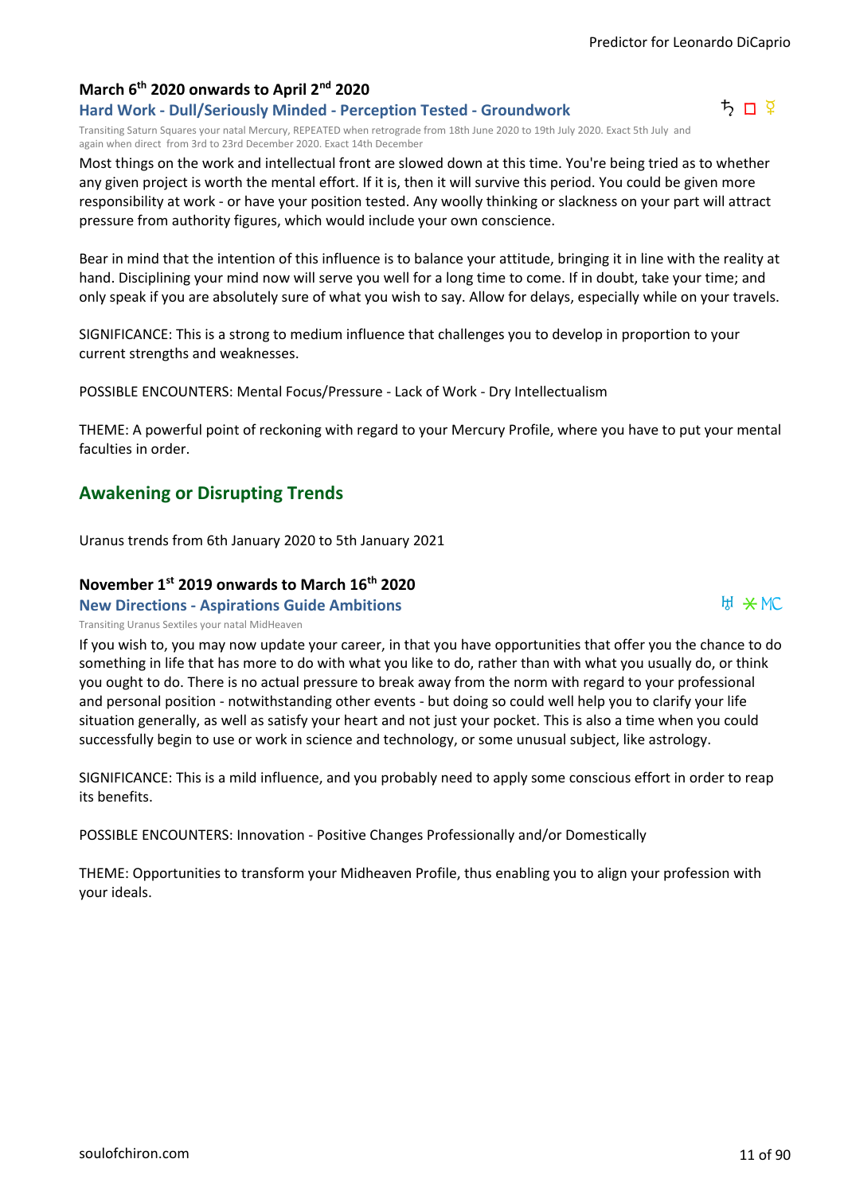### March 6th 2020 onwards to April 2nd 2020

**Hard Work - Dull/Seriously Minded - Perception Tested - Groundwork** ♄ □ ☿

Transiting Saturn Squares your natal Mercury, REPEATED when retrograde from 18th June 2020 to 19th July 2020. Exact 5th July and again when direct from 3rd to 23rd December 2020. Exact 14th December

Most things on the work and intellectual front are slowed down at this time. You're being tried as to whether any given project is worth the mental effort. If it is, then it will survive this period. You could be given more responsibility at work - or have your position tested. Any woolly thinking or slackness on your part will attract pressure from authority figures, which would include your own conscience.

Bear in mind that the intention of this influence is to balance your attitude, bringing it in line with the reality at hand. Disciplining your mind now will serve you well for a long time to come. If in doubt, take your time; and only speak if you are absolutely sure of what you wish to say. Allow for delays, especially while on your travels.

SIGNIFICANCE: This is a strong to medium influence that challenges you to develop in proportion to your current strengths and weaknesses.

POSSIBLE ENCOUNTERS: Mental Focus/Pressure - Lack of Work - Dry Intellectualism

THEME: A powerful point of reckoning with regard to your Mercury Profile, where you have to put your mental faculties in order.

## Awakening or Disrupting Trends

Uranus trends from 6th January 2020 to 5th January 2021

### November 1st 2019 onwards to March 16th 2020

**New Directions - Aspirations Guide Ambitions** ♅ ⚹ MC

Transiting Uranus Sextiles your natal MidHeaven

If you wish to, you may now update your career, in that you have opportunities that offer you the chance to do something in life that has more to do with what you like to do, rather than with what you usually do, or think you ought to do. There is no actual pressure to break away from the norm with regard to your professional and personal position - notwithstanding other events - but doing so could well help you to clarify your life situation generally, as well as satisfy your heart and not just your pocket. This is also a time when you could successfully begin to use or work in science and technology, or some unusual subject, like astrology.

SIGNIFICANCE: This is a mild influence, and you probably need to apply some conscious effort in order to reap its benefits.

POSSIBLE ENCOUNTERS: Innovation - Positive Changes Professionally and/or Domestically

THEME: Opportunities to transform your Midheaven Profile, thus enabling you to align your profession with your ideals.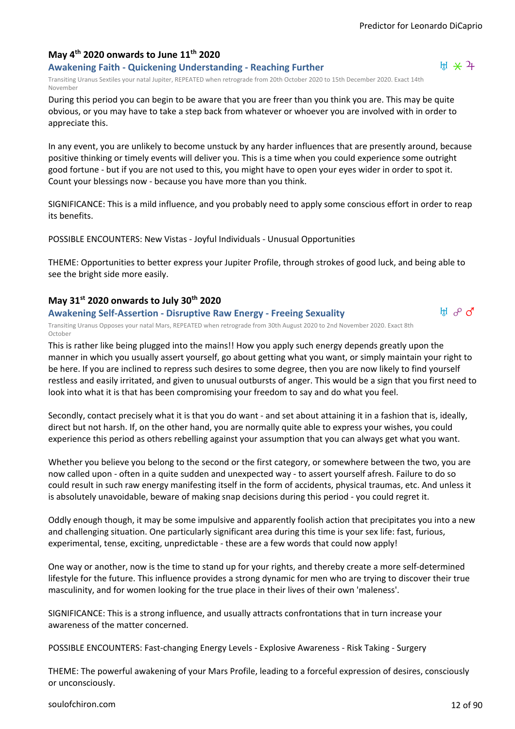## May 4th 2020 onwards to June 11th 2020

### Awakening Faith - Quickening Understanding - Reaching Further

♅ ⚹ ♃

Transiting Uranus Sextiles your natal Jupiter, REPEATED when retrograde from 20th October 2020 to 15th December 2020. Exact 14th November

During this period you can begin to be aware that you are freer than you think you are. This may be quite obvious, or you may have to take a step back from whatever or whoever you are involved with in order to appreciate this.

In any event, you are unlikely to become unstuck by any harder influences that are presently around, because positive thinking or timely events will deliver you. This is a time when you could experience some outright good fortune - but if you are not used to this, you might have to open your eyes wider in order to spot it. Count your blessings now - because you have more than you think.

SIGNIFICANCE: This is a mild influence, and you probably need to apply some conscious effort in order to reap its benefits.

POSSIBLE ENCOUNTERS: New Vistas - Joyful Individuals - Unusual Opportunities

THEME: Opportunities to better express your Jupiter Profile, through strokes of good luck, and being able to see the bright side more easily.

## May 31st 2020 onwards to July 30th 2020

### Awakening Self-Assertion - Disruptive Raw Energy - Freeing Sexuality

♅ ☍ ♂

Transiting Uranus Opposes your natal Mars, REPEATED when retrograde from 30th August 2020 to 2nd November 2020. Exact 8th October

This is rather like being plugged into the mains!! How you apply such energy depends greatly upon the manner in which you usually assert yourself, go about getting what you want, or simply maintain your right to be here. If you are inclined to repress such desires to some degree, then you are now likely to find yourself restless and easily irritated, and given to unusual outbursts of anger. This would be a sign that you first need to look into what it is that has been compromising your freedom to say and do what you feel.

Secondly, contact precisely what it is that you do want - and set about attaining it in a fashion that is, ideally, direct but not harsh. If, on the other hand, you are normally quite able to express your wishes, you could experience this period as others rebelling against your assumption that you can always get what you want.

Whether you believe you belong to the second or the first category, or somewhere between the two, you are now called upon - often in a quite sudden and unexpected way - to assert yourself afresh. Failure to do so could result in such raw energy manifesting itself in the form of accidents, physical traumas, etc. And unless it is absolutely unavoidable, beware of making snap decisions during this period - you could regret it.

Oddly enough though, it may be some impulsive and apparently foolish action that precipitates you into a new and challenging situation. One particularly significant area during this time is your sex life: fast, furious, experimental, tense, exciting, unpredictable - these are a few words that could now apply!

One way or another, now is the time to stand up for your rights, and thereby create a more self-determined lifestyle for the future. This influence provides a strong dynamic for men who are trying to discover their true masculinity, and for women looking for the true place in their lives of their own 'maleness'.

SIGNIFICANCE: This is a strong influence, and usually attracts confrontations that in turn increase your awareness of the matter concerned.

POSSIBLE ENCOUNTERS: Fast-changing Energy Levels - Explosive Awareness - Risk Taking - Surgery

THEME: The powerful awakening of your Mars Profile, leading to a forceful expression of desires, consciously or unconsciously.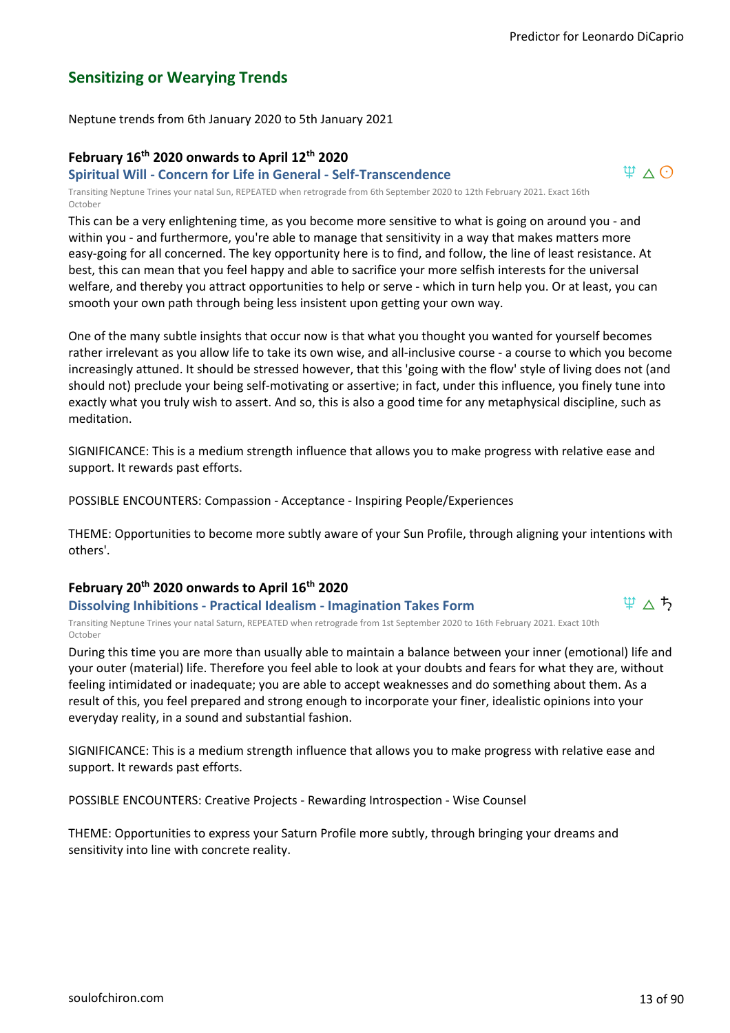## Sensitizing or Wearying Trends

Neptune trends from 6th January 2020 to 5th January 2021

### February 16th 2020 onwards to April 12th 2020

**Spiritual Will - Concern for Life in General - Self-Transcendence** ♆ △ ☉

Transiting Neptune Trines your natal Sun, REPEATED when retrograde from 6th September 2020 to 12th February 2021. Exact 16th October

This can be a very enlightening time, as you become more sensitive to what is going on around you - and within you - and furthermore, you're able to manage that sensitivity in a way that makes matters more easy-going for all concerned. The key opportunity here is to find, and follow, the line of least resistance. At best, this can mean that you feel happy and able to sacrifice your more selfish interests for the universal welfare, and thereby you attract opportunities to help or serve - which in turn help you. Or at least, you can smooth your own path through being less insistent upon getting your own way.

One of the many subtle insights that occur now is that what you thought you wanted for yourself becomes rather irrelevant as you allow life to take its own wise, and all-inclusive course - a course to which you become increasingly attuned. It should be stressed however, that this 'going with the flow' style of living does not (and should not) preclude your being self-motivating or assertive; in fact, under this influence, you finely tune into exactly what you truly wish to assert. And so, this is also a good time for any metaphysical discipline, such as meditation.

SIGNIFICANCE: This is a medium strength influence that allows you to make progress with relative ease and support. It rewards past efforts.

POSSIBLE ENCOUNTERS: Compassion - Acceptance - Inspiring People/Experiences

THEME: Opportunities to become more subtly aware of your Sun Profile, through aligning your intentions with others'.

### February 20th 2020 onwards to April 16th 2020

**Dissolving Inhibitions - Practical Idealism - Imagination Takes Form** ♆ △ ♄

Transiting Neptune Trines your natal Saturn, REPEATED when retrograde from 1st September 2020 to 16th February 2021. Exact 10th October

During this time you are more than usually able to maintain a balance between your inner (emotional) life and your outer (material) life. Therefore you feel able to look at your doubts and fears for what they are, without feeling intimidated or inadequate; you are able to accept weaknesses and do something about them. As a result of this, you feel prepared and strong enough to incorporate your finer, idealistic opinions into your everyday reality, in a sound and substantial fashion.

SIGNIFICANCE: This is a medium strength influence that allows you to make progress with relative ease and support. It rewards past efforts.

POSSIBLE ENCOUNTERS: Creative Projects - Rewarding Introspection - Wise Counsel

THEME: Opportunities to express your Saturn Profile more subtly, through bringing your dreams and sensitivity into line with concrete reality.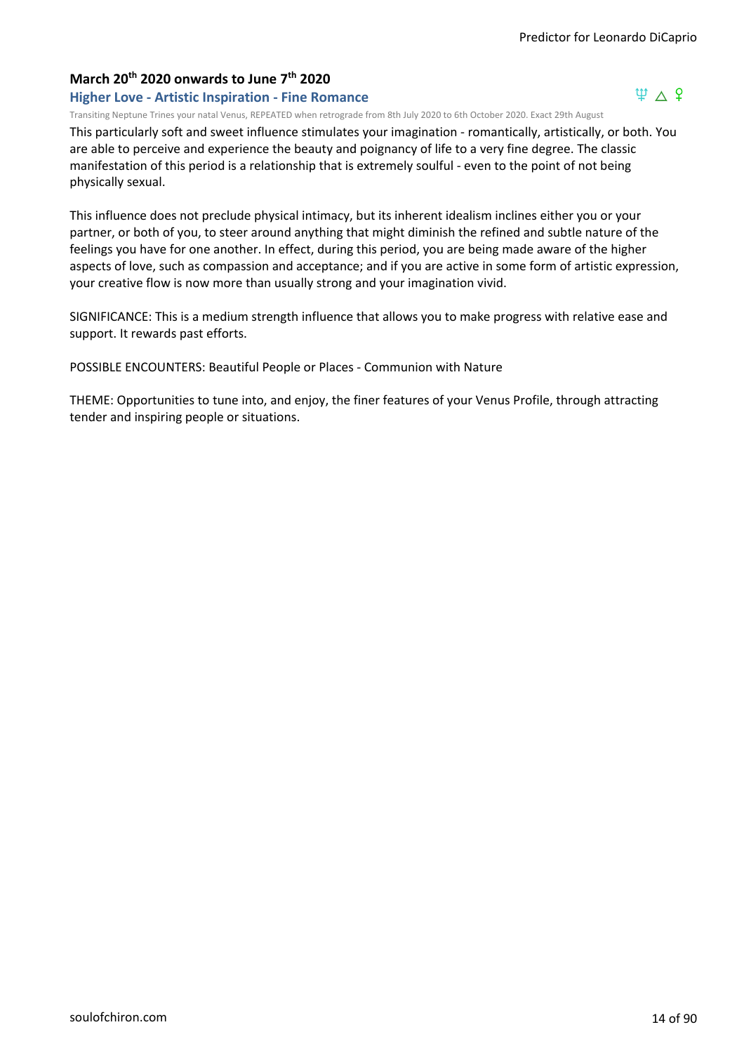### March 20th 2020 onwards to June 7th 2020

**Higher Love - Artistic Inspiration - Fine Romance** ♆ △ ♀

Transiting Neptune Trines your natal Venus, REPEATED when retrograde from 8th July 2020 to 6th October 2020. Exact 29th August

This particularly soft and sweet influence stimulates your imagination - romantically, artistically, or both. You are able to perceive and experience the beauty and poignancy of life to a very fine degree. The classic manifestation of this period is a relationship that is extremely soulful - even to the point of not being physically sexual.

This influence does not preclude physical intimacy, but its inherent idealism inclines either you or your partner, or both of you, to steer around anything that might diminish the refined and subtle nature of the feelings you have for one another. In effect, during this period, you are being made aware of the higher aspects of love, such as compassion and acceptance; and if you are active in some form of artistic expression, your creative flow is now more than usually strong and your imagination vivid.

SIGNIFICANCE: This is a medium strength influence that allows you to make progress with relative ease and support. It rewards past efforts.

POSSIBLE ENCOUNTERS: Beautiful People or Places - Communion with Nature

THEME: Opportunities to tune into, and enjoy, the finer features of your Venus Profile, through attracting tender and inspiring people or situations.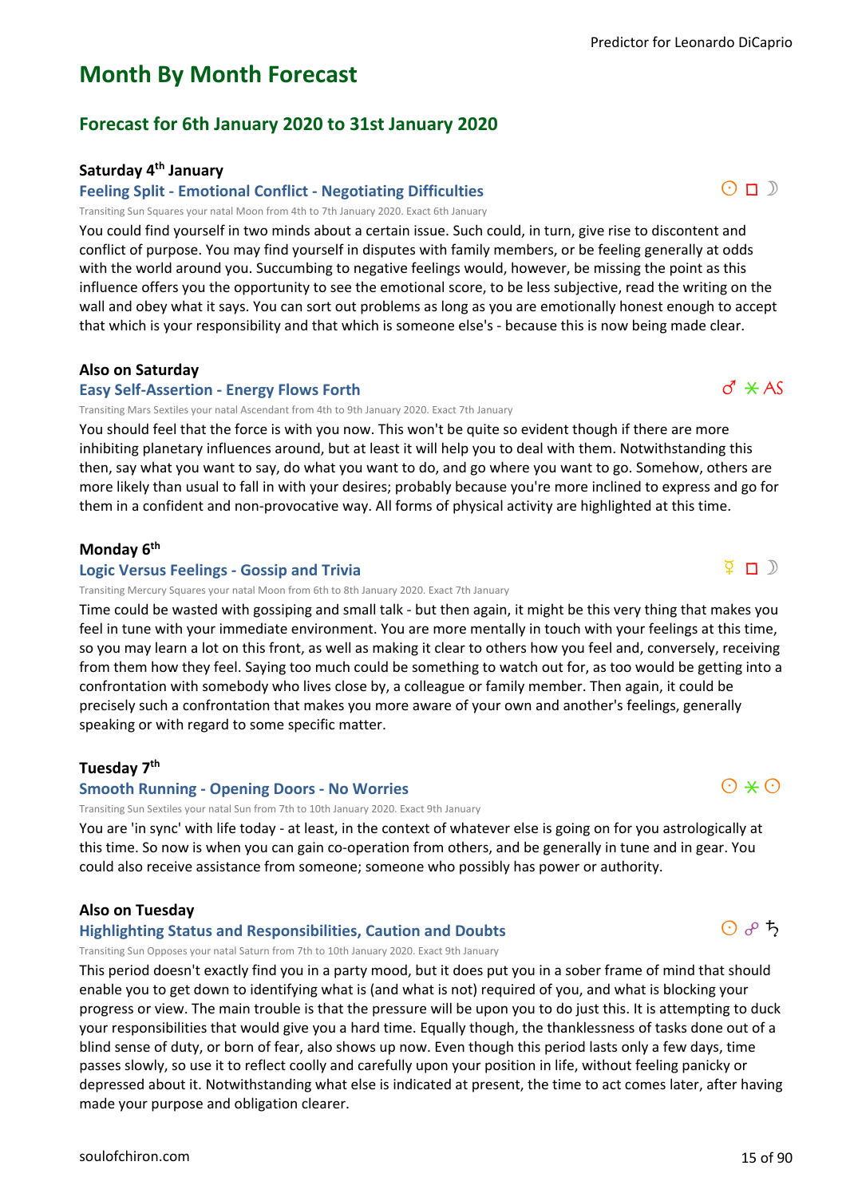# Month By Month Forecast

## Forecast for 6th January 2020 to 31st January 2020

### Saturday 4th January

**Feeling Split - Emotional Conflict - Negotiating Difficulties** ☉ □ ☽

Transiting Sun Squares your natal Moon from 4th to 7th January 2020. Exact 6th January

You could find yourself in two minds about a certain issue. Such could, in turn, give rise to discontent and conflict of purpose. You may find yourself in disputes with family members, or be feeling generally at odds with the world around you. Succumbing to negative feelings would, however, be missing the point as this influence offers you the opportunity to see the emotional score, to be less subjective, read the writing on the wall and obey what it says. You can sort out problems as long as you are emotionally honest enough to accept that which is your responsibility and that which is someone else's - because this is now being made clear.

### Also on Saturday

**Easy Self-Assertion - Energy Flows Forth** ♂ ⚹ AS

Transiting Mars Sextiles your natal Ascendant from 4th to 9th January 2020. Exact 7th January

You should feel that the force is with you now. This won't be quite so evident though if there are more inhibiting planetary influences around, but at least it will help you to deal with them. Notwithstanding this then, say what you want to say, do what you want to do, and go where you want to go. Somehow, others are more likely than usual to fall in with your desires; probably because you're more inclined to express and go for them in a confident and non-provocative way. All forms of physical activity are highlighted at this time.

### Monday 6th

**Logic Versus Feelings - Gossip and Trivia** ☿ □ ☽

Transiting Mercury Squares your natal Moon from 6th to 8th January 2020. Exact 7th January

Time could be wasted with gossiping and small talk - but then again, it might be this very thing that makes you feel in tune with your immediate environment. You are more mentally in touch with your feelings at this time, so you may learn a lot on this front, as well as making it clear to others how you feel and, conversely, receiving from them how they feel. Saying too much could be something to watch out for, as too would be getting into a confrontation with somebody who lives close by, a colleague or family member. Then again, it could be precisely such a confrontation that makes you more aware of your own and another's feelings, generally speaking or with regard to some specific matter.

### Tuesday 7th

**Smooth Running - Opening Doors - No Worries** ☉ ⚹ ☉

Transiting Sun Sextiles your natal Sun from 7th to 10th January 2020. Exact 9th January

You are 'in sync' with life today - at least, in the context of whatever else is going on for you astrologically at this time. So now is when you can gain co-operation from others, and be generally in tune and in gear. You could also receive assistance from someone; someone who possibly has power or authority.

### Also on Tuesday

**Highlighting Status and Responsibilities, Caution and Doubts** ☉ ☍ ♄

Transiting Sun Opposes your natal Saturn from 7th to 10th January 2020. Exact 9th January

This period doesn't exactly find you in a party mood, but it does put you in a sober frame of mind that should enable you to get down to identifying what is (and what is not) required of you, and what is blocking your progress or view. The main trouble is that the pressure will be upon you to do just this. It is attempting to duck your responsibilities that would give you a hard time. Equally though, the thanklessness of tasks done out of a blind sense of duty, or born of fear, also shows up now. Even though this period lasts only a few days, time passes slowly, so use it to reflect coolly and carefully upon your position in life, without feeling panicky or depressed about it. Notwithstanding what else is indicated at present, the time to act comes later, after having made your purpose and obligation clearer.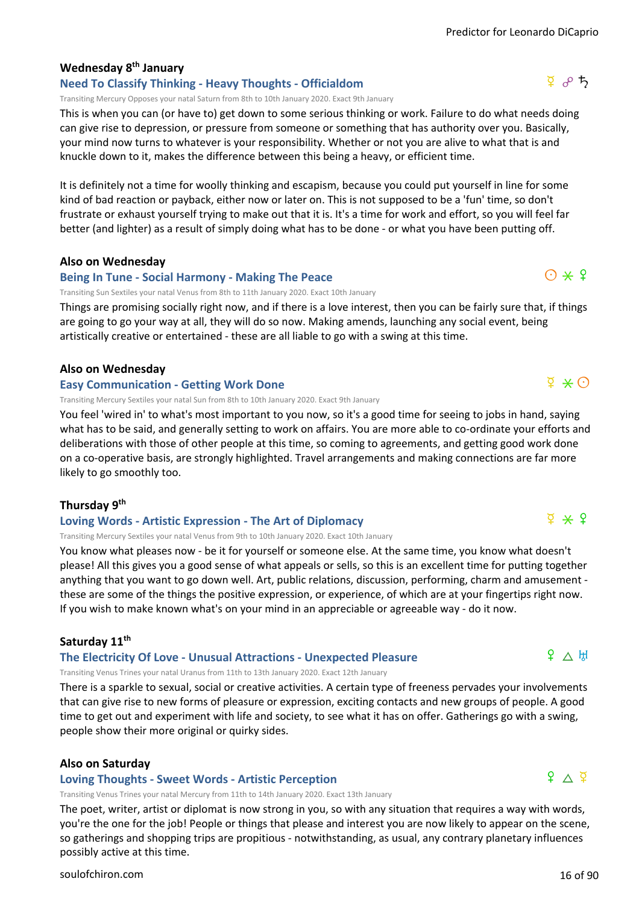### Wednesday 8th January

#### Need To Classify Thinking - Heavy Thoughts - Officialdom

☿ ☍ ♄

Transiting Mercury Opposes your natal Saturn from 8th to 10th January 2020. Exact 9th January

This is when you can (or have to) get down to some serious thinking or work. Failure to do what needs doing can give rise to depression, or pressure from someone or something that has authority over you. Basically, your mind now turns to whatever is your responsibility. Whether or not you are alive to what that is and knuckle down to it, makes the difference between this being a heavy, or efficient time.

It is definitely not a time for woolly thinking and escapism, because you could put yourself in line for some kind of bad reaction or payback, either now or later on. This is not supposed to be a 'fun' time, so don't frustrate or exhaust yourself trying to make out that it is. It's a time for work and effort, so you will feel far better (and lighter) as a result of simply doing what has to be done - or what you have been putting off.

### Also on Wednesday

#### Being In Tune - Social Harmony - Making The Peace

☉ ⚹ ♀

Transiting Sun Sextiles your natal Venus from 8th to 11th January 2020. Exact 10th January

Things are promising socially right now, and if there is a love interest, then you can be fairly sure that, if things are going to go your way at all, they will do so now. Making amends, launching any social event, being artistically creative or entertained - these are all liable to go with a swing at this time.

### Also on Wednesday

#### Easy Communication - Getting Work Done

☿ ⚹ ☉

Transiting Mercury Sextiles your natal Sun from 8th to 10th January 2020. Exact 9th January

You feel 'wired in' to what's most important to you now, so it's a good time for seeing to jobs in hand, saying what has to be said, and generally setting to work on affairs. You are more able to co-ordinate your efforts and deliberations with those of other people at this time, so coming to agreements, and getting good work done on a co-operative basis, are strongly highlighted. Travel arrangements and making connections are far more likely to go smoothly too.

### Thursday 9th

#### Loving Words - Artistic Expression - The Art of Diplomacy

☿ ⚹ ♀

Transiting Mercury Sextiles your natal Venus from 9th to 10th January 2020. Exact 10th January

You know what pleases now - be it for yourself or someone else. At the same time, you know what doesn't please! All this gives you a good sense of what appeals or sells, so this is an excellent time for putting together anything that you want to go down well. Art, public relations, discussion, performing, charm and amusement - these are some of the things the positive expression, or experience, of which are at your fingertips right now. If you wish to make known what's on your mind in an appreciable or agreeable way - do it now.

### Saturday 11th

#### The Electricity Of Love - Unusual Attractions - Unexpected Pleasure

♀ △ ♅

Transiting Venus Trines your natal Uranus from 11th to 13th January 2020. Exact 12th January

There is a sparkle to sexual, social or creative activities. A certain type of freeness pervades your involvements that can give rise to new forms of pleasure or expression, exciting contacts and new groups of people. A good time to get out and experiment with life and society, to see what it has on offer. Gatherings go with a swing, people show their more original or quirky sides.

### Also on Saturday

#### Loving Thoughts - Sweet Words - Artistic Perception

♀ △ ☿

Transiting Venus Trines your natal Mercury from 11th to 14th January 2020. Exact 13th January

The poet, writer, artist or diplomat is now strong in you, so with any situation that requires a way with words, you're the one for the job! People or things that please and interest you are now likely to appear on the scene, so gatherings and shopping trips are propitious - notwithstanding, as usual, any contrary planetary influences possibly active at this time.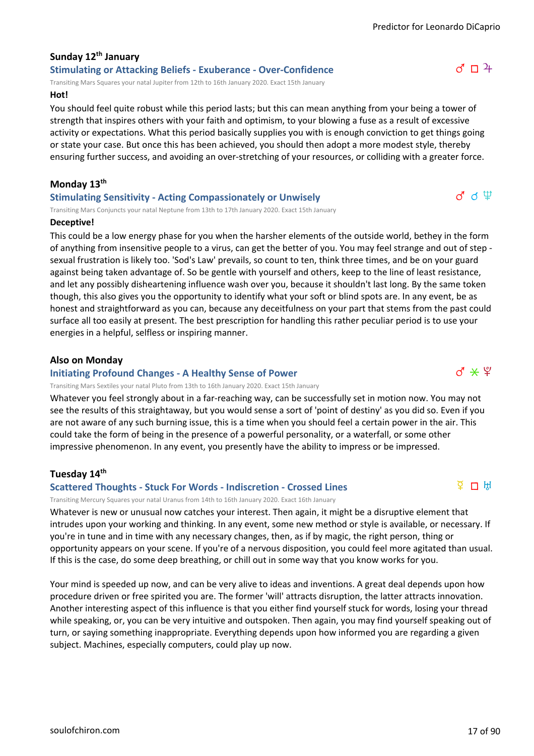### Sunday 12th January

#### Stimulating or Attacking Beliefs - Exuberance - Over-Confidence

♂ □ ♃

Transiting Mars Squares your natal Jupiter from 12th to 16th January 2020. Exact 15th January

**Hot!**

You should feel quite robust while this period lasts; but this can mean anything from your being a tower of strength that inspires others with your faith and optimism, to your blowing a fuse as a result of excessive activity or expectations. What this period basically supplies you with is enough conviction to get things going or state your case. But once this has been achieved, you should then adopt a more modest style, thereby ensuring further success, and avoiding an over-stretching of your resources, or colliding with a greater force.

### Monday 13th

#### Stimulating Sensitivity - Acting Compassionately or Unwisely

♂ ☌ ♆

Transiting Mars Conjuncts your natal Neptune from 13th to 17th January 2020. Exact 15th January

**Deceptive!**

This could be a low energy phase for you when the harsher elements of the outside world, bethey in the form of anything from insensitive people to a virus, can get the better of you. You may feel strange and out of step - sexual frustration is likely too. 'Sod's Law' prevails, so count to ten, think three times, and be on your guard against being taken advantage of. So be gentle with yourself and others, keep to the line of least resistance, and let any possibly disheartening influence wash over you, because it shouldn't last long. By the same token though, this also gives you the opportunity to identify what your soft or blind spots are. In any event, be as honest and straightforward as you can, because any deceitfulness on your part that stems from the past could surface all too easily at present. The best prescription for handling this rather peculiar period is to use your energies in a helpful, selfless or inspiring manner.

### Also on Monday

#### Initiating Profound Changes - A Healthy Sense of Power

♂ ⚹ ♇

Transiting Mars Sextiles your natal Pluto from 13th to 16th January 2020. Exact 15th January

Whatever you feel strongly about in a far-reaching way, can be successfully set in motion now. You may not see the results of this straightaway, but you would sense a sort of 'point of destiny' as you did so. Even if you are not aware of any such burning issue, this is a time when you should feel a certain power in the air. This could take the form of being in the presence of a powerful personality, or a waterfall, or some other impressive phenomenon. In any event, you presently have the ability to impress or be impressed.

### Tuesday 14th

#### Scattered Thoughts - Stuck For Words - Indiscretion - Crossed Lines

☿ □ ♅

Transiting Mercury Squares your natal Uranus from 14th to 16th January 2020. Exact 16th January

Whatever is new or unusual now catches your interest. Then again, it might be a disruptive element that intrudes upon your working and thinking. In any event, some new method or style is available, or necessary. If you're in tune and in time with any necessary changes, then, as if by magic, the right person, thing or opportunity appears on your scene. If you're of a nervous disposition, you could feel more agitated than usual. If this is the case, do some deep breathing, or chill out in some way that you know works for you.

Your mind is speeded up now, and can be very alive to ideas and inventions. A great deal depends upon how procedure driven or free spirited you are. The former 'will' attracts disruption, the latter attracts innovation. Another interesting aspect of this influence is that you either find yourself stuck for words, losing your thread while speaking, or, you can be very intuitive and outspoken. Then again, you may find yourself speaking out of turn, or saying something inappropriate. Everything depends upon how informed you are regarding a given subject. Machines, especially computers, could play up now.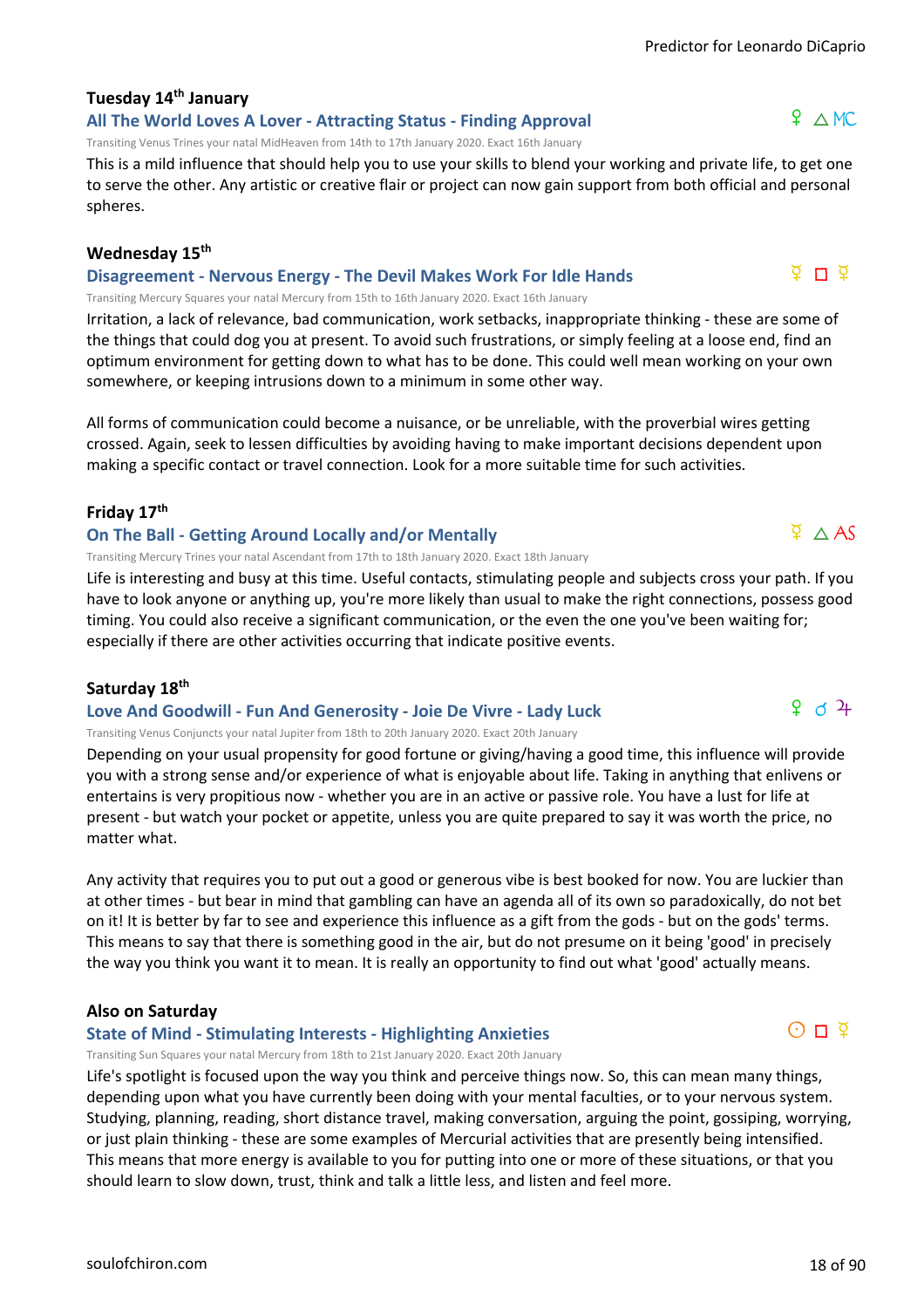### Tuesday 14th January

**All The World Loves A Lover - Attracting Status - Finding Approval** ♀ △ MC

Transiting Venus Trines your natal MidHeaven from 14th to 17th January 2020. Exact 16th January

This is a mild influence that should help you to use your skills to blend your working and private life, to get one to serve the other. Any artistic or creative flair or project can now gain support from both official and personal spheres.

### Wednesday 15th

**Disagreement - Nervous Energy - The Devil Makes Work For Idle Hands** ☿ □ ☿

Transiting Mercury Squares your natal Mercury from 15th to 16th January 2020. Exact 16th January

Irritation, a lack of relevance, bad communication, work setbacks, inappropriate thinking - these are some of the things that could dog you at present. To avoid such frustrations, or simply feeling at a loose end, find an optimum environment for getting down to what has to be done. This could well mean working on your own somewhere, or keeping intrusions down to a minimum in some other way.

All forms of communication could become a nuisance, or be unreliable, with the proverbial wires getting crossed. Again, seek to lessen difficulties by avoiding having to make important decisions dependent upon making a specific contact or travel connection. Look for a more suitable time for such activities.

### Friday 17th

**On The Ball - Getting Around Locally and/or Mentally** ☿ △ AS

Transiting Mercury Trines your natal Ascendant from 17th to 18th January 2020. Exact 18th January

Life is interesting and busy at this time. Useful contacts, stimulating people and subjects cross your path. If you have to look anyone or anything up, you're more likely than usual to make the right connections, possess good timing. You could also receive a significant communication, or the even the one you've been waiting for; especially if there are other activities occurring that indicate positive events.

### Saturday 18th

**Love And Goodwill - Fun And Generosity - Joie De Vivre - Lady Luck** ♀ ☌ ♃

Transiting Venus Conjuncts your natal Jupiter from 18th to 20th January 2020. Exact 20th January

Depending on your usual propensity for good fortune or giving/having a good time, this influence will provide you with a strong sense and/or experience of what is enjoyable about life. Taking in anything that enlivens or entertains is very propitious now - whether you are in an active or passive role. You have a lust for life at present - but watch your pocket or appetite, unless you are quite prepared to say it was worth the price, no matter what.

Any activity that requires you to put out a good or generous vibe is best booked for now. You are luckier than at other times - but bear in mind that gambling can have an agenda all of its own so paradoxically, do not bet on it! It is better by far to see and experience this influence as a gift from the gods - but on the gods' terms. This means to say that there is something good in the air, but do not presume on it being 'good' in precisely the way you think you want it to mean. It is really an opportunity to find out what 'good' actually means.

### Also on Saturday

**State of Mind - Stimulating Interests - Highlighting Anxieties** ☉ □ ☿

Transiting Sun Squares your natal Mercury from 18th to 21st January 2020. Exact 20th January

Life's spotlight is focused upon the way you think and perceive things now. So, this can mean many things, depending upon what you have currently been doing with your mental faculties, or to your nervous system. Studying, planning, reading, short distance travel, making conversation, arguing the point, gossiping, worrying, or just plain thinking - these are some examples of Mercurial activities that are presently being intensified. This means that more energy is available to you for putting into one or more of these situations, or that you should learn to slow down, trust, think and talk a little less, and listen and feel more.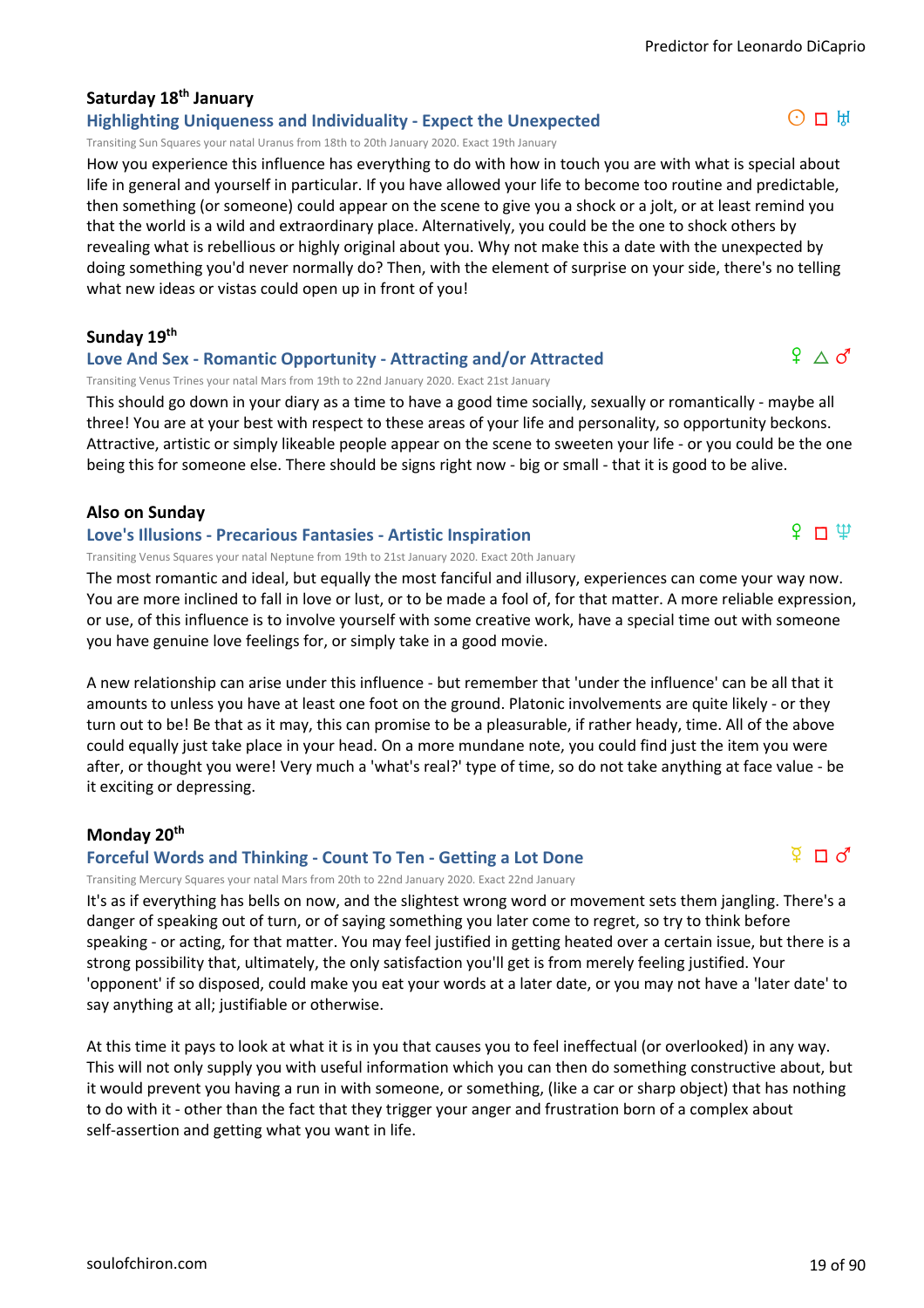### Saturday 18th January

#### Highlighting Uniqueness and Individuality - Expect the Unexpected

☉ □ ♅

Transiting Sun Squares your natal Uranus from 18th to 20th January 2020. Exact 19th January

How you experience this influence has everything to do with how in touch you are with what is special about life in general and yourself in particular. If you have allowed your life to become too routine and predictable, then something (or someone) could appear on the scene to give you a shock or a jolt, or at least remind you that the world is a wild and extraordinary place. Alternatively, you could be the one to shock others by revealing what is rebellious or highly original about you. Why not make this a date with the unexpected by doing something you'd never normally do? Then, with the element of surprise on your side, there's no telling what new ideas or vistas could open up in front of you!

### Sunday 19th

#### Love And Sex - Romantic Opportunity - Attracting and/or Attracted

♀ △ ♂

Transiting Venus Trines your natal Mars from 19th to 22nd January 2020. Exact 21st January

This should go down in your diary as a time to have a good time socially, sexually or romantically - maybe all three! You are at your best with respect to these areas of your life and personality, so opportunity beckons. Attractive, artistic or simply likeable people appear on the scene to sweeten your life - or you could be the one being this for someone else. There should be signs right now - big or small - that it is good to be alive.

### Also on Sunday

#### Love's Illusions - Precarious Fantasies - Artistic Inspiration

♀ □ ♆

Transiting Venus Squares your natal Neptune from 19th to 21st January 2020. Exact 20th January

The most romantic and ideal, but equally the most fanciful and illusory, experiences can come your way now. You are more inclined to fall in love or lust, or to be made a fool of, for that matter. A more reliable expression, or use, of this influence is to involve yourself with some creative work, have a special time out with someone you have genuine love feelings for, or simply take in a good movie.

A new relationship can arise under this influence - but remember that 'under the influence' can be all that it amounts to unless you have at least one foot on the ground. Platonic involvements are quite likely - or they turn out to be! Be that as it may, this can promise to be a pleasurable, if rather heady, time. All of the above could equally just take place in your head. On a more mundane note, you could find just the item you were after, or thought you were! Very much a 'what's real?' type of time, so do not take anything at face value - be it exciting or depressing.

### Monday 20th

#### Forceful Words and Thinking - Count To Ten - Getting a Lot Done

☿ □ ♂

Transiting Mercury Squares your natal Mars from 20th to 22nd January 2020. Exact 22nd January

It's as if everything has bells on now, and the slightest wrong word or movement sets them jangling. There's a danger of speaking out of turn, or of saying something you later come to regret, so try to think before speaking - or acting, for that matter. You may feel justified in getting heated over a certain issue, but there is a strong possibility that, ultimately, the only satisfaction you'll get is from merely feeling justified. Your 'opponent' if so disposed, could make you eat your words at a later date, or you may not have a 'later date' to say anything at all; justifiable or otherwise.

At this time it pays to look at what it is in you that causes you to feel ineffectual (or overlooked) in any way. This will not only supply you with useful information which you can then do something constructive about, but it would prevent you having a run in with someone, or something, (like a car or sharp object) that has nothing to do with it - other than the fact that they trigger your anger and frustration born of a complex about self-assertion and getting what you want in life.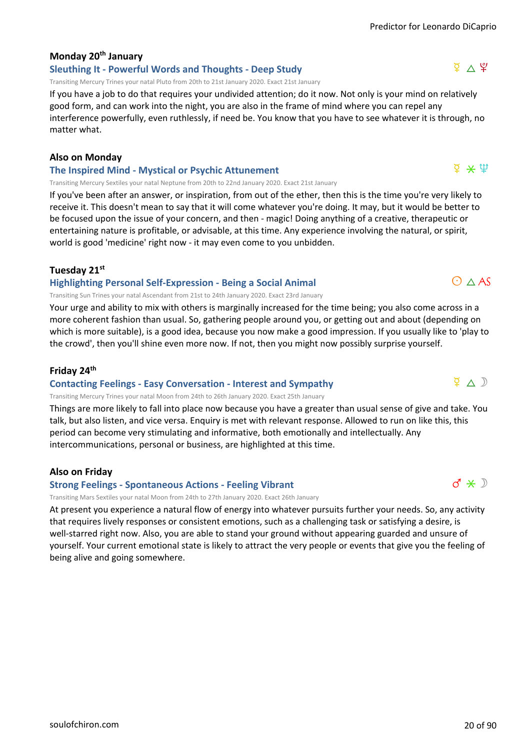### Monday 20th January

#### Sleuthing It - Powerful Words and Thoughts - Deep Study

☿ △ ♇

Transiting Mercury Trines your natal Pluto from 20th to 21st January 2020. Exact 21st January

If you have a job to do that requires your undivided attention; do it now. Not only is your mind on relatively good form, and can work into the night, you are also in the frame of mind where you can repel any interference powerfully, even ruthlessly, if need be. You know that you have to see whatever it is through, no matter what.

### Also on Monday

#### The Inspired Mind - Mystical or Psychic Attunement

☿ ⚹ ♆

Transiting Mercury Sextiles your natal Neptune from 20th to 22nd January 2020. Exact 21st January

If you've been after an answer, or inspiration, from out of the ether, then this is the time you're very likely to receive it. This doesn't mean to say that it will come whatever you're doing. It may, but it would be better to be focused upon the issue of your concern, and then - magic! Doing anything of a creative, therapeutic or entertaining nature is profitable, or advisable, at this time. Any experience involving the natural, or spirit, world is good 'medicine' right now - it may even come to you unbidden.

### Tuesday 21st

#### Highlighting Personal Self-Expression - Being a Social Animal

☉ △ AS

Transiting Sun Trines your natal Ascendant from 21st to 24th January 2020. Exact 23rd January

Your urge and ability to mix with others is marginally increased for the time being; you also come across in a more coherent fashion than usual. So, gathering people around you, or getting out and about (depending on which is more suitable), is a good idea, because you now make a good impression. If you usually like to 'play to the crowd', then you'll shine even more now. If not, then you might now possibly surprise yourself.

### Friday 24th

#### Contacting Feelings - Easy Conversation - Interest and Sympathy

☿ △ ☽

Transiting Mercury Trines your natal Moon from 24th to 26th January 2020. Exact 25th January

Things are more likely to fall into place now because you have a greater than usual sense of give and take. You talk, but also listen, and vice versa. Enquiry is met with relevant response. Allowed to run on like this, this period can become very stimulating and informative, both emotionally and intellectually. Any intercommunications, personal or business, are highlighted at this time.

### Also on Friday

#### Strong Feelings - Spontaneous Actions - Feeling Vibrant

♂ ⚹ ☽

Transiting Mars Sextiles your natal Moon from 24th to 27th January 2020. Exact 26th January

At present you experience a natural flow of energy into whatever pursuits further your needs. So, any activity that requires lively responses or consistent emotions, such as a challenging task or satisfying a desire, is well-starred right now. Also, you are able to stand your ground without appearing guarded and unsure of yourself. Your current emotional state is likely to attract the very people or events that give you the feeling of being alive and going somewhere.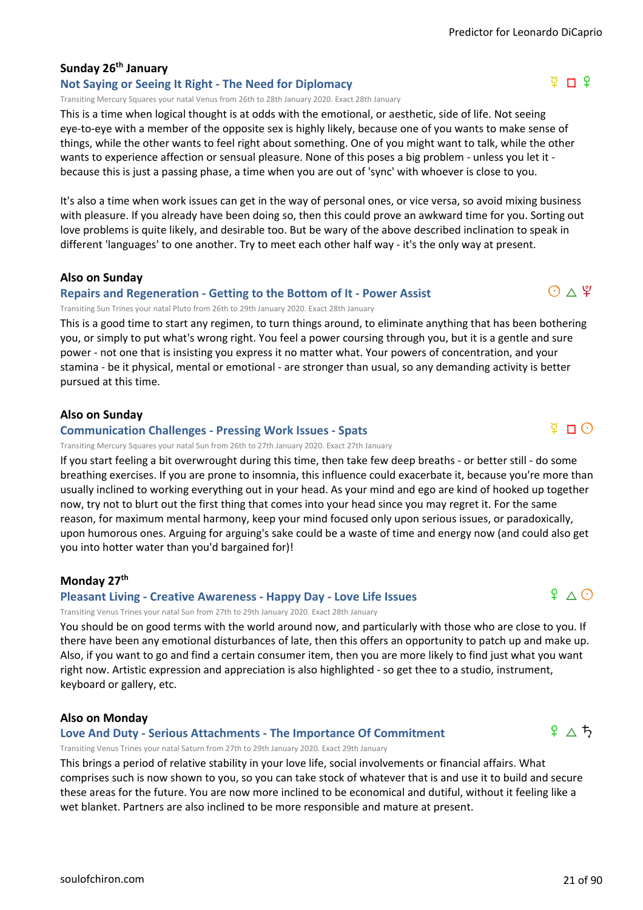## Sunday 26th January

### Not Saying or Seeing It Right - The Need for Diplomacy

☿ □ ♀

Transiting Mercury Squares your natal Venus from 26th to 28th January 2020. Exact 28th January

This is a time when logical thought is at odds with the emotional, or aesthetic, side of life. Not seeing eye-to-eye with a member of the opposite sex is highly likely, because one of you wants to make sense of things, while the other wants to feel right about something. One of you might want to talk, while the other wants to experience affection or sensual pleasure. None of this poses a big problem - unless you let it - because this is just a passing phase, a time when you are out of 'sync' with whoever is close to you.

It's also a time when work issues can get in the way of personal ones, or vice versa, so avoid mixing business with pleasure. If you already have been doing so, then this could prove an awkward time for you. Sorting out love problems is quite likely, and desirable too. But be wary of the above described inclination to speak in different 'languages' to one another. Try to meet each other half way - it's the only way at present.

## Also on Sunday

### Repairs and Regeneration - Getting to the Bottom of It - Power Assist

☉ △ ♇

Transiting Sun Trines your natal Pluto from 26th to 29th January 2020. Exact 28th January

This is a good time to start any regimen, to turn things around, to eliminate anything that has been bothering you, or simply to put what's wrong right. You feel a power coursing through you, but it is a gentle and sure power - not one that is insisting you express it no matter what. Your powers of concentration, and your stamina - be it physical, mental or emotional - are stronger than usual, so any demanding activity is better pursued at this time.

## Also on Sunday

### Communication Challenges - Pressing Work Issues - Spats

☿ □ ☉

Transiting Mercury Squares your natal Sun from 26th to 27th January 2020. Exact 27th January

If you start feeling a bit overwrought during this time, then take few deep breaths - or better still - do some breathing exercises. If you are prone to insomnia, this influence could exacerbate it, because you're more than usually inclined to working everything out in your head. As your mind and ego are kind of hooked up together now, try not to blurt out the first thing that comes into your head since you may regret it. For the same reason, for maximum mental harmony, keep your mind focused only upon serious issues, or paradoxically, upon humorous ones. Arguing for arguing's sake could be a waste of time and energy now (and could also get you into hotter water than you'd bargained for)!

## Monday 27th

### Pleasant Living - Creative Awareness - Happy Day - Love Life Issues

♀ △ ☉

Transiting Venus Trines your natal Sun from 27th to 29th January 2020. Exact 28th January

You should be on good terms with the world around now, and particularly with those who are close to you. If there have been any emotional disturbances of late, then this offers an opportunity to patch up and make up. Also, if you want to go and find a certain consumer item, then you are more likely to find just what you want right now. Artistic expression and appreciation is also highlighted - so get thee to a studio, instrument, keyboard or gallery, etc.

## Also on Monday

### Love And Duty - Serious Attachments - The Importance Of Commitment

♀ △ ♄

Transiting Venus Trines your natal Saturn from 27th to 29th January 2020. Exact 29th January

This brings a period of relative stability in your love life, social involvements or financial affairs. What comprises such is now shown to you, so you can take stock of whatever that is and use it to build and secure these areas for the future. You are now more inclined to be economical and dutiful, without it feeling like a wet blanket. Partners are also inclined to be more responsible and mature at present.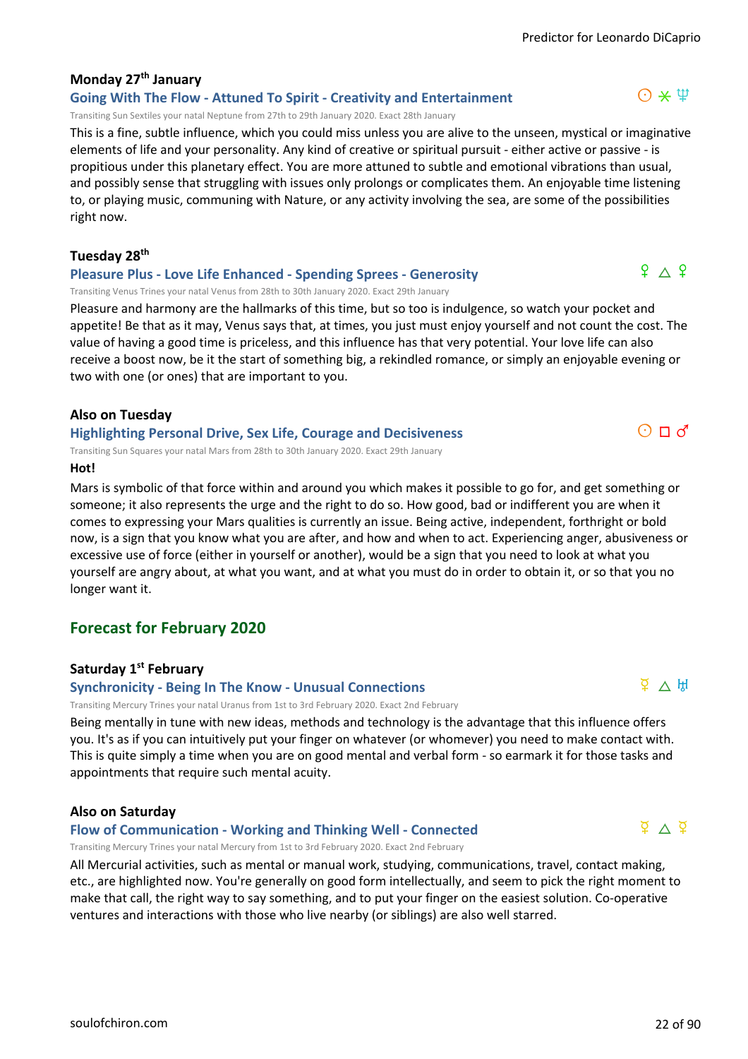### Monday 27th January

**Going With The Flow - Attuned To Spirit - Creativity and Entertainment** ☉ ⚹ ♆

Transiting Sun Sextiles your natal Neptune from 27th to 29th January 2020. Exact 28th January

This is a fine, subtle influence, which you could miss unless you are alive to the unseen, mystical or imaginative elements of life and your personality. Any kind of creative or spiritual pursuit - either active or passive - is propitious under this planetary effect. You are more attuned to subtle and emotional vibrations than usual, and possibly sense that struggling with issues only prolongs or complicates them. An enjoyable time listening to, or playing music, communing with Nature, or any activity involving the sea, are some of the possibilities right now.

### Tuesday 28th

**Pleasure Plus - Love Life Enhanced - Spending Sprees - Generosity** ♀ △ ♀

Transiting Venus Trines your natal Venus from 28th to 30th January 2020. Exact 29th January

Pleasure and harmony are the hallmarks of this time, but so too is indulgence, so watch your pocket and appetite! Be that as it may, Venus says that, at times, you just must enjoy yourself and not count the cost. The value of having a good time is priceless, and this influence has that very potential. Your love life can also receive a boost now, be it the start of something big, a rekindled romance, or simply an enjoyable evening or two with one (or ones) that are important to you.

### Also on Tuesday

**Highlighting Personal Drive, Sex Life, Courage and Decisiveness** ☉ □ ♂

Transiting Sun Squares your natal Mars from 28th to 30th January 2020. Exact 29th January

**Hot!**

Mars is symbolic of that force within and around you which makes it possible to go for, and get something or someone; it also represents the urge and the right to do so. How good, bad or indifferent you are when it comes to expressing your Mars qualities is currently an issue. Being active, independent, forthright or bold now, is a sign that you know what you are after, and how and when to act. Experiencing anger, abusiveness or excessive use of force (either in yourself or another), would be a sign that you need to look at what you yourself are angry about, at what you want, and at what you must do in order to obtain it, or so that you no longer want it.

## Forecast for February 2020

### Saturday 1st February

**Synchronicity - Being In The Know - Unusual Connections** ☿ △ ♅

Transiting Mercury Trines your natal Uranus from 1st to 3rd February 2020. Exact 2nd February

Being mentally in tune with new ideas, methods and technology is the advantage that this influence offers you. It's as if you can intuitively put your finger on whatever (or whomever) you need to make contact with. This is quite simply a time when you are on good mental and verbal form - so earmark it for those tasks and appointments that require such mental acuity.

### Also on Saturday

**Flow of Communication - Working and Thinking Well - Connected** ☿ △ ☿

Transiting Mercury Trines your natal Mercury from 1st to 3rd February 2020. Exact 2nd February

All Mercurial activities, such as mental or manual work, studying, communications, travel, contact making, etc., are highlighted now. You're generally on good form intellectually, and seem to pick the right moment to make that call, the right way to say something, and to put your finger on the easiest solution. Co-operative ventures and interactions with those who live nearby (or siblings) are also well starred.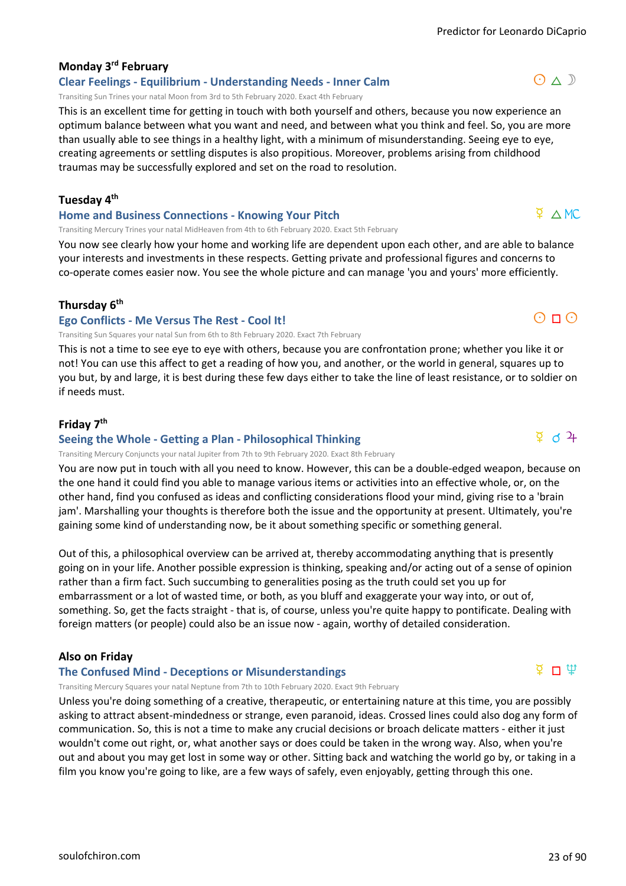### Monday 3rd February

#### Clear Feelings - Equilibium - Understanding Needs - Inner Calm

☉ △ ☽

Transiting Sun Trines your natal Moon from 3rd to 5th February 2020. Exact 4th February

This is an excellent time for getting in touch with both yourself and others, because you now experience an optimum balance between what you want and need, and between what you think and feel. So, you are more than usually able to see things in a healthy light, with a minimum of misunderstanding. Seeing eye to eye, creating agreements or settling disputes is also propitious. Moreover, problems arising from childhood traumas may be successfully explored and set on the road to resolution.

### Tuesday 4th

#### Home and Business Connections - Knowing Your Pitch

☿ △ MC

Transiting Mercury Trines your natal MidHeaven from 4th to 6th February 2020. Exact 5th February

You now see clearly how your home and working life are dependent upon each other, and are able to balance your interests and investments in these respects. Getting private and professional figures and concerns to co-operate comes easier now. You see the whole picture and can manage 'you and yours' more efficiently.

### Thursday 6th

#### Ego Conflicts - Me Versus The Rest - Cool It!

☉ □ ☉

Transiting Sun Squares your natal Sun from 6th to 8th February 2020. Exact 7th February

This is not a time to see eye to eye with others, because you are confrontation prone; whether you like it or not! You can use this affect to get a reading of how you, and another, or the world in general, squares up to you but, by and large, it is best during these few days either to take the line of least resistance, or to soldier on if needs must.

### Friday 7th

#### Seeing the Whole - Getting a Plan - Philosophical Thinking

☿ ☌ ♃

Transiting Mercury Conjuncts your natal Jupiter from 7th to 9th February 2020. Exact 8th February

You are now put in touch with all you need to know. However, this can be a double-edged weapon, because on the one hand it could find you able to manage various items or activities into an effective whole, or, on the other hand, find you confused as ideas and conflicting considerations flood your mind, giving rise to a 'brain jam'. Marshalling your thoughts is therefore both the issue and the opportunity at present. Ultimately, you're gaining some kind of understanding now, be it about something specific or something general.

Out of this, a philosophical overview can be arrived at, thereby accommodating anything that is presently going on in your life. Another possible expression is thinking, speaking and/or acting out of a sense of opinion rather than a firm fact. Such succumbing to generalities posing as the truth could set you up for embarrassment or a lot of wasted time, or both, as you bluff and exaggerate your way into, or out of, something. So, get the facts straight - that is, of course, unless you're quite happy to pontificate. Dealing with foreign matters (or people) could also be an issue now - again, worthy of detailed consideration.

### Also on Friday

#### The Confused Mind - Deceptions or Misunderstandings

☿ □ ♆

Transiting Mercury Squares your natal Neptune from 7th to 10th February 2020. Exact 9th February

Unless you're doing something of a creative, therapeutic, or entertaining nature at this time, you are possibly asking to attract absent-mindedness or strange, even paranoid, ideas. Crossed lines could also dog any form of communication. So, this is not a time to make any crucial decisions or broach delicate matters - either it just wouldn't come out right, or, what another says or does could be taken in the wrong way. Also, when you're out and about you may get lost in some way or other. Sitting back and watching the world go by, or taking in a film you know you're going to like, are a few ways of safely, even enjoyably, getting through this one.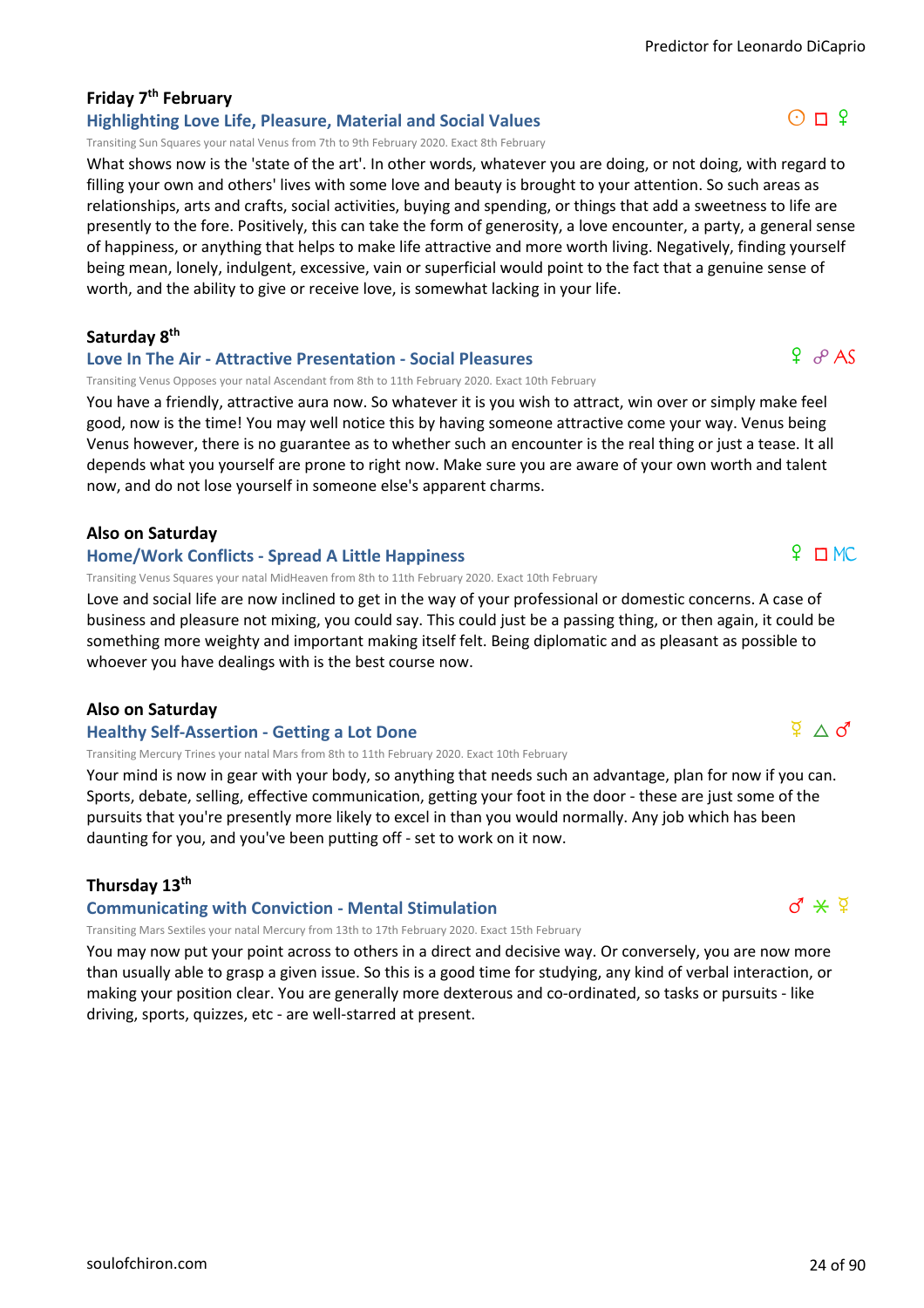### Friday 7th February

#### Highlighting Love Life, Pleasure, Material and Social Values

☉ □ ♀

Transiting Sun Squares your natal Venus from 7th to 9th February 2020. Exact 8th February

What shows now is the 'state of the art'. In other words, whatever you are doing, or not doing, with regard to filling your own and others' lives with some love and beauty is brought to your attention. So such areas as relationships, arts and crafts, social activities, buying and spending, or things that add a sweetness to life are presently to the fore. Positively, this can take the form of generosity, a love encounter, a party, a general sense of happiness, or anything that helps to make life attractive and more worth living. Negatively, finding yourself being mean, lonely, indulgent, excessive, vain or superficial would point to the fact that a genuine sense of worth, and the ability to give or receive love, is somewhat lacking in your life.

### Saturday 8th

#### Love In The Air - Attractive Presentation - Social Pleasures

♀ ☍ AS

Transiting Venus Opposes your natal Ascendant from 8th to 11th February 2020. Exact 10th February

You have a friendly, attractive aura now. So whatever it is you wish to attract, win over or simply make feel good, now is the time! You may well notice this by having someone attractive come your way. Venus being Venus however, there is no guarantee as to whether such an encounter is the real thing or just a tease. It all depends what you yourself are prone to right now. Make sure you are aware of your own worth and talent now, and do not lose yourself in someone else's apparent charms.

### Also on Saturday

#### Home/Work Conflicts - Spread A Little Happiness

♀ □ MC

Transiting Venus Squares your natal MidHeaven from 8th to 11th February 2020. Exact 10th February

Love and social life are now inclined to get in the way of your professional or domestic concerns. A case of business and pleasure not mixing, you could say. This could just be a passing thing, or then again, it could be something more weighty and important making itself felt. Being diplomatic and as pleasant as possible to whoever you have dealings with is the best course now.

### Also on Saturday

#### Healthy Self-Assertion - Getting a Lot Done

☿ △ ♂

Transiting Mercury Trines your natal Mars from 8th to 11th February 2020. Exact 10th February

Your mind is now in gear with your body, so anything that needs such an advantage, plan for now if you can. Sports, debate, selling, effective communication, getting your foot in the door - these are just some of the pursuits that you're presently more likely to excel in than you would normally. Any job which has been daunting for you, and you've been putting off - set to work on it now.

### Thursday 13th

#### Communicating with Conviction - Mental Stimulation

♂ ⚹ ☿

Transiting Mars Sextiles your natal Mercury from 13th to 17th February 2020. Exact 15th February

You may now put your point across to others in a direct and decisive way. Or conversely, you are now more than usually able to grasp a given issue. So this is a good time for studying, any kind of verbal interaction, or making your position clear. You are generally more dexterous and co-ordinated, so tasks or pursuits - like driving, sports, quizzes, etc - are well-starred at present.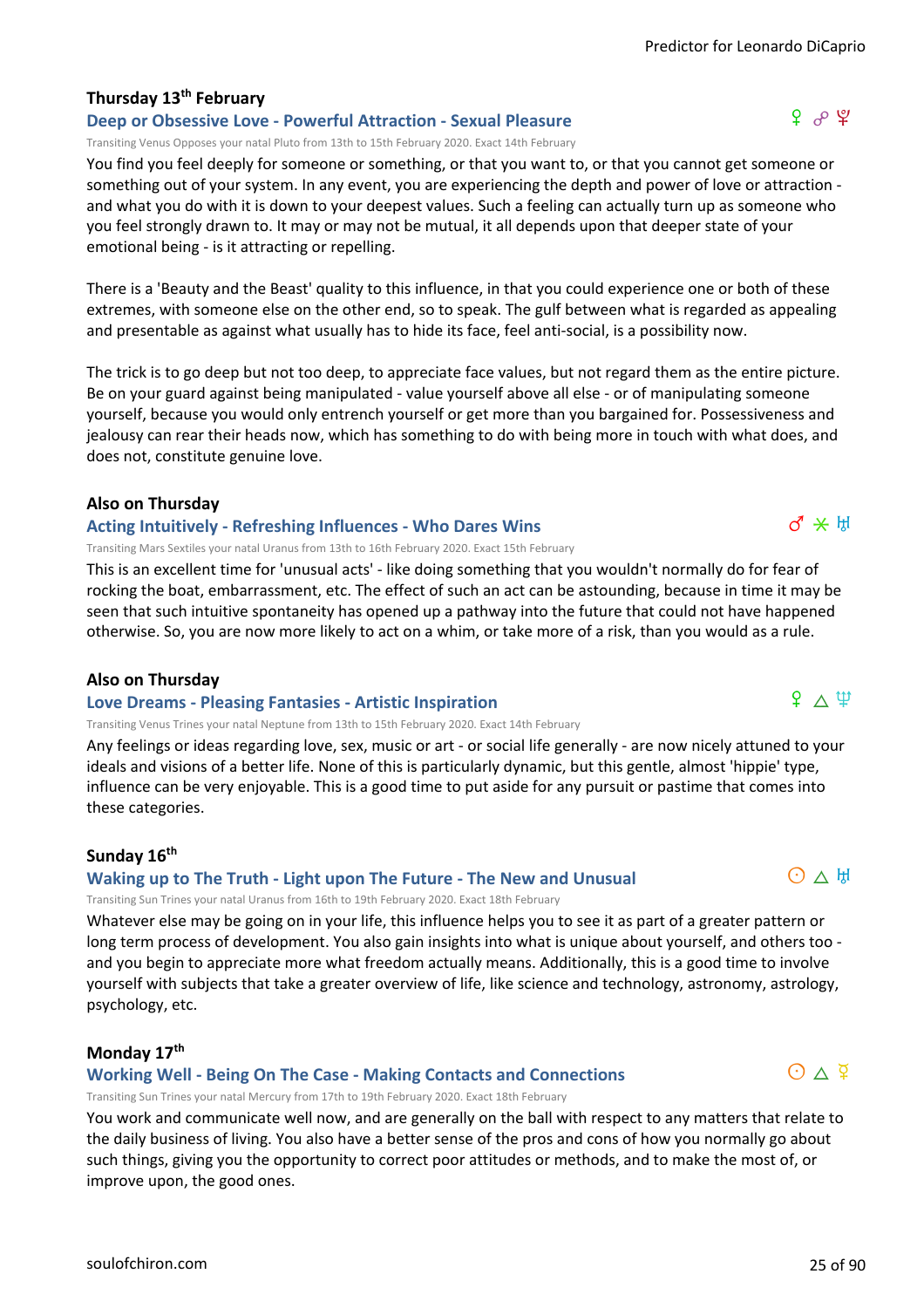### Thursday 13th February

#### Deep or Obsessive Love - Powerful Attraction - Sexual Pleasure

♀ ☍ ♇

Transiting Venus Opposes your natal Pluto from 13th to 15th February 2020. Exact 14th February

You find you feel deeply for someone or something, or that you want to, or that you cannot get someone or something out of your system. In any event, you are experiencing the depth and power of love or attraction - and what you do with it is down to your deepest values. Such a feeling can actually turn up as someone who you feel strongly drawn to. It may or may not be mutual, it all depends upon that deeper state of your emotional being - is it attracting or repelling.

There is a 'Beauty and the Beast' quality to this influence, in that you could experience one or both of these extremes, with someone else on the other end, so to speak. The gulf between what is regarded as appealing and presentable as against what usually has to hide its face, feel anti-social, is a possibility now.

The trick is to go deep but not too deep, to appreciate face values, but not regard them as the entire picture. Be on your guard against being manipulated - value yourself above all else - or of manipulating someone yourself, because you would only entrench yourself or get more than you bargained for. Possessiveness and jealousy can rear their heads now, which has something to do with being more in touch with what does, and does not, constitute genuine love.

### Also on Thursday

#### Acting Intuitively - Refreshing Influences - Who Dares Wins

♂ ⚹ ♅

Transiting Mars Sextiles your natal Uranus from 13th to 16th February 2020. Exact 15th February

This is an excellent time for 'unusual acts' - like doing something that you wouldn't normally do for fear of rocking the boat, embarrassment, etc. The effect of such an act can be astounding, because in time it may be seen that such intuitive spontaneity has opened up a pathway into the future that could not have happened otherwise. So, you are now more likely to act on a whim, or take more of a risk, than you would as a rule.

### Also on Thursday

#### Love Dreams - Pleasing Fantasies - Artistic Inspiration

♀ △ ♆

Transiting Venus Trines your natal Neptune from 13th to 15th February 2020. Exact 14th February

Any feelings or ideas regarding love, sex, music or art - or social life generally - are now nicely attuned to your ideals and visions of a better life. None of this is particularly dynamic, but this gentle, almost 'hippie' type, influence can be very enjoyable. This is a good time to put aside for any pursuit or pastime that comes into these categories.

### Sunday 16th

#### Waking up to The Truth - Light upon The Future - The New and Unusual

☉ △ ♅

Transiting Sun Trines your natal Uranus from 16th to 19th February 2020. Exact 18th February

Whatever else may be going on in your life, this influence helps you to see it as part of a greater pattern or long term process of development. You also gain insights into what is unique about yourself, and others too - and you begin to appreciate more what freedom actually means. Additionally, this is a good time to involve yourself with subjects that take a greater overview of life, like science and technology, astronomy, astrology, psychology, etc.

### Monday 17th

#### Working Well - Being On The Case - Making Contacts and Connections

☉ △ ☿

Transiting Sun Trines your natal Mercury from 17th to 19th February 2020. Exact 18th February

You work and communicate well now, and are generally on the ball with respect to any matters that relate to the daily business of living. You also have a better sense of the pros and cons of how you normally go about such things, giving you the opportunity to correct poor attitudes or methods, and to make the most of, or improve upon, the good ones.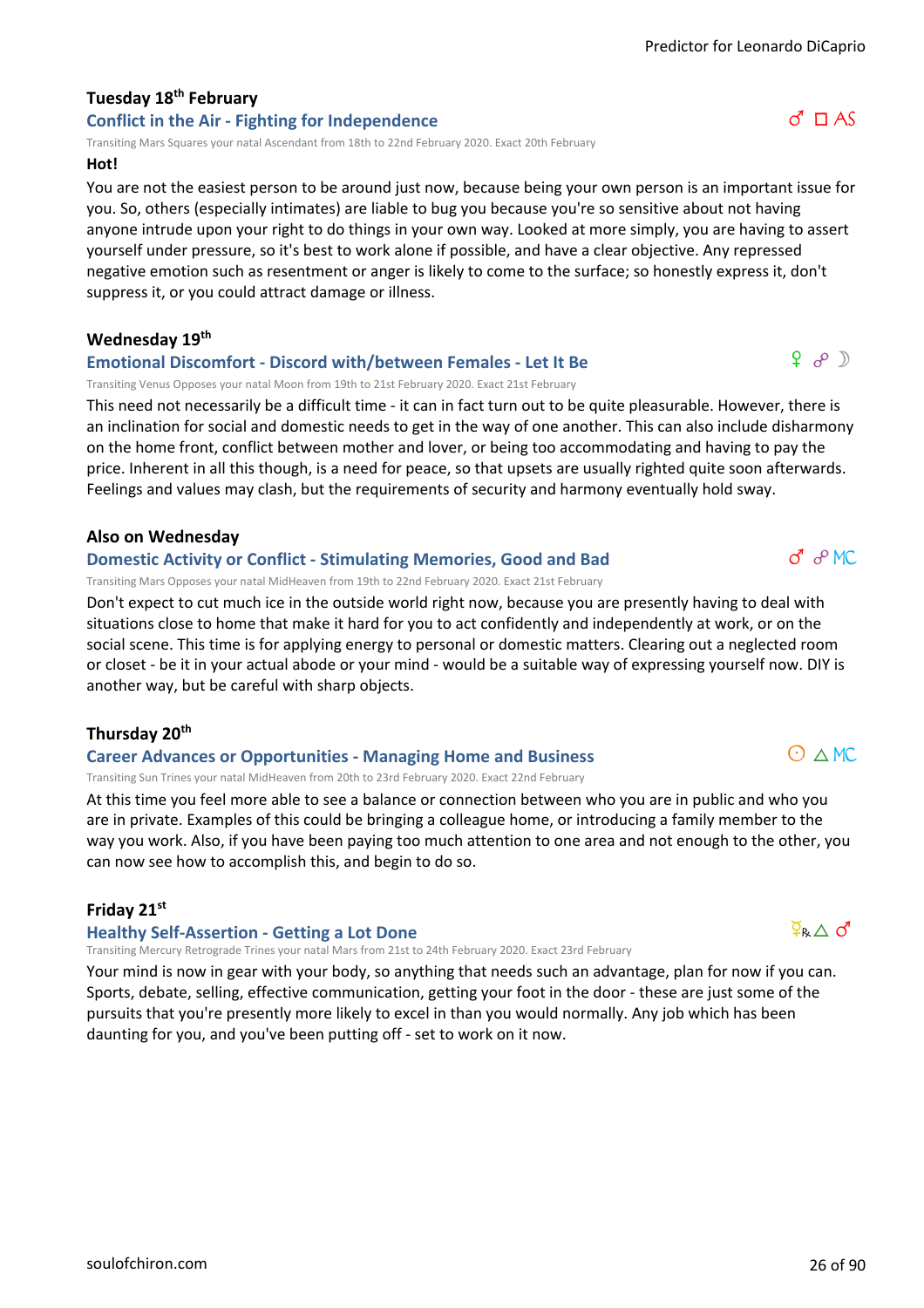### Tuesday 18th February

**Conflict in the Air - Fighting for Independence** ♂ □ AS

Transiting Mars Squares your natal Ascendant from 18th to 22nd February 2020. Exact 20th February

**Hot!**

You are not the easiest person to be around just now, because being your own person is an important issue for you. So, others (especially intimates) are liable to bug you because you're so sensitive about not having anyone intrude upon your right to do things in your own way. Looked at more simply, you are having to assert yourself under pressure, so it's best to work alone if possible, and have a clear objective. Any repressed negative emotion such as resentment or anger is likely to come to the surface; so honestly express it, don't suppress it, or you could attract damage or illness.

### Wednesday 19th

**Emotional Discomfort - Discord with/between Females - Let It Be** ♀ ☍ ☽

Transiting Venus Opposes your natal Moon from 19th to 21st February 2020. Exact 21st February

This need not necessarily be a difficult time - it can in fact turn out to be quite pleasurable. However, there is an inclination for social and domestic needs to get in the way of one another. This can also include disharmony on the home front, conflict between mother and lover, or being too accommodating and having to pay the price. Inherent in all this though, is a need for peace, so that upsets are usually righted quite soon afterwards. Feelings and values may clash, but the requirements of security and harmony eventually hold sway.

### Also on Wednesday

**Domestic Activity or Conflict - Stimulating Memories, Good and Bad** ♂ ☍ MC

Transiting Mars Opposes your natal MidHeaven from 19th to 22nd February 2020. Exact 21st February

Don't expect to cut much ice in the outside world right now, because you are presently having to deal with situations close to home that make it hard for you to act confidently and independently at work, or on the social scene. This time is for applying energy to personal or domestic matters. Clearing out a neglected room or closet - be it in your actual abode or your mind - would be a suitable way of expressing yourself now. DIY is another way, but be careful with sharp objects.

### Thursday 20th

**Career Advances or Opportunities - Managing Home and Business** ☉ △ MC

Transiting Sun Trines your natal MidHeaven from 20th to 23rd February 2020. Exact 22nd February

At this time you feel more able to see a balance or connection between who you are in public and who you are in private. Examples of this could be bringing a colleague home, or introducing a family member to the way you work. Also, if you have been paying too much attention to one area and not enough to the other, you can now see how to accomplish this, and begin to do so.

### Friday 21st

**Healthy Self-Assertion - Getting a Lot Done** ☿℞ △ ♂

Transiting Mercury Retrograde Trines your natal Mars from 21st to 24th February 2020. Exact 23rd February

Your mind is now in gear with your body, so anything that needs such an advantage, plan for now if you can. Sports, debate, selling, effective communication, getting your foot in the door - these are just some of the pursuits that you're presently more likely to excel in than you would normally. Any job which has been daunting for you, and you've been putting off - set to work on it now.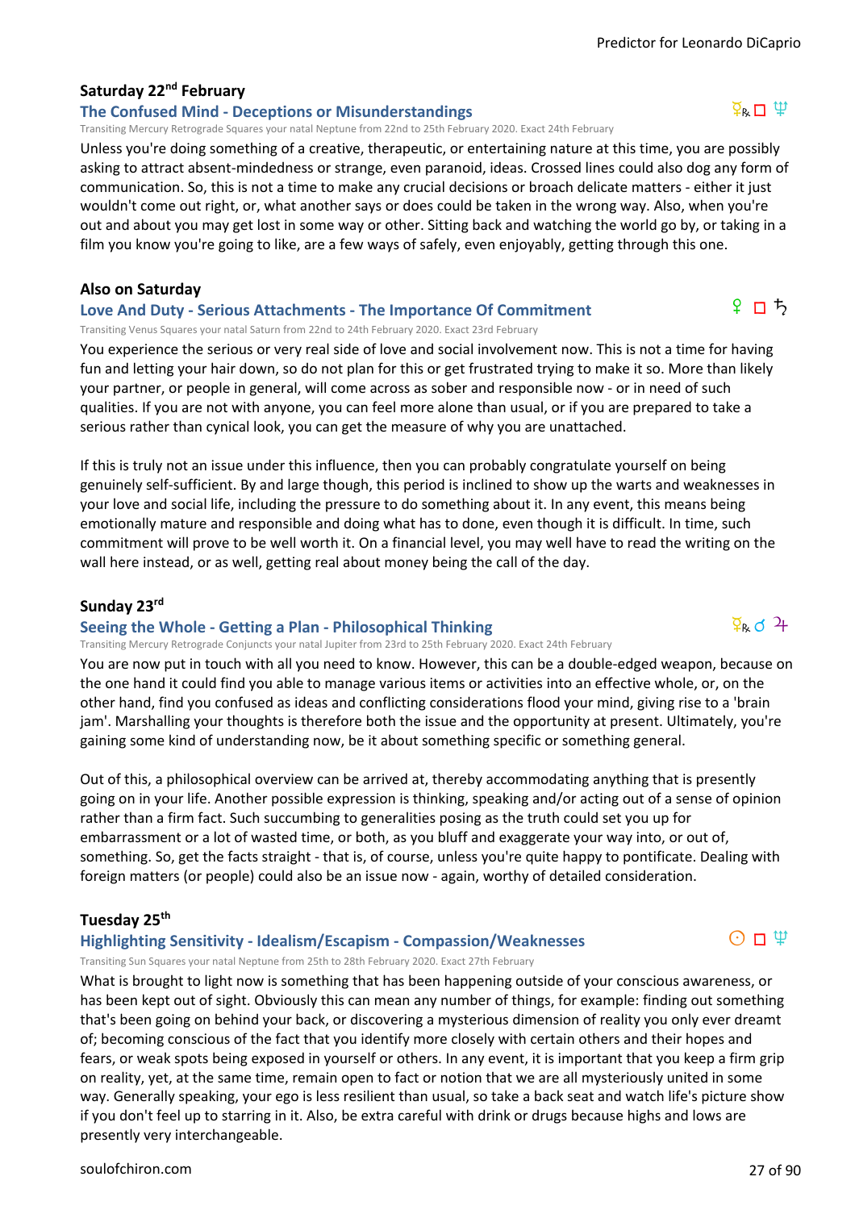### Saturday 22nd February

#### The Confused Mind - Deceptions or Misunderstandings

☿℞ □ ♆

Transiting Mercury Retrograde Squares your natal Neptune from 22nd to 25th February 2020. Exact 24th February

Unless you're doing something of a creative, therapeutic, or entertaining nature at this time, you are possibly asking to attract absent-mindedness or strange, even paranoid, ideas. Crossed lines could also dog any form of communication. So, this is not a time to make any crucial decisions or broach delicate matters - either it just wouldn't come out right, or, what another says or does could be taken in the wrong way. Also, when you're out and about you may get lost in some way or other. Sitting back and watching the world go by, or taking in a film you know you're going to like, are a few ways of safely, even enjoyably, getting through this one.

### Also on Saturday

#### Love And Duty - Serious Attachments - The Importance Of Commitment

♀ □ ♄

Transiting Venus Squares your natal Saturn from 22nd to 24th February 2020. Exact 23rd February

You experience the serious or very real side of love and social involvement now. This is not a time for having fun and letting your hair down, so do not plan for this or get frustrated trying to make it so. More than likely your partner, or people in general, will come across as sober and responsible now - or in need of such qualities. If you are not with anyone, you can feel more alone than usual, or if you are prepared to take a serious rather than cynical look, you can get the measure of why you are unattached.

If this is truly not an issue under this influence, then you can probably congratulate yourself on being genuinely self-sufficient. By and large though, this period is inclined to show up the warts and weaknesses in your love and social life, including the pressure to do something about it. In any event, this means being emotionally mature and responsible and doing what has to done, even though it is difficult. In time, such commitment will prove to be well worth it. On a financial level, you may well have to read the writing on the wall here instead, or as well, getting real about money being the call of the day.

### Sunday 23rd

#### Seeing the Whole - Getting a Plan - Philosophical Thinking

☿℞ ☌ ♃

Transiting Mercury Retrograde Conjuncts your natal Jupiter from 23rd to 25th February 2020. Exact 24th February

You are now put in touch with all you need to know. However, this can be a double-edged weapon, because on the one hand it could find you able to manage various items or activities into an effective whole, or, on the other hand, find you confused as ideas and conflicting considerations flood your mind, giving rise to a 'brain jam'. Marshalling your thoughts is therefore both the issue and the opportunity at present. Ultimately, you're gaining some kind of understanding now, be it about something specific or something general.

Out of this, a philosophical overview can be arrived at, thereby accommodating anything that is presently going on in your life. Another possible expression is thinking, speaking and/or acting out of a sense of opinion rather than a firm fact. Such succumbing to generalities posing as the truth could set you up for embarrassment or a lot of wasted time, or both, as you bluff and exaggerate your way into, or out of, something. So, get the facts straight - that is, of course, unless you're quite happy to pontificate. Dealing with foreign matters (or people) could also be an issue now - again, worthy of detailed consideration.

### Tuesday 25th

#### Highlighting Sensitivity - Idealism/Escapism - Compassion/Weaknesses

☉ □ ♆

Transiting Sun Squares your natal Neptune from 25th to 28th February 2020. Exact 27th February

What is brought to light now is something that has been happening outside of your conscious awareness, or has been kept out of sight. Obviously this can mean any number of things, for example: finding out something that's been going on behind your back, or discovering a mysterious dimension of reality you only ever dreamt of; becoming conscious of the fact that you identify more closely with certain others and their hopes and fears, or weak spots being exposed in yourself or others. In any event, it is important that you keep a firm grip on reality, yet, at the same time, remain open to fact or notion that we are all mysteriously united in some way. Generally speaking, your ego is less resilient than usual, so take a back seat and watch life's picture show if you don't feel up to starring in it. Also, be extra careful with drink or drugs because highs and lows are presently very interchangeable.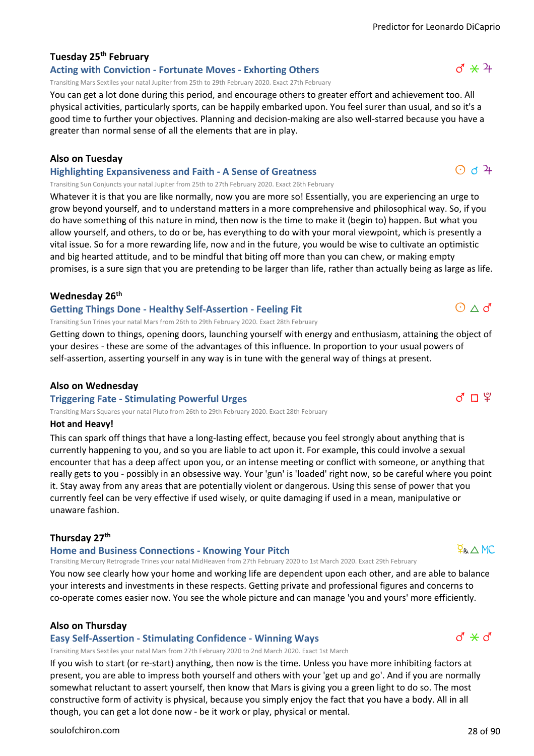### Tuesday 25th February

#### Acting with Conviction - Fortunate Moves - Exhorting Others

♂ ⚹ ♃

Transiting Mars Sextiles your natal Jupiter from 25th to 29th February 2020. Exact 27th February

You can get a lot done during this period, and encourage others to greater effort and achievement too. All physical activities, particularly sports, can be happily embarked upon. You feel surer than usual, and so it's a good time to further your objectives. Planning and decision-making are also well-starred because you have a greater than normal sense of all the elements that are in play.

### Also on Tuesday

#### Highlighting Expansiveness and Faith - A Sense of Greatness

☉ ☌ ♃

Transiting Sun Conjuncts your natal Jupiter from 25th to 27th February 2020. Exact 26th February

Whatever it is that you are like normally, now you are more so! Essentially, you are experiencing an urge to grow beyond yourself, and to understand matters in a more comprehensive and philosophical way. So, if you do have something of this nature in mind, then now is the time to make it (begin to) happen. But what you allow yourself, and others, to do or be, has everything to do with your moral viewpoint, which is presently a vital issue. So for a more rewarding life, now and in the future, you would be wise to cultivate an optimistic and big hearted attitude, and to be mindful that biting off more than you can chew, or making empty promises, is a sure sign that you are pretending to be larger than life, rather than actually being as large as life.

### Wednesday 26th

#### Getting Things Done - Healthy Self-Assertion - Feeling Fit

☉ △ ♂

Transiting Sun Trines your natal Mars from 26th to 29th February 2020. Exact 28th February

Getting down to things, opening doors, launching yourself with energy and enthusiasm, attaining the object of your desires - these are some of the advantages of this influence. In proportion to your usual powers of self-assertion, asserting yourself in any way is in tune with the general way of things at present.

### Also on Wednesday

#### Triggering Fate - Stimulating Powerful Urges

♂ □ ♇

Transiting Mars Squares your natal Pluto from 26th to 29th February 2020. Exact 28th February

**Hot and Heavy!**

This can spark off things that have a long-lasting effect, because you feel strongly about anything that is currently happening to you, and so you are liable to act upon it. For example, this could involve a sexual encounter that has a deep affect upon you, or an intense meeting or conflict with someone, or anything that really gets to you - possibly in an obsessive way. Your 'gun' is 'loaded' right now, so be careful where you point it. Stay away from any areas that are potentially violent or dangerous. Using this sense of power that you currently feel can be very effective if used wisely, or quite damaging if used in a mean, manipulative or unaware fashion.

### Thursday 27th

#### Home and Business Connections - Knowing Your Pitch

☿℞ △ MC

Transiting Mercury Retrograde Trines your natal MidHeaven from 27th February 2020 to 1st March 2020. Exact 29th February

You now see clearly how your home and working life are dependent upon each other, and are able to balance your interests and investments in these respects. Getting private and professional figures and concerns to co-operate comes easier now. You see the whole picture and can manage 'you and yours' more efficiently.

### Also on Thursday

#### Easy Self-Assertion - Stimulating Confidence - Winning Ways

♂ ⚹ ♂

Transiting Mars Sextiles your natal Mars from 27th February 2020 to 2nd March 2020. Exact 1st March

If you wish to start (or re-start) anything, then now is the time. Unless you have more inhibiting factors at present, you are able to impress both yourself and others with your 'get up and go'. And if you are normally somewhat reluctant to assert yourself, then know that Mars is giving you a green light to do so. The most constructive form of activity is physical, because you simply enjoy the fact that you have a body. All in all though, you can get a lot done now - be it work or play, physical or mental.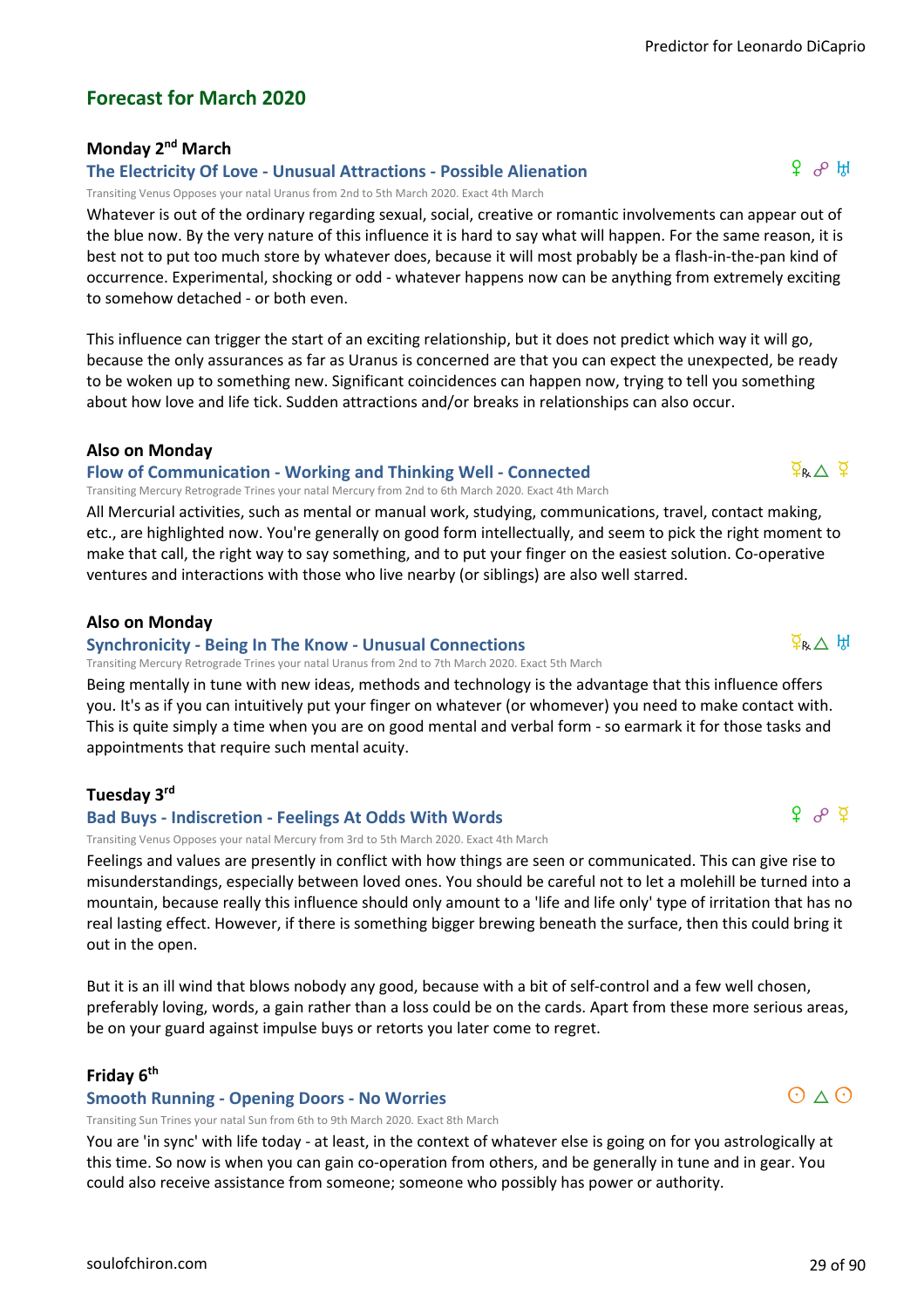## Forecast for March 2020

### Monday 2nd March

**The Electricity Of Love - Unusual Attractions - Possible Alienation** ♀ ☍ ♅

Transiting Venus Opposes your natal Uranus from 2nd to 5th March 2020. Exact 4th March

Whatever is out of the ordinary regarding sexual, social, creative or romantic involvements can appear out of the blue now. By the very nature of this influence it is hard to say what will happen. For the same reason, it is best not to put too much store by whatever does, because it will most probably be a flash-in-the-pan kind of occurrence. Experimental, shocking or odd - whatever happens now can be anything from extremely exciting to somehow detached - or both even.

This influence can trigger the start of an exciting relationship, but it does not predict which way it will go, because the only assurances as far as Uranus is concerned are that you can expect the unexpected, be ready to be woken up to something new. Significant coincidences can happen now, trying to tell you something about how love and life tick. Sudden attractions and/or breaks in relationships can also occur.

### Also on Monday

**Flow of Communication - Working and Thinking Well - Connected** ☿℞ △ ☿

Transiting Mercury Retrograde Trines your natal Mercury from 2nd to 6th March 2020. Exact 4th March

All Mercurial activities, such as mental or manual work, studying, communications, travel, contact making, etc., are highlighted now. You're generally on good form intellectually, and seem to pick the right moment to make that call, the right way to say something, and to put your finger on the easiest solution. Co-operative ventures and interactions with those who live nearby (or siblings) are also well starred.

### Also on Monday

**Synchronicity - Being In The Know - Unusual Connections** ☿℞ △ ♅

Transiting Mercury Retrograde Trines your natal Uranus from 2nd to 7th March 2020. Exact 5th March

Being mentally in tune with new ideas, methods and technology is the advantage that this influence offers you. It's as if you can intuitively put your finger on whatever (or whomever) you need to make contact with. This is quite simply a time when you are on good mental and verbal form - so earmark it for those tasks and appointments that require such mental acuity.

### Tuesday 3rd

**Bad Buys - Indiscretion - Feelings At Odds With Words** ♀ ☍ ☿

Transiting Venus Opposes your natal Mercury from 3rd to 5th March 2020. Exact 4th March

Feelings and values are presently in conflict with how things are seen or communicated. This can give rise to misunderstandings, especially between loved ones. You should be careful not to let a molehill be turned into a mountain, because really this influence should only amount to a 'life and life only' type of irritation that has no real lasting effect. However, if there is something bigger brewing beneath the surface, then this could bring it out in the open.

But it is an ill wind that blows nobody any good, because with a bit of self-control and a few well chosen, preferably loving, words, a gain rather than a loss could be on the cards. Apart from these more serious areas, be on your guard against impulse buys or retorts you later come to regret.

### Friday 6th

**Smooth Running - Opening Doors - No Worries** ☉ △ ☉

Transiting Sun Trines your natal Sun from 6th to 9th March 2020. Exact 8th March

You are 'in sync' with life today - at least, in the context of whatever else is going on for you astrologically at this time. So now is when you can gain co-operation from others, and be generally in tune and in gear. You could also receive assistance from someone; someone who possibly has power or authority.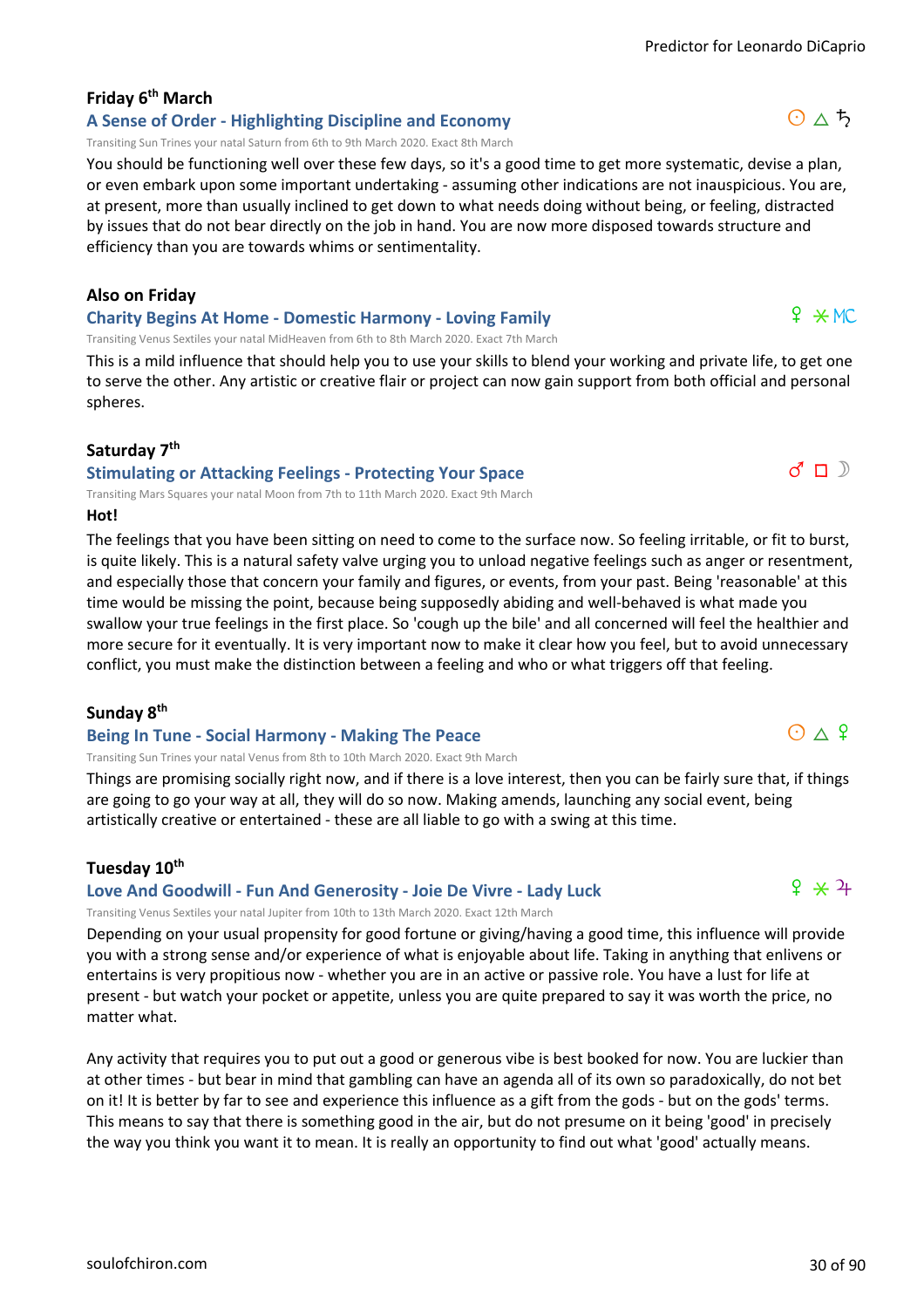### Friday 6th March

#### A Sense of Order - Highlighting Discipline and Economy

☉ △ ♄

Transiting Sun Trines your natal Saturn from 6th to 9th March 2020. Exact 8th March

You should be functioning well over these few days, so it's a good time to get more systematic, devise a plan, or even embark upon some important undertaking - assuming other indications are not inauspicious. You are, at present, more than usually inclined to get down to what needs doing without being, or feeling, distracted by issues that do not bear directly on the job in hand. You are now more disposed towards structure and efficiency than you are towards whims or sentimentality.

### Also on Friday

#### Charity Begins At Home - Domestic Harmony - Loving Family

♀ ⚹ MC

Transiting Venus Sextiles your natal MidHeaven from 6th to 8th March 2020. Exact 7th March

This is a mild influence that should help you to use your skills to blend your working and private life, to get one to serve the other. Any artistic or creative flair or project can now gain support from both official and personal spheres.

### Saturday 7th

#### Stimulating or Attacking Feelings - Protecting Your Space

♂ □ ☽

Transiting Mars Squares your natal Moon from 7th to 11th March 2020. Exact 9th March

**Hot!**

The feelings that you have been sitting on need to come to the surface now. So feeling irritable, or fit to burst, is quite likely. This is a natural safety valve urging you to unload negative feelings such as anger or resentment, and especially those that concern your family and figures, or events, from your past. Being 'reasonable' at this time would be missing the point, because being supposedly abiding and well-behaved is what made you swallow your true feelings in the first place. So 'cough up the bile' and all concerned will feel the healthier and more secure for it eventually. It is very important now to make it clear how you feel, but to avoid unnecessary conflict, you must make the distinction between a feeling and who or what triggers off that feeling.

### Sunday 8th

#### Being In Tune - Social Harmony - Making The Peace

☉ △ ♀

Transiting Sun Trines your natal Venus from 8th to 10th March 2020. Exact 9th March

Things are promising socially right now, and if there is a love interest, then you can be fairly sure that, if things are going to go your way at all, they will do so now. Making amends, launching any social event, being artistically creative or entertained - these are all liable to go with a swing at this time.

### Tuesday 10th

#### Love And Goodwill - Fun And Generosity - Joie De Vivre - Lady Luck

♀ ⚹ ♃

Transiting Venus Sextiles your natal Jupiter from 10th to 13th March 2020. Exact 12th March

Depending on your usual propensity for good fortune or giving/having a good time, this influence will provide you with a strong sense and/or experience of what is enjoyable about life. Taking in anything that enlivens or entertains is very propitious now - whether you are in an active or passive role. You have a lust for life at present - but watch your pocket or appetite, unless you are quite prepared to say it was worth the price, no matter what.

Any activity that requires you to put out a good or generous vibe is best booked for now. You are luckier than at other times - but bear in mind that gambling can have an agenda all of its own so paradoxically, do not bet on it! It is better by far to see and experience this influence as a gift from the gods - but on the gods' terms. This means to say that there is something good in the air, but do not presume on it being 'good' in precisely the way you think you want it to mean. It is really an opportunity to find out what 'good' actually means.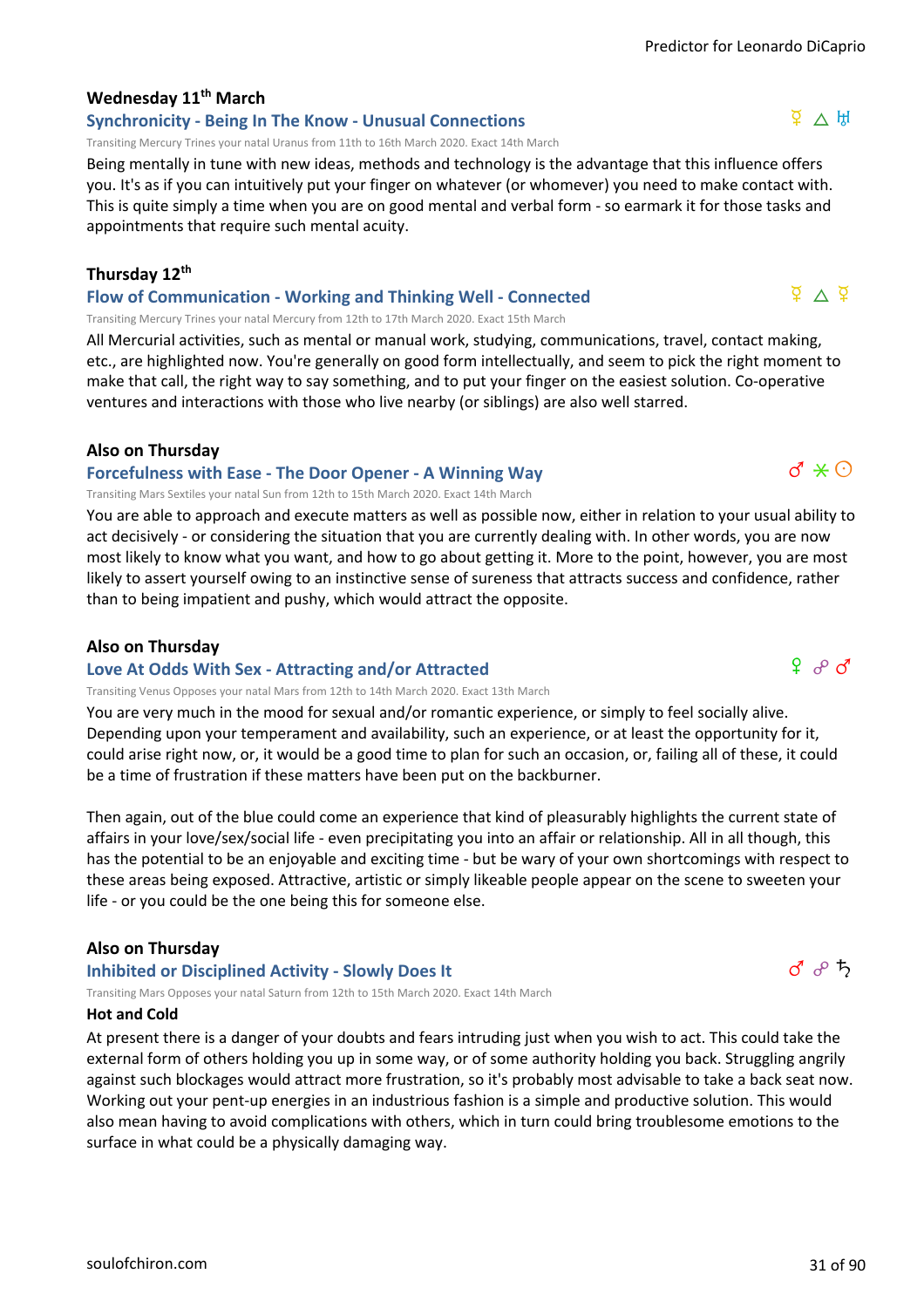### Wednesday 11th March

#### Synchronicity - Being In The Know - Unusual Connections

☿ △ ♅

Transiting Mercury Trines your natal Uranus from 11th to 16th March 2020. Exact 14th March

Being mentally in tune with new ideas, methods and technology is the advantage that this influence offers you. It's as if you can intuitively put your finger on whatever (or whomever) you need to make contact with. This is quite simply a time when you are on good mental and verbal form - so earmark it for those tasks and appointments that require such mental acuity.

### Thursday 12th

#### Flow of Communication - Working and Thinking Well - Connected

☿ △ ☿

Transiting Mercury Trines your natal Mercury from 12th to 17th March 2020. Exact 15th March

All Mercurial activities, such as mental or manual work, studying, communications, travel, contact making, etc., are highlighted now. You're generally on good form intellectually, and seem to pick the right moment to make that call, the right way to say something, and to put your finger on the easiest solution. Co-operative ventures and interactions with those who live nearby (or siblings) are also well starred.

### Also on Thursday

#### Forcefulness with Ease - The Door Opener - A Winning Way

♂ ⚹ ☉

Transiting Mars Sextiles your natal Sun from 12th to 15th March 2020. Exact 14th March

You are able to approach and execute matters as well as possible now, either in relation to your usual ability to act decisively - or considering the situation that you are currently dealing with. In other words, you are now most likely to know what you want, and how to go about getting it. More to the point, however, you are most likely to assert yourself owing to an instinctive sense of sureness that attracts success and confidence, rather than to being impatient and pushy, which would attract the opposite.

### Also on Thursday

#### Love At Odds With Sex - Attracting and/or Attracted

♀ ☍ ♂

Transiting Venus Opposes your natal Mars from 12th to 14th March 2020. Exact 13th March

You are very much in the mood for sexual and/or romantic experience, or simply to feel socially alive. Depending upon your temperament and availability, such an experience, or at least the opportunity for it, could arise right now, or, it would be a good time to plan for such an occasion, or, failing all of these, it could be a time of frustration if these matters have been put on the backburner.

Then again, out of the blue could come an experience that kind of pleasurably highlights the current state of affairs in your love/sex/social life - even precipitating you into an affair or relationship. All in all though, this has the potential to be an enjoyable and exciting time - but be wary of your own shortcomings with respect to these areas being exposed. Attractive, artistic or simply likeable people appear on the scene to sweeten your life - or you could be the one being this for someone else.

### Also on Thursday

#### Inhibited or Disciplined Activity - Slowly Does It

♂ ☍ ♄

Transiting Mars Opposes your natal Saturn from 12th to 15th March 2020. Exact 14th March

**Hot and Cold**

At present there is a danger of your doubts and fears intruding just when you wish to act. This could take the external form of others holding you up in some way, or of some authority holding you back. Struggling angrily against such blockages would attract more frustration, so it's probably most advisable to take a back seat now. Working out your pent-up energies in an industrious fashion is a simple and productive solution. This would also mean having to avoid complications with others, which in turn could bring troublesome emotions to the surface in what could be a physically damaging way.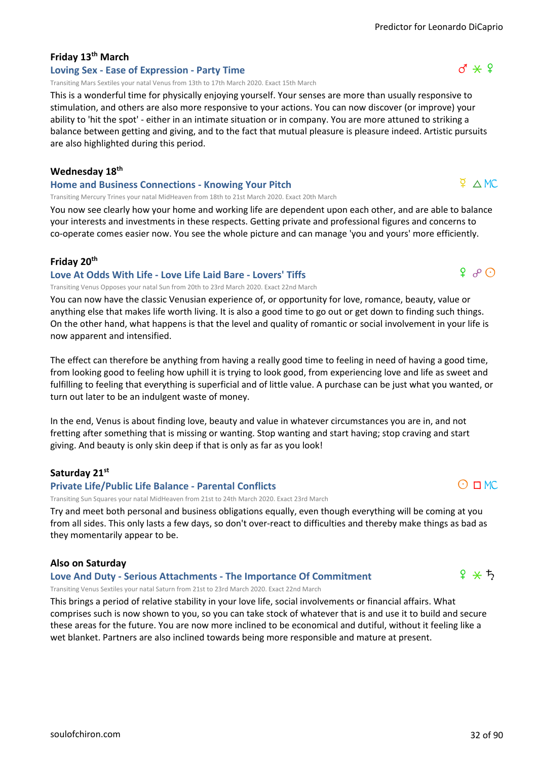### Friday 13th March

#### Loving Sex - Ease of Expression - Party Time

♂ ⚹ ♀

Transiting Mars Sextiles your natal Venus from 13th to 17th March 2020. Exact 15th March

This is a wonderful time for physically enjoying yourself. Your senses are more than usually responsive to stimulation, and others are also more responsive to your actions. You can now discover (or improve) your ability to 'hit the spot' - either in an intimate situation or in company. You are more attuned to striking a balance between getting and giving, and to the fact that mutual pleasure is pleasure indeed. Artistic pursuits are also highlighted during this period.

### Wednesday 18th

#### Home and Business Connections - Knowing Your Pitch

☿ △ MC

Transiting Mercury Trines your natal MidHeaven from 18th to 21st March 2020. Exact 20th March

You now see clearly how your home and working life are dependent upon each other, and are able to balance your interests and investments in these respects. Getting private and professional figures and concerns to co-operate comes easier now. You see the whole picture and can manage 'you and yours' more efficiently.

### Friday 20th

#### Love At Odds With Life - Love Life Laid Bare - Lovers' Tiffs

♀ ☍ ☉

Transiting Venus Opposes your natal Sun from 20th to 23rd March 2020. Exact 22nd March

You can now have the classic Venusian experience of, or opportunity for love, romance, beauty, value or anything else that makes life worth living. It is also a good time to go out or get down to finding such things. On the other hand, what happens is that the level and quality of romantic or social involvement in your life is now apparent and intensified.

The effect can therefore be anything from having a really good time to feeling in need of having a good time, from looking good to feeling how uphill it is trying to look good, from experiencing love and life as sweet and fulfilling to feeling that everything is superficial and of little value. A purchase can be just what you wanted, or turn out later to be an indulgent waste of money.

In the end, Venus is about finding love, beauty and value in whatever circumstances you are in, and not fretting after something that is missing or wanting. Stop wanting and start having; stop craving and start giving. And beauty is only skin deep if that is only as far as you look!

### Saturday 21st

#### Private Life/Public Life Balance - Parental Conflicts

☉ □ MC

Transiting Sun Squares your natal MidHeaven from 21st to 24th March 2020. Exact 23rd March

Try and meet both personal and business obligations equally, even though everything will be coming at you from all sides. This only lasts a few days, so don't over-react to difficulties and thereby make things as bad as they momentarily appear to be.

### Also on Saturday

#### Love And Duty - Serious Attachments - The Importance Of Commitment

♀ ⚹ ♄

Transiting Venus Sextiles your natal Saturn from 21st to 23rd March 2020. Exact 22nd March

This brings a period of relative stability in your love life, social involvements or financial affairs. What comprises such is now shown to you, so you can take stock of whatever that is and use it to build and secure these areas for the future. You are now more inclined to be economical and dutiful, without it feeling like a wet blanket. Partners are also inclined towards being more responsible and mature at present.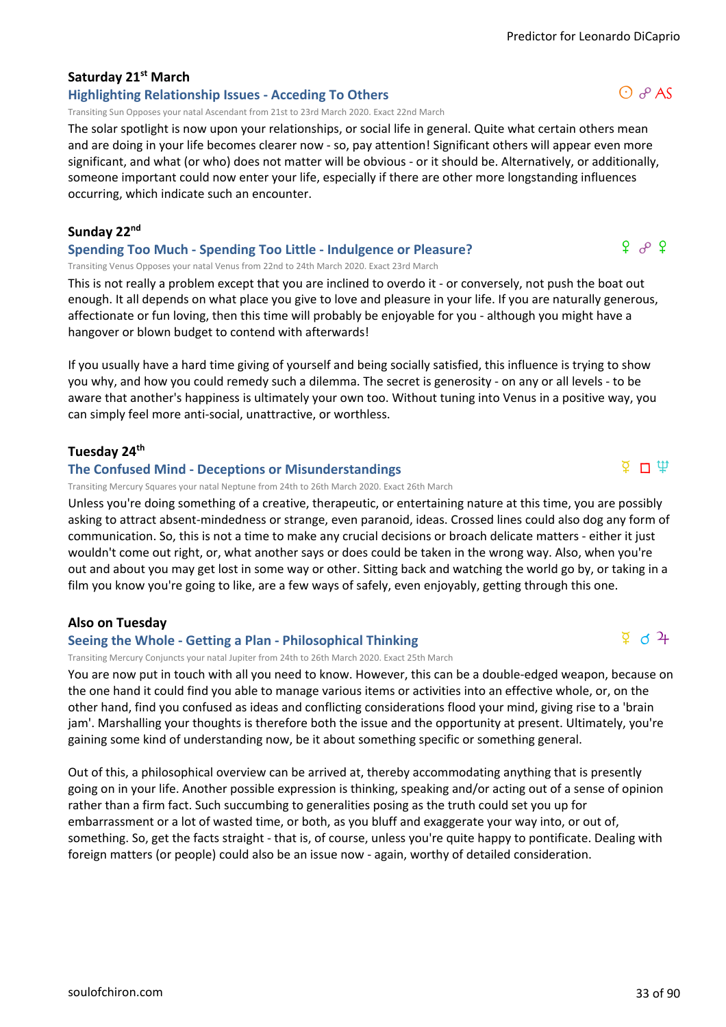### Saturday 21st March

#### Highlighting Relationship Issues - Acceding To Others

☉ ☍ AS

Transiting Sun Opposes your natal Ascendant from 21st to 23rd March 2020. Exact 22nd March

The solar spotlight is now upon your relationships, or social life in general. Quite what certain others mean and are doing in your life becomes clearer now - so, pay attention! Significant others will appear even more significant, and what (or who) does not matter will be obvious - or it should be. Alternatively, or additionally, someone important could now enter your life, especially if there are other more longstanding influences occurring, which indicate such an encounter.

### Sunday 22nd

#### Spending Too Much - Spending Too Little - Indulgence or Pleasure?

♀ ☍ ♀

Transiting Venus Opposes your natal Venus from 22nd to 24th March 2020. Exact 23rd March

This is not really a problem except that you are inclined to overdo it - or conversely, not push the boat out enough. It all depends on what place you give to love and pleasure in your life. If you are naturally generous, affectionate or fun loving, then this time will probably be enjoyable for you - although you might have a hangover or blown budget to contend with afterwards!

If you usually have a hard time giving of yourself and being socially satisfied, this influence is trying to show you why, and how you could remedy such a dilemma. The secret is generosity - on any or all levels - to be aware that another's happiness is ultimately your own too. Without tuning into Venus in a positive way, you can simply feel more anti-social, unattractive, or worthless.

### Tuesday 24th

#### The Confused Mind - Deceptions or Misunderstandings

☿ □ ♆

Transiting Mercury Squares your natal Neptune from 24th to 26th March 2020. Exact 26th March

Unless you're doing something of a creative, therapeutic, or entertaining nature at this time, you are possibly asking to attract absent-mindedness or strange, even paranoid, ideas. Crossed lines could also dog any form of communication. So, this is not a time to make any crucial decisions or broach delicate matters - either it just wouldn't come out right, or, what another says or does could be taken in the wrong way. Also, when you're out and about you may get lost in some way or other. Sitting back and watching the world go by, or taking in a film you know you're going to like, are a few ways of safely, even enjoyably, getting through this one.

### Also on Tuesday

#### Seeing the Whole - Getting a Plan - Philosophical Thinking

☿ ☌ ♃

Transiting Mercury Conjuncts your natal Jupiter from 24th to 26th March 2020. Exact 25th March

You are now put in touch with all you need to know. However, this can be a double-edged weapon, because on the one hand it could find you able to manage various items or activities into an effective whole, or, on the other hand, find you confused as ideas and conflicting considerations flood your mind, giving rise to a 'brain jam'. Marshalling your thoughts is therefore both the issue and the opportunity at present. Ultimately, you're gaining some kind of understanding now, be it about something specific or something general.

Out of this, a philosophical overview can be arrived at, thereby accommodating anything that is presently going on in your life. Another possible expression is thinking, speaking and/or acting out of a sense of opinion rather than a firm fact. Such succumbing to generalities posing as the truth could set you up for embarrassment or a lot of wasted time, or both, as you bluff and exaggerate your way into, or out of, something. So, get the facts straight - that is, of course, unless you're quite happy to pontificate. Dealing with foreign matters (or people) could also be an issue now - again, worthy of detailed consideration.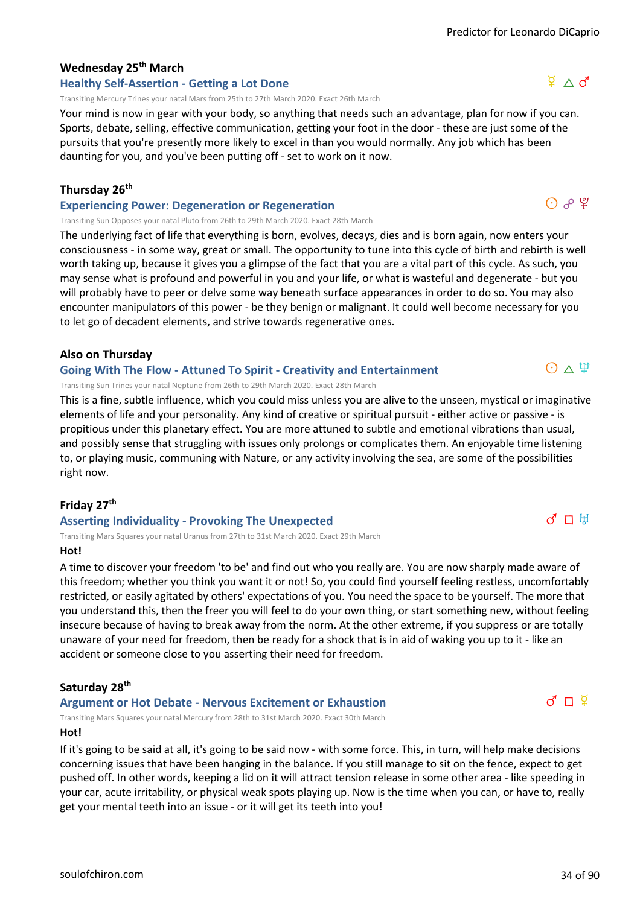### Wednesday 25th March

#### Healthy Self-Assertion - Getting a Lot Done

☿ △ ♂

Transiting Mercury Trines your natal Mars from 25th to 27th March 2020. Exact 26th March

Your mind is now in gear with your body, so anything that needs such an advantage, plan for now if you can. Sports, debate, selling, effective communication, getting your foot in the door - these are just some of the pursuits that you're presently more likely to excel in than you would normally. Any job which has been daunting for you, and you've been putting off - set to work on it now.

### Thursday 26th

#### Experiencing Power: Degeneration or Regeneration

☉ ☍ ♇

Transiting Sun Opposes your natal Pluto from 26th to 29th March 2020. Exact 28th March

The underlying fact of life that everything is born, evolves, decays, dies and is born again, now enters your consciousness - in some way, great or small. The opportunity to tune into this cycle of birth and rebirth is well worth taking up, because it gives you a glimpse of the fact that you are a vital part of this cycle. As such, you may sense what is profound and powerful in you and your life, or what is wasteful and degenerate - but you will probably have to peer or delve some way beneath surface appearances in order to do so. You may also encounter manipulators of this power - be they benign or malignant. It could well become necessary for you to let go of decadent elements, and strive towards regenerative ones.

### Also on Thursday

#### Going With The Flow - Attuned To Spirit - Creativity and Entertainment

☉ △ ♆

Transiting Sun Trines your natal Neptune from 26th to 29th March 2020. Exact 28th March

This is a fine, subtle influence, which you could miss unless you are alive to the unseen, mystical or imaginative elements of life and your personality. Any kind of creative or spiritual pursuit - either active or passive - is propitious under this planetary effect. You are more attuned to subtle and emotional vibrations than usual, and possibly sense that struggling with issues only prolongs or complicates them. An enjoyable time listening to, or playing music, communing with Nature, or any activity involving the sea, are some of the possibilities right now.

### Friday 27th

#### Asserting Individuality - Provoking The Unexpected

♂ □ ♅

Transiting Mars Squares your natal Uranus from 27th to 31st March 2020. Exact 29th March

**Hot!**

A time to discover your freedom 'to be' and find out who you really are. You are now sharply made aware of this freedom; whether you think you want it or not! So, you could find yourself feeling restless, uncomfortably restricted, or easily agitated by others' expectations of you. You need the space to be yourself. The more that you understand this, then the freer you will feel to do your own thing, or start something new, without feeling insecure because of having to break away from the norm. At the other extreme, if you suppress or are totally unaware of your need for freedom, then be ready for a shock that is in aid of waking you up to it - like an accident or someone close to you asserting their need for freedom.

### Saturday 28th

#### Argument or Hot Debate - Nervous Excitement or Exhaustion

♂ □ ☿

Transiting Mars Squares your natal Mercury from 28th to 31st March 2020. Exact 30th March

**Hot!**

If it's going to be said at all, it's going to be said now - with some force. This, in turn, will help make decisions concerning issues that have been hanging in the balance. If you still manage to sit on the fence, expect to get pushed off. In other words, keeping a lid on it will attract tension release in some other area - like speeding in your car, acute irritability, or physical weak spots playing up. Now is the time when you can, or have to, really get your mental teeth into an issue - or it will get its teeth into you!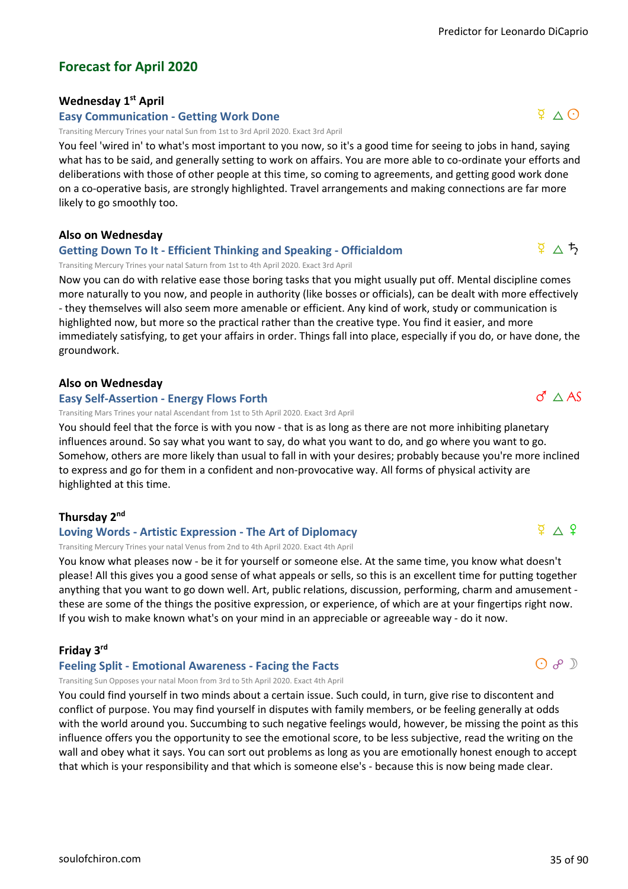## Forecast for April 2020

### Wednesday 1st April

**Easy Communication - Getting Work Done** ☿ △ ☉

Transiting Mercury Trines your natal Sun from 1st to 3rd April 2020. Exact 3rd April

You feel 'wired in' to what's most important to you now, so it's a good time for seeing to jobs in hand, saying what has to be said, and generally setting to work on affairs. You are more able to co-ordinate your efforts and deliberations with those of other people at this time, so coming to agreements, and getting good work done on a co-operative basis, are strongly highlighted. Travel arrangements and making connections are far more likely to go smoothly too.

### Also on Wednesday

**Getting Down To It - Efficient Thinking and Speaking - Officialdom** ☿ △ ♄

Transiting Mercury Trines your natal Saturn from 1st to 4th April 2020. Exact 3rd April

Now you can do with relative ease those boring tasks that you might usually put off. Mental discipline comes more naturally to you now, and people in authority (like bosses or officials), can be dealt with more effectively - they themselves will also seem more amenable or efficient. Any kind of work, study or communication is highlighted now, but more so the practical rather than the creative type. You find it easier, and more immediately satisfying, to get your affairs in order. Things fall into place, especially if you do, or have done, the groundwork.

### Also on Wednesday

**Easy Self-Assertion - Energy Flows Forth** ♂ △ AS

Transiting Mars Trines your natal Ascendant from 1st to 5th April 2020. Exact 3rd April

You should feel that the force is with you now - that is as long as there are not more inhibiting planetary influences around. So say what you want to say, do what you want to do, and go where you want to go. Somehow, others are more likely than usual to fall in with your desires; probably because you're more inclined to express and go for them in a confident and non-provocative way. All forms of physical activity are highlighted at this time.

### Thursday 2nd

**Loving Words - Artistic Expression - The Art of Diplomacy** ☿ △ ♀

Transiting Mercury Trines your natal Venus from 2nd to 4th April 2020. Exact 4th April

You know what pleases now - be it for yourself or someone else. At the same time, you know what doesn't please! All this gives you a good sense of what appeals or sells, so this is an excellent time for putting together anything that you want to go down well. Art, public relations, discussion, performing, charm and amusement - these are some of the things the positive expression, or experience, of which are at your fingertips right now. If you wish to make known what's on your mind in an appreciable or agreeable way - do it now.

### Friday 3rd

**Feeling Split - Emotional Awareness - Facing the Facts** ☉ ☍ ☽

Transiting Sun Opposes your natal Moon from 3rd to 5th April 2020. Exact 4th April

You could find yourself in two minds about a certain issue. Such could, in turn, give rise to discontent and conflict of purpose. You may find yourself in disputes with family members, or be feeling generally at odds with the world around you. Succumbing to such negative feelings would, however, be missing the point as this influence offers you the opportunity to see the emotional score, to be less subjective, read the writing on the wall and obey what it says. You can sort out problems as long as you are emotionally honest enough to accept that which is your responsibility and that which is someone else's - because this is now being made clear.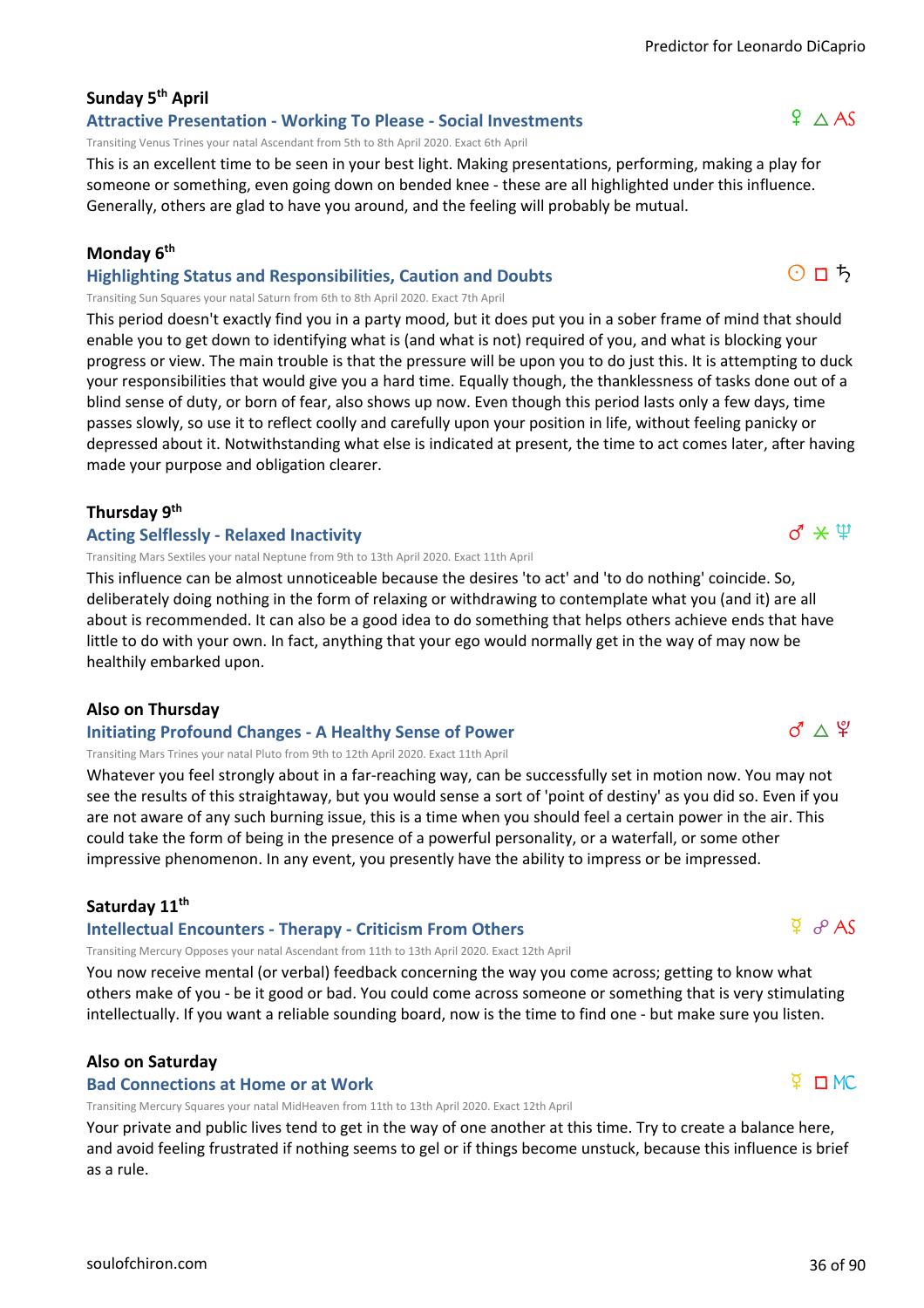### Sunday 5th April

#### Attractive Presentation - Working To Please - Social Investments

♀ △ AS

Transiting Venus Trines your natal Ascendant from 5th to 8th April 2020. Exact 6th April

This is an excellent time to be seen in your best light. Making presentations, performing, making a play for someone or something, even going down on bended knee - these are all highlighted under this influence. Generally, others are glad to have you around, and the feeling will probably be mutual.

### Monday 6th

#### Highlighting Status and Responsibilities, Caution and Doubts

☉ □ ♄

Transiting Sun Squares your natal Saturn from 6th to 8th April 2020. Exact 7th April

This period doesn't exactly find you in a party mood, but it does put you in a sober frame of mind that should enable you to get down to identifying what is (and what is not) required of you, and what is blocking your progress or view. The main trouble is that the pressure will be upon you to do just this. It is attempting to duck your responsibilities that would give you a hard time. Equally though, the thanklessness of tasks done out of a blind sense of duty, or born of fear, also shows up now. Even though this period lasts only a few days, time passes slowly, so use it to reflect coolly and carefully upon your position in life, without feeling panicky or depressed about it. Notwithstanding what else is indicated at present, the time to act comes later, after having made your purpose and obligation clearer.

### Thursday 9th

#### Acting Selflessly - Relaxed Inactivity

♂ ⚹ ♆

Transiting Mars Sextiles your natal Neptune from 9th to 13th April 2020. Exact 11th April

This influence can be almost unnoticeable because the desires 'to act' and 'to do nothing' coincide. So, deliberately doing nothing in the form of relaxing or withdrawing to contemplate what you (and it) are all about is recommended. It can also be a good idea to do something that helps others achieve ends that have little to do with your own. In fact, anything that your ego would normally get in the way of may now be healthily embarked upon.

### Also on Thursday

#### Initiating Profound Changes - A Healthy Sense of Power

♂ △ ♇

Transiting Mars Trines your natal Pluto from 9th to 12th April 2020. Exact 11th April

Whatever you feel strongly about in a far-reaching way, can be successfully set in motion now. You may not see the results of this straightaway, but you would sense a sort of 'point of destiny' as you did so. Even if you are not aware of any such burning issue, this is a time when you should feel a certain power in the air. This could take the form of being in the presence of a powerful personality, or a waterfall, or some other impressive phenomenon. In any event, you presently have the ability to impress or be impressed.

### Saturday 11th

#### Intellectual Encounters - Therapy - Criticism From Others

☿ ☍ AS

Transiting Mercury Opposes your natal Ascendant from 11th to 13th April 2020. Exact 12th April

You now receive mental (or verbal) feedback concerning the way you come across; getting to know what others make of you - be it good or bad. You could come across someone or something that is very stimulating intellectually. If you want a reliable sounding board, now is the time to find one - but make sure you listen.

### Also on Saturday

#### Bad Connections at Home or at Work

☿ □ MC

Transiting Mercury Squares your natal MidHeaven from 11th to 13th April 2020. Exact 12th April

Your private and public lives tend to get in the way of one another at this time. Try to create a balance here, and avoid feeling frustrated if nothing seems to gel or if things become unstuck, because this influence is brief as a rule.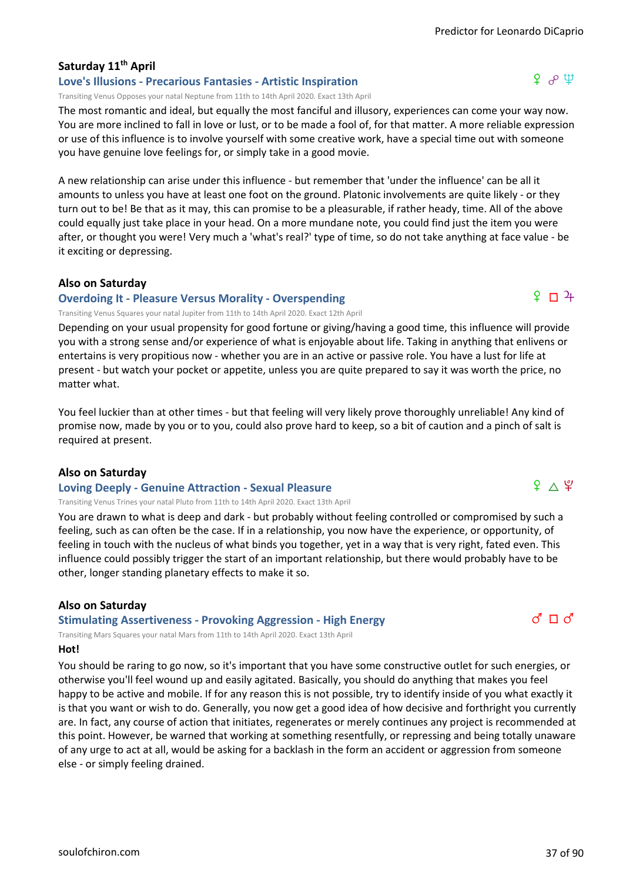### Saturday 11th April

#### Love's Illusions - Precarious Fantasies - Artistic Inspiration

♀ ☍ ♆

Transiting Venus Opposes your natal Neptune from 11th to 14th April 2020. Exact 13th April

The most romantic and ideal, but equally the most fanciful and illusory, experiences can come your way now. You are more inclined to fall in love or lust, or to be made a fool of, for that matter. A more reliable expression or use of this influence is to involve yourself with some creative work, have a special time out with someone you have genuine love feelings for, or simply take in a good movie.

A new relationship can arise under this influence - but remember that 'under the influence' can be all it amounts to unless you have at least one foot on the ground. Platonic involvements are quite likely - or they turn out to be! Be that as it may, this can promise to be a pleasurable, if rather heady, time. All of the above could equally just take place in your head. On a more mundane note, you could find just the item you were after, or thought you were! Very much a 'what's real?' type of time, so do not take anything at face value - be it exciting or depressing.

### Also on Saturday

#### Overdoing It - Pleasure Versus Morality - Overspending

♀ □ ♃

Transiting Venus Squares your natal Jupiter from 11th to 14th April 2020. Exact 12th April

Depending on your usual propensity for good fortune or giving/having a good time, this influence will provide you with a strong sense and/or experience of what is enjoyable about life. Taking in anything that enlivens or entertains is very propitious now - whether you are in an active or passive role. You have a lust for life at present - but watch your pocket or appetite, unless you are quite prepared to say it was worth the price, no matter what.

You feel luckier than at other times - but that feeling will very likely prove thoroughly unreliable! Any kind of promise now, made by you or to you, could also prove hard to keep, so a bit of caution and a pinch of salt is required at present.

### Also on Saturday

#### Loving Deeply - Genuine Attraction - Sexual Pleasure

♀ △ ♇

Transiting Venus Trines your natal Pluto from 11th to 14th April 2020. Exact 13th April

You are drawn to what is deep and dark - but probably without feeling controlled or compromised by such a feeling, such as can often be the case. If in a relationship, you now have the experience, or opportunity, of feeling in touch with the nucleus of what binds you together, yet in a way that is very right, fated even. This influence could possibly trigger the start of an important relationship, but there would probably have to be other, longer standing planetary effects to make it so.

### Also on Saturday

#### Stimulating Assertiveness - Provoking Aggression - High Energy

♂ □ ♂

Transiting Mars Squares your natal Mars from 11th to 14th April 2020. Exact 13th April

**Hot!**

You should be raring to go now, so it's important that you have some constructive outlet for such energies, or otherwise you'll feel wound up and easily agitated. Basically, you should do anything that makes you feel happy to be active and mobile. If for any reason this is not possible, try to identify inside of you what exactly it is that you want or wish to do. Generally, you now get a good idea of how decisive and forthright you currently are. In fact, any course of action that initiates, regenerates or merely continues any project is recommended at this point. However, be warned that working at something resentfully, or repressing and being totally unaware of any urge to act at all, would be asking for a backlash in the form an accident or aggression from someone else - or simply feeling drained.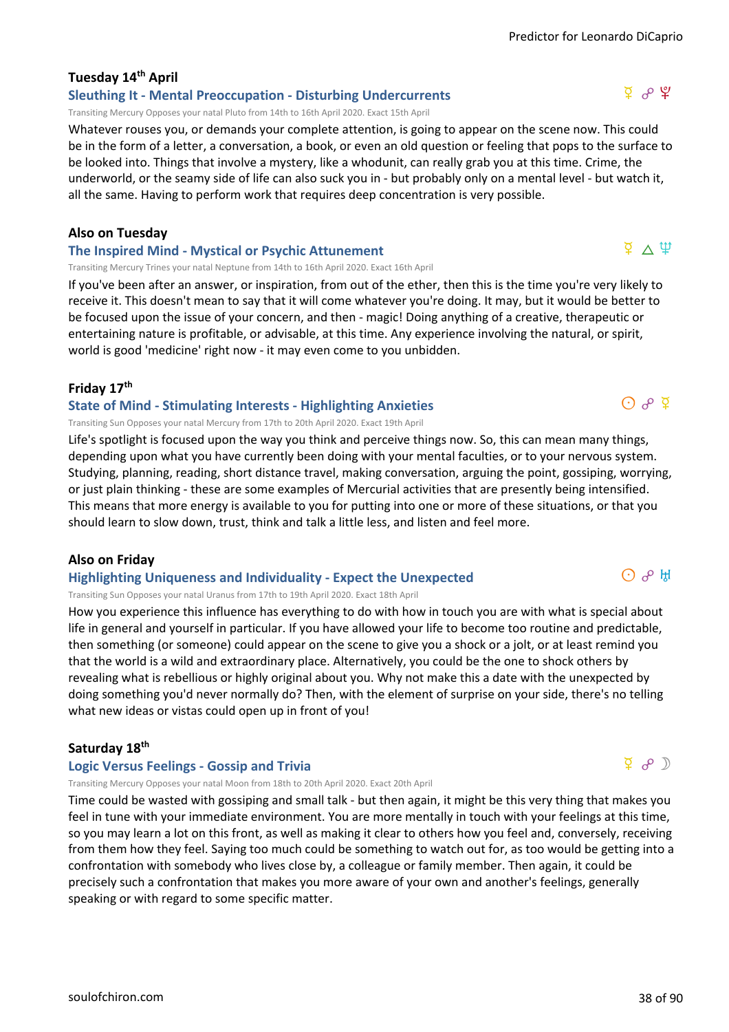### Tuesday 14th April

#### Sleuthing It - Mental Preoccupation - Disturbing Undercurrents

☿ ☍ ♇

Transiting Mercury Opposes your natal Pluto from 14th to 16th April 2020. Exact 15th April

Whatever rouses you, or demands your complete attention, is going to appear on the scene now. This could be in the form of a letter, a conversation, a book, or even an old question or feeling that pops to the surface to be looked into. Things that involve a mystery, like a whodunit, can really grab you at this time. Crime, the underworld, or the seamy side of life can also suck you in - but probably only on a mental level - but watch it, all the same. Having to perform work that requires deep concentration is very possible.

### Also on Tuesday

#### The Inspired Mind - Mystical or Psychic Attunement

☿ △ ♆

Transiting Mercury Trines your natal Neptune from 14th to 16th April 2020. Exact 16th April

If you've been after an answer, or inspiration, from out of the ether, then this is the time you're very likely to receive it. This doesn't mean to say that it will come whatever you're doing. It may, but it would be better to be focused upon the issue of your concern, and then - magic! Doing anything of a creative, therapeutic or entertaining nature is profitable, or advisable, at this time. Any experience involving the natural, or spirit, world is good 'medicine' right now - it may even come to you unbidden.

### Friday 17th

#### State of Mind - Stimulating Interests - Highlighting Anxieties

☉ ☍ ☿

Transiting Sun Opposes your natal Mercury from 17th to 20th April 2020. Exact 19th April

Life's spotlight is focused upon the way you think and perceive things now. So, this can mean many things, depending upon what you have currently been doing with your mental faculties, or to your nervous system. Studying, planning, reading, short distance travel, making conversation, arguing the point, gossiping, worrying, or just plain thinking - these are some examples of Mercurial activities that are presently being intensified. This means that more energy is available to you for putting into one or more of these situations, or that you should learn to slow down, trust, think and talk a little less, and listen and feel more.

### Also on Friday

#### Highlighting Uniqueness and Individuality - Expect the Unexpected

☉ ☍ ♅

Transiting Sun Opposes your natal Uranus from 17th to 19th April 2020. Exact 18th April

How you experience this influence has everything to do with how in touch you are with what is special about life in general and yourself in particular. If you have allowed your life to become too routine and predictable, then something (or someone) could appear on the scene to give you a shock or a jolt, or at least remind you that the world is a wild and extraordinary place. Alternatively, you could be the one to shock others by revealing what is rebellious or highly original about you. Why not make this a date with the unexpected by doing something you'd never normally do? Then, with the element of surprise on your side, there's no telling what new ideas or vistas could open up in front of you!

### Saturday 18th

#### Logic Versus Feelings - Gossip and Trivia

☿ ☍ ☽

Transiting Mercury Opposes your natal Moon from 18th to 20th April 2020. Exact 20th April

Time could be wasted with gossiping and small talk - but then again, it might be this very thing that makes you feel in tune with your immediate environment. You are more mentally in touch with your feelings at this time, so you may learn a lot on this front, as well as making it clear to others how you feel and, conversely, receiving from them how they feel. Saying too much could be something to watch out for, as too would be getting into a confrontation with somebody who lives close by, a colleague or family member. Then again, it could be precisely such a confrontation that makes you more aware of your own and another's feelings, generally speaking or with regard to some specific matter.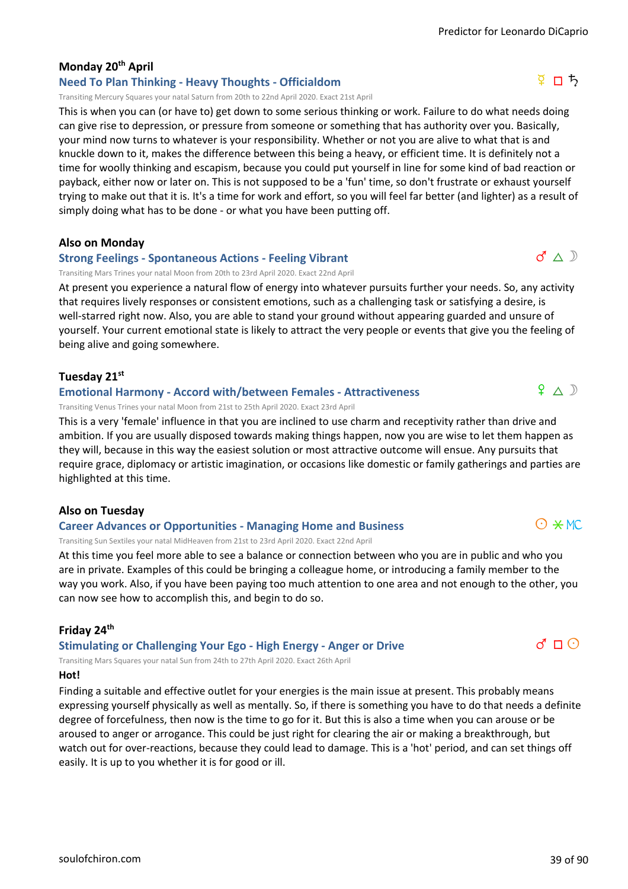### Monday 20th April

#### Need To Plan Thinking - Heavy Thoughts - Officialdom

☿ □ ♄

Transiting Mercury Squares your natal Saturn from 20th to 22nd April 2020. Exact 21st April

This is when you can (or have to) get down to some serious thinking or work. Failure to do what needs doing can give rise to depression, or pressure from someone or something that has authority over you. Basically, your mind now turns to whatever is your responsibility. Whether or not you are alive to what that is and knuckle down to it, makes the difference between this being a heavy, or efficient time. It is definitely not a time for woolly thinking and escapism, because you could put yourself in line for some kind of bad reaction or payback, either now or later on. This is not supposed to be a 'fun' time, so don't frustrate or exhaust yourself trying to make out that it is. It's a time for work and effort, so you will feel far better (and lighter) as a result of simply doing what has to be done - or what you have been putting off.

### Also on Monday

#### Strong Feelings - Spontaneous Actions - Feeling Vibrant

♂ △ ☽

Transiting Mars Trines your natal Moon from 20th to 23rd April 2020. Exact 22nd April

At present you experience a natural flow of energy into whatever pursuits further your needs. So, any activity that requires lively responses or consistent emotions, such as a challenging task or satisfying a desire, is well-starred right now. Also, you are able to stand your ground without appearing guarded and unsure of yourself. Your current emotional state is likely to attract the very people or events that give you the feeling of being alive and going somewhere.

### Tuesday 21st

#### Emotional Harmony - Accord with/between Females - Attractiveness

♀ △ ☽

Transiting Venus Trines your natal Moon from 21st to 25th April 2020. Exact 23rd April

This is a very 'female' influence in that you are inclined to use charm and receptivity rather than drive and ambition. If you are usually disposed towards making things happen, now you are wise to let them happen as they will, because in this way the easiest solution or most attractive outcome will ensue. Any pursuits that require grace, diplomacy or artistic imagination, or occasions like domestic or family gatherings and parties are highlighted at this time.

### Also on Tuesday

#### Career Advances or Opportunities - Managing Home and Business

☉ ⚹ MC

Transiting Sun Sextiles your natal MidHeaven from 21st to 23rd April 2020. Exact 22nd April

At this time you feel more able to see a balance or connection between who you are in public and who you are in private. Examples of this could be bringing a colleague home, or introducing a family member to the way you work. Also, if you have been paying too much attention to one area and not enough to the other, you can now see how to accomplish this, and begin to do so.

### Friday 24th

#### Stimulating or Challenging Your Ego - High Energy - Anger or Drive

♂ □ ☉

Transiting Mars Squares your natal Sun from 24th to 27th April 2020. Exact 26th April

**Hot!**

Finding a suitable and effective outlet for your energies is the main issue at present. This probably means expressing yourself physically as well as mentally. So, if there is something you have to do that needs a definite degree of forcefulness, then now is the time to go for it. But this is also a time when you can arouse or be aroused to anger or arrogance. This could be just right for clearing the air or making a breakthrough, but watch out for over-reactions, because they could lead to damage. This is a 'hot' period, and can set things off easily. It is up to you whether it is for good or ill.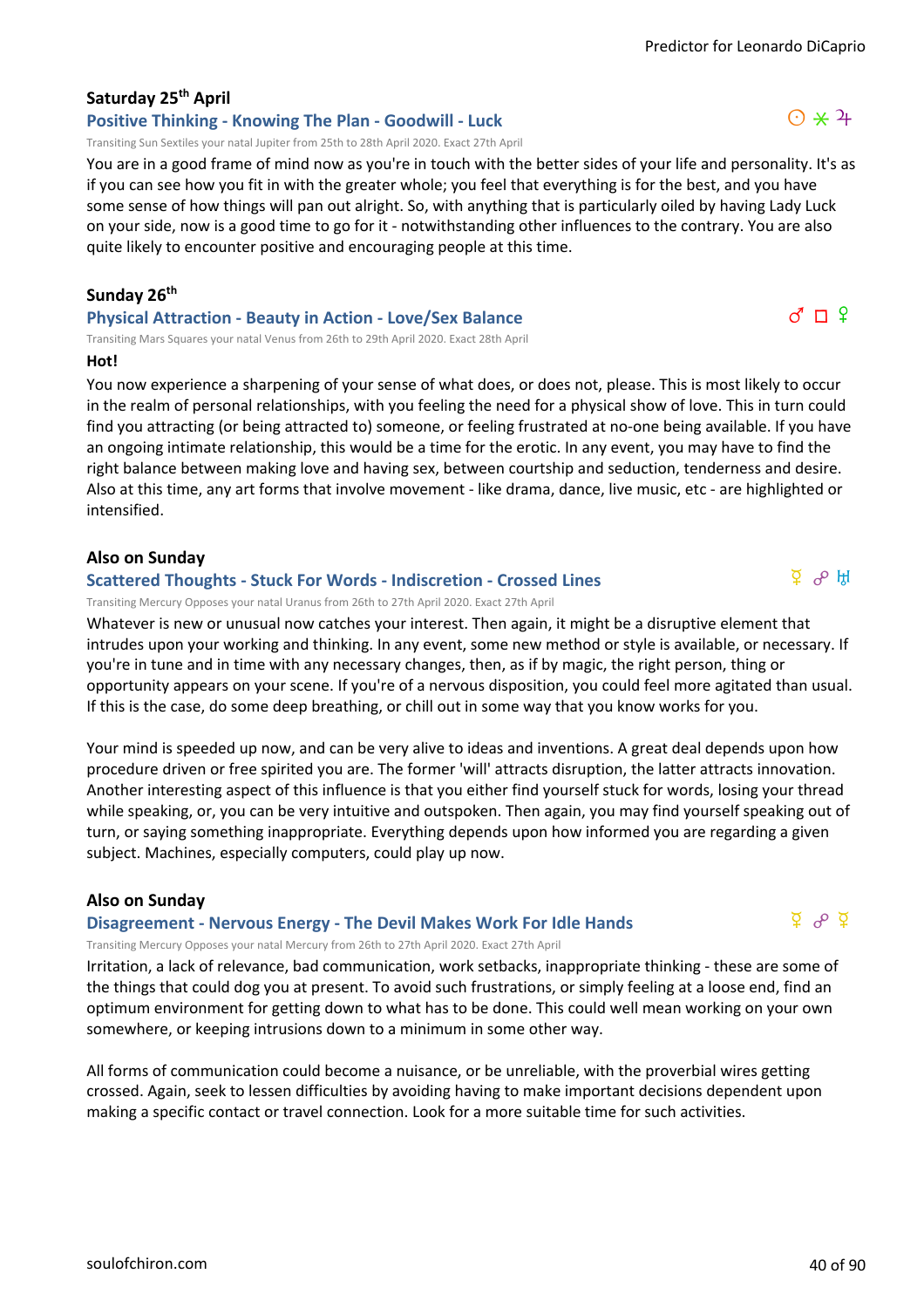### Saturday 25th April

**Positive Thinking - Knowing The Plan - Goodwill - Luck** ☉ ⚹ ♃

Transiting Sun Sextiles your natal Jupiter from 25th to 28th April 2020. Exact 27th April

You are in a good frame of mind now as you're in touch with the better sides of your life and personality. It's as if you can see how you fit in with the greater whole; you feel that everything is for the best, and you have some sense of how things will pan out alright. So, with anything that is particularly oiled by having Lady Luck on your side, now is a good time to go for it - notwithstanding other influences to the contrary. You are also quite likely to encounter positive and encouraging people at this time.

### Sunday 26th

**Physical Attraction - Beauty in Action - Love/Sex Balance** ♂ □ ♀

Transiting Mars Squares your natal Venus from 26th to 29th April 2020. Exact 28th April

**Hot!**

You now experience a sharpening of your sense of what does, or does not, please. This is most likely to occur in the realm of personal relationships, with you feeling the need for a physical show of love. This in turn could find you attracting (or being attracted to) someone, or feeling frustrated at no-one being available. If you have an ongoing intimate relationship, this would be a time for the erotic. In any event, you may have to find the right balance between making love and having sex, between courtship and seduction, tenderness and desire. Also at this time, any art forms that involve movement - like drama, dance, live music, etc - are highlighted or intensified.

### Also on Sunday

**Scattered Thoughts - Stuck For Words - Indiscretion - Crossed Lines** ☿ ☍ ♅

Transiting Mercury Opposes your natal Uranus from 26th to 27th April 2020. Exact 27th April

Whatever is new or unusual now catches your interest. Then again, it might be a disruptive element that intrudes upon your working and thinking. In any event, some new method or style is available, or necessary. If you're in tune and in time with any necessary changes, then, as if by magic, the right person, thing or opportunity appears on your scene. If you're of a nervous disposition, you could feel more agitated than usual. If this is the case, do some deep breathing, or chill out in some way that you know works for you.

Your mind is speeded up now, and can be very alive to ideas and inventions. A great deal depends upon how procedure driven or free spirited you are. The former 'will' attracts disruption, the latter attracts innovation. Another interesting aspect of this influence is that you either find yourself stuck for words, losing your thread while speaking, or, you can be very intuitive and outspoken. Then again, you may find yourself speaking out of turn, or saying something inappropriate. Everything depends upon how informed you are regarding a given subject. Machines, especially computers, could play up now.

### Also on Sunday

**Disagreement - Nervous Energy - The Devil Makes Work For Idle Hands** ☿ ☍ ☿

Transiting Mercury Opposes your natal Mercury from 26th to 27th April 2020. Exact 27th April

Irritation, a lack of relevance, bad communication, work setbacks, inappropriate thinking - these are some of the things that could dog you at present. To avoid such frustrations, or simply feeling at a loose end, find an optimum environment for getting down to what has to be done. This could well mean working on your own somewhere, or keeping intrusions down to a minimum in some other way.

All forms of communication could become a nuisance, or be unreliable, with the proverbial wires getting crossed. Again, seek to lessen difficulties by avoiding having to make important decisions dependent upon making a specific contact or travel connection. Look for a more suitable time for such activities.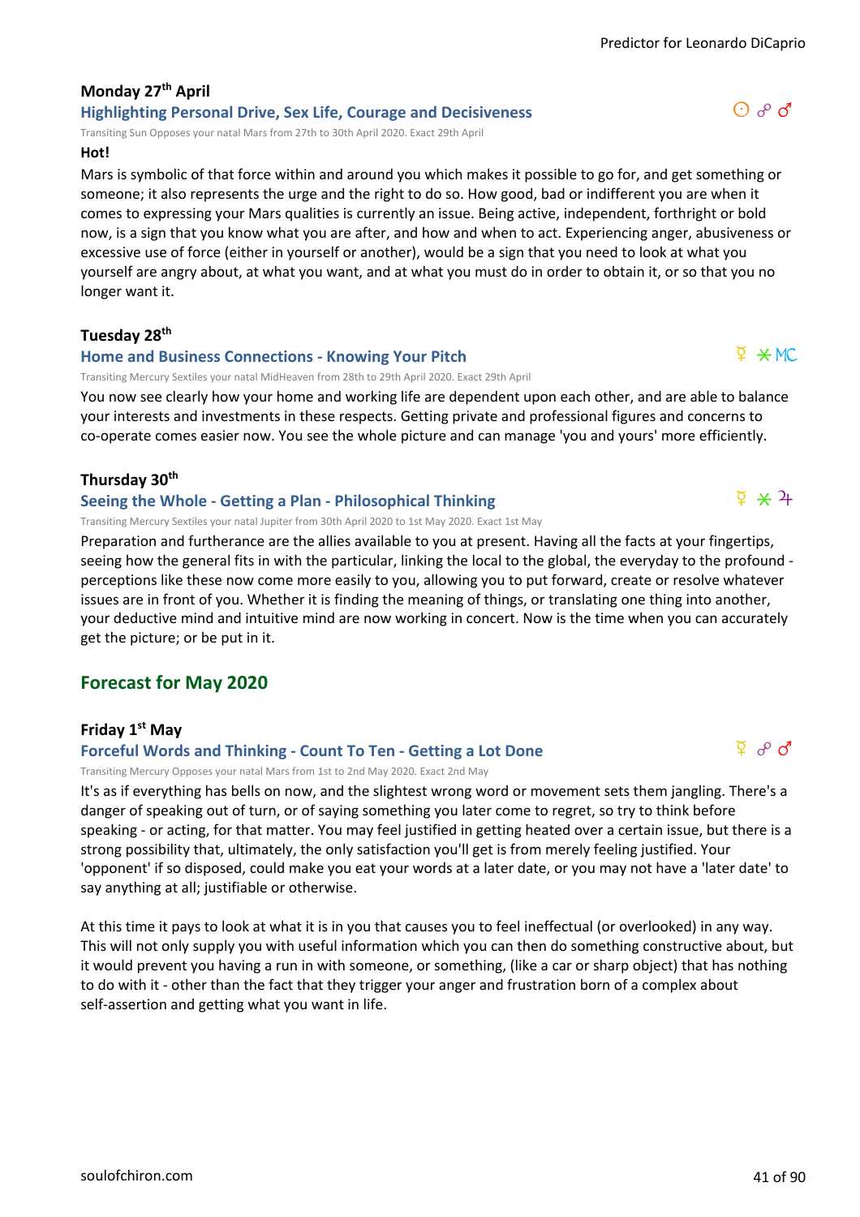### Monday 27th April

**Highlighting Personal Drive, Sex Life, Courage and Decisiveness** ☉ ☍ ♂

Transiting Sun Opposes your natal Mars from 27th to 30th April 2020. Exact 29th April

**Hot!**

Mars is symbolic of that force within and around you which makes it possible to go for, and get something or someone; it also represents the urge and the right to do so. How good, bad or indifferent you are when it comes to expressing your Mars qualities is currently an issue. Being active, independent, forthright or bold now, is a sign that you know what you are after, and how and when to act. Experiencing anger, abusiveness or excessive use of force (either in yourself or another), would be a sign that you need to look at what you yourself are angry about, at what you want, and at what you must do in order to obtain it, or so that you no longer want it.

### Tuesday 28th

**Home and Business Connections - Knowing Your Pitch** ☿ ⚹ MC

Transiting Mercury Sextiles your natal MidHeaven from 28th to 29th April 2020. Exact 29th April

You now see clearly how your home and working life are dependent upon each other, and are able to balance your interests and investments in these respects. Getting private and professional figures and concerns to co-operate comes easier now. You see the whole picture and can manage 'you and yours' more efficiently.

### Thursday 30th

**Seeing the Whole - Getting a Plan - Philosophical Thinking** ☿ ⚹ ♃

Transiting Mercury Sextiles your natal Jupiter from 30th April 2020 to 1st May 2020. Exact 1st May

Preparation and furtherance are the allies available to you at present. Having all the facts at your fingertips, seeing how the general fits in with the particular, linking the local to the global, the everyday to the profound - perceptions like these now come more easily to you, allowing you to put forward, create or resolve whatever issues are in front of you. Whether it is finding the meaning of things, or translating one thing into another, your deductive mind and intuitive mind are now working in concert. Now is the time when you can accurately get the picture; or be put in it.

## Forecast for May 2020

### Friday 1st May

**Forceful Words and Thinking - Count To Ten - Getting a Lot Done** ☿ ☍ ♂

Transiting Mercury Opposes your natal Mars from 1st to 2nd May 2020. Exact 2nd May

It's as if everything has bells on now, and the slightest wrong word or movement sets them jangling. There's a danger of speaking out of turn, or of saying something you later come to regret, so try to think before speaking - or acting, for that matter. You may feel justified in getting heated over a certain issue, but there is a strong possibility that, ultimately, the only satisfaction you'll get is from merely feeling justified. Your 'opponent' if so disposed, could make you eat your words at a later date, or you may not have a 'later date' to say anything at all; justifiable or otherwise.

At this time it pays to look at what it is in you that causes you to feel ineffectual (or overlooked) in any way. This will not only supply you with useful information which you can then do something constructive about, but it would prevent you having a run in with someone, or something, (like a car or sharp object) that has nothing to do with it - other than the fact that they trigger your anger and frustration born of a complex about self-assertion and getting what you want in life.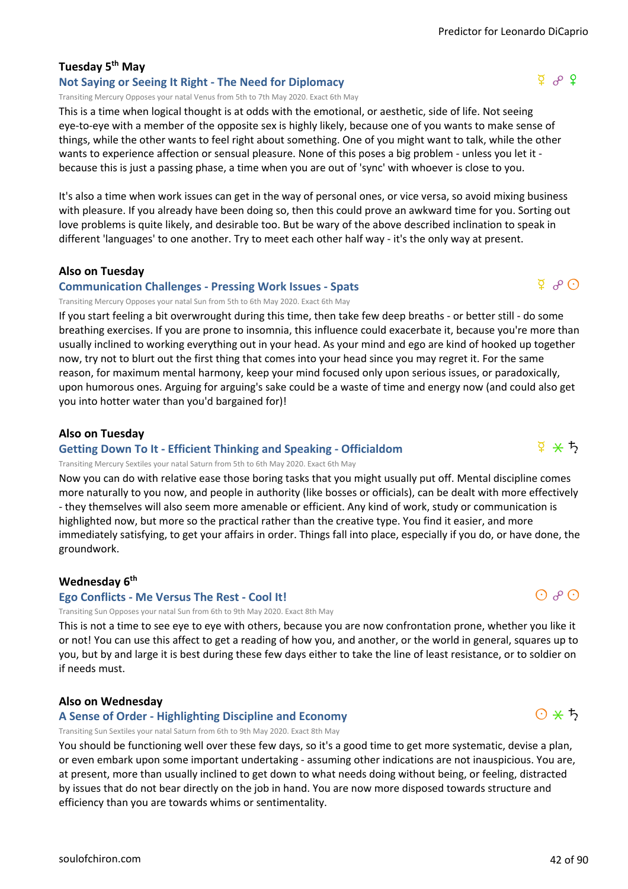**Tuesday 5th May**

### Not Saying or Seeing It Right - The Need for Diplomacy

☿ ☍ ♀

Transiting Mercury Opposes your natal Venus from 5th to 7th May 2020. Exact 6th May

This is a time when logical thought is at odds with the emotional, or aesthetic, side of life. Not seeing eye-to-eye with a member of the opposite sex is highly likely, because one of you wants to make sense of things, while the other wants to feel right about something. One of you might want to talk, while the other wants to experience affection or sensual pleasure. None of this poses a big problem - unless you let it - because this is just a passing phase, a time when you are out of 'sync' with whoever is close to you.

It's also a time when work issues can get in the way of personal ones, or vice versa, so avoid mixing business with pleasure. If you already have been doing so, then this could prove an awkward time for you. Sorting out love problems is quite likely, and desirable too. But be wary of the above described inclination to speak in different 'languages' to one another. Try to meet each other half way - it's the only way at present.

**Also on Tuesday**

### Communication Challenges - Pressing Work Issues - Spats

☿ ☍ ☉

Transiting Mercury Opposes your natal Sun from 5th to 6th May 2020. Exact 6th May

If you start feeling a bit overwrought during this time, then take few deep breaths - or better still - do some breathing exercises. If you are prone to insomnia, this influence could exacerbate it, because you're more than usually inclined to working everything out in your head. As your mind and ego are kind of hooked up together now, try not to blurt out the first thing that comes into your head since you may regret it. For the same reason, for maximum mental harmony, keep your mind focused only upon serious issues, or paradoxically, upon humorous ones. Arguing for arguing's sake could be a waste of time and energy now (and could also get you into hotter water than you'd bargained for)!

**Also on Tuesday**

### Getting Down To It - Efficient Thinking and Speaking - Officialdom

☿ ⚹ ♄

Transiting Mercury Sextiles your natal Saturn from 5th to 6th May 2020. Exact 6th May

Now you can do with relative ease those boring tasks that you might usually put off. Mental discipline comes more naturally to you now, and people in authority (like bosses or officials), can be dealt with more effectively - they themselves will also seem more amenable or efficient. Any kind of work, study or communication is highlighted now, but more so the practical rather than the creative type. You find it easier, and more immediately satisfying, to get your affairs in order. Things fall into place, especially if you do, or have done, the groundwork.

**Wednesday 6th**

### Ego Conflicts - Me Versus The Rest - Cool It!

☉ ☍ ☉

Transiting Sun Opposes your natal Sun from 6th to 9th May 2020. Exact 8th May

This is not a time to see eye to eye with others, because you are now confrontation prone, whether you like it or not! You can use this affect to get a reading of how you, and another, or the world in general, squares up to you, but by and large it is best during these few days either to take the line of least resistance, or to soldier on if needs must.

**Also on Wednesday**

### A Sense of Order - Highlighting Discipline and Economy

☉ ⚹ ♄

Transiting Sun Sextiles your natal Saturn from 6th to 9th May 2020. Exact 8th May

You should be functioning well over these few days, so it's a good time to get more systematic, devise a plan, or even embark upon some important undertaking - assuming other indications are not inauspicious. You are, at present, more than usually inclined to get down to what needs doing without being, or feeling, distracted by issues that do not bear directly on the job in hand. You are now more disposed towards structure and efficiency than you are towards whims or sentimentality.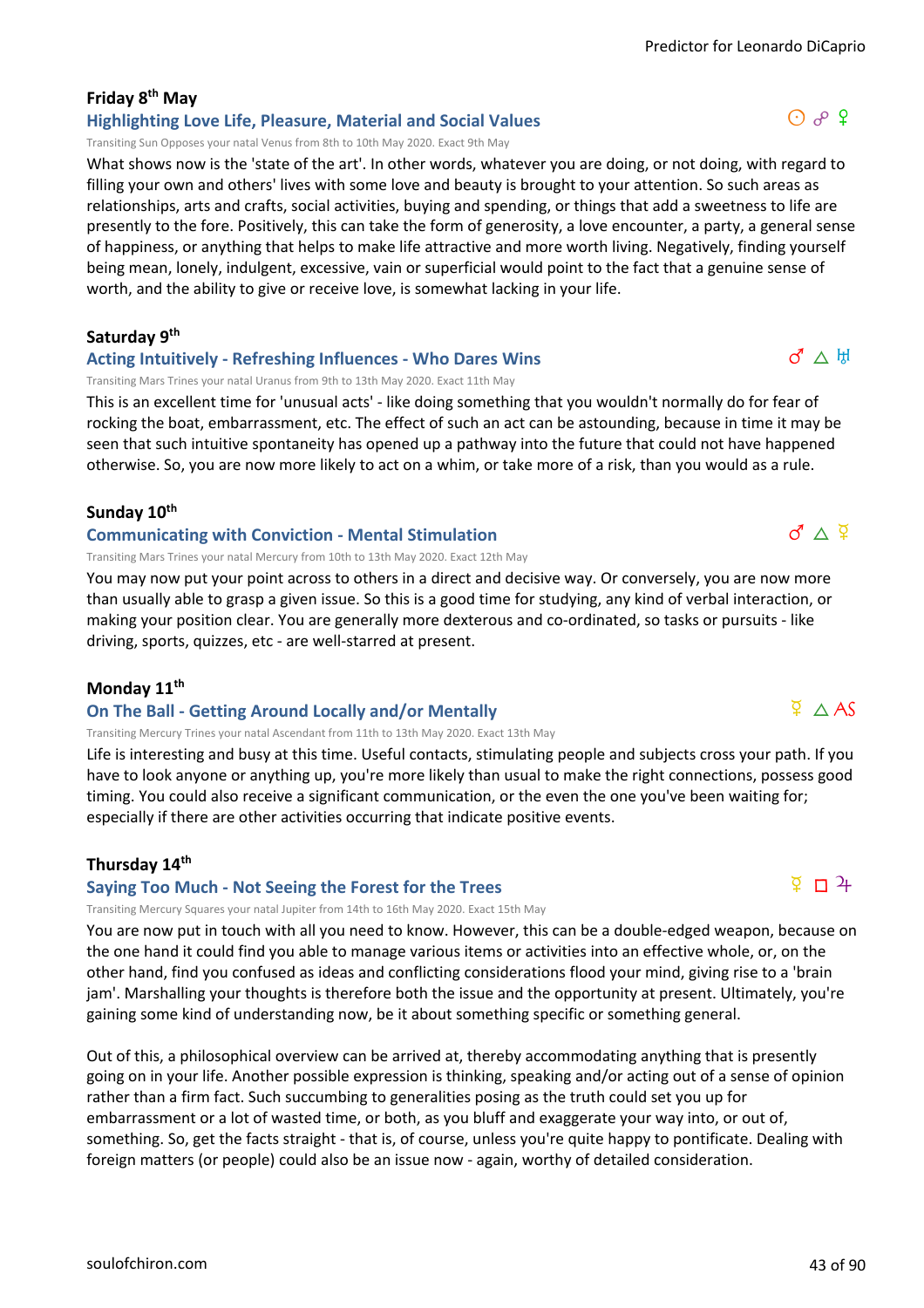### Friday 8th May

#### Highlighting Love Life, Pleasure, Material and Social Values ☉ ☍ ♀

Transiting Sun Opposes your natal Venus from 8th to 10th May 2020. Exact 9th May

What shows now is the 'state of the art'. In other words, whatever you are doing, or not doing, with regard to filling your own and others' lives with some love and beauty is brought to your attention. So such areas as relationships, arts and crafts, social activities, buying and spending, or things that add a sweetness to life are presently to the fore. Positively, this can take the form of generosity, a love encounter, a party, a general sense of happiness, or anything that helps to make life attractive and more worth living. Negatively, finding yourself being mean, lonely, indulgent, excessive, vain or superficial would point to the fact that a genuine sense of worth, and the ability to give or receive love, is somewhat lacking in your life.

### Saturday 9th

#### Acting Intuitively - Refreshing Influences - Who Dares Wins ♂ △ ♅

Transiting Mars Trines your natal Uranus from 9th to 13th May 2020. Exact 11th May

This is an excellent time for 'unusual acts' - like doing something that you wouldn't normally do for fear of rocking the boat, embarrassment, etc. The effect of such an act can be astounding, because in time it may be seen that such intuitive spontaneity has opened up a pathway into the future that could not have happened otherwise. So, you are now more likely to act on a whim, or take more of a risk, than you would as a rule.

### Sunday 10th

#### Communicating with Conviction - Mental Stimulation ♂ △ ☿

Transiting Mars Trines your natal Mercury from 10th to 13th May 2020. Exact 12th May

You may now put your point across to others in a direct and decisive way. Or conversely, you are now more than usually able to grasp a given issue. So this is a good time for studying, any kind of verbal interaction, or making your position clear. You are generally more dexterous and co-ordinated, so tasks or pursuits - like driving, sports, quizzes, etc - are well-starred at present.

### Monday 11th

#### On The Ball - Getting Around Locally and/or Mentally ☿ △ AS

Transiting Mercury Trines your natal Ascendant from 11th to 13th May 2020. Exact 13th May

Life is interesting and busy at this time. Useful contacts, stimulating people and subjects cross your path. If you have to look anyone or anything up, you're more likely than usual to make the right connections, possess good timing. You could also receive a significant communication, or the even the one you've been waiting for; especially if there are other activities occurring that indicate positive events.

### Thursday 14th

#### Saying Too Much - Not Seeing the Forest for the Trees ☿ □ ♃

Transiting Mercury Squares your natal Jupiter from 14th to 16th May 2020. Exact 15th May

You are now put in touch with all you need to know. However, this can be a double-edged weapon, because on the one hand it could find you able to manage various items or activities into an effective whole, or, on the other hand, find you confused as ideas and conflicting considerations flood your mind, giving rise to a 'brain jam'. Marshalling your thoughts is therefore both the issue and the opportunity at present. Ultimately, you're gaining some kind of understanding now, be it about something specific or something general.

Out of this, a philosophical overview can be arrived at, thereby accommodating anything that is presently going on in your life. Another possible expression is thinking, speaking and/or acting out of a sense of opinion rather than a firm fact. Such succumbing to generalities posing as the truth could set you up for embarrassment or a lot of wasted time, or both, as you bluff and exaggerate your way into, or out of, something. So, get the facts straight - that is, of course, unless you're quite happy to pontificate. Dealing with foreign matters (or people) could also be an issue now - again, worthy of detailed consideration.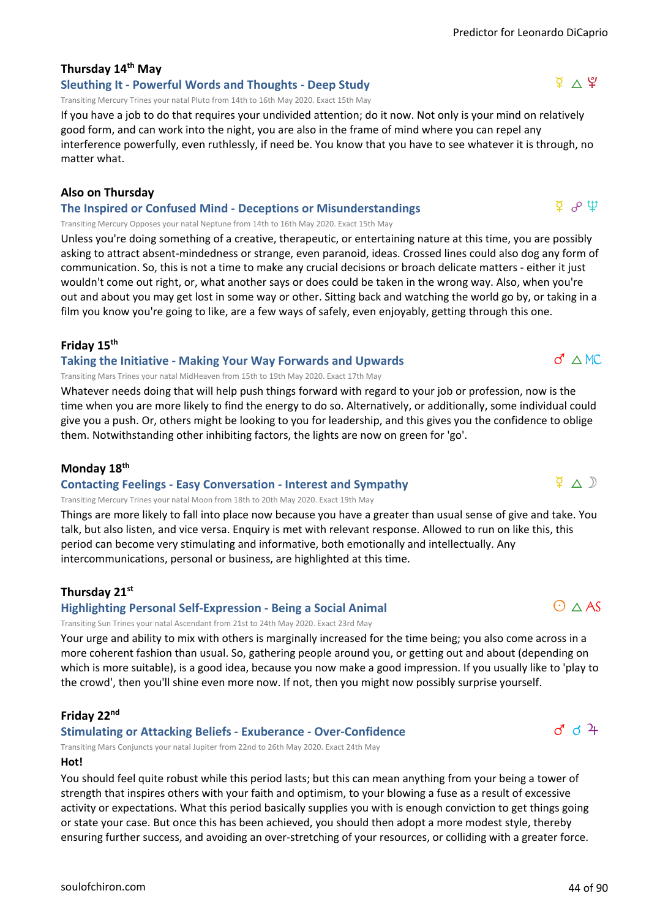### Thursday 14th May

**Sleuthing It - Powerful Words and Thoughts - Deep Study** ☿ △ ♇

Transiting Mercury Trines your natal Pluto from 14th to 16th May 2020. Exact 15th May

If you have a job to do that requires your undivided attention; do it now. Not only is your mind on relatively good form, and can work into the night, you are also in the frame of mind where you can repel any interference powerfully, even ruthlessly, if need be. You know that you have to see whatever it is through, no matter what.

### Also on Thursday

**The Inspired or Confused Mind - Deceptions or Misunderstandings** ☿ ☍ ♆

Transiting Mercury Opposes your natal Neptune from 14th to 16th May 2020. Exact 15th May

Unless you're doing something of a creative, therapeutic, or entertaining nature at this time, you are possibly asking to attract absent-mindedness or strange, even paranoid, ideas. Crossed lines could also dog any form of communication. So, this is not a time to make any crucial decisions or broach delicate matters - either it just wouldn't come out right, or, what another says or does could be taken in the wrong way. Also, when you're out and about you may get lost in some way or other. Sitting back and watching the world go by, or taking in a film you know you're going to like, are a few ways of safely, even enjoyably, getting through this one.

### Friday 15th

**Taking the Initiative - Making Your Way Forwards and Upwards** ♂ △ MC

Transiting Mars Trines your natal MidHeaven from 15th to 19th May 2020. Exact 17th May

Whatever needs doing that will help push things forward with regard to your job or profession, now is the time when you are more likely to find the energy to do so. Alternatively, or additionally, some individual could give you a push. Or, others might be looking to you for leadership, and this gives you the confidence to oblige them. Notwithstanding other inhibiting factors, the lights are now on green for 'go'.

### Monday 18th

**Contacting Feelings - Easy Conversation - Interest and Sympathy** ☿ △ ☽

Transiting Mercury Trines your natal Moon from 18th to 20th May 2020. Exact 19th May

Things are more likely to fall into place now because you have a greater than usual sense of give and take. You talk, but also listen, and vice versa. Enquiry is met with relevant response. Allowed to run on like this, this period can become very stimulating and informative, both emotionally and intellectually. Any intercommunications, personal or business, are highlighted at this time.

### Thursday 21st

**Highlighting Personal Self-Expression - Being a Social Animal** ☉ △ AS

Transiting Sun Trines your natal Ascendant from 21st to 24th May 2020. Exact 23rd May

Your urge and ability to mix with others is marginally increased for the time being; you also come across in a more coherent fashion than usual. So, gathering people around you, or getting out and about (depending on which is more suitable), is a good idea, because you now make a good impression. If you usually like to 'play to the crowd', then you'll shine even more now. If not, then you might now possibly surprise yourself.

### Friday 22nd

**Stimulating or Attacking Beliefs - Exuberance - Over-Confidence** ♂ ☌ ♃

Transiting Mars Conjuncts your natal Jupiter from 22nd to 26th May 2020. Exact 24th May

**Hot!**

You should feel quite robust while this period lasts; but this can mean anything from your being a tower of strength that inspires others with your faith and optimism, to your blowing a fuse as a result of excessive activity or expectations. What this period basically supplies you with is enough conviction to get things going or state your case. But once this has been achieved, you should then adopt a more modest style, thereby ensuring further success, and avoiding an over-stretching of your resources, or colliding with a greater force.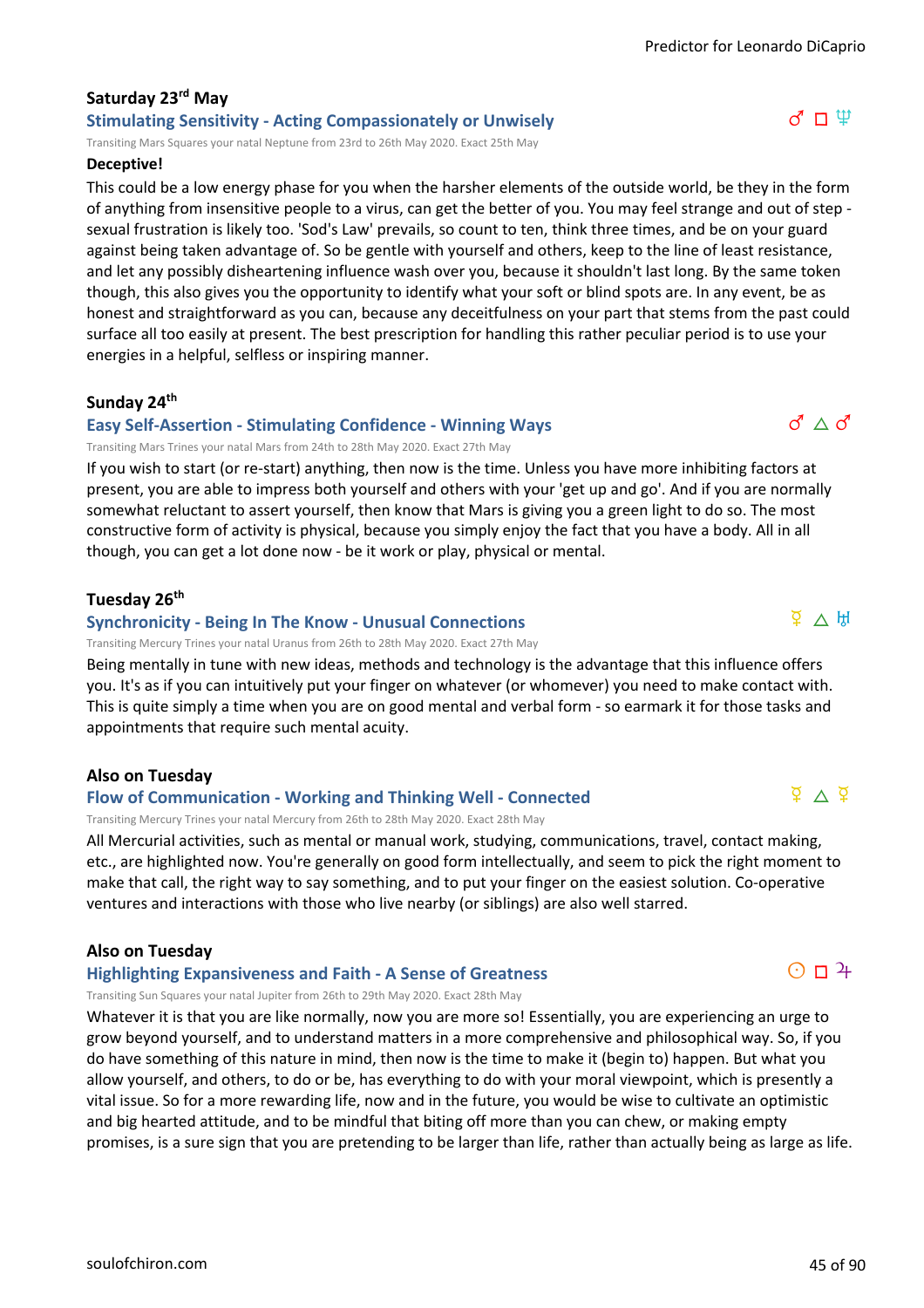### Saturday 23rd May

#### Stimulating Sensitivity - Acting Compassionately or Unwisely

♂ □ ♆

Transiting Mars Squares your natal Neptune from 23rd to 26th May 2020. Exact 25th May

**Deceptive!**

This could be a low energy phase for you when the harsher elements of the outside world, be they in the form of anything from insensitive people to a virus, can get the better of you. You may feel strange and out of step - sexual frustration is likely too. 'Sod's Law' prevails, so count to ten, think three times, and be on your guard against being taken advantage of. So be gentle with yourself and others, keep to the line of least resistance, and let any possibly disheartening influence wash over you, because it shouldn't last long. By the same token though, this also gives you the opportunity to identify what your soft or blind spots are. In any event, be as honest and straightforward as you can, because any deceitfulness on your part that stems from the past could surface all too easily at present. The best prescription for handling this rather peculiar period is to use your energies in a helpful, selfless or inspiring manner.

### Sunday 24th

#### Easy Self-Assertion - Stimulating Confidence - Winning Ways

♂ △ ♂

Transiting Mars Trines your natal Mars from 24th to 28th May 2020. Exact 27th May

If you wish to start (or re-start) anything, then now is the time. Unless you have more inhibiting factors at present, you are able to impress both yourself and others with your 'get up and go'. And if you are normally somewhat reluctant to assert yourself, then know that Mars is giving you a green light to do so. The most constructive form of activity is physical, because you simply enjoy the fact that you have a body. All in all though, you can get a lot done now - be it work or play, physical or mental.

### Tuesday 26th

#### Synchronicity - Being In The Know - Unusual Connections

☿ △ ♅

Transiting Mercury Trines your natal Uranus from 26th to 28th May 2020. Exact 27th May

Being mentally in tune with new ideas, methods and technology is the advantage that this influence offers you. It's as if you can intuitively put your finger on whatever (or whomever) you need to make contact with. This is quite simply a time when you are on good mental and verbal form - so earmark it for those tasks and appointments that require such mental acuity.

### Also on Tuesday

#### Flow of Communication - Working and Thinking Well - Connected

☿ △ ☿

Transiting Mercury Trines your natal Mercury from 26th to 28th May 2020. Exact 28th May

All Mercurial activities, such as mental or manual work, studying, communications, travel, contact making, etc., are highlighted now. You're generally on good form intellectually, and seem to pick the right moment to make that call, the right way to say something, and to put your finger on the easiest solution. Co-operative ventures and interactions with those who live nearby (or siblings) are also well starred.

### Also on Tuesday

#### Highlighting Expansiveness and Faith - A Sense of Greatness

☉ □ ♃

Transiting Sun Squares your natal Jupiter from 26th to 29th May 2020. Exact 28th May

Whatever it is that you are like normally, now you are more so! Essentially, you are experiencing an urge to grow beyond yourself, and to understand matters in a more comprehensive and philosophical way. So, if you do have something of this nature in mind, then now is the time to make it (begin to) happen. But what you allow yourself, and others, to do or be, has everything to do with your moral viewpoint, which is presently a vital issue. So for a more rewarding life, now and in the future, you would be wise to cultivate an optimistic and big hearted attitude, and to be mindful that biting off more than you can chew, or making empty promises, is a sure sign that you are pretending to be larger than life, rather than actually being as large as life.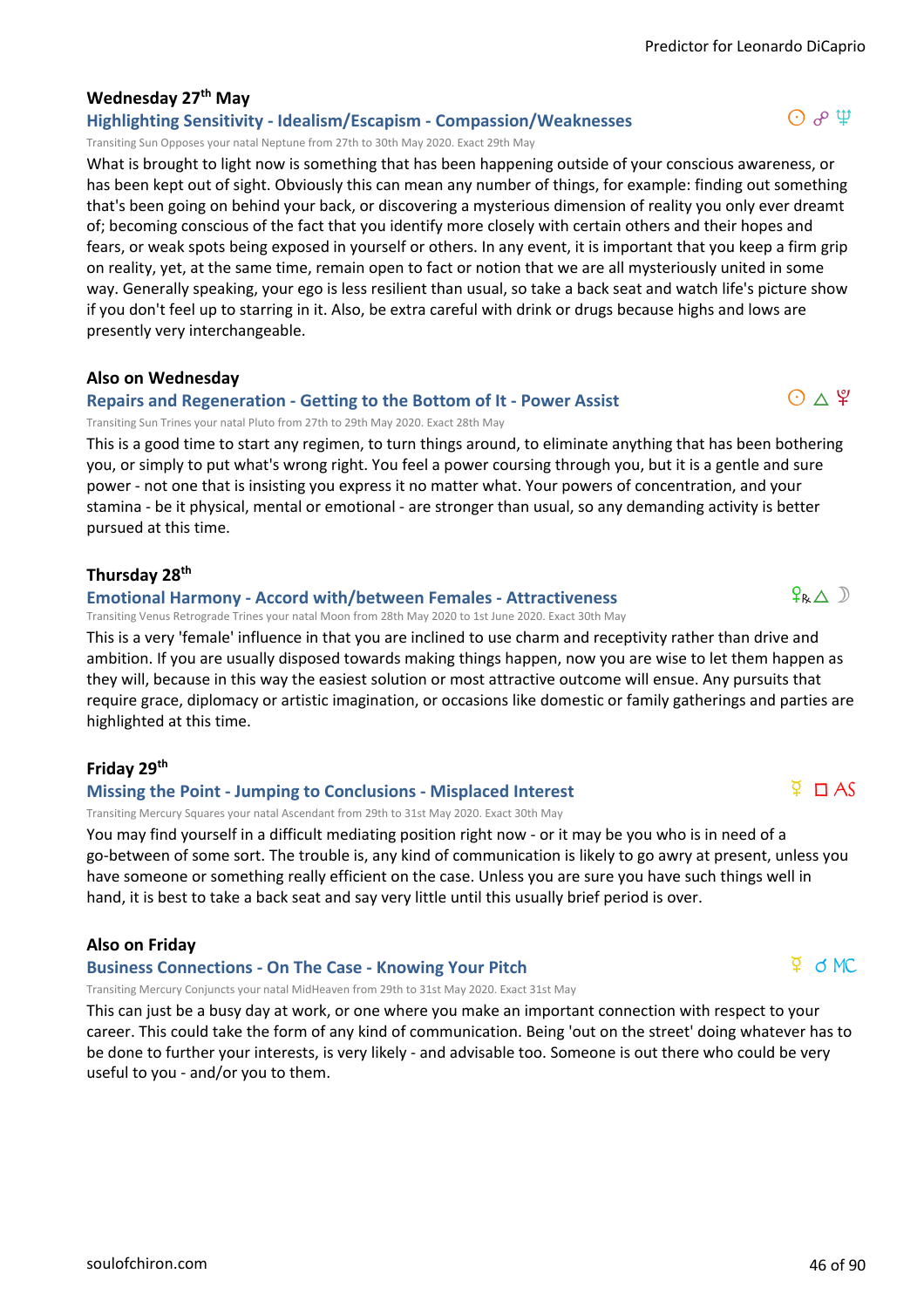### Wednesday 27th May

#### Highlighting Sensitivity - Idealism/Escapism - Compassion/Weaknesses

☉ ☍ ♆

Transiting Sun Opposes your natal Neptune from 27th to 30th May 2020. Exact 29th May

What is brought to light now is something that has been happening outside of your conscious awareness, or has been kept out of sight. Obviously this can mean any number of things, for example: finding out something that's been going on behind your back, or discovering a mysterious dimension of reality you only ever dreamt of; becoming conscious of the fact that you identify more closely with certain others and their hopes and fears, or weak spots being exposed in yourself or others. In any event, it is important that you keep a firm grip on reality, yet, at the same time, remain open to fact or notion that we are all mysteriously united in some way. Generally speaking, your ego is less resilient than usual, so take a back seat and watch life's picture show if you don't feel up to starring in it. Also, be extra careful with drink or drugs because highs and lows are presently very interchangeable.

### Also on Wednesday

#### Repairs and Regeneration - Getting to the Bottom of It - Power Assist

☉ △ ♇

Transiting Sun Trines your natal Pluto from 27th to 29th May 2020. Exact 28th May

This is a good time to start any regimen, to turn things around, to eliminate anything that has been bothering you, or simply to put what's wrong right. You feel a power coursing through you, but it is a gentle and sure power - not one that is insisting you express it no matter what. Your powers of concentration, and your stamina - be it physical, mental or emotional - are stronger than usual, so any demanding activity is better pursued at this time.

### Thursday 28th

#### Emotional Harmony - Accord with/between Females - Attractiveness

♀℞ △ ☽

Transiting Venus Retrograde Trines your natal Moon from 28th May 2020 to 1st June 2020. Exact 30th May

This is a very 'female' influence in that you are inclined to use charm and receptivity rather than drive and ambition. If you are usually disposed towards making things happen, now you are wise to let them happen as they will, because in this way the easiest solution or most attractive outcome will ensue. Any pursuits that require grace, diplomacy or artistic imagination, or occasions like domestic or family gatherings and parties are highlighted at this time.

### Friday 29th

#### Missing the Point - Jumping to Conclusions - Misplaced Interest

☿ □ AS

Transiting Mercury Squares your natal Ascendant from 29th to 31st May 2020. Exact 30th May

You may find yourself in a difficult mediating position right now - or it may be you who is in need of a go-between of some sort. The trouble is, any kind of communication is likely to go awry at present, unless you have someone or something really efficient on the case. Unless you are sure you have such things well in hand, it is best to take a back seat and say very little until this usually brief period is over.

### Also on Friday

#### Business Connections - On The Case - Knowing Your Pitch

☿ ☌ MC

Transiting Mercury Conjuncts your natal MidHeaven from 29th to 31st May 2020. Exact 31st May

This can just be a busy day at work, or one where you make an important connection with respect to your career. This could take the form of any kind of communication. Being 'out on the street' doing whatever has to be done to further your interests, is very likely - and advisable too. Someone is out there who could be very useful to you - and/or you to them.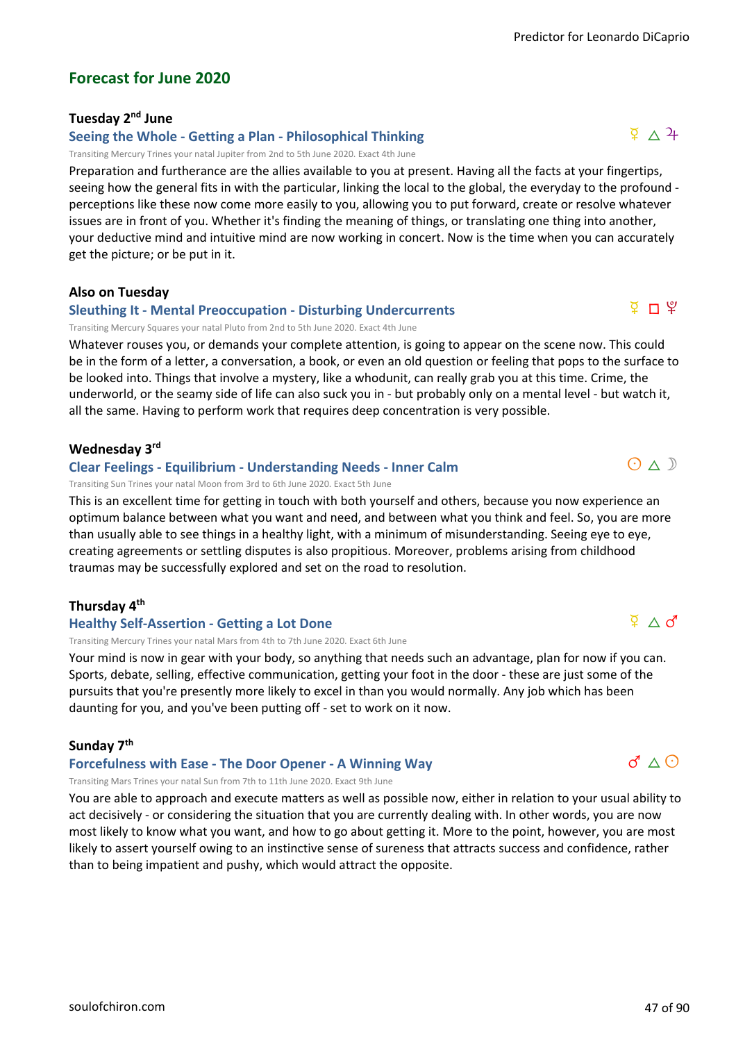## Forecast for June 2020

### Tuesday 2nd June

**Seeing the Whole - Getting a Plan - Philosophical Thinking** ☿ △ ♃

Transiting Mercury Trines your natal Jupiter from 2nd to 5th June 2020. Exact 4th June

Preparation and furtherance are the allies available to you at present. Having all the facts at your fingertips, seeing how the general fits in with the particular, linking the local to the global, the everyday to the profound - perceptions like these now come more easily to you, allowing you to put forward, create or resolve whatever issues are in front of you. Whether it's finding the meaning of things, or translating one thing into another, your deductive mind and intuitive mind are now working in concert. Now is the time when you can accurately get the picture; or be put in it.

### Also on Tuesday

**Sleuthing It - Mental Preoccupation - Disturbing Undercurrents** ☿ □ ♇

Transiting Mercury Squares your natal Pluto from 2nd to 5th June 2020. Exact 4th June

Whatever rouses you, or demands your complete attention, is going to appear on the scene now. This could be in the form of a letter, a conversation, a book, or even an old question or feeling that pops to the surface to be looked into. Things that involve a mystery, like a whodunit, can really grab you at this time. Crime, the underworld, or the seamy side of life can also suck you in - but probably only on a mental level - but watch it, all the same. Having to perform work that requires deep concentration is very possible.

### Wednesday 3rd

**Clear Feelings - Equilibrium - Understanding Needs - Inner Calm** ☉ △ ☽

Transiting Sun Trines your natal Moon from 3rd to 6th June 2020. Exact 5th June

This is an excellent time for getting in touch with both yourself and others, because you now experience an optimum balance between what you want and need, and between what you think and feel. So, you are more than usually able to see things in a healthy light, with a minimum of misunderstanding. Seeing eye to eye, creating agreements or settling disputes is also propitious. Moreover, problems arising from childhood traumas may be successfully explored and set on the road to resolution.

### Thursday 4th

**Healthy Self-Assertion - Getting a Lot Done** ☿ △ ♂

Transiting Mercury Trines your natal Mars from 4th to 7th June 2020. Exact 6th June

Your mind is now in gear with your body, so anything that needs such an advantage, plan for now if you can. Sports, debate, selling, effective communication, getting your foot in the door - these are just some of the pursuits that you're presently more likely to excel in than you would normally. Any job which has been daunting for you, and you've been putting off - set to work on it now.

### Sunday 7th

**Forcefulness with Ease - The Door Opener - A Winning Way** ♂ △ ☉

Transiting Mars Trines your natal Sun from 7th to 11th June 2020. Exact 9th June

You are able to approach and execute matters as well as possible now, either in relation to your usual ability to act decisively - or considering the situation that you are currently dealing with. In other words, you are now most likely to know what you want, and how to go about getting it. More to the point, however, you are most likely to assert yourself owing to an instinctive sense of sureness that attracts success and confidence, rather than to being impatient and pushy, which would attract the opposite.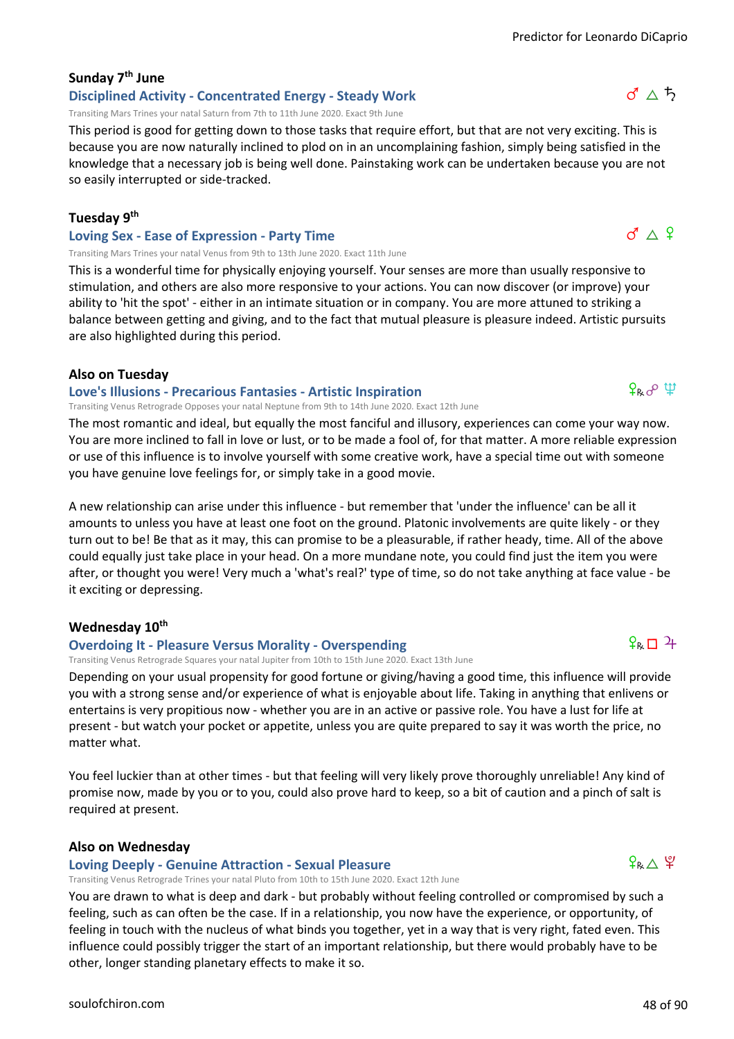**Sunday 7th June**

### Disciplined Activity - Concentrated Energy - Steady Work

♂ △ ♄

Transiting Mars Trines your natal Saturn from 7th to 11th June 2020. Exact 9th June

This period is good for getting down to those tasks that require effort, but that are not very exciting. This is because you are now naturally inclined to plod on in an uncomplaining fashion, simply being satisfied in the knowledge that a necessary job is being well done. Painstaking work can be undertaken because you are not so easily interrupted or side-tracked.

**Tuesday 9th**

### Loving Sex - Ease of Expression - Party Time

♂ △ ♀

Transiting Mars Trines your natal Venus from 9th to 13th June 2020. Exact 11th June

This is a wonderful time for physically enjoying yourself. Your senses are more than usually responsive to stimulation, and others are also more responsive to your actions. You can now discover (or improve) your ability to 'hit the spot' - either in an intimate situation or in company. You are more attuned to striking a balance between getting and giving, and to the fact that mutual pleasure is pleasure indeed. Artistic pursuits are also highlighted during this period.

**Also on Tuesday**

### Love's Illusions - Precarious Fantasies - Artistic Inspiration

♀℞ ☍ ♆

Transiting Venus Retrograde Opposes your natal Neptune from 9th to 14th June 2020. Exact 12th June

The most romantic and ideal, but equally the most fanciful and illusory, experiences can come your way now. You are more inclined to fall in love or lust, or to be made a fool of, for that matter. A more reliable expression or use of this influence is to involve yourself with some creative work, have a special time out with someone you have genuine love feelings for, or simply take in a good movie.

A new relationship can arise under this influence - but remember that 'under the influence' can be all it amounts to unless you have at least one foot on the ground. Platonic involvements are quite likely - or they turn out to be! Be that as it may, this can promise to be a pleasurable, if rather heady, time. All of the above could equally just take place in your head. On a more mundane note, you could find just the item you were after, or thought you were! Very much a 'what's real?' type of time, so do not take anything at face value - be it exciting or depressing.

**Wednesday 10th**

### Overdoing It - Pleasure Versus Morality - Overspending

♀℞ □ ♃

Transiting Venus Retrograde Squares your natal Jupiter from 10th to 15th June 2020. Exact 13th June

Depending on your usual propensity for good fortune or giving/having a good time, this influence will provide you with a strong sense and/or experience of what is enjoyable about life. Taking in anything that enlivens or entertains is very propitious now - whether you are in an active or passive role. You have a lust for life at present - but watch your pocket or appetite, unless you are quite prepared to say it was worth the price, no matter what.

You feel luckier than at other times - but that feeling will very likely prove thoroughly unreliable! Any kind of promise now, made by you or to you, could also prove hard to keep, so a bit of caution and a pinch of salt is required at present.

**Also on Wednesday**

### Loving Deeply - Genuine Attraction - Sexual Pleasure

♀℞ △ ♇

Transiting Venus Retrograde Trines your natal Pluto from 10th to 15th June 2020. Exact 12th June

You are drawn to what is deep and dark - but probably without feeling controlled or compromised by such a feeling, such as can often be the case. If in a relationship, you now have the experience, or opportunity, of feeling in touch with the nucleus of what binds you together, yet in a way that is very right, fated even. This influence could possibly trigger the start of an important relationship, but there would probably have to be other, longer standing planetary effects to make it so.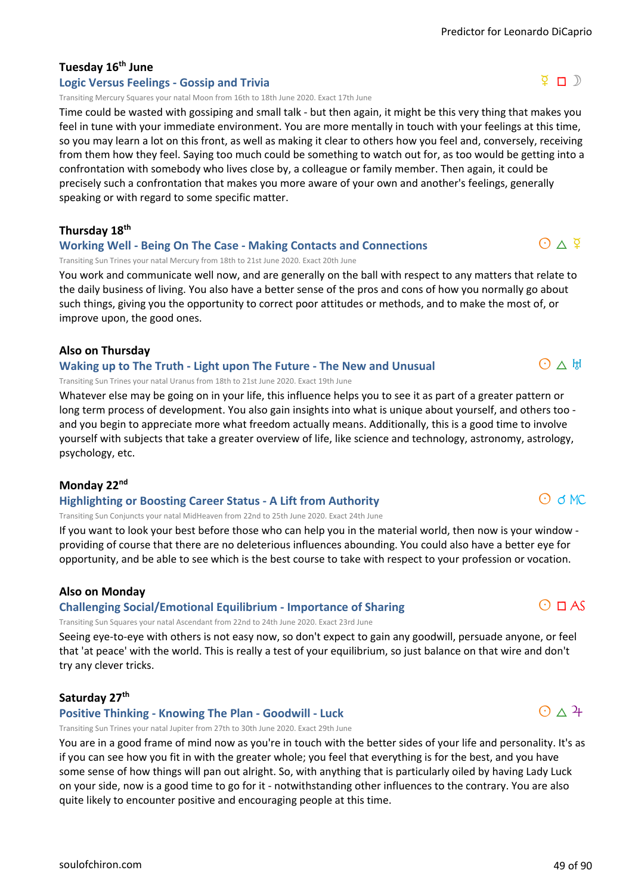### Tuesday 16th June

#### Logic Versus Feelings - Gossip and Trivia

☿ □ ☽

Transiting Mercury Squares your natal Moon from 16th to 18th June 2020. Exact 17th June

Time could be wasted with gossiping and small talk - but then again, it might be this very thing that makes you feel in tune with your immediate environment. You are more mentally in touch with your feelings at this time, so you may learn a lot on this front, as well as making it clear to others how you feel and, conversely, receiving from them how they feel. Saying too much could be something to watch out for, as too would be getting into a confrontation with somebody who lives close by, a colleague or family member. Then again, it could be precisely such a confrontation that makes you more aware of your own and another's feelings, generally speaking or with regard to some specific matter.

### Thursday 18th

#### Working Well - Being On The Case - Making Contacts and Connections

☉ △ ☿

Transiting Sun Trines your natal Mercury from 18th to 21st June 2020. Exact 20th June

You work and communicate well now, and are generally on the ball with respect to any matters that relate to the daily business of living. You also have a better sense of the pros and cons of how you normally go about such things, giving you the opportunity to correct poor attitudes or methods, and to make the most of, or improve upon, the good ones.

### Also on Thursday

#### Waking up to The Truth - Light upon The Future - The New and Unusual

☉ △ ♅

Transiting Sun Trines your natal Uranus from 18th to 21st June 2020. Exact 19th June

Whatever else may be going on in your life, this influence helps you to see it as part of a greater pattern or long term process of development. You also gain insights into what is unique about yourself, and others too - and you begin to appreciate more what freedom actually means. Additionally, this is a good time to involve yourself with subjects that take a greater overview of life, like science and technology, astronomy, astrology, psychology, etc.

### Monday 22nd

#### Highlighting or Boosting Career Status - A Lift from Authority

☉ ☌ MC

Transiting Sun Conjuncts your natal MidHeaven from 22nd to 25th June 2020. Exact 24th June

If you want to look your best before those who can help you in the material world, then now is your window - providing of course that there are no deleterious influences abounding. You could also have a better eye for opportunity, and be able to see which is the best course to take with respect to your profession or vocation.

### Also on Monday

#### Challenging Social/Emotional Equilibrium - Importance of Sharing

☉ □ AS

Transiting Sun Squares your natal Ascendant from 22nd to 24th June 2020. Exact 23rd June

Seeing eye-to-eye with others is not easy now, so don't expect to gain any goodwill, persuade anyone, or feel that 'at peace' with the world. This is really a test of your equilibrium, so just balance on that wire and don't try any clever tricks.

### Saturday 27th

#### Positive Thinking - Knowing The Plan - Goodwill - Luck

☉ △ ♃

Transiting Sun Trines your natal Jupiter from 27th to 30th June 2020. Exact 29th June

You are in a good frame of mind now as you're in touch with the better sides of your life and personality. It's as if you can see how you fit in with the greater whole; you feel that everything is for the best, and you have some sense of how things will pan out alright. So, with anything that is particularly oiled by having Lady Luck on your side, now is a good time to go for it - notwithstanding other influences to the contrary. You are also quite likely to encounter positive and encouraging people at this time.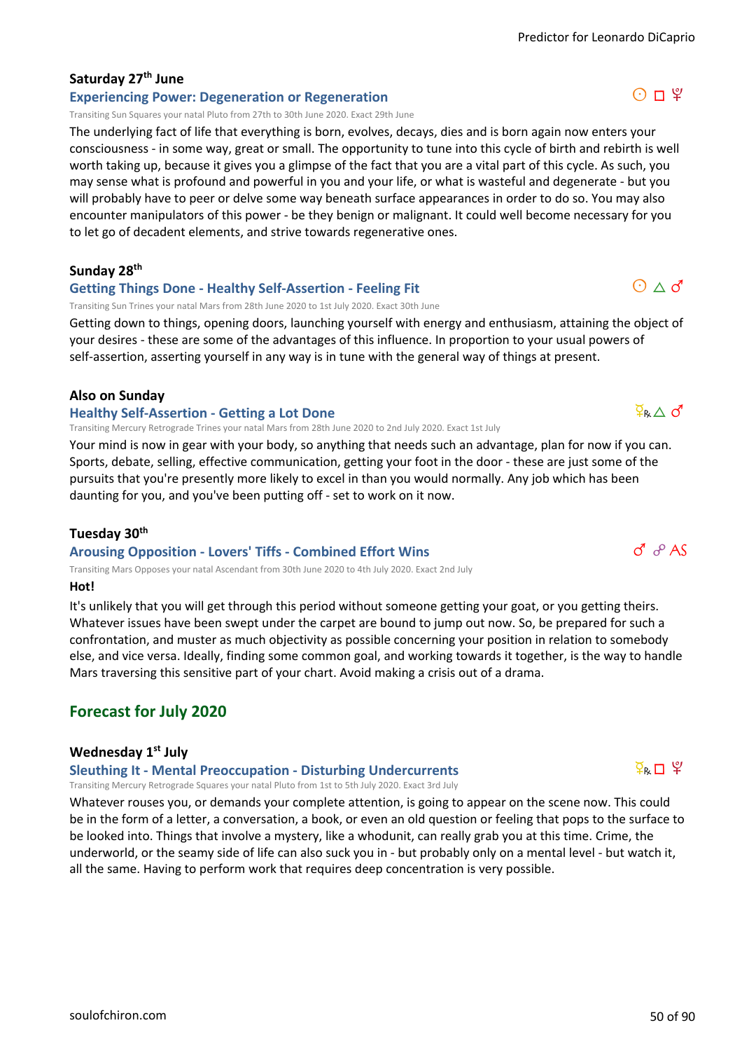### Saturday 27th June

**Experiencing Power: Degeneration or Regeneration** ☉ □ ♇

Transiting Sun Squares your natal Pluto from 27th to 30th June 2020. Exact 29th June

The underlying fact of life that everything is born, evolves, decays, dies and is born again now enters your consciousness - in some way, great or small. The opportunity to tune into this cycle of birth and rebirth is well worth taking up, because it gives you a glimpse of the fact that you are a vital part of this cycle. As such, you may sense what is profound and powerful in you and your life, or what is wasteful and degenerate - but you will probably have to peer or delve some way beneath surface appearances in order to do so. You may also encounter manipulators of this power - be they benign or malignant. It could well become necessary for you to let go of decadent elements, and strive towards regenerative ones.

### Sunday 28th

**Getting Things Done - Healthy Self-Assertion - Feeling Fit** ☉ △ ♂

Transiting Sun Trines your natal Mars from 28th June 2020 to 1st July 2020. Exact 30th June

Getting down to things, opening doors, launching yourself with energy and enthusiasm, attaining the object of your desires - these are some of the advantages of this influence. In proportion to your usual powers of self-assertion, asserting yourself in any way is in tune with the general way of things at present.

### Also on Sunday

**Healthy Self-Assertion - Getting a Lot Done** ☿℞ △ ♂

Transiting Mercury Retrograde Trines your natal Mars from 28th June 2020 to 2nd July 2020. Exact 1st July

Your mind is now in gear with your body, so anything that needs such an advantage, plan for now if you can. Sports, debate, selling, effective communication, getting your foot in the door - these are just some of the pursuits that you're presently more likely to excel in than you would normally. Any job which has been daunting for you, and you've been putting off - set to work on it now.

### Tuesday 30th

**Arousing Opposition - Lovers' Tiffs - Combined Effort Wins** ♂ ☍ AS

Transiting Mars Opposes your natal Ascendant from 30th June 2020 to 4th July 2020. Exact 2nd July

**Hot!**

It's unlikely that you will get through this period without someone getting your goat, or you getting theirs. Whatever issues have been swept under the carpet are bound to jump out now. So, be prepared for such a confrontation, and muster as much objectivity as possible concerning your position in relation to somebody else, and vice versa. Ideally, finding some common goal, and working towards it together, is the way to handle Mars traversing this sensitive part of your chart. Avoid making a crisis out of a drama.

## Forecast for July 2020

### Wednesday 1st July

**Sleuthing It - Mental Preoccupation - Disturbing Undercurrents** ☿℞ □ ♇

Transiting Mercury Retrograde Squares your natal Pluto from 1st to 5th July 2020. Exact 3rd July

Whatever rouses you, or demands your complete attention, is going to appear on the scene now. This could be in the form of a letter, a conversation, a book, or even an old question or feeling that pops to the surface to be looked into. Things that involve a mystery, like a whodunit, can really grab you at this time. Crime, the underworld, or the seamy side of life can also suck you in - but probably only on a mental level - but watch it, all the same. Having to perform work that requires deep concentration is very possible.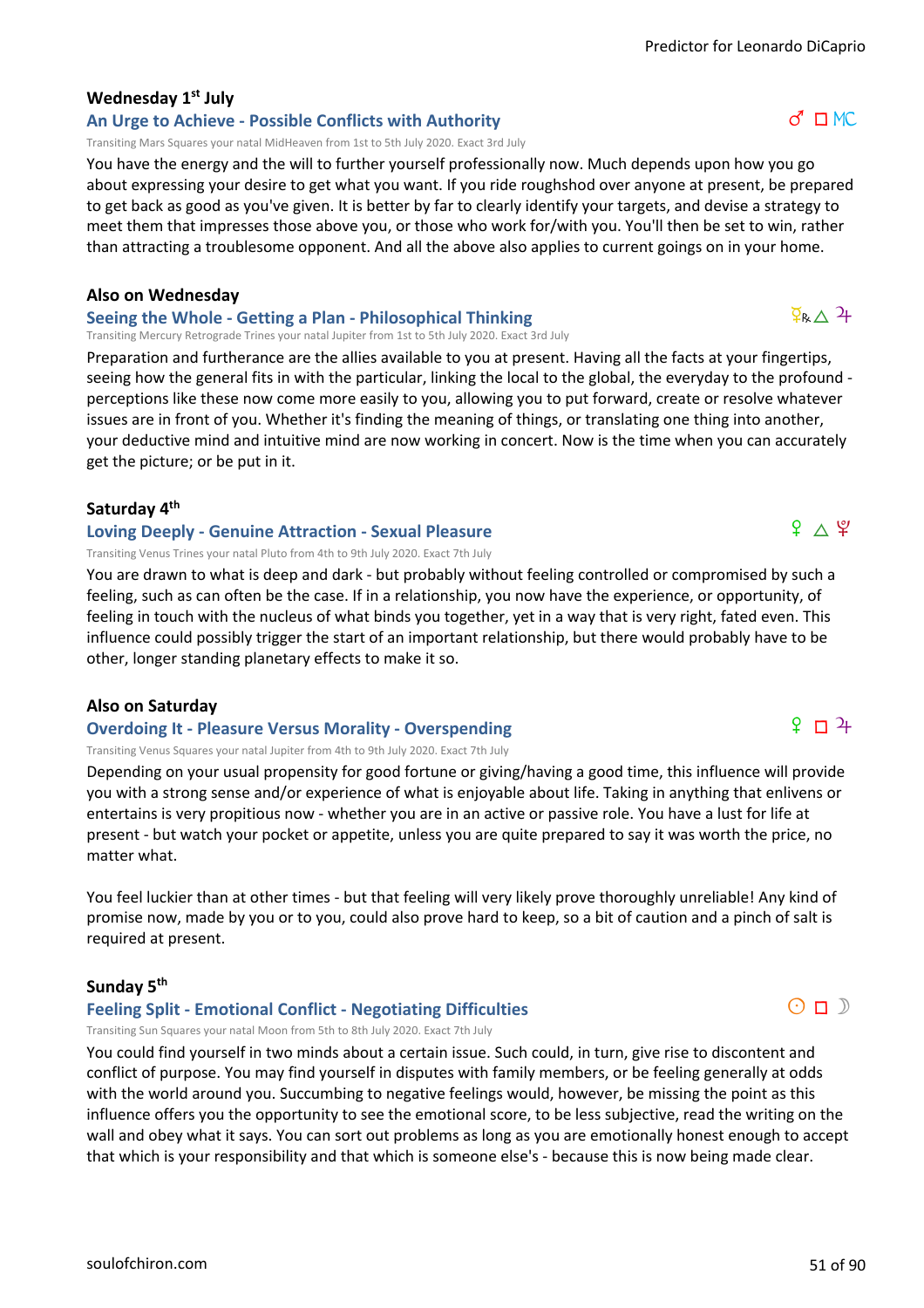### Wednesday 1st July

#### An Urge to Achieve - Possible Conflicts with Authority

♂ □ MC

Transiting Mars Squares your natal MidHeaven from 1st to 5th July 2020. Exact 3rd July

You have the energy and the will to further yourself professionally now. Much depends upon how you go about expressing your desire to get what you want. If you ride roughshod over anyone at present, be prepared to get back as good as you've given. It is better by far to clearly identify your targets, and devise a strategy to meet them that impresses those above you, or those who work for/with you. You'll then be set to win, rather than attracting a troublesome opponent. And all the above also applies to current goings on in your home.

### Also on Wednesday

#### Seeing the Whole - Getting a Plan - Philosophical Thinking

☿℞ △ ♃

Transiting Mercury Retrograde Trines your natal Jupiter from 1st to 5th July 2020. Exact 3rd July

Preparation and furtherance are the allies available to you at present. Having all the facts at your fingertips, seeing how the general fits in with the particular, linking the local to the global, the everyday to the profound - perceptions like these now come more easily to you, allowing you to put forward, create or resolve whatever issues are in front of you. Whether it's finding the meaning of things, or translating one thing into another, your deductive mind and intuitive mind are now working in concert. Now is the time when you can accurately get the picture; or be put in it.

### Saturday 4th

#### Loving Deeply - Genuine Attraction - Sexual Pleasure

♀ △ ♇

Transiting Venus Trines your natal Pluto from 4th to 9th July 2020. Exact 7th July

You are drawn to what is deep and dark - but probably without feeling controlled or compromised by such a feeling, such as can often be the case. If in a relationship, you now have the experience, or opportunity, of feeling in touch with the nucleus of what binds you together, yet in a way that is very right, fated even. This influence could possibly trigger the start of an important relationship, but there would probably have to be other, longer standing planetary effects to make it so.

### Also on Saturday

#### Overdoing It - Pleasure Versus Morality - Overspending

♀ □ ♃

Transiting Venus Squares your natal Jupiter from 4th to 9th July 2020. Exact 7th July

Depending on your usual propensity for good fortune or giving/having a good time, this influence will provide you with a strong sense and/or experience of what is enjoyable about life. Taking in anything that enlivens or entertains is very propitious now - whether you are in an active or passive role. You have a lust for life at present - but watch your pocket or appetite, unless you are quite prepared to say it was worth the price, no matter what.

You feel luckier than at other times - but that feeling will very likely prove thoroughly unreliable! Any kind of promise now, made by you or to you, could also prove hard to keep, so a bit of caution and a pinch of salt is required at present.

### Sunday 5th

#### Feeling Split - Emotional Conflict - Negotiating Difficulties

☉ □ ☽

Transiting Sun Squares your natal Moon from 5th to 8th July 2020. Exact 7th July

You could find yourself in two minds about a certain issue. Such could, in turn, give rise to discontent and conflict of purpose. You may find yourself in disputes with family members, or be feeling generally at odds with the world around you. Succumbing to negative feelings would, however, be missing the point as this influence offers you the opportunity to see the emotional score, to be less subjective, read the writing on the wall and obey what it says. You can sort out problems as long as you are emotionally honest enough to accept that which is your responsibility and that which is someone else's - because this is now being made clear.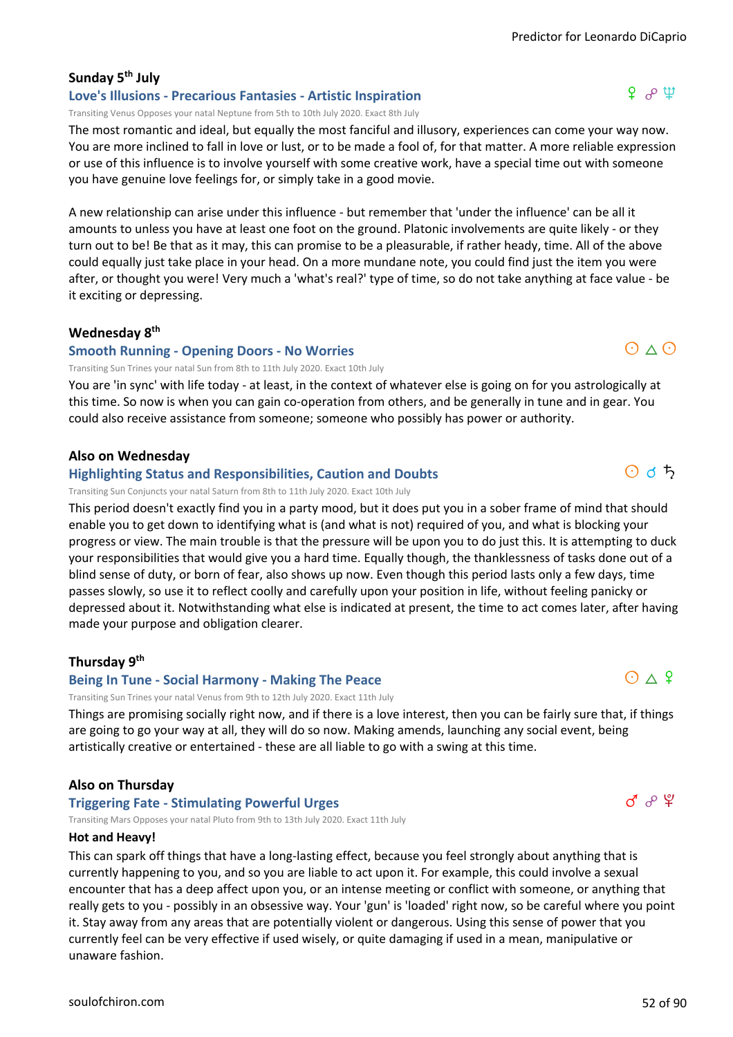### Sunday 5th July

#### Love's Illusions - Precarious Fantasies - Artistic Inspiration

♀ ☍ ♆

Transiting Venus Opposes your natal Neptune from 5th to 10th July 2020. Exact 8th July

The most romantic and ideal, but equally the most fanciful and illusory, experiences can come your way now. You are more inclined to fall in love or lust, or to be made a fool of, for that matter. A more reliable expression or use of this influence is to involve yourself with some creative work, have a special time out with someone you have genuine love feelings for, or simply take in a good movie.

A new relationship can arise under this influence - but remember that 'under the influence' can be all it amounts to unless you have at least one foot on the ground. Platonic involvements are quite likely - or they turn out to be! Be that as it may, this can promise to be a pleasurable, if rather heady, time. All of the above could equally just take place in your head. On a more mundane note, you could find just the item you were after, or thought you were! Very much a 'what's real?' type of time, so do not take anything at face value - be it exciting or depressing.

### Wednesday 8th

#### Smooth Running - Opening Doors - No Worries

☉ △ ☉

Transiting Sun Trines your natal Sun from 8th to 11th July 2020. Exact 10th July

You are 'in sync' with life today - at least, in the context of whatever else is going on for you astrologically at this time. So now is when you can gain co-operation from others, and be generally in tune and in gear. You could also receive assistance from someone; someone who possibly has power or authority.

### Also on Wednesday

#### Highlighting Status and Responsibilities, Caution and Doubts

☉ ☌ ♄

Transiting Sun Conjuncts your natal Saturn from 8th to 11th July 2020. Exact 10th July

This period doesn't exactly find you in a party mood, but it does put you in a sober frame of mind that should enable you to get down to identifying what is (and what is not) required of you, and what is blocking your progress or view. The main trouble is that the pressure will be upon you to do just this. It is attempting to duck your responsibilities that would give you a hard time. Equally though, the thanklessness of tasks done out of a blind sense of duty, or born of fear, also shows up now. Even though this period lasts only a few days, time passes slowly, so use it to reflect coolly and carefully upon your position in life, without feeling panicky or depressed about it. Notwithstanding what else is indicated at present, the time to act comes later, after having made your purpose and obligation clearer.

### Thursday 9th

#### Being In Tune - Social Harmony - Making The Peace

☉ △ ♀

Transiting Sun Trines your natal Venus from 9th to 12th July 2020. Exact 11th July

Things are promising socially right now, and if there is a love interest, then you can be fairly sure that, if things are going to go your way at all, they will do so now. Making amends, launching any social event, being artistically creative or entertained - these are all liable to go with a swing at this time.

### Also on Thursday

#### Triggering Fate - Stimulating Powerful Urges

♂ ☍ ♇

Transiting Mars Opposes your natal Pluto from 9th to 13th July 2020. Exact 11th July

**Hot and Heavy!**

This can spark off things that have a long-lasting effect, because you feel strongly about anything that is currently happening to you, and so you are liable to act upon it. For example, this could involve a sexual encounter that has a deep affect upon you, or an intense meeting or conflict with someone, or anything that really gets to you - possibly in an obsessive way. Your 'gun' is 'loaded' right now, so be careful where you point it. Stay away from any areas that are potentially violent or dangerous. Using this sense of power that you currently feel can be very effective if used wisely, or quite damaging if used in a mean, manipulative or unaware fashion.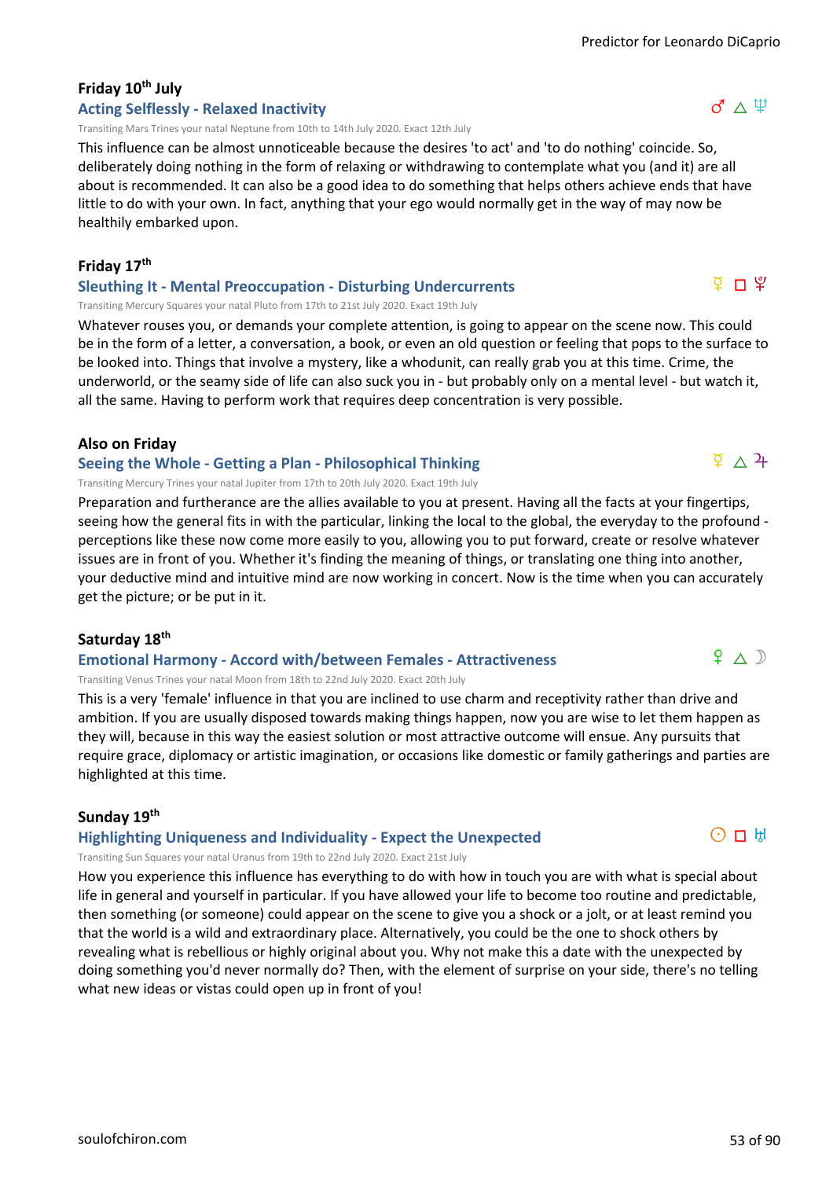### Friday 10th July

#### Acting Selflessly - Relaxed Inactivity

♂ △ ♆

Transiting Mars Trines your natal Neptune from 10th to 14th July 2020. Exact 12th July

This influence can be almost unnoticeable because the desires 'to act' and 'to do nothing' coincide. So, deliberately doing nothing in the form of relaxing or withdrawing to contemplate what you (and it) are all about is recommended. It can also be a good idea to do something that helps others achieve ends that have little to do with your own. In fact, anything that your ego would normally get in the way of may now be healthily embarked upon.

### Friday 17th

#### Sleuthing It - Mental Preoccupation - Disturbing Undercurrents

☿ □ ♇

Transiting Mercury Squares your natal Pluto from 17th to 21st July 2020. Exact 19th July

Whatever rouses you, or demands your complete attention, is going to appear on the scene now. This could be in the form of a letter, a conversation, a book, or even an old question or feeling that pops to the surface to be looked into. Things that involve a mystery, like a whodunit, can really grab you at this time. Crime, the underworld, or the seamy side of life can also suck you in - but probably only on a mental level - but watch it, all the same. Having to perform work that requires deep concentration is very possible.

### Also on Friday

#### Seeing the Whole - Getting a Plan - Philosophical Thinking

☿ △ ♃

Transiting Mercury Trines your natal Jupiter from 17th to 20th July 2020. Exact 19th July

Preparation and furtherance are the allies available to you at present. Having all the facts at your fingertips, seeing how the general fits in with the particular, linking the local to the global, the everyday to the profound - perceptions like these now come more easily to you, allowing you to put forward, create or resolve whatever issues are in front of you. Whether it's finding the meaning of things, or translating one thing into another, your deductive mind and intuitive mind are now working in concert. Now is the time when you can accurately get the picture; or be put in it.

### Saturday 18th

#### Emotional Harmony - Accord with/between Females - Attractiveness

♀ △ ☽

Transiting Venus Trines your natal Moon from 18th to 22nd July 2020. Exact 20th July

This is a very 'female' influence in that you are inclined to use charm and receptivity rather than drive and ambition. If you are usually disposed towards making things happen, now you are wise to let them happen as they will, because in this way the easiest solution or most attractive outcome will ensue. Any pursuits that require grace, diplomacy or artistic imagination, or occasions like domestic or family gatherings and parties are highlighted at this time.

### Sunday 19th

#### Highlighting Uniqueness and Individuality - Expect the Unexpected

☉ □ ♅

Transiting Sun Squares your natal Uranus from 19th to 22nd July 2020. Exact 21st July

How you experience this influence has everything to do with how in touch you are with what is special about life in general and yourself in particular. If you have allowed your life to become too routine and predictable, then something (or someone) could appear on the scene to give you a shock or a jolt, or at least remind you that the world is a wild and extraordinary place. Alternatively, you could be the one to shock others by revealing what is rebellious or highly original about you. Why not make this a date with the unexpected by doing something you'd never normally do? Then, with the element of surprise on your side, there's no telling what new ideas or vistas could open up in front of you!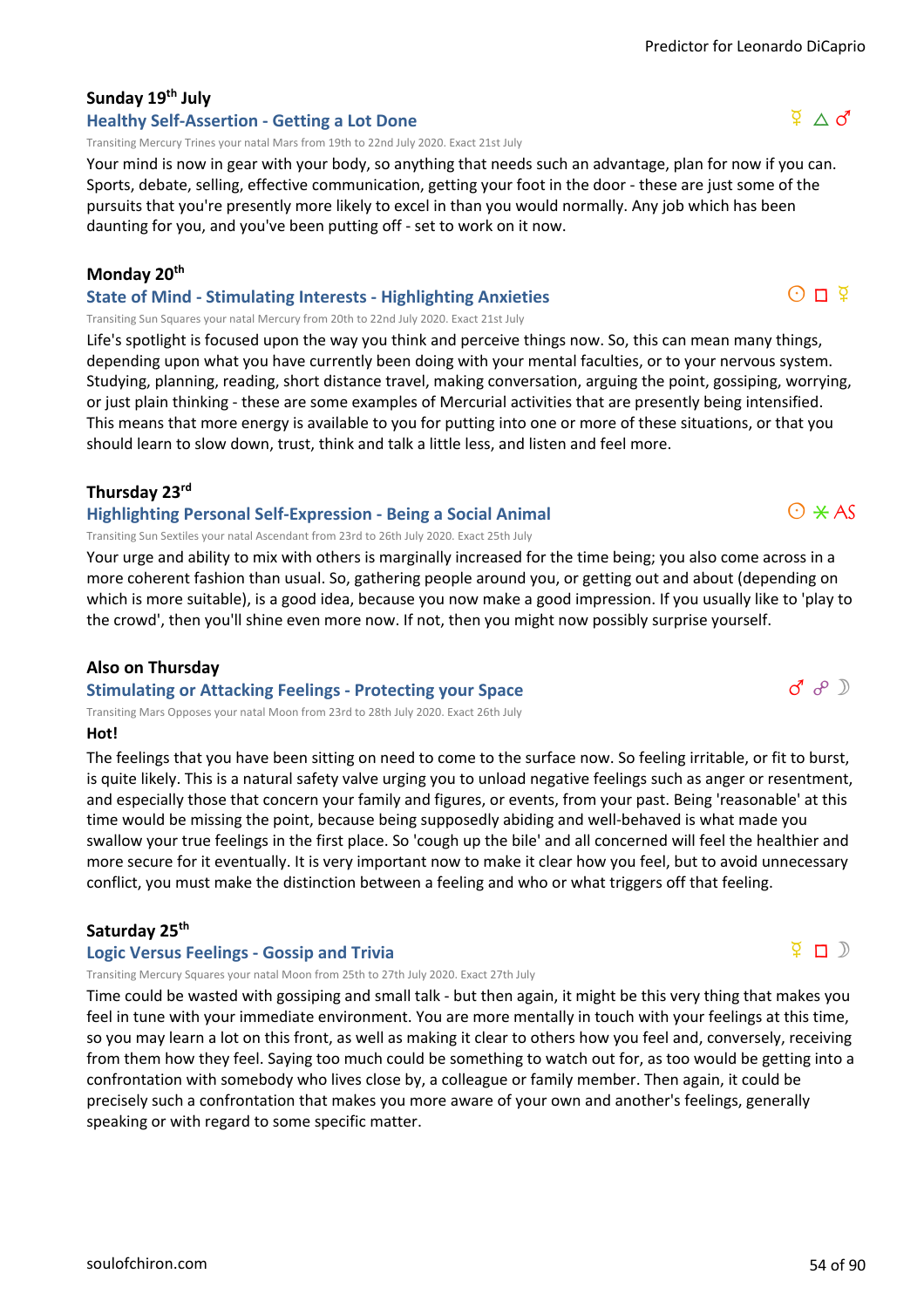### Sunday 19th July

#### Healthy Self-Assertion - Getting a Lot Done

☿ △ ♂

Transiting Mercury Trines your natal Mars from 19th to 22nd July 2020. Exact 21st July

Your mind is now in gear with your body, so anything that needs such an advantage, plan for now if you can. Sports, debate, selling, effective communication, getting your foot in the door - these are just some of the pursuits that you're presently more likely to excel in than you would normally. Any job which has been daunting for you, and you've been putting off - set to work on it now.

### Monday 20th

#### State of Mind - Stimulating Interests - Highlighting Anxieties

☉ □ ☿

Transiting Sun Squares your natal Mercury from 20th to 22nd July 2020. Exact 21st July

Life's spotlight is focused upon the way you think and perceive things now. So, this can mean many things, depending upon what you have currently been doing with your mental faculties, or to your nervous system. Studying, planning, reading, short distance travel, making conversation, arguing the point, gossiping, worrying, or just plain thinking - these are some examples of Mercurial activities that are presently being intensified. This means that more energy is available to you for putting into one or more of these situations, or that you should learn to slow down, trust, think and talk a little less, and listen and feel more.

### Thursday 23rd

#### Highlighting Personal Self-Expression - Being a Social Animal

☉ ⚹ AS

Transiting Sun Sextiles your natal Ascendant from 23rd to 26th July 2020. Exact 25th July

Your urge and ability to mix with others is marginally increased for the time being; you also come across in a more coherent fashion than usual. So, gathering people around you, or getting out and about (depending on which is more suitable), is a good idea, because you now make a good impression. If you usually like to 'play to the crowd', then you'll shine even more now. If not, then you might now possibly surprise yourself.

### Also on Thursday

#### Stimulating or Attacking Feelings - Protecting your Space

♂ ☍ ☽

Transiting Mars Opposes your natal Moon from 23rd to 28th July 2020. Exact 26th July

**Hot!**

The feelings that you have been sitting on need to come to the surface now. So feeling irritable, or fit to burst, is quite likely. This is a natural safety valve urging you to unload negative feelings such as anger or resentment, and especially those that concern your family and figures, or events, from your past. Being 'reasonable' at this time would be missing the point, because being supposedly abiding and well-behaved is what made you swallow your true feelings in the first place. So 'cough up the bile' and all concerned will feel the healthier and more secure for it eventually. It is very important now to make it clear how you feel, but to avoid unnecessary conflict, you must make the distinction between a feeling and who or what triggers off that feeling.

### Saturday 25th

#### Logic Versus Feelings - Gossip and Trivia

☿ □ ☽

Transiting Mercury Squares your natal Moon from 25th to 27th July 2020. Exact 27th July

Time could be wasted with gossiping and small talk - but then again, it might be this very thing that makes you feel in tune with your immediate environment. You are more mentally in touch with your feelings at this time, so you may learn a lot on this front, as well as making it clear to others how you feel and, conversely, receiving from them how they feel. Saying too much could be something to watch out for, as too would be getting into a confrontation with somebody who lives close by, a colleague or family member. Then again, it could be precisely such a confrontation that makes you more aware of your own and another's feelings, generally speaking or with regard to some specific matter.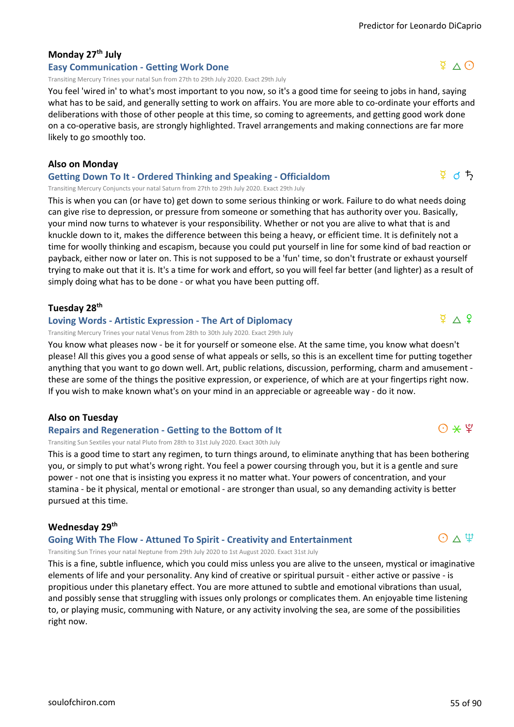### Monday 27th July

#### Easy Communication - Getting Work Done

☿ △ ☉

Transiting Mercury Trines your natal Sun from 27th to 29th July 2020. Exact 29th July

You feel 'wired in' to what's most important to you now, so it's a good time for seeing to jobs in hand, saying what has to be said, and generally setting to work on affairs. You are more able to co-ordinate your efforts and deliberations with those of other people at this time, so coming to agreements, and getting good work done on a co-operative basis, are strongly highlighted. Travel arrangements and making connections are far more likely to go smoothly too.

### Also on Monday

#### Getting Down To It - Ordered Thinking and Speaking - Officialdom

☿ ☌ ♄

Transiting Mercury Conjuncts your natal Saturn from 27th to 29th July 2020. Exact 29th July

This is when you can (or have to) get down to some serious thinking or work. Failure to do what needs doing can give rise to depression, or pressure from someone or something that has authority over you. Basically, your mind now turns to whatever is your responsibility. Whether or not you are alive to what that is and knuckle down to it, makes the difference between this being a heavy, or efficient time. It is definitely not a time for woolly thinking and escapism, because you could put yourself in line for some kind of bad reaction or payback, either now or later on. This is not supposed to be a 'fun' time, so don't frustrate or exhaust yourself trying to make out that it is. It's a time for work and effort, so you will feel far better (and lighter) as a result of simply doing what has to be done - or what you have been putting off.

### Tuesday 28th

#### Loving Words - Artistic Expression - The Art of Diplomacy

☿ △ ♀

Transiting Mercury Trines your natal Venus from 28th to 30th July 2020. Exact 29th July

You know what pleases now - be it for yourself or someone else. At the same time, you know what doesn't please! All this gives you a good sense of what appeals or sells, so this is an excellent time for putting together anything that you want to go down well. Art, public relations, discussion, performing, charm and amusement - these are some of the things the positive expression, or experience, of which are at your fingertips right now. If you wish to make known what's on your mind in an appreciable or agreeable way - do it now.

### Also on Tuesday

#### Repairs and Regeneration - Getting to the Bottom of It

☉ ⚹ ♇

Transiting Sun Sextiles your natal Pluto from 28th to 31st July 2020. Exact 30th July

This is a good time to start any regimen, to turn things around, to eliminate anything that has been bothering you, or simply to put what's wrong right. You feel a power coursing through you, but it is a gentle and sure power - not one that is insisting you express it no matter what. Your powers of concentration, and your stamina - be it physical, mental or emotional - are stronger than usual, so any demanding activity is better pursued at this time.

### Wednesday 29th

#### Going With The Flow - Attuned To Spirit - Creativity and Entertainment

☉ △ ♆

Transiting Sun Trines your natal Neptune from 29th July 2020 to 1st August 2020. Exact 31st July

This is a fine, subtle influence, which you could miss unless you are alive to the unseen, mystical or imaginative elements of life and your personality. Any kind of creative or spiritual pursuit - either active or passive - is propitious under this planetary effect. You are more attuned to subtle and emotional vibrations than usual, and possibly sense that struggling with issues only prolongs or complicates them. An enjoyable time listening to, or playing music, communing with Nature, or any activity involving the sea, are some of the possibilities right now.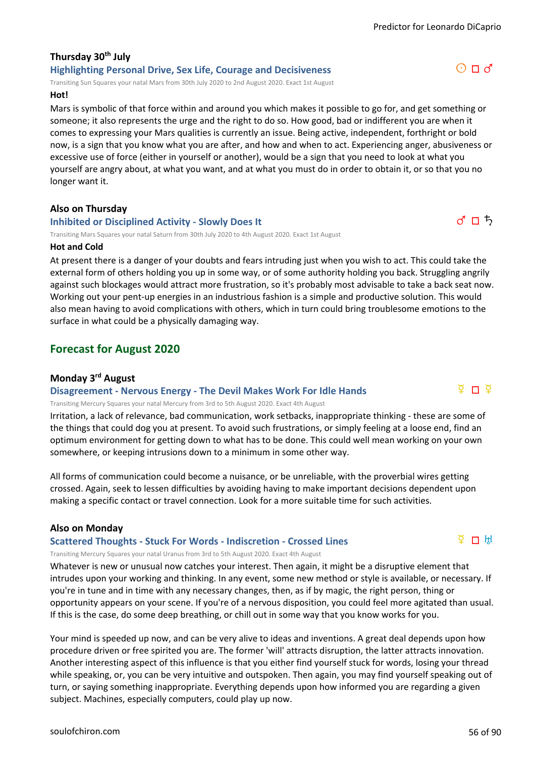### Thursday 30th July

**Highlighting Personal Drive, Sex Life, Courage and Decisiveness** ☉ □ ♂

Transiting Sun Squares your natal Mars from 30th July 2020 to 2nd August 2020. Exact 1st August

**Hot!**

Mars is symbolic of that force within and around you which makes it possible to go for, and get something or someone; it also represents the urge and the right to do so. How good, bad or indifferent you are when it comes to expressing your Mars qualities is currently an issue. Being active, independent, forthright or bold now, is a sign that you know what you are after, and how and when to act. Experiencing anger, abusiveness or excessive use of force (either in yourself or another), would be a sign that you need to look at what you yourself are angry about, at what you want, and at what you must do in order to obtain it, or so that you no longer want it.

### Also on Thursday

**Inhibited or Disciplined Activity - Slowly Does It** ♂ □ ♄

Transiting Mars Squares your natal Saturn from 30th July 2020 to 4th August 2020. Exact 1st August

**Hot and Cold**

At present there is a danger of your doubts and fears intruding just when you wish to act. This could take the external form of others holding you up in some way, or of some authority holding you back. Struggling angrily against such blockages would attract more frustration, so it's probably most advisable to take a back seat now. Working out your pent-up energies in an industrious fashion is a simple and productive solution. This would also mean having to avoid complications with others, which in turn could bring troublesome emotions to the surface in what could be a physically damaging way.

## Forecast for August 2020

### Monday 3rd August

**Disagreement - Nervous Energy - The Devil Makes Work For Idle Hands** ☿ □ ☿

Transiting Mercury Squares your natal Mercury from 3rd to 5th August 2020. Exact 4th August

Irritation, a lack of relevance, bad communication, work setbacks, inappropriate thinking - these are some of the things that could dog you at present. To avoid such frustrations, or simply feeling at a loose end, find an optimum environment for getting down to what has to be done. This could well mean working on your own somewhere, or keeping intrusions down to a minimum in some other way.

All forms of communication could become a nuisance, or be unreliable, with the proverbial wires getting crossed. Again, seek to lessen difficulties by avoiding having to make important decisions dependent upon making a specific contact or travel connection. Look for a more suitable time for such activities.

### Also on Monday

**Scattered Thoughts - Stuck For Words - Indiscretion - Crossed Lines** ☿ □ ♅

Transiting Mercury Squares your natal Uranus from 3rd to 5th August 2020. Exact 4th August

Whatever is new or unusual now catches your interest. Then again, it might be a disruptive element that intrudes upon your working and thinking. In any event, some new method or style is available, or necessary. If you're in tune and in time with any necessary changes, then, as if by magic, the right person, thing or opportunity appears on your scene. If you're of a nervous disposition, you could feel more agitated than usual. If this is the case, do some deep breathing, or chill out in some way that you know works for you.

Your mind is speeded up now, and can be very alive to ideas and inventions. A great deal depends upon how procedure driven or free spirited you are. The former 'will' attracts disruption, the latter attracts innovation. Another interesting aspect of this influence is that you either find yourself stuck for words, losing your thread while speaking, or, you can be very intuitive and outspoken. Then again, you may find yourself speaking out of turn, or saying something inappropriate. Everything depends upon how informed you are regarding a given subject. Machines, especially computers, could play up now.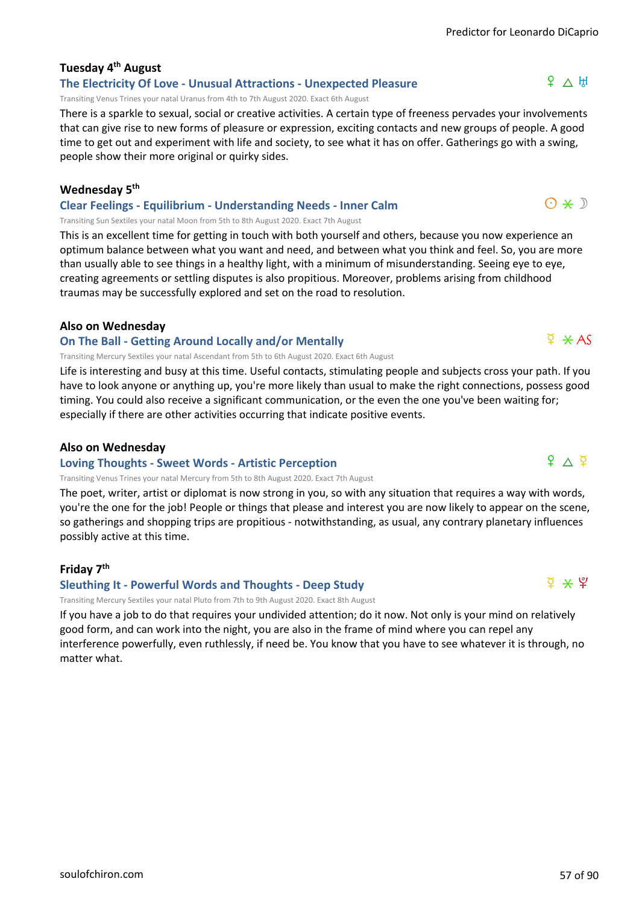### Tuesday 4th August

**The Electricity Of Love - Unusual Attractions - Unexpected Pleasure** ♀ △ ♅

Transiting Venus Trines your natal Uranus from 4th to 7th August 2020. Exact 6th August

There is a sparkle to sexual, social or creative activities. A certain type of freeness pervades your involvements that can give rise to new forms of pleasure or expression, exciting contacts and new groups of people. A good time to get out and experiment with life and society, to see what it has on offer. Gatherings go with a swing, people show their more original or quirky sides.

### Wednesday 5th

**Clear Feelings - Equilibrium - Understanding Needs - Inner Calm** ☉ ⚹ ☽

Transiting Sun Sextiles your natal Moon from 5th to 8th August 2020. Exact 7th August

This is an excellent time for getting in touch with both yourself and others, because you now experience an optimum balance between what you want and need, and between what you think and feel. So, you are more than usually able to see things in a healthy light, with a minimum of misunderstanding. Seeing eye to eye, creating agreements or settling disputes is also propitious. Moreover, problems arising from childhood traumas may be successfully explored and set on the road to resolution.

### Also on Wednesday

**On The Ball - Getting Around Locally and/or Mentally** ☿ ⚹ AS

Transiting Mercury Sextiles your natal Ascendant from 5th to 6th August 2020. Exact 6th August

Life is interesting and busy at this time. Useful contacts, stimulating people and subjects cross your path. If you have to look anyone or anything up, you're more likely than usual to make the right connections, possess good timing. You could also receive a significant communication, or the even the one you've been waiting for; especially if there are other activities occurring that indicate positive events.

### Also on Wednesday

**Loving Thoughts - Sweet Words - Artistic Perception** ♀ △ ☿

Transiting Venus Trines your natal Mercury from 5th to 8th August 2020. Exact 7th August

The poet, writer, artist or diplomat is now strong in you, so with any situation that requires a way with words, you're the one for the job! People or things that please and interest you are now likely to appear on the scene, so gatherings and shopping trips are propitious - notwithstanding, as usual, any contrary planetary influences possibly active at this time.

### Friday 7th

**Sleuthing It - Powerful Words and Thoughts - Deep Study** ☿ ⚹ ♇

Transiting Mercury Sextiles your natal Pluto from 7th to 9th August 2020. Exact 8th August

If you have a job to do that requires your undivided attention; do it now. Not only is your mind on relatively good form, and can work into the night, you are also in the frame of mind where you can repel any interference powerfully, even ruthlessly, if need be. You know that you have to see whatever it is through, no matter what.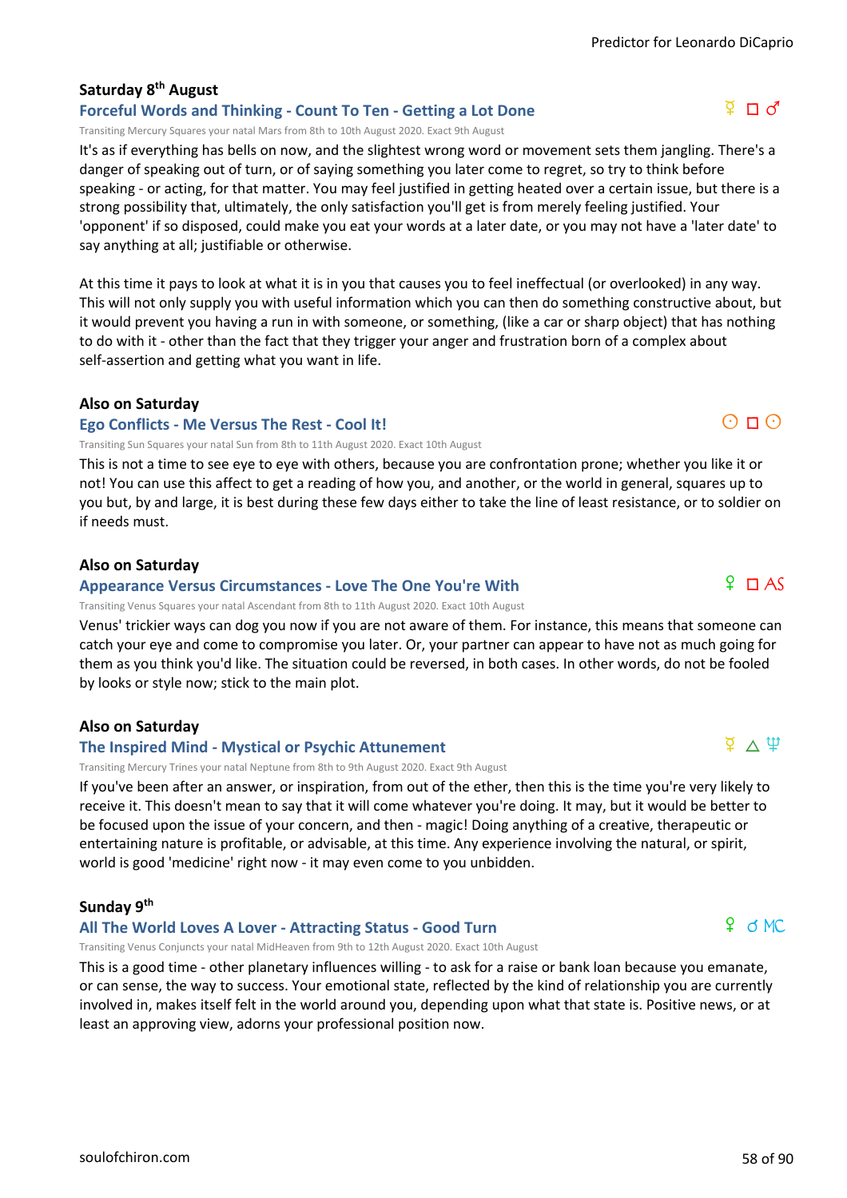### Saturday 8th August

#### Forceful Words and Thinking - Count To Ten - Getting a Lot Done

☿ □ ♂

Transiting Mercury Squares your natal Mars from 8th to 10th August 2020. Exact 9th August

It's as if everything has bells on now, and the slightest wrong word or movement sets them jangling. There's a danger of speaking out of turn, or of saying something you later come to regret, so try to think before speaking - or acting, for that matter. You may feel justified in getting heated over a certain issue, but there is a strong possibility that, ultimately, the only satisfaction you'll get is from merely feeling justified. Your 'opponent' if so disposed, could make you eat your words at a later date, or you may not have a 'later date' to say anything at all; justifiable or otherwise.

At this time it pays to look at what it is in you that causes you to feel ineffectual (or overlooked) in any way. This will not only supply you with useful information which you can then do something constructive about, but it would prevent you having a run in with someone, or something, (like a car or sharp object) that has nothing to do with it - other than the fact that they trigger your anger and frustration born of a complex about self-assertion and getting what you want in life.

### Also on Saturday

#### Ego Conflicts - Me Versus The Rest - Cool It!

☉ □ ☉

Transiting Sun Squares your natal Sun from 8th to 11th August 2020. Exact 10th August

This is not a time to see eye to eye with others, because you are confrontation prone; whether you like it or not! You can use this affect to get a reading of how you, and another, or the world in general, squares up to you but, by and large, it is best during these few days either to take the line of least resistance, or to soldier on if needs must.

### Also on Saturday

#### Appearance Versus Circumstances - Love The One You're With

♀ □ AS

Transiting Venus Squares your natal Ascendant from 8th to 11th August 2020. Exact 10th August

Venus' trickier ways can dog you now if you are not aware of them. For instance, this means that someone can catch your eye and come to compromise you later. Or, your partner can appear to have not as much going for them as you think you'd like. The situation could be reversed, in both cases. In other words, do not be fooled by looks or style now; stick to the main plot.

### Also on Saturday

#### The Inspired Mind - Mystical or Psychic Attunement

☿ △ ♆

Transiting Mercury Trines your natal Neptune from 8th to 9th August 2020. Exact 9th August

If you've been after an answer, or inspiration, from out of the ether, then this is the time you're very likely to receive it. This doesn't mean to say that it will come whatever you're doing. It may, but it would be better to be focused upon the issue of your concern, and then - magic! Doing anything of a creative, therapeutic or entertaining nature is profitable, or advisable, at this time. Any experience involving the natural, or spirit, world is good 'medicine' right now - it may even come to you unbidden.

### Sunday 9th

#### All The World Loves A Lover - Attracting Status - Good Turn

♀ ☌ MC

Transiting Venus Conjuncts your natal MidHeaven from 9th to 12th August 2020. Exact 10th August

This is a good time - other planetary influences willing - to ask for a raise or bank loan because you emanate, or can sense, the way to success. Your emotional state, reflected by the kind of relationship you are currently involved in, makes itself felt in the world around you, depending upon what that state is. Positive news, or at least an approving view, adorns your professional position now.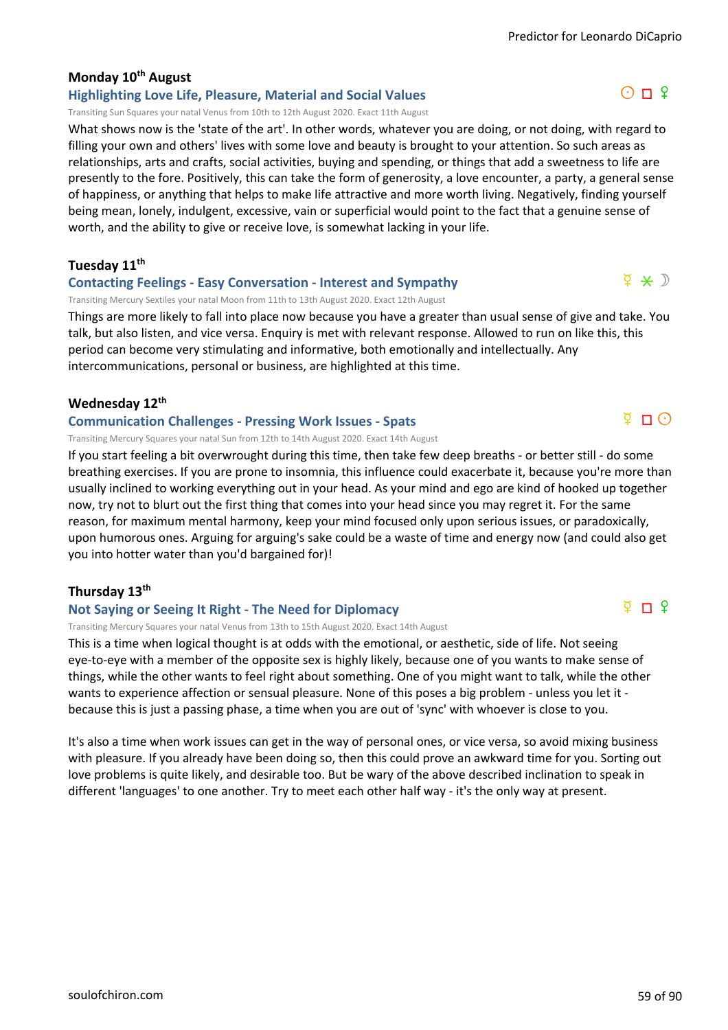### Monday 10th August

#### Highlighting Love Life, Pleasure, Material and Social Values

☉ □ ♀

Transiting Sun Squares your natal Venus from 10th to 12th August 2020. Exact 11th August

What shows now is the 'state of the art'. In other words, whatever you are doing, or not doing, with regard to filling your own and others' lives with some love and beauty is brought to your attention. So such areas as relationships, arts and crafts, social activities, buying and spending, or things that add a sweetness to life are presently to the fore. Positively, this can take the form of generosity, a love encounter, a party, a general sense of happiness, or anything that helps to make life attractive and more worth living. Negatively, finding yourself being mean, lonely, indulgent, excessive, vain or superficial would point to the fact that a genuine sense of worth, and the ability to give or receive love, is somewhat lacking in your life.

### Tuesday 11th

#### Contacting Feelings - Easy Conversation - Interest and Sympathy

☿ ⚹ ☽

Transiting Mercury Sextiles your natal Moon from 11th to 13th August 2020. Exact 12th August

Things are more likely to fall into place now because you have a greater than usual sense of give and take. You talk, but also listen, and vice versa. Enquiry is met with relevant response. Allowed to run on like this, this period can become very stimulating and informative, both emotionally and intellectually. Any intercommunications, personal or business, are highlighted at this time.

### Wednesday 12th

#### Communication Challenges - Pressing Work Issues - Spats

☿ □ ☉

Transiting Mercury Squares your natal Sun from 12th to 14th August 2020. Exact 14th August

If you start feeling a bit overwrought during this time, then take few deep breaths - or better still - do some breathing exercises. If you are prone to insomnia, this influence could exacerbate it, because you're more than usually inclined to working everything out in your head. As your mind and ego are kind of hooked up together now, try not to blurt out the first thing that comes into your head since you may regret it. For the same reason, for maximum mental harmony, keep your mind focused only upon serious issues, or paradoxically, upon humorous ones. Arguing for arguing's sake could be a waste of time and energy now (and could also get you into hotter water than you'd bargained for)!

### Thursday 13th

#### Not Saying or Seeing It Right - The Need for Diplomacy

☿ □ ♀

Transiting Mercury Squares your natal Venus from 13th to 15th August 2020. Exact 14th August

This is a time when logical thought is at odds with the emotional, or aesthetic, side of life. Not seeing eye-to-eye with a member of the opposite sex is highly likely, because one of you wants to make sense of things, while the other wants to feel right about something. One of you might want to talk, while the other wants to experience affection or sensual pleasure. None of this poses a big problem - unless you let it - because this is just a passing phase, a time when you are out of 'sync' with whoever is close to you.

It's also a time when work issues can get in the way of personal ones, or vice versa, so avoid mixing business with pleasure. If you already have been doing so, then this could prove an awkward time for you. Sorting out love problems is quite likely, and desirable too. But be wary of the above described inclination to speak in different 'languages' to one another. Try to meet each other half way - it's the only way at present.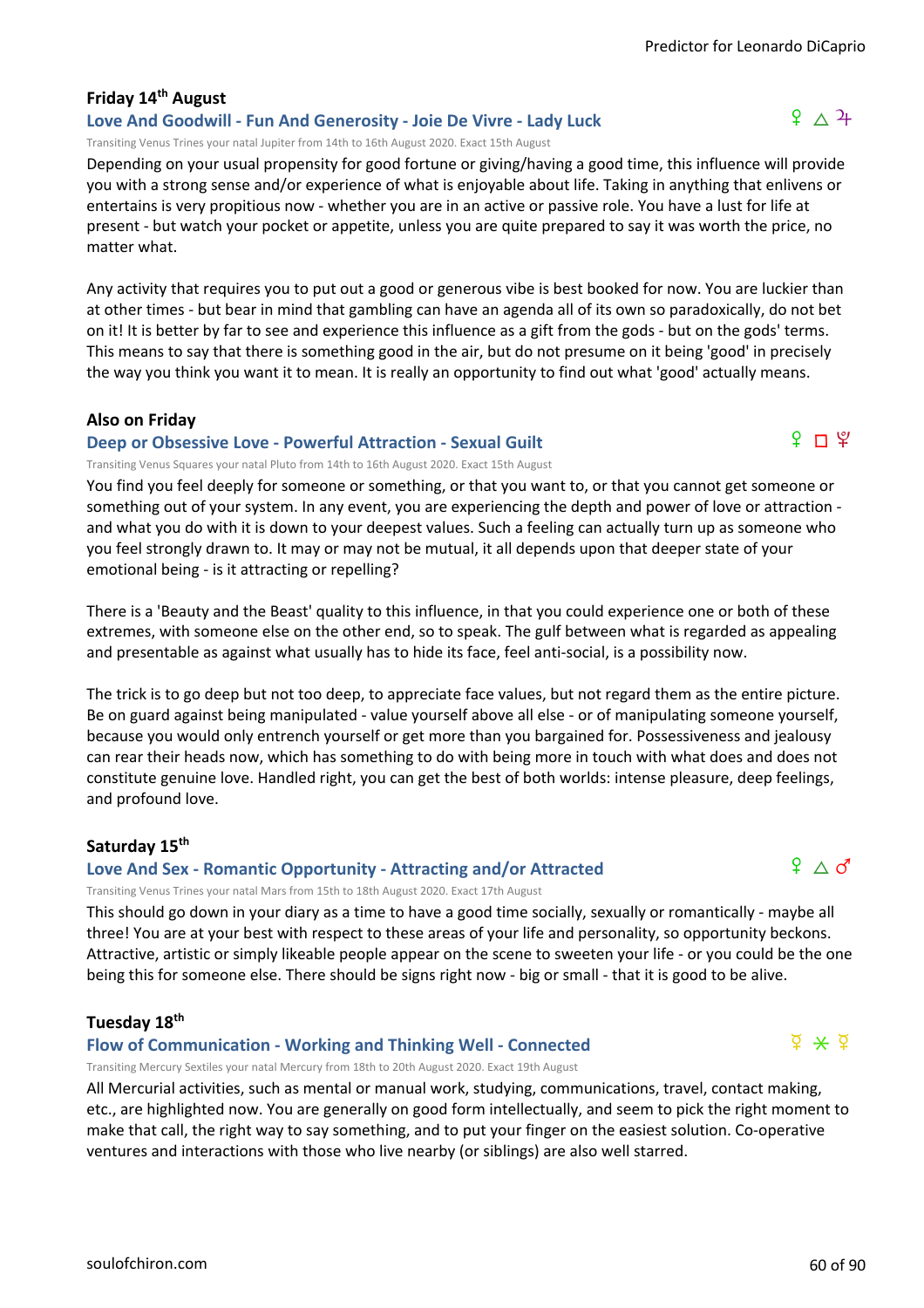### Friday 14th August

#### Love And Goodwill - Fun And Generosity - Joie De Vivre - Lady Luck

♀ △ ♃

Transiting Venus Trines your natal Jupiter from 14th to 16th August 2020. Exact 15th August

Depending on your usual propensity for good fortune or giving/having a good time, this influence will provide you with a strong sense and/or experience of what is enjoyable about life. Taking in anything that enlivens or entertains is very propitious now - whether you are in an active or passive role. You have a lust for life at present - but watch your pocket or appetite, unless you are quite prepared to say it was worth the price, no matter what.

Any activity that requires you to put out a good or generous vibe is best booked for now. You are luckier than at other times - but bear in mind that gambling can have an agenda all of its own so paradoxically, do not bet on it! It is better by far to see and experience this influence as a gift from the gods - but on the gods' terms. This means to say that there is something good in the air, but do not presume on it being 'good' in precisely the way you think you want it to mean. It is really an opportunity to find out what 'good' actually means.

### Also on Friday

#### Deep or Obsessive Love - Powerful Attraction - Sexual Guilt

♀ □ ♇

Transiting Venus Squares your natal Pluto from 14th to 16th August 2020. Exact 15th August

You find you feel deeply for someone or something, or that you want to, or that you cannot get someone or something out of your system. In any event, you are experiencing the depth and power of love or attraction - and what you do with it is down to your deepest values. Such a feeling can actually turn up as someone who you feel strongly drawn to. It may or may not be mutual, it all depends upon that deeper state of your emotional being - is it attracting or repelling?

There is a 'Beauty and the Beast' quality to this influence, in that you could experience one or both of these extremes, with someone else on the other end, so to speak. The gulf between what is regarded as appealing and presentable as against what usually has to hide its face, feel anti-social, is a possibility now.

The trick is to go deep but not too deep, to appreciate face values, but not regard them as the entire picture. Be on guard against being manipulated - value yourself above all else - or of manipulating someone yourself, because you would only entrench yourself or get more than you bargained for. Possessiveness and jealousy can rear their heads now, which has something to do with being more in touch with what does and does not constitute genuine love. Handled right, you can get the best of both worlds: intense pleasure, deep feelings, and profound love.

### Saturday 15th

#### Love And Sex - Romantic Opportunity - Attracting and/or Attracted

♀ △ ♂

Transiting Venus Trines your natal Mars from 15th to 18th August 2020. Exact 17th August

This should go down in your diary as a time to have a good time socially, sexually or romantically - maybe all three! You are at your best with respect to these areas of your life and personality, so opportunity beckons. Attractive, artistic or simply likeable people appear on the scene to sweeten your life - or you could be the one being this for someone else. There should be signs right now - big or small - that it is good to be alive.

### Tuesday 18th

#### Flow of Communication - Working and Thinking Well - Connected

☿ ⚹ ☿

Transiting Mercury Sextiles your natal Mercury from 18th to 20th August 2020. Exact 19th August

All Mercurial activities, such as mental or manual work, studying, communications, travel, contact making, etc., are highlighted now. You are generally on good form intellectually, and seem to pick the right moment to make that call, the right way to say something, and to put your finger on the easiest solution. Co-operative ventures and interactions with those who live nearby (or siblings) are also well starred.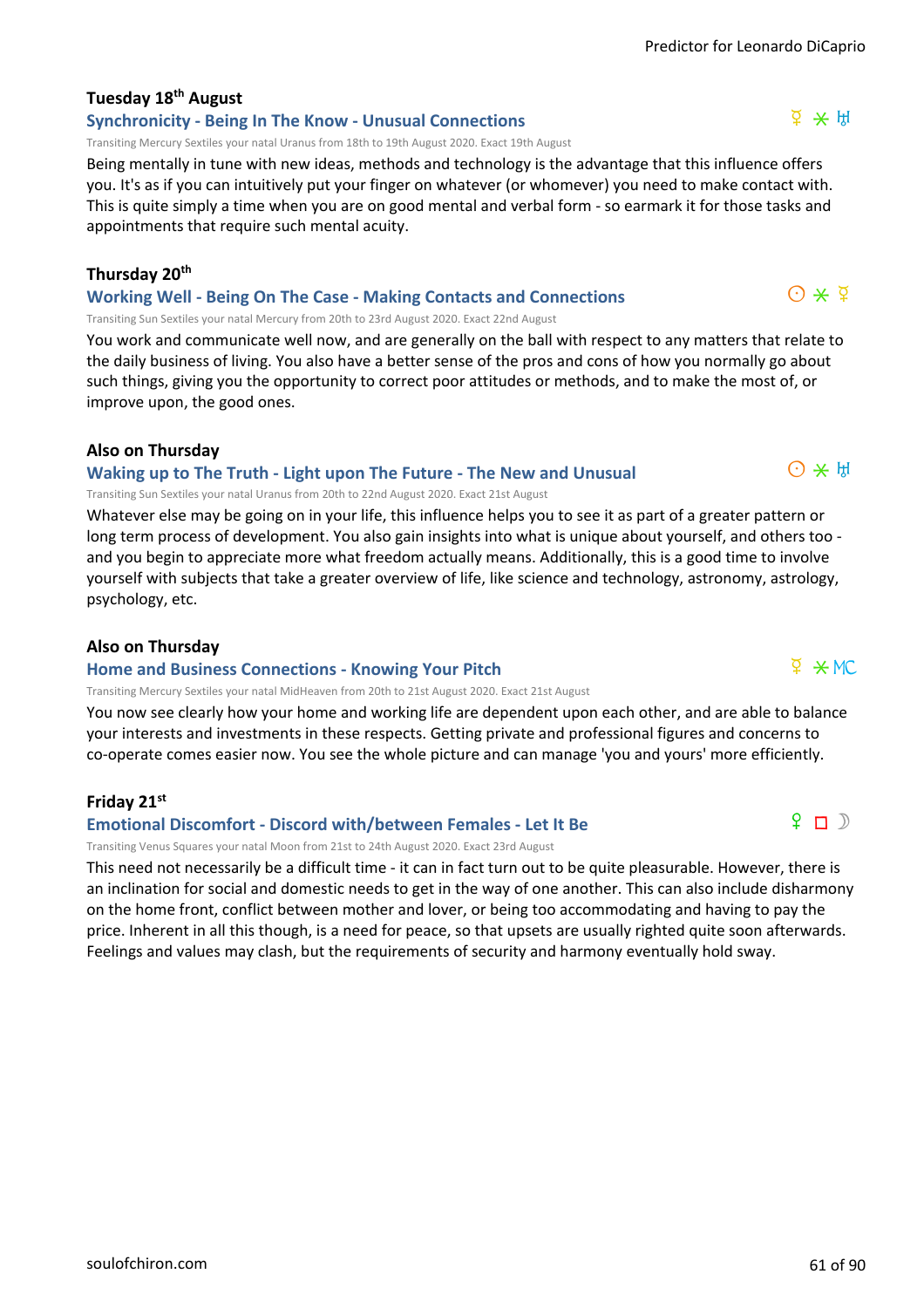### Tuesday 18th August

#### Synchronicity - Being In The Know - Unusual Connections

☿ ⚹ ♅

Transiting Mercury Sextiles your natal Uranus from 18th to 19th August 2020. Exact 19th August

Being mentally in tune with new ideas, methods and technology is the advantage that this influence offers you. It's as if you can intuitively put your finger on whatever (or whomever) you need to make contact with. This is quite simply a time when you are on good mental and verbal form - so earmark it for those tasks and appointments that require such mental acuity.

### Thursday 20th

#### Working Well - Being On The Case - Making Contacts and Connections

☉ ⚹ ☿

Transiting Sun Sextiles your natal Mercury from 20th to 23rd August 2020. Exact 22nd August

You work and communicate well now, and are generally on the ball with respect to any matters that relate to the daily business of living. You also have a better sense of the pros and cons of how you normally go about such things, giving you the opportunity to correct poor attitudes or methods, and to make the most of, or improve upon, the good ones.

### Also on Thursday

#### Waking up to The Truth - Light upon The Future - The New and Unusual

☉ ⚹ ♅

Transiting Sun Sextiles your natal Uranus from 20th to 22nd August 2020. Exact 21st August

Whatever else may be going on in your life, this influence helps you to see it as part of a greater pattern or long term process of development. You also gain insights into what is unique about yourself, and others too - and you begin to appreciate more what freedom actually means. Additionally, this is a good time to involve yourself with subjects that take a greater overview of life, like science and technology, astronomy, astrology, psychology, etc.

### Also on Thursday

#### Home and Business Connections - Knowing Your Pitch

☿ ⚹ MC

Transiting Mercury Sextiles your natal MidHeaven from 20th to 21st August 2020. Exact 21st August

You now see clearly how your home and working life are dependent upon each other, and are able to balance your interests and investments in these respects. Getting private and professional figures and concerns to co-operate comes easier now. You see the whole picture and can manage 'you and yours' more efficiently.

### Friday 21st

#### Emotional Discomfort - Discord with/between Females - Let It Be

♀ □ ☽

Transiting Venus Squares your natal Moon from 21st to 24th August 2020. Exact 23rd August

This need not necessarily be a difficult time - it can in fact turn out to be quite pleasurable. However, there is an inclination for social and domestic needs to get in the way of one another. This can also include disharmony on the home front, conflict between mother and lover, or being too accommodating and having to pay the price. Inherent in all this though, is a need for peace, so that upsets are usually righted quite soon afterwards. Feelings and values may clash, but the requirements of security and harmony eventually hold sway.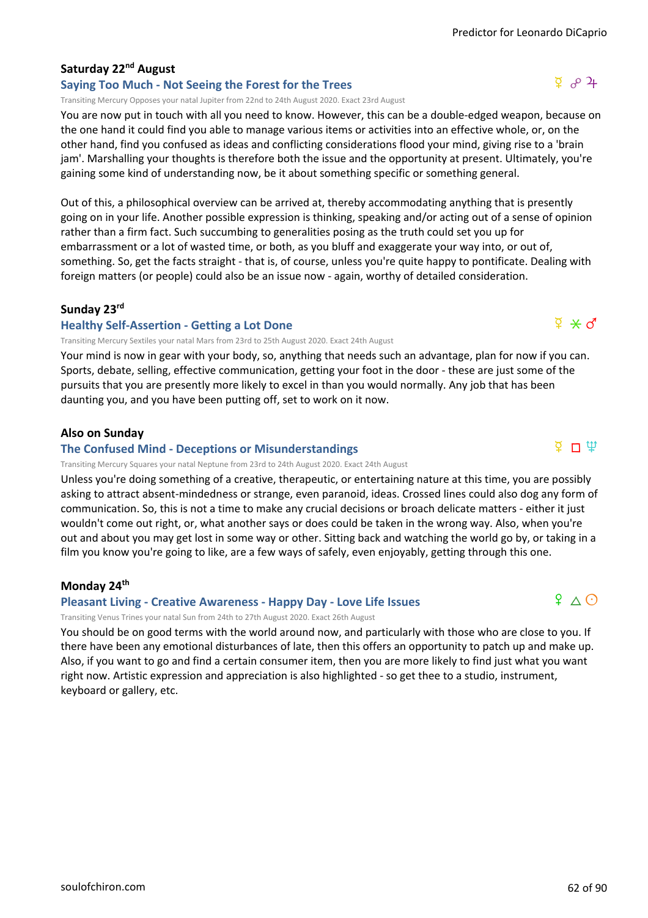### Saturday 22nd August

#### Saying Too Much - Not Seeing the Forest for the Trees

☿ ☍ ♃

Transiting Mercury Opposes your natal Jupiter from 22nd to 24th August 2020. Exact 23rd August

You are now put in touch with all you need to know. However, this can be a double-edged weapon, because on the one hand it could find you able to manage various items or activities into an effective whole, or, on the other hand, find you confused as ideas and conflicting considerations flood your mind, giving rise to a 'brain jam'. Marshalling your thoughts is therefore both the issue and the opportunity at present. Ultimately, you're gaining some kind of understanding now, be it about something specific or something general.

Out of this, a philosophical overview can be arrived at, thereby accommodating anything that is presently going on in your life. Another possible expression is thinking, speaking and/or acting out of a sense of opinion rather than a firm fact. Such succumbing to generalities posing as the truth could set you up for embarrassment or a lot of wasted time, or both, as you bluff and exaggerate your way into, or out of, something. So, get the facts straight - that is, of course, unless you're quite happy to pontificate. Dealing with foreign matters (or people) could also be an issue now - again, worthy of detailed consideration.

### Sunday 23rd

#### Healthy Self-Assertion - Getting a Lot Done

☿ ⚹ ♂

Transiting Mercury Sextiles your natal Mars from 23rd to 25th August 2020. Exact 24th August

Your mind is now in gear with your body, so, anything that needs such an advantage, plan for now if you can. Sports, debate, selling, effective communication, getting your foot in the door - these are just some of the pursuits that you are presently more likely to excel in than you would normally. Any job that has been daunting you, and you have been putting off, set to work on it now.

### Also on Sunday

#### The Confused Mind - Deceptions or Misunderstandings

☿ □ ♆

Transiting Mercury Squares your natal Neptune from 23rd to 24th August 2020. Exact 24th August

Unless you're doing something of a creative, therapeutic, or entertaining nature at this time, you are possibly asking to attract absent-mindedness or strange, even paranoid, ideas. Crossed lines could also dog any form of communication. So, this is not a time to make any crucial decisions or broach delicate matters - either it just wouldn't come out right, or, what another says or does could be taken in the wrong way. Also, when you're out and about you may get lost in some way or other. Sitting back and watching the world go by, or taking in a film you know you're going to like, are a few ways of safely, even enjoyably, getting through this one.

### Monday 24th

#### Pleasant Living - Creative Awareness - Happy Day - Love Life Issues

♀ △ ☉

Transiting Venus Trines your natal Sun from 24th to 27th August 2020. Exact 26th August

You should be on good terms with the world around now, and particularly with those who are close to you. If there have been any emotional disturbances of late, then this offers an opportunity to patch up and make up. Also, if you want to go and find a certain consumer item, then you are more likely to find just what you want right now. Artistic expression and appreciation is also highlighted - so get thee to a studio, instrument, keyboard or gallery, etc.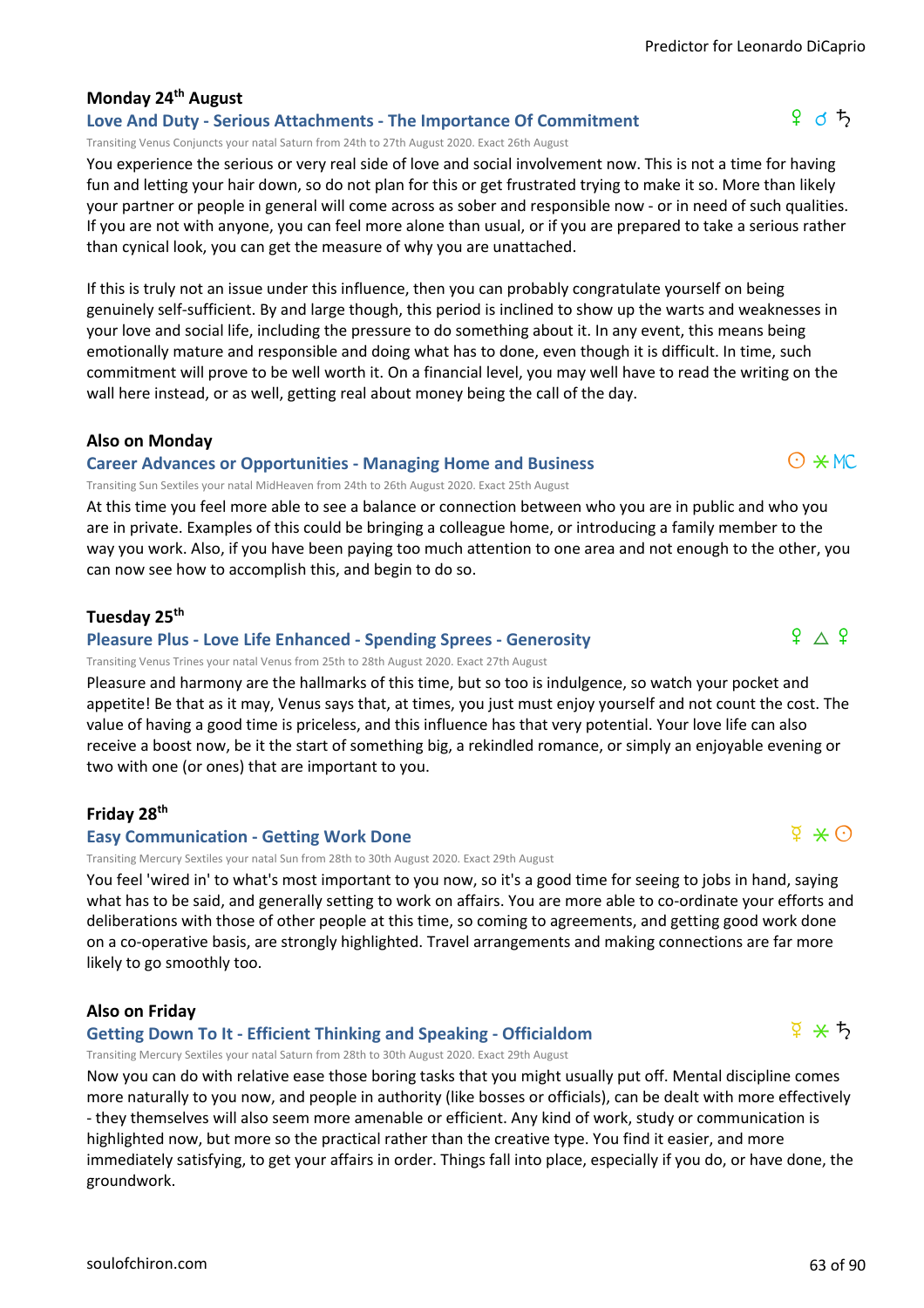### Monday 24th August

#### Love And Duty - Serious Attachments - The Importance Of Commitment ♀ ☌ ♄

Transiting Venus Conjuncts your natal Saturn from 24th to 27th August 2020. Exact 26th August

You experience the serious or very real side of love and social involvement now. This is not a time for having fun and letting your hair down, so do not plan for this or get frustrated trying to make it so. More than likely your partner or people in general will come across as sober and responsible now - or in need of such qualities. If you are not with anyone, you can feel more alone than usual, or if you are prepared to take a serious rather than cynical look, you can get the measure of why you are unattached.

If this is truly not an issue under this influence, then you can probably congratulate yourself on being genuinely self-sufficient. By and large though, this period is inclined to show up the warts and weaknesses in your love and social life, including the pressure to do something about it. In any event, this means being emotionally mature and responsible and doing what has to done, even though it is difficult. In time, such commitment will prove to be well worth it. On a financial level, you may well have to read the writing on the wall here instead, or as well, getting real about money being the call of the day.

### Also on Monday

#### Career Advances or Opportunities - Managing Home and Business ☉ ⚹ MC

Transiting Sun Sextiles your natal MidHeaven from 24th to 26th August 2020. Exact 25th August

At this time you feel more able to see a balance or connection between who you are in public and who you are in private. Examples of this could be bringing a colleague home, or introducing a family member to the way you work. Also, if you have been paying too much attention to one area and not enough to the other, you can now see how to accomplish this, and begin to do so.

### Tuesday 25th

#### Pleasure Plus - Love Life Enhanced - Spending Sprees - Generosity ♀ △ ♀

Transiting Venus Trines your natal Venus from 25th to 28th August 2020. Exact 27th August

Pleasure and harmony are the hallmarks of this time, but so too is indulgence, so watch your pocket and appetite! Be that as it may, Venus says that, at times, you just must enjoy yourself and not count the cost. The value of having a good time is priceless, and this influence has that very potential. Your love life can also receive a boost now, be it the start of something big, a rekindled romance, or simply an enjoyable evening or two with one (or ones) that are important to you.

### Friday 28th

#### Easy Communication - Getting Work Done ☿ ⚹ ☉

Transiting Mercury Sextiles your natal Sun from 28th to 30th August 2020. Exact 29th August

You feel 'wired in' to what's most important to you now, so it's a good time for seeing to jobs in hand, saying what has to be said, and generally setting to work on affairs. You are more able to co-ordinate your efforts and deliberations with those of other people at this time, so coming to agreements, and getting good work done on a co-operative basis, are strongly highlighted. Travel arrangements and making connections are far more likely to go smoothly too.

### Also on Friday

#### Getting Down To It - Efficient Thinking and Speaking - Officialdom ☿ ⚹ ♄

Transiting Mercury Sextiles your natal Saturn from 28th to 30th August 2020. Exact 29th August

Now you can do with relative ease those boring tasks that you might usually put off. Mental discipline comes more naturally to you now, and people in authority (like bosses or officials), can be dealt with more effectively - they themselves will also seem more amenable or efficient. Any kind of work, study or communication is highlighted now, but more so the practical rather than the creative type. You find it easier, and more immediately satisfying, to get your affairs in order. Things fall into place, especially if you do, or have done, the groundwork.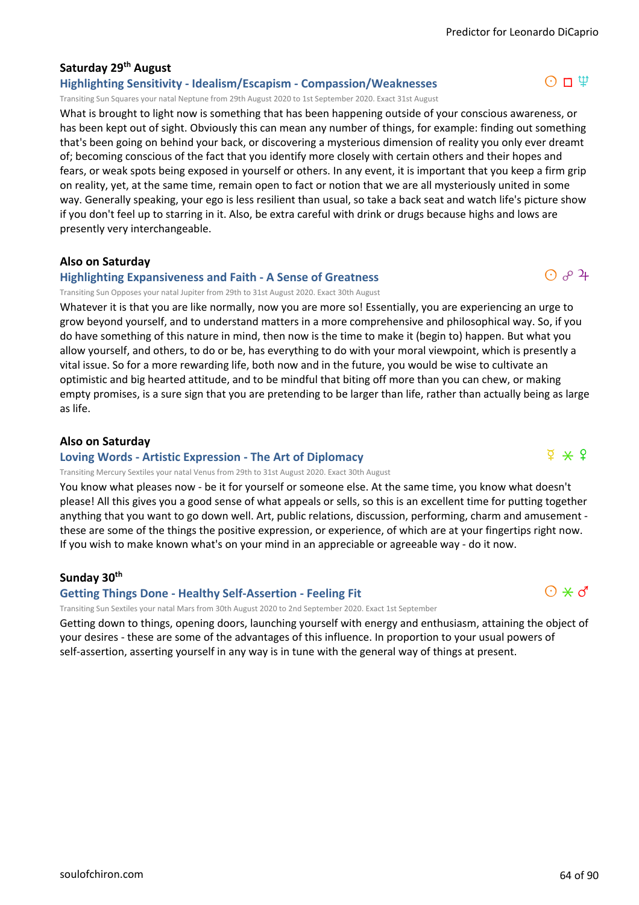### Saturday 29th August

#### Highlighting Sensitivity - Idealism/Escapism - Compassion/Weaknesses

☉ □ ♆

Transiting Sun Squares your natal Neptune from 29th August 2020 to 1st September 2020. Exact 31st August

What is brought to light now is something that has been happening outside of your conscious awareness, or has been kept out of sight. Obviously this can mean any number of things, for example: finding out something that's been going on behind your back, or discovering a mysterious dimension of reality you only ever dreamt of; becoming conscious of the fact that you identify more closely with certain others and their hopes and fears, or weak spots being exposed in yourself or others. In any event, it is important that you keep a firm grip on reality, yet, at the same time, remain open to fact or notion that we are all mysteriously united in some way. Generally speaking, your ego is less resilient than usual, so take a back seat and watch life's picture show if you don't feel up to starring in it. Also, be extra careful with drink or drugs because highs and lows are presently very interchangeable.

### Also on Saturday

#### Highlighting Expansiveness and Faith - A Sense of Greatness

☉ ☍ ♃

Transiting Sun Opposes your natal Jupiter from 29th to 31st August 2020. Exact 30th August

Whatever it is that you are like normally, now you are more so! Essentially, you are experiencing an urge to grow beyond yourself, and to understand matters in a more comprehensive and philosophical way. So, if you do have something of this nature in mind, then now is the time to make it (begin to) happen. But what you allow yourself, and others, to do or be, has everything to do with your moral viewpoint, which is presently a vital issue. So for a more rewarding life, both now and in the future, you would be wise to cultivate an optimistic and big hearted attitude, and to be mindful that biting off more than you can chew, or making empty promises, is a sure sign that you are pretending to be larger than life, rather than actually being as large as life.

### Also on Saturday

#### Loving Words - Artistic Expression - The Art of Diplomacy

☿ ⚹ ♀

Transiting Mercury Sextiles your natal Venus from 29th to 31st August 2020. Exact 30th August

You know what pleases now - be it for yourself or someone else. At the same time, you know what doesn't please! All this gives you a good sense of what appeals or sells, so this is an excellent time for putting together anything that you want to go down well. Art, public relations, discussion, performing, charm and amusement - these are some of the things the positive expression, or experience, of which are at your fingertips right now. If you wish to make known what's on your mind in an appreciable or agreeable way - do it now.

### Sunday 30th

#### Getting Things Done - Healthy Self-Assertion - Feeling Fit

☉ ⚹ ♂

Transiting Sun Sextiles your natal Mars from 30th August 2020 to 2nd September 2020. Exact 1st September

Getting down to things, opening doors, launching yourself with energy and enthusiasm, attaining the object of your desires - these are some of the advantages of this influence. In proportion to your usual powers of self-assertion, asserting yourself in any way is in tune with the general way of things at present.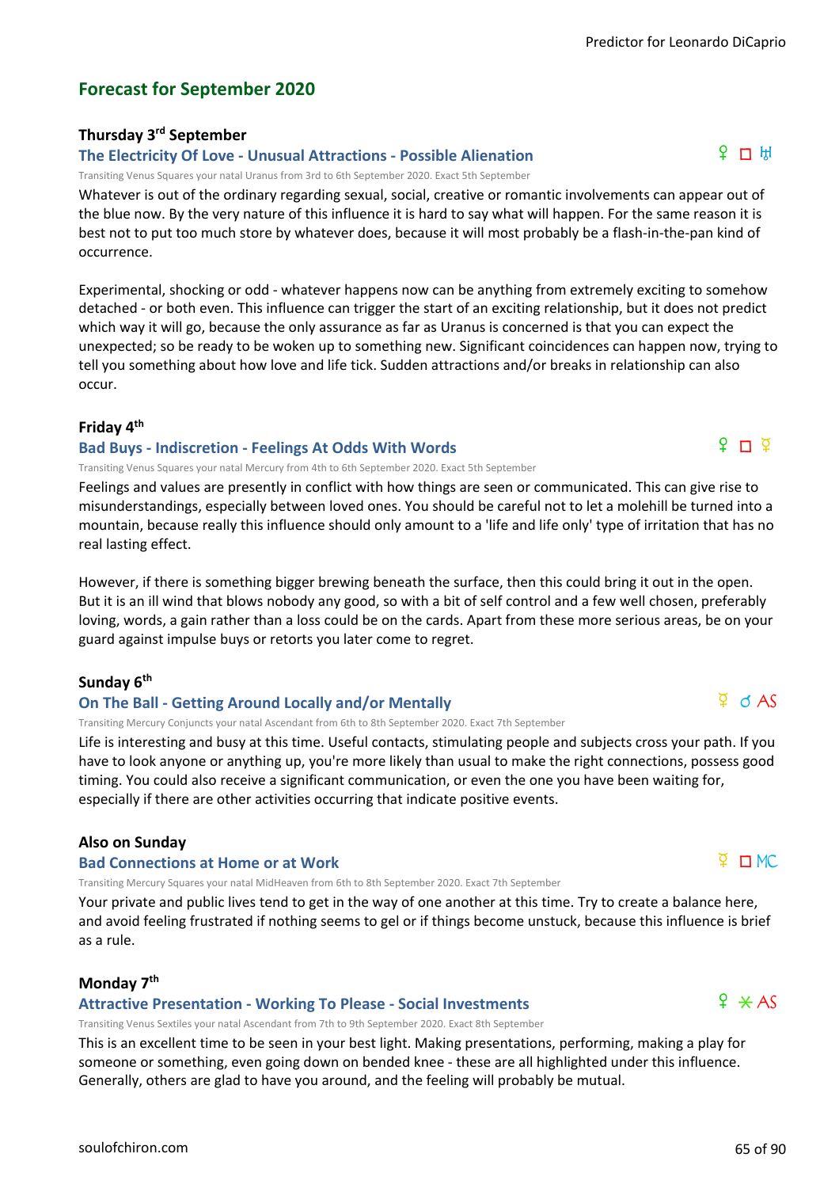## Forecast for September 2020

### Thursday 3rd September

#### The Electricity Of Love - Unusual Attractions - Possible Alienation

♀ □ ♅

Transiting Venus Squares your natal Uranus from 3rd to 6th September 2020. Exact 5th September

Whatever is out of the ordinary regarding sexual, social, creative or romantic involvements can appear out of the blue now. By the very nature of this influence it is hard to say what will happen. For the same reason it is best not to put too much store by whatever does, because it will most probably be a flash-in-the-pan kind of occurrence.

Experimental, shocking or odd - whatever happens now can be anything from extremely exciting to somehow detached - or both even. This influence can trigger the start of an exciting relationship, but it does not predict which way it will go, because the only assurance as far as Uranus is concerned is that you can expect the unexpected; so be ready to be woken up to something new. Significant coincidences can happen now, trying to tell you something about how love and life tick. Sudden attractions and/or breaks in relationship can also occur.

### Friday 4th

#### Bad Buys - Indiscretion - Feelings At Odds With Words

♀ □ ☿

Transiting Venus Squares your natal Mercury from 4th to 6th September 2020. Exact 5th September

Feelings and values are presently in conflict with how things are seen or communicated. This can give rise to misunderstandings, especially between loved ones. You should be careful not to let a molehill be turned into a mountain, because really this influence should only amount to a 'life and life only' type of irritation that has no real lasting effect.

However, if there is something bigger brewing beneath the surface, then this could bring it out in the open. But it is an ill wind that blows nobody any good, so with a bit of self control and a few well chosen, preferably loving, words, a gain rather than a loss could be on the cards. Apart from these more serious areas, be on your guard against impulse buys or retorts you later come to regret.

### Sunday 6th

#### On The Ball - Getting Around Locally and/or Mentally

☿ ☌ AS

Transiting Mercury Conjuncts your natal Ascendant from 6th to 8th September 2020. Exact 7th September

Life is interesting and busy at this time. Useful contacts, stimulating people and subjects cross your path. If you have to look anyone or anything up, you're more likely than usual to make the right connections, possess good timing. You could also receive a significant communication, or even the one you have been waiting for, especially if there are other activities occurring that indicate positive events.

### Also on Sunday

#### Bad Connections at Home or at Work

☿ □ MC

Transiting Mercury Squares your natal MidHeaven from 6th to 8th September 2020. Exact 7th September

Your private and public lives tend to get in the way of one another at this time. Try to create a balance here, and avoid feeling frustrated if nothing seems to gel or if things become unstuck, because this influence is brief as a rule.

### Monday 7th

#### Attractive Presentation - Working To Please - Social Investments

♀ ⚹ AS

Transiting Venus Sextiles your natal Ascendant from 7th to 9th September 2020. Exact 8th September

This is an excellent time to be seen in your best light. Making presentations, performing, making a play for someone or something, even going down on bended knee - these are all highlighted under this influence. Generally, others are glad to have you around, and the feeling will probably be mutual.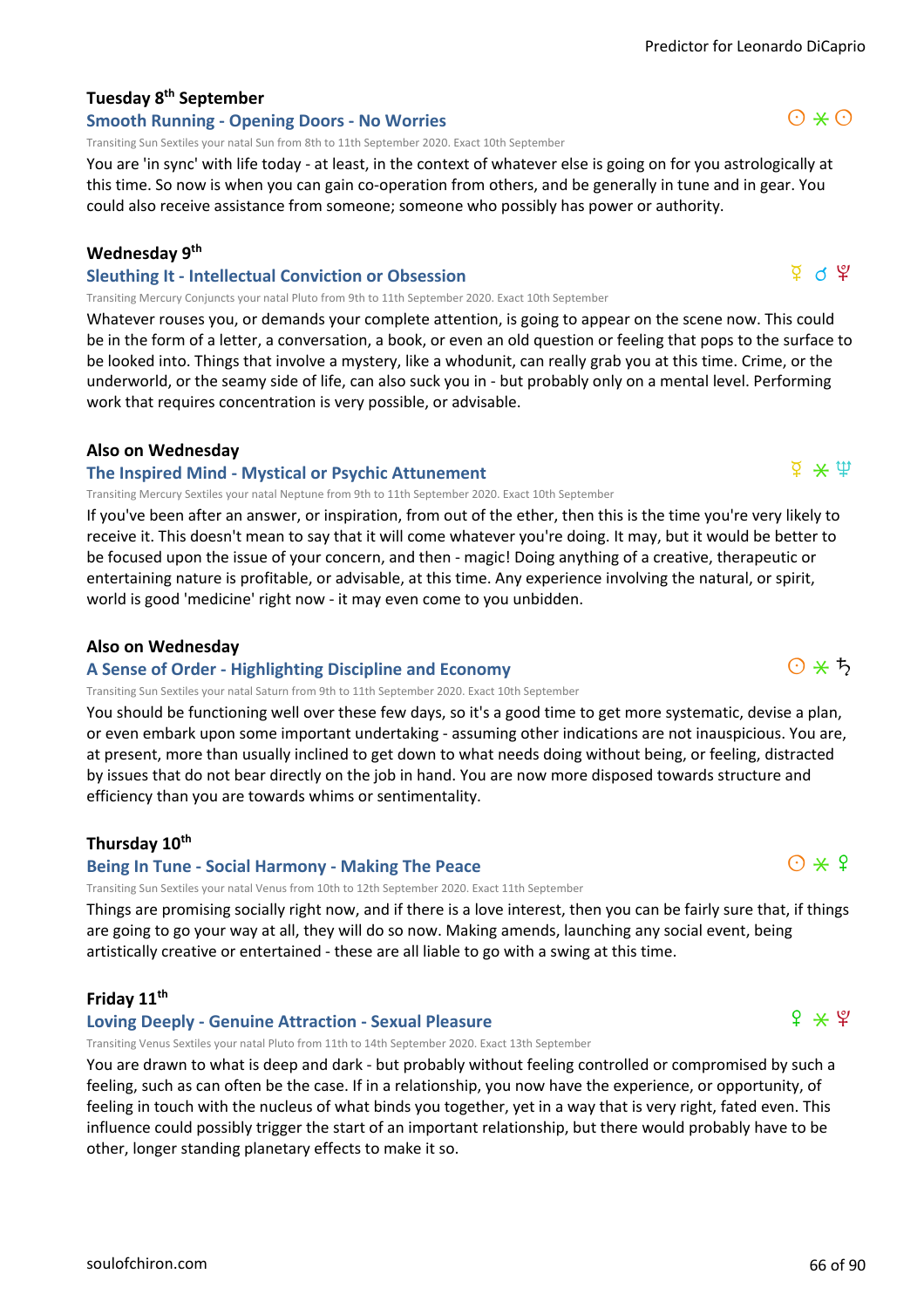### Tuesday 8th September

#### Smooth Running - Opening Doors - No Worries

☉ ⚹ ☉

Transiting Sun Sextiles your natal Sun from 8th to 11th September 2020. Exact 10th September

You are 'in sync' with life today - at least, in the context of whatever else is going on for you astrologically at this time. So now is when you can gain co-operation from others, and be generally in tune and in gear. You could also receive assistance from someone; someone who possibly has power or authority.

### Wednesday 9th

#### Sleuthing It - Intellectual Conviction or Obsession

☿ ☌ ♇

Transiting Mercury Conjuncts your natal Pluto from 9th to 11th September 2020. Exact 10th September

Whatever rouses you, or demands your complete attention, is going to appear on the scene now. This could be in the form of a letter, a conversation, a book, or even an old question or feeling that pops to the surface to be looked into. Things that involve a mystery, like a whodunit, can really grab you at this time. Crime, or the underworld, or the seamy side of life, can also suck you in - but probably only on a mental level. Performing work that requires concentration is very possible, or advisable.

### Also on Wednesday

#### The Inspired Mind - Mystical or Psychic Attunement

☿ ⚹ ♆

Transiting Mercury Sextiles your natal Neptune from 9th to 11th September 2020. Exact 10th September

If you've been after an answer, or inspiration, from out of the ether, then this is the time you're very likely to receive it. This doesn't mean to say that it will come whatever you're doing. It may, but it would be better to be focused upon the issue of your concern, and then - magic! Doing anything of a creative, therapeutic or entertaining nature is profitable, or advisable, at this time. Any experience involving the natural, or spirit, world is good 'medicine' right now - it may even come to you unbidden.

### Also on Wednesday

#### A Sense of Order - Highlighting Discipline and Economy

☉ ⚹ ♄

Transiting Sun Sextiles your natal Saturn from 9th to 11th September 2020. Exact 10th September

You should be functioning well over these few days, so it's a good time to get more systematic, devise a plan, or even embark upon some important undertaking - assuming other indications are not inauspicious. You are, at present, more than usually inclined to get down to what needs doing without being, or feeling, distracted by issues that do not bear directly on the job in hand. You are now more disposed towards structure and efficiency than you are towards whims or sentimentality.

### Thursday 10th

#### Being In Tune - Social Harmony - Making The Peace

☉ ⚹ ♀

Transiting Sun Sextiles your natal Venus from 10th to 12th September 2020. Exact 11th September

Things are promising socially right now, and if there is a love interest, then you can be fairly sure that, if things are going to go your way at all, they will do so now. Making amends, launching any social event, being artistically creative or entertained - these are all liable to go with a swing at this time.

### Friday 11th

#### Loving Deeply - Genuine Attraction - Sexual Pleasure

♀ ⚹ ♇

Transiting Venus Sextiles your natal Pluto from 11th to 14th September 2020. Exact 13th September

You are drawn to what is deep and dark - but probably without feeling controlled or compromised by such a feeling, such as can often be the case. If in a relationship, you now have the experience, or opportunity, of feeling in touch with the nucleus of what binds you together, yet in a way that is very right, fated even. This influence could possibly trigger the start of an important relationship, but there would probably have to be other, longer standing planetary effects to make it so.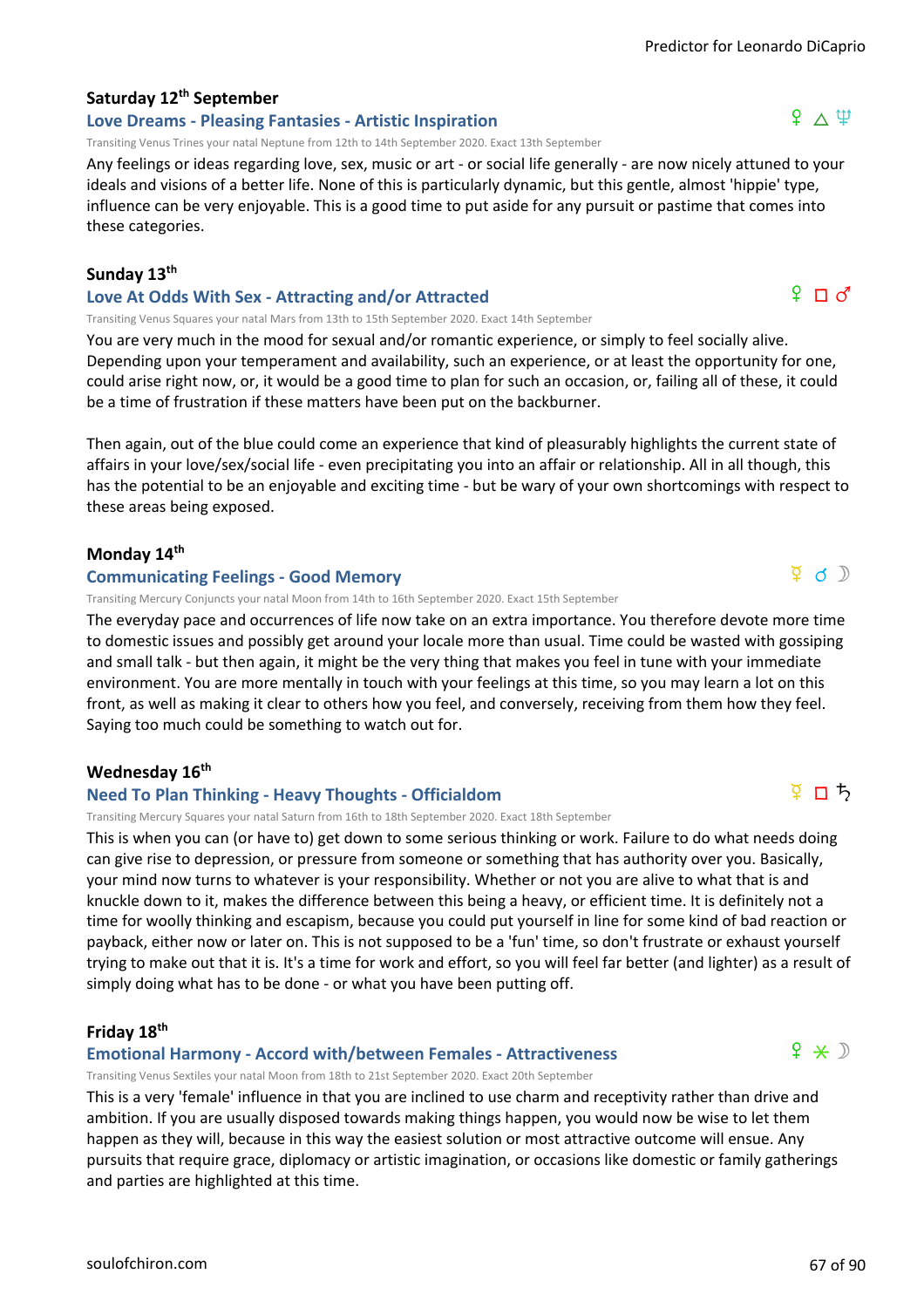### Saturday 12th September

**Love Dreams - Pleasing Fantasies - Artistic Inspiration** ♀ △ ♆

Transiting Venus Trines your natal Neptune from 12th to 14th September 2020. Exact 13th September

Any feelings or ideas regarding love, sex, music or art - or social life generally - are now nicely attuned to your ideals and visions of a better life. None of this is particularly dynamic, but this gentle, almost 'hippie' type, influence can be very enjoyable. This is a good time to put aside for any pursuit or pastime that comes into these categories.

### Sunday 13th

**Love At Odds With Sex - Attracting and/or Attracted** ♀ □ ♂

Transiting Venus Squares your natal Mars from 13th to 15th September 2020. Exact 14th September

You are very much in the mood for sexual and/or romantic experience, or simply to feel socially alive. Depending upon your temperament and availability, such an experience, or at least the opportunity for one, could arise right now, or, it would be a good time to plan for such an occasion, or, failing all of these, it could be a time of frustration if these matters have been put on the backburner.

Then again, out of the blue could come an experience that kind of pleasurably highlights the current state of affairs in your love/sex/social life - even precipitating you into an affair or relationship. All in all though, this has the potential to be an enjoyable and exciting time - but be wary of your own shortcomings with respect to these areas being exposed.

### Monday 14th

**Communicating Feelings - Good Memory** ☿ ☌ ☽

Transiting Mercury Conjuncts your natal Moon from 14th to 16th September 2020. Exact 15th September

The everyday pace and occurrences of life now take on an extra importance. You therefore devote more time to domestic issues and possibly get around your locale more than usual. Time could be wasted with gossiping and small talk - but then again, it might be the very thing that makes you feel in tune with your immediate environment. You are more mentally in touch with your feelings at this time, so you may learn a lot on this front, as well as making it clear to others how you feel, and conversely, receiving from them how they feel. Saying too much could be something to watch out for.

### Wednesday 16th

**Need To Plan Thinking - Heavy Thoughts - Officialdom** ☿ □ ♄

Transiting Mercury Squares your natal Saturn from 16th to 18th September 2020. Exact 18th September

This is when you can (or have to) get down to some serious thinking or work. Failure to do what needs doing can give rise to depression, or pressure from someone or something that has authority over you. Basically, your mind now turns to whatever is your responsibility. Whether or not you are alive to what that is and knuckle down to it, makes the difference between this being a heavy, or efficient time. It is definitely not a time for woolly thinking and escapism, because you could put yourself in line for some kind of bad reaction or payback, either now or later on. This is not supposed to be a 'fun' time, so don't frustrate or exhaust yourself trying to make out that it is. It's a time for work and effort, so you will feel far better (and lighter) as a result of simply doing what has to be done - or what you have been putting off.

### Friday 18th

**Emotional Harmony - Accord with/between Females - Attractiveness** ♀ ⚹ ☽

Transiting Venus Sextiles your natal Moon from 18th to 21st September 2020. Exact 20th September

This is a very 'female' influence in that you are inclined to use charm and receptivity rather than drive and ambition. If you are usually disposed towards making things happen, you would now be wise to let them happen as they will, because in this way the easiest solution or most attractive outcome will ensue. Any pursuits that require grace, diplomacy or artistic imagination, or occasions like domestic or family gatherings and parties are highlighted at this time.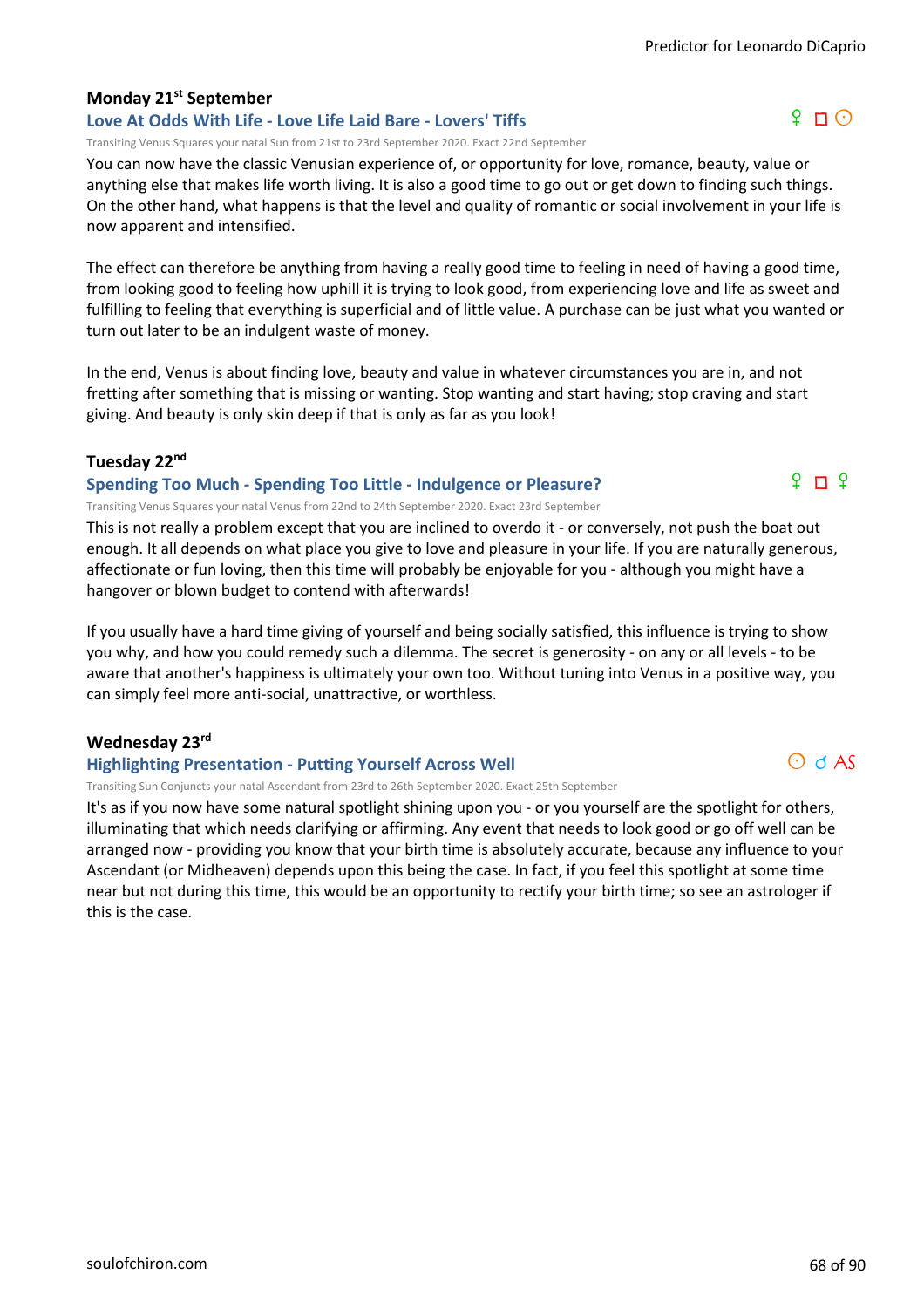### Monday 21st September

#### Love At Odds With Life - Love Life Laid Bare - Lovers' Tiffs

♀ □ ☉

Transiting Venus Squares your natal Sun from 21st to 23rd September 2020. Exact 22nd September

You can now have the classic Venusian experience of, or opportunity for love, romance, beauty, value or anything else that makes life worth living. It is also a good time to go out or get down to finding such things. On the other hand, what happens is that the level and quality of romantic or social involvement in your life is now apparent and intensified.

The effect can therefore be anything from having a really good time to feeling in need of having a good time, from looking good to feeling how uphill it is trying to look good, from experiencing love and life as sweet and fulfilling to feeling that everything is superficial and of little value. A purchase can be just what you wanted or turn out later to be an indulgent waste of money.

In the end, Venus is about finding love, beauty and value in whatever circumstances you are in, and not fretting after something that is missing or wanting. Stop wanting and start having; stop craving and start giving. And beauty is only skin deep if that is only as far as you look!

### Tuesday 22nd

#### Spending Too Much - Spending Too Little - Indulgence or Pleasure?

♀ □ ♀

Transiting Venus Squares your natal Venus from 22nd to 24th September 2020. Exact 23rd September

This is not really a problem except that you are inclined to overdo it - or conversely, not push the boat out enough. It all depends on what place you give to love and pleasure in your life. If you are naturally generous, affectionate or fun loving, then this time will probably be enjoyable for you - although you might have a hangover or blown budget to contend with afterwards!

If you usually have a hard time giving of yourself and being socially satisfied, this influence is trying to show you why, and how you could remedy such a dilemma. The secret is generosity - on any or all levels - to be aware that another's happiness is ultimately your own too. Without tuning into Venus in a positive way, you can simply feel more anti-social, unattractive, or worthless.

### Wednesday 23rd

#### Highlighting Presentation - Putting Yourself Across Well

☉ ☌ AS

Transiting Sun Conjuncts your natal Ascendant from 23rd to 26th September 2020. Exact 25th September

It's as if you now have some natural spotlight shining upon you - or you yourself are the spotlight for others, illuminating that which needs clarifying or affirming. Any event that needs to look good or go off well can be arranged now - providing you know that your birth time is absolutely accurate, because any influence to your Ascendant (or Midheaven) depends upon this being the case. In fact, if you feel this spotlight at some time near but not during this time, this would be an opportunity to rectify your birth time; so see an astrologer if this is the case.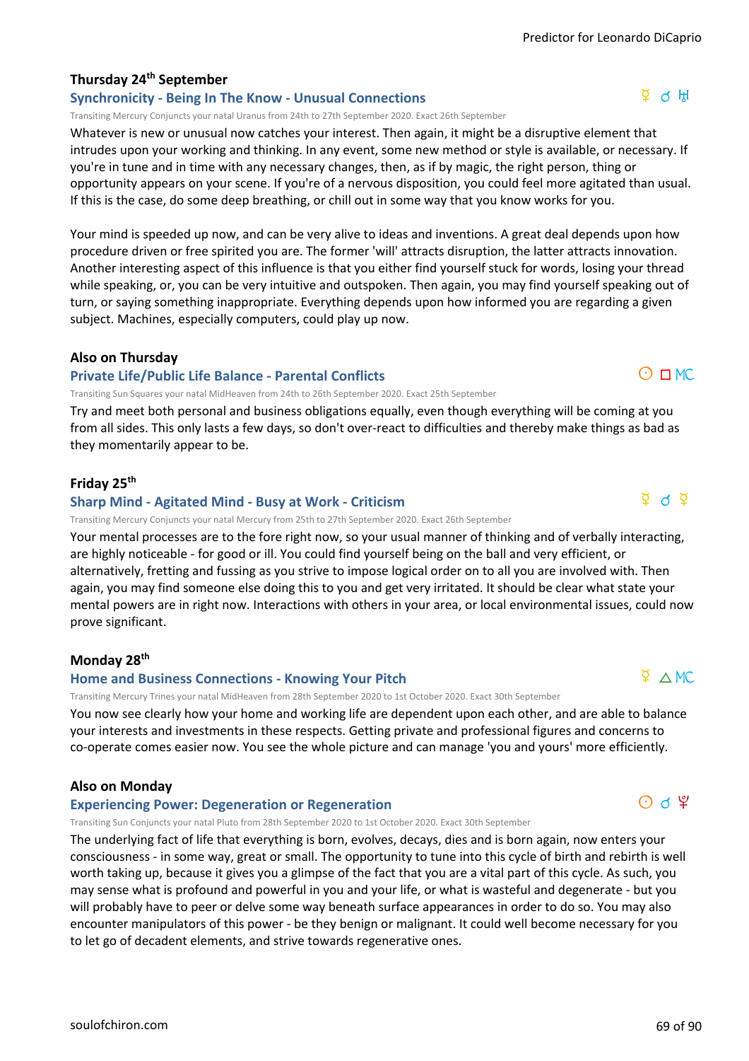### Thursday 24th September

#### Synchronicity - Being In The Know - Unusual Connections

☿ ☌ ♅

Transiting Mercury Conjuncts your natal Uranus from 24th to 27th September 2020. Exact 26th September

Whatever is new or unusual now catches your interest. Then again, it might be a disruptive element that intrudes upon your working and thinking. In any event, some new method or style is available, or necessary. If you're in tune and in time with any necessary changes, then, as if by magic, the right person, thing or opportunity appears on your scene. If you're of a nervous disposition, you could feel more agitated than usual. If this is the case, do some deep breathing, or chill out in some way that you know works for you.

Your mind is speeded up now, and can be very alive to ideas and inventions. A great deal depends upon how procedure driven or free spirited you are. The former 'will' attracts disruption, the latter attracts innovation. Another interesting aspect of this influence is that you either find yourself stuck for words, losing your thread while speaking, or, you can be very intuitive and outspoken. Then again, you may find yourself speaking out of turn, or saying something inappropriate. Everything depends upon how informed you are regarding a given subject. Machines, especially computers, could play up now.

### Also on Thursday

#### Private Life/Public Life Balance - Parental Conflicts

☉ □ MC

Transiting Sun Squares your natal MidHeaven from 24th to 26th September 2020. Exact 25th September

Try and meet both personal and business obligations equally, even though everything will be coming at you from all sides. This only lasts a few days, so don't over-react to difficulties and thereby make things as bad as they momentarily appear to be.

### Friday 25th

#### Sharp Mind - Agitated Mind - Busy at Work - Criticism

☿ ☌ ☿

Transiting Mercury Conjuncts your natal Mercury from 25th to 27th September 2020. Exact 26th September

Your mental processes are to the fore right now, so your usual manner of thinking and of verbally interacting, are highly noticeable - for good or ill. You could find yourself being on the ball and very efficient, or alternatively, fretting and fussing as you strive to impose logical order on to all you are involved with. Then again, you may find someone else doing this to you and get very irritated. It should be clear what state your mental powers are in right now. Interactions with others in your area, or local environmental issues, could now prove significant.

### Monday 28th

#### Home and Business Connections - Knowing Your Pitch

☿ △ MC

Transiting Mercury Trines your natal MidHeaven from 28th September 2020 to 1st October 2020. Exact 30th September

You now see clearly how your home and working life are dependent upon each other, and are able to balance your interests and investments in these respects. Getting private and professional figures and concerns to co-operate comes easier now. You see the whole picture and can manage 'you and yours' more efficiently.

### Also on Monday

#### Experiencing Power: Degeneration or Regeneration

☉ ☌ ♇

Transiting Sun Conjuncts your natal Pluto from 28th September 2020 to 1st October 2020. Exact 30th September

The underlying fact of life that everything is born, evolves, decays, dies and is born again, now enters your consciousness - in some way, great or small. The opportunity to tune into this cycle of birth and rebirth is well worth taking up, because it gives you a glimpse of the fact that you are a vital part of this cycle. As such, you may sense what is profound and powerful in you and your life, or what is wasteful and degenerate - but you will probably have to peer or delve some way beneath surface appearances in order to do so. You may also encounter manipulators of this power - be they benign or malignant. It could well become necessary for you to let go of decadent elements, and strive towards regenerative ones.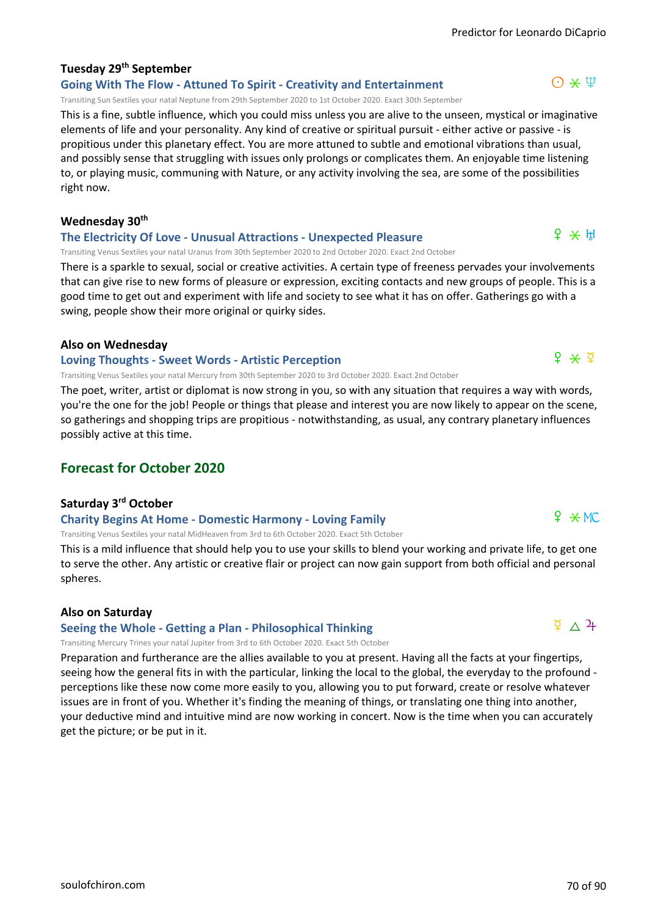### Tuesday 29th September

#### Going With The Flow - Attuned To Spirit - Creativity and Entertainment

☉ ⚹ ♆

Transiting Sun Sextiles your natal Neptune from 29th September 2020 to 1st October 2020. Exact 30th September

This is a fine, subtle influence, which you could miss unless you are alive to the unseen, mystical or imaginative elements of life and your personality. Any kind of creative or spiritual pursuit - either active or passive - is propitious under this planetary effect. You are more attuned to subtle and emotional vibrations than usual, and possibly sense that struggling with issues only prolongs or complicates them. An enjoyable time listening to, or playing music, communing with Nature, or any activity involving the sea, are some of the possibilities right now.

### Wednesday 30th

#### The Electricity Of Love - Unusual Attractions - Unexpected Pleasure

♀ ⚹ ♅

Transiting Venus Sextiles your natal Uranus from 30th September 2020 to 2nd October 2020. Exact 2nd October

There is a sparkle to sexual, social or creative activities. A certain type of freeness pervades your involvements that can give rise to new forms of pleasure or expression, exciting contacts and new groups of people. This is a good time to get out and experiment with life and society to see what it has on offer. Gatherings go with a swing, people show their more original or quirky sides.

### Also on Wednesday

#### Loving Thoughts - Sweet Words - Artistic Perception

♀ ⚹ ☿

Transiting Venus Sextiles your natal Mercury from 30th September 2020 to 3rd October 2020. Exact 2nd October

The poet, writer, artist or diplomat is now strong in you, so with any situation that requires a way with words, you're the one for the job! People or things that please and interest you are now likely to appear on the scene, so gatherings and shopping trips are propitious - notwithstanding, as usual, any contrary planetary influences possibly active at this time.

## Forecast for October 2020

### Saturday 3rd October

#### Charity Begins At Home - Domestic Harmony - Loving Family

♀ ⚹ MC

Transiting Venus Sextiles your natal MidHeaven from 3rd to 6th October 2020. Exact 5th October

This is a mild influence that should help you to use your skills to blend your working and private life, to get one to serve the other. Any artistic or creative flair or project can now gain support from both official and personal spheres.

### Also on Saturday

#### Seeing the Whole - Getting a Plan - Philosophical Thinking

☿ △ ♃

Transiting Mercury Trines your natal Jupiter from 3rd to 6th October 2020. Exact 5th October

Preparation and furtherance are the allies available to you at present. Having all the facts at your fingertips, seeing how the general fits in with the particular, linking the local to the global, the everyday to the profound - perceptions like these now come more easily to you, allowing you to put forward, create or resolve whatever issues are in front of you. Whether it's finding the meaning of things, or translating one thing into another, your deductive mind and intuitive mind are now working in concert. Now is the time when you can accurately get the picture; or be put in it.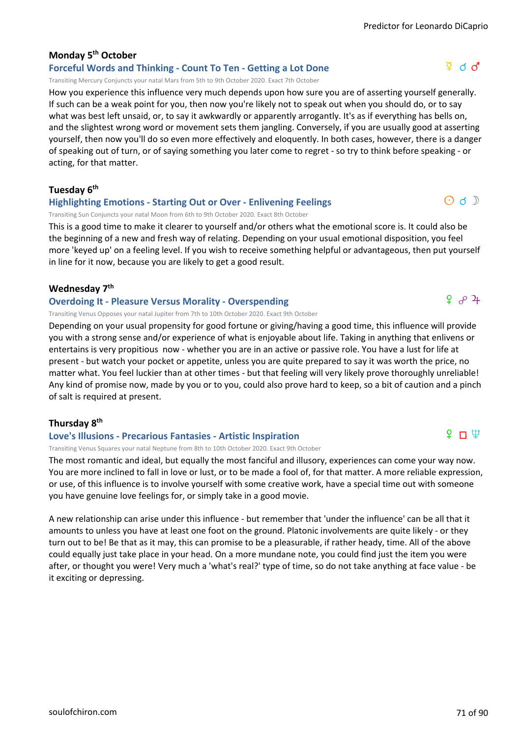## Monday 5th October

### Forceful Words and Thinking - Count To Ten - Getting a Lot Done

☿ ☌ ♂

Transiting Mercury Conjuncts your natal Mars from 5th to 9th October 2020. Exact 7th October

How you experience this influence very much depends upon how sure you are of asserting yourself generally. If such can be a weak point for you, then now you're likely not to speak out when you should do, or to say what was best left unsaid, or, to say it awkwardly or apparently arrogantly. It's as if everything has bells on, and the slightest wrong word or movement sets them jangling. Conversely, if you are usually good at asserting yourself, then now you'll do so even more effectively and eloquently. In both cases, however, there is a danger of speaking out of turn, or of saying something you later come to regret - so try to think before speaking - or acting, for that matter.

## Tuesday 6th

### Highlighting Emotions - Starting Out or Over - Enlivening Feelings

☉ ☌ ☽

Transiting Sun Conjuncts your natal Moon from 6th to 9th October 2020. Exact 8th October

This is a good time to make it clearer to yourself and/or others what the emotional score is. It could also be the beginning of a new and fresh way of relating. Depending on your usual emotional disposition, you feel more 'keyed up' on a feeling level. If you wish to receive something helpful or advantageous, then put yourself in line for it now, because you are likely to get a good result.

## Wednesday 7th

### Overdoing It - Pleasure Versus Morality - Overspending

♀ ☍ ♃

Transiting Venus Opposes your natal Jupiter from 7th to 10th October 2020. Exact 9th October

Depending on your usual propensity for good fortune or giving/having a good time, this influence will provide you with a strong sense and/or experience of what is enjoyable about life. Taking in anything that enlivens or entertains is very propitious now - whether you are in an active or passive role. You have a lust for life at present - but watch your pocket or appetite, unless you are quite prepared to say it was worth the price, no matter what. You feel luckier than at other times - but that feeling will very likely prove thoroughly unreliable! Any kind of promise now, made by you or to you, could also prove hard to keep, so a bit of caution and a pinch of salt is required at present.

## Thursday 8th

### Love's Illusions - Precarious Fantasies - Artistic Inspiration

♀ □ ♆

Transiting Venus Squares your natal Neptune from 8th to 10th October 2020. Exact 9th October

The most romantic and ideal, but equally the most fanciful and illusory, experiences can come your way now. You are more inclined to fall in love or lust, or to be made a fool of, for that matter. A more reliable expression, or use, of this influence is to involve yourself with some creative work, have a special time out with someone you have genuine love feelings for, or simply take in a good movie.

A new relationship can arise under this influence - but remember that 'under the influence' can be all that it amounts to unless you have at least one foot on the ground. Platonic involvements are quite likely - or they turn out to be! Be that as it may, this can promise to be a pleasurable, if rather heady, time. All of the above could equally just take place in your head. On a more mundane note, you could find just the item you were after, or thought you were! Very much a 'what's real?' type of time, so do not take anything at face value - be it exciting or depressing.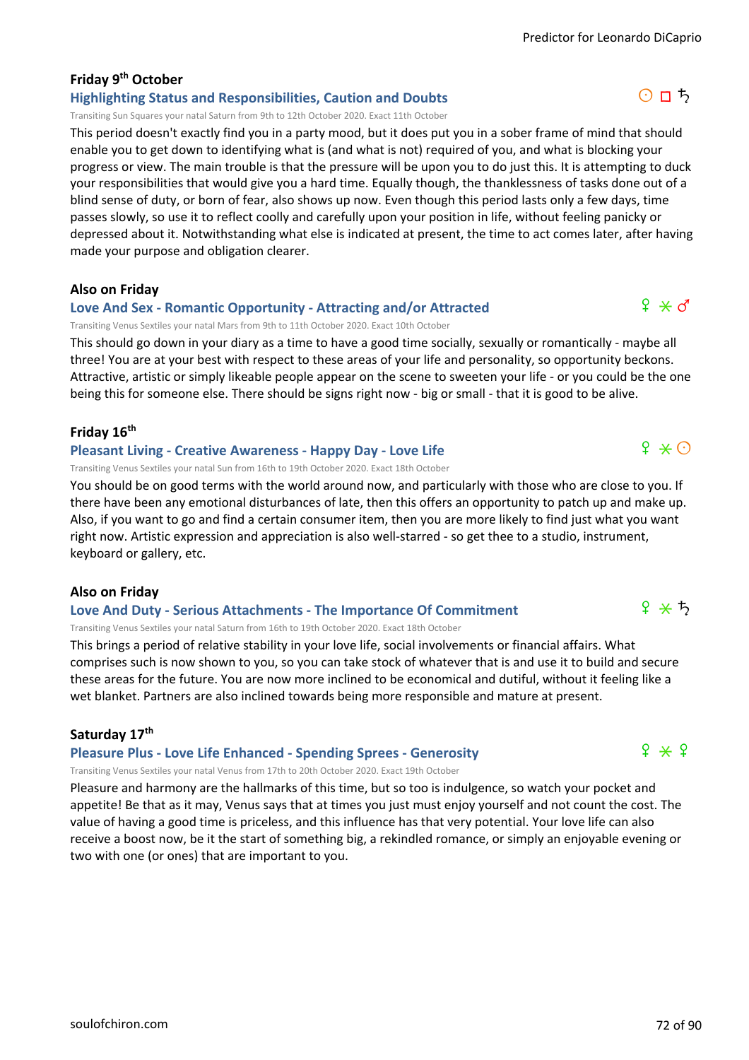### Friday 9th October

#### Highlighting Status and Responsibilities, Caution and Doubts

☉ □ ♄

Transiting Sun Squares your natal Saturn from 9th to 12th October 2020. Exact 11th October

This period doesn't exactly find you in a party mood, but it does put you in a sober frame of mind that should enable you to get down to identifying what is (and what is not) required of you, and what is blocking your progress or view. The main trouble is that the pressure will be upon you to do just this. It is attempting to duck your responsibilities that would give you a hard time. Equally though, the thanklessness of tasks done out of a blind sense of duty, or born of fear, also shows up now. Even though this period lasts only a few days, time passes slowly, so use it to reflect coolly and carefully upon your position in life, without feeling panicky or depressed about it. Notwithstanding what else is indicated at present, the time to act comes later, after having made your purpose and obligation clearer.

### Also on Friday

#### Love And Sex - Romantic Opportunity - Attracting and/or Attracted

♀ ⚹ ♂

Transiting Venus Sextiles your natal Mars from 9th to 11th October 2020. Exact 10th October

This should go down in your diary as a time to have a good time socially, sexually or romantically - maybe all three! You are at your best with respect to these areas of your life and personality, so opportunity beckons. Attractive, artistic or simply likeable people appear on the scene to sweeten your life - or you could be the one being this for someone else. There should be signs right now - big or small - that it is good to be alive.

### Friday 16th

#### Pleasant Living - Creative Awareness - Happy Day - Love Life

♀ ⚹ ☉

Transiting Venus Sextiles your natal Sun from 16th to 19th October 2020. Exact 18th October

You should be on good terms with the world around now, and particularly with those who are close to you. If there have been any emotional disturbances of late, then this offers an opportunity to patch up and make up. Also, if you want to go and find a certain consumer item, then you are more likely to find just what you want right now. Artistic expression and appreciation is also well-starred - so get thee to a studio, instrument, keyboard or gallery, etc.

### Also on Friday

#### Love And Duty - Serious Attachments - The Importance Of Commitment

♀ ⚹ ♄

Transiting Venus Sextiles your natal Saturn from 16th to 19th October 2020. Exact 18th October

This brings a period of relative stability in your love life, social involvements or financial affairs. What comprises such is now shown to you, so you can take stock of whatever that is and use it to build and secure these areas for the future. You are now more inclined to be economical and dutiful, without it feeling like a wet blanket. Partners are also inclined towards being more responsible and mature at present.

### Saturday 17th

#### Pleasure Plus - Love Life Enhanced - Spending Sprees - Generosity

♀ ⚹ ♀

Transiting Venus Sextiles your natal Venus from 17th to 20th October 2020. Exact 19th October

Pleasure and harmony are the hallmarks of this time, but so too is indulgence, so watch your pocket and appetite! Be that as it may, Venus says that at times you just must enjoy yourself and not count the cost. The value of having a good time is priceless, and this influence has that very potential. Your love life can also receive a boost now, be it the start of something big, a rekindled romance, or simply an enjoyable evening or two with one (or ones) that are important to you.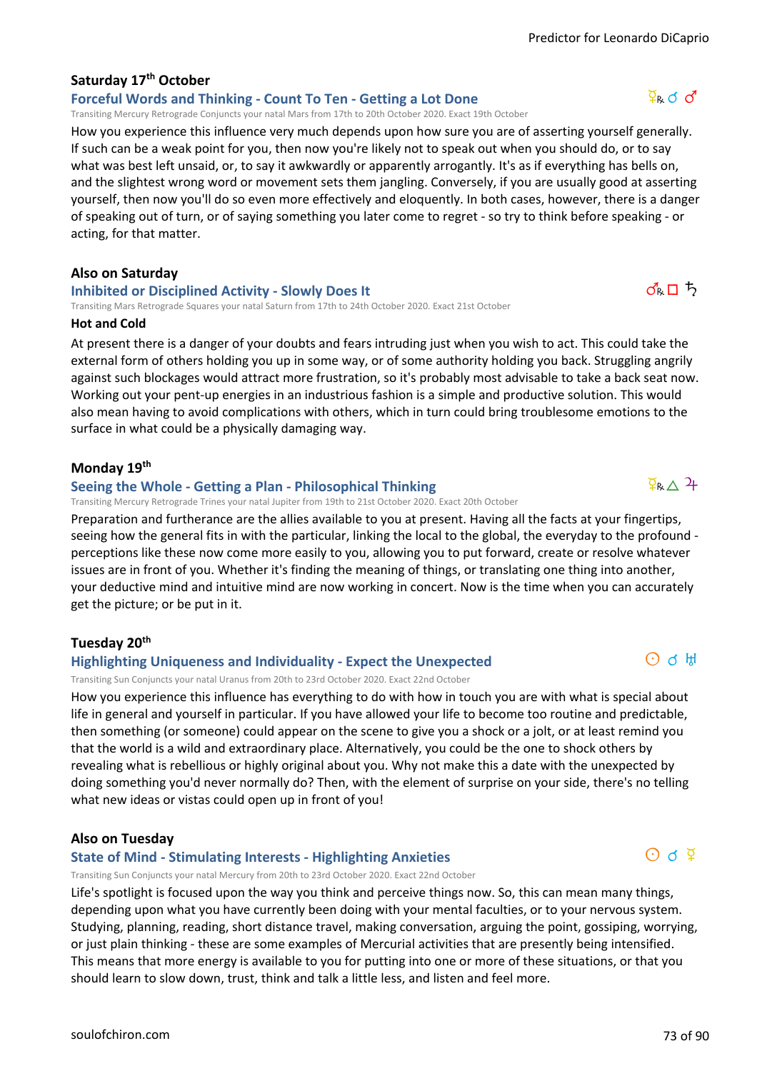### Saturday 17th October

#### Forceful Words and Thinking - Count To Ten - Getting a Lot Done

☿℞ ☌ ♂

Transiting Mercury Retrograde Conjuncts your natal Mars from 17th to 20th October 2020. Exact 19th October

How you experience this influence very much depends upon how sure you are of asserting yourself generally. If such can be a weak point for you, then now you're likely not to speak out when you should do, or to say what was best left unsaid, or, to say it awkwardly or apparently arrogantly. It's as if everything has bells on, and the slightest wrong word or movement sets them jangling. Conversely, if you are usually good at asserting yourself, then now you'll do so even more effectively and eloquently. In both cases, however, there is a danger of speaking out of turn, or of saying something you later come to regret - so try to think before speaking - or acting, for that matter.

### Also on Saturday

#### Inhibited or Disciplined Activity - Slowly Does It

♂℞ □ ♄

Transiting Mars Retrograde Squares your natal Saturn from 17th to 24th October 2020. Exact 21st October

**Hot and Cold**

At present there is a danger of your doubts and fears intruding just when you wish to act. This could take the external form of others holding you up in some way, or of some authority holding you back. Struggling angrily against such blockages would attract more frustration, so it's probably most advisable to take a back seat now. Working out your pent-up energies in an industrious fashion is a simple and productive solution. This would also mean having to avoid complications with others, which in turn could bring troublesome emotions to the surface in what could be a physically damaging way.

### Monday 19th

#### Seeing the Whole - Getting a Plan - Philosophical Thinking

☿℞ △ ♃

Transiting Mercury Retrograde Trines your natal Jupiter from 19th to 21st October 2020. Exact 20th October

Preparation and furtherance are the allies available to you at present. Having all the facts at your fingertips, seeing how the general fits in with the particular, linking the local to the global, the everyday to the profound - perceptions like these now come more easily to you, allowing you to put forward, create or resolve whatever issues are in front of you. Whether it's finding the meaning of things, or translating one thing into another, your deductive mind and intuitive mind are now working in concert. Now is the time when you can accurately get the picture; or be put in it.

### Tuesday 20th

#### Highlighting Uniqueness and Individuality - Expect the Unexpected

☉ ☌ ♅

Transiting Sun Conjuncts your natal Uranus from 20th to 23rd October 2020. Exact 22nd October

How you experience this influence has everything to do with how in touch you are with what is special about life in general and yourself in particular. If you have allowed your life to become too routine and predictable, then something (or someone) could appear on the scene to give you a shock or a jolt, or at least remind you that the world is a wild and extraordinary place. Alternatively, you could be the one to shock others by revealing what is rebellious or highly original about you. Why not make this a date with the unexpected by doing something you'd never normally do? Then, with the element of surprise on your side, there's no telling what new ideas or vistas could open up in front of you!

### Also on Tuesday

#### State of Mind - Stimulating Interests - Highlighting Anxieties

☉ ☌ ☿

Transiting Sun Conjuncts your natal Mercury from 20th to 23rd October 2020. Exact 22nd October

Life's spotlight is focused upon the way you think and perceive things now. So, this can mean many things, depending upon what you have currently been doing with your mental faculties, or to your nervous system. Studying, planning, reading, short distance travel, making conversation, arguing the point, gossiping, worrying, or just plain thinking - these are some examples of Mercurial activities that are presently being intensified. This means that more energy is available to you for putting into one or more of these situations, or that you should learn to slow down, trust, think and talk a little less, and listen and feel more.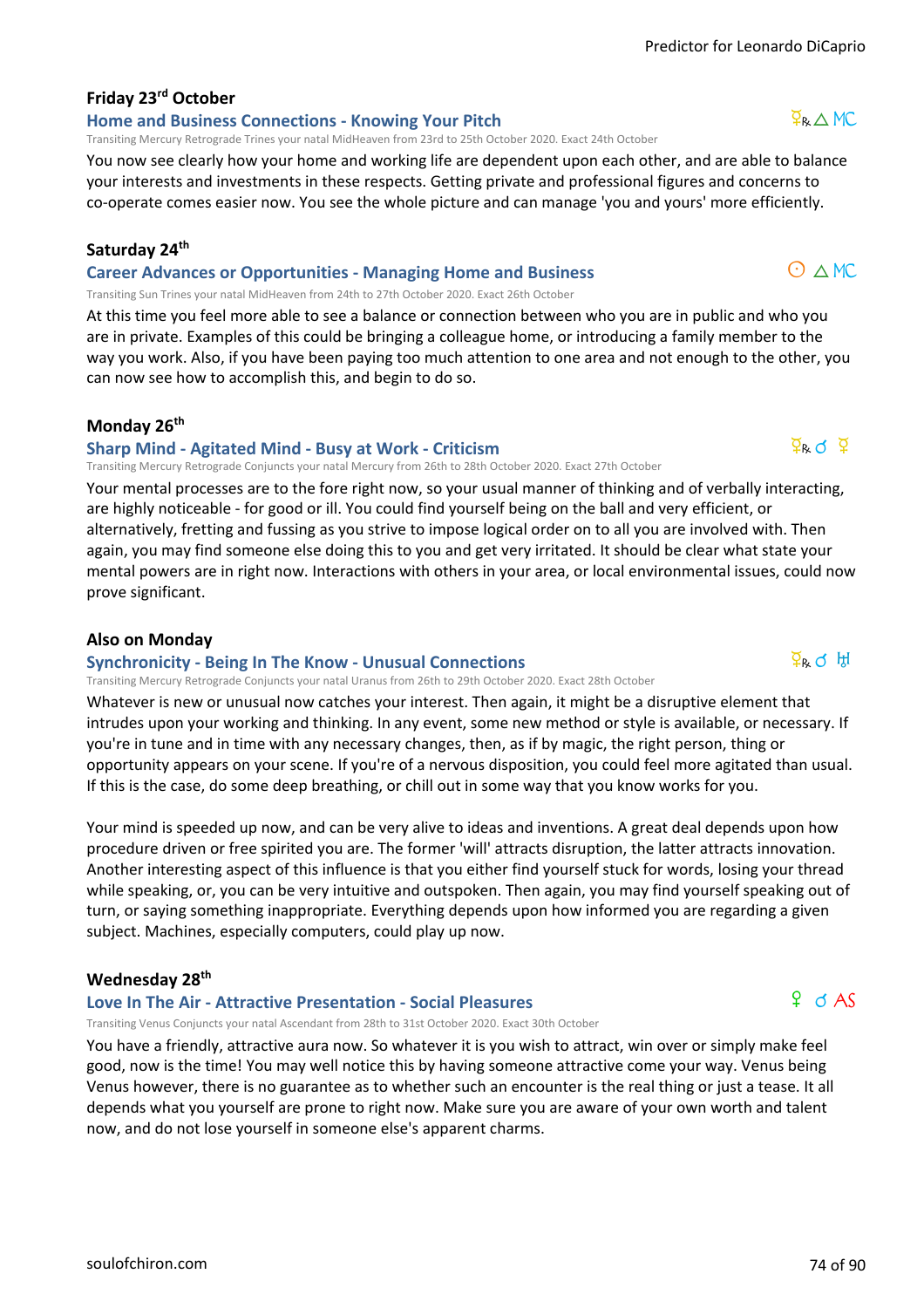### Friday 23rd October

#### Home and Business Connections - Knowing Your Pitch

☿℞ △ MC

Transiting Mercury Retrograde Trines your natal MidHeaven from 23rd to 25th October 2020. Exact 24th October

You now see clearly how your home and working life are dependent upon each other, and are able to balance your interests and investments in these respects. Getting private and professional figures and concerns to co-operate comes easier now. You see the whole picture and can manage 'you and yours' more efficiently.

### Saturday 24th

#### Career Advances or Opportunities - Managing Home and Business

☉ △ MC

Transiting Sun Trines your natal MidHeaven from 24th to 27th October 2020. Exact 26th October

At this time you feel more able to see a balance or connection between who you are in public and who you are in private. Examples of this could be bringing a colleague home, or introducing a family member to the way you work. Also, if you have been paying too much attention to one area and not enough to the other, you can now see how to accomplish this, and begin to do so.

### Monday 26th

#### Sharp Mind - Agitated Mind - Busy at Work - Criticism

☿℞ ☌ ☿

Transiting Mercury Retrograde Conjuncts your natal Mercury from 26th to 28th October 2020. Exact 27th October

Your mental processes are to the fore right now, so your usual manner of thinking and of verbally interacting, are highly noticeable - for good or ill. You could find yourself being on the ball and very efficient, or alternatively, fretting and fussing as you strive to impose logical order on to all you are involved with. Then again, you may find someone else doing this to you and get very irritated. It should be clear what state your mental powers are in right now. Interactions with others in your area, or local environmental issues, could now prove significant.

### Also on Monday

#### Synchronicity - Being In The Know - Unusual Connections

☿℞ ☌ ♅

Transiting Mercury Retrograde Conjuncts your natal Uranus from 26th to 29th October 2020. Exact 28th October

Whatever is new or unusual now catches your interest. Then again, it might be a disruptive element that intrudes upon your working and thinking. In any event, some new method or style is available, or necessary. If you're in tune and in time with any necessary changes, then, as if by magic, the right person, thing or opportunity appears on your scene. If you're of a nervous disposition, you could feel more agitated than usual. If this is the case, do some deep breathing, or chill out in some way that you know works for you.

Your mind is speeded up now, and can be very alive to ideas and inventions. A great deal depends upon how procedure driven or free spirited you are. The former 'will' attracts disruption, the latter attracts innovation. Another interesting aspect of this influence is that you either find yourself stuck for words, losing your thread while speaking, or, you can be very intuitive and outspoken. Then again, you may find yourself speaking out of turn, or saying something inappropriate. Everything depends upon how informed you are regarding a given subject. Machines, especially computers, could play up now.

### Wednesday 28th

#### Love In The Air - Attractive Presentation - Social Pleasures

♀ ☌ AS

Transiting Venus Conjuncts your natal Ascendant from 28th to 31st October 2020. Exact 30th October

You have a friendly, attractive aura now. So whatever it is you wish to attract, win over or simply make feel good, now is the time! You may well notice this by having someone attractive come your way. Venus being Venus however, there is no guarantee as to whether such an encounter is the real thing or just a tease. It all depends what you yourself are prone to right now. Make sure you are aware of your own worth and talent now, and do not lose yourself in someone else's apparent charms.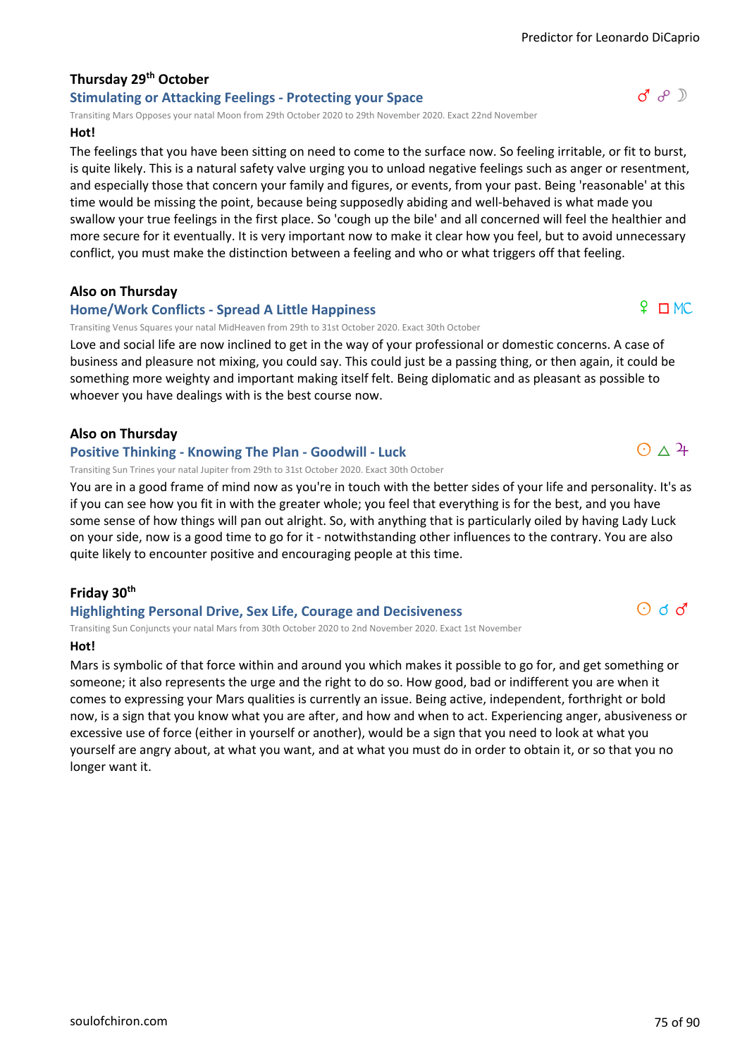### Thursday 29th October

#### Stimulating or Attacking Feelings - Protecting your Space

♂ ☍ ☽

Transiting Mars Opposes your natal Moon from 29th October 2020 to 29th November 2020. Exact 22nd November

**Hot!**

The feelings that you have been sitting on need to come to the surface now. So feeling irritable, or fit to burst, is quite likely. This is a natural safety valve urging you to unload negative feelings such as anger or resentment, and especially those that concern your family and figures, or events, from your past. Being 'reasonable' at this time would be missing the point, because being supposedly abiding and well-behaved is what made you swallow your true feelings in the first place. So 'cough up the bile' and all concerned will feel the healthier and more secure for it eventually. It is very important now to make it clear how you feel, but to avoid unnecessary conflict, you must make the distinction between a feeling and who or what triggers off that feeling.

### Also on Thursday

#### Home/Work Conflicts - Spread A Little Happiness

♀ □ MC

Transiting Venus Squares your natal MidHeaven from 29th to 31st October 2020. Exact 30th October

Love and social life are now inclined to get in the way of your professional or domestic concerns. A case of business and pleasure not mixing, you could say. This could just be a passing thing, or then again, it could be something more weighty and important making itself felt. Being diplomatic and as pleasant as possible to whoever you have dealings with is the best course now.

### Also on Thursday

#### Positive Thinking - Knowing The Plan - Goodwill - Luck

☉ △ ♃

Transiting Sun Trines your natal Jupiter from 29th to 31st October 2020. Exact 30th October

You are in a good frame of mind now as you're in touch with the better sides of your life and personality. It's as if you can see how you fit in with the greater whole; you feel that everything is for the best, and you have some sense of how things will pan out alright. So, with anything that is particularly oiled by having Lady Luck on your side, now is a good time to go for it - notwithstanding other influences to the contrary. You are also quite likely to encounter positive and encouraging people at this time.

### Friday 30th

#### Highlighting Personal Drive, Sex Life, Courage and Decisiveness

☉ ☌ ♂

Transiting Sun Conjuncts your natal Mars from 30th October 2020 to 2nd November 2020. Exact 1st November

**Hot!**

Mars is symbolic of that force within and around you which makes it possible to go for, and get something or someone; it also represents the urge and the right to do so. How good, bad or indifferent you are when it comes to expressing your Mars qualities is currently an issue. Being active, independent, forthright or bold now, is a sign that you know what you are after, and how and when to act. Experiencing anger, abusiveness or excessive use of force (either in yourself or another), would be a sign that you need to look at what you yourself are angry about, at what you want, and at what you must do in order to obtain it, or so that you no longer want it.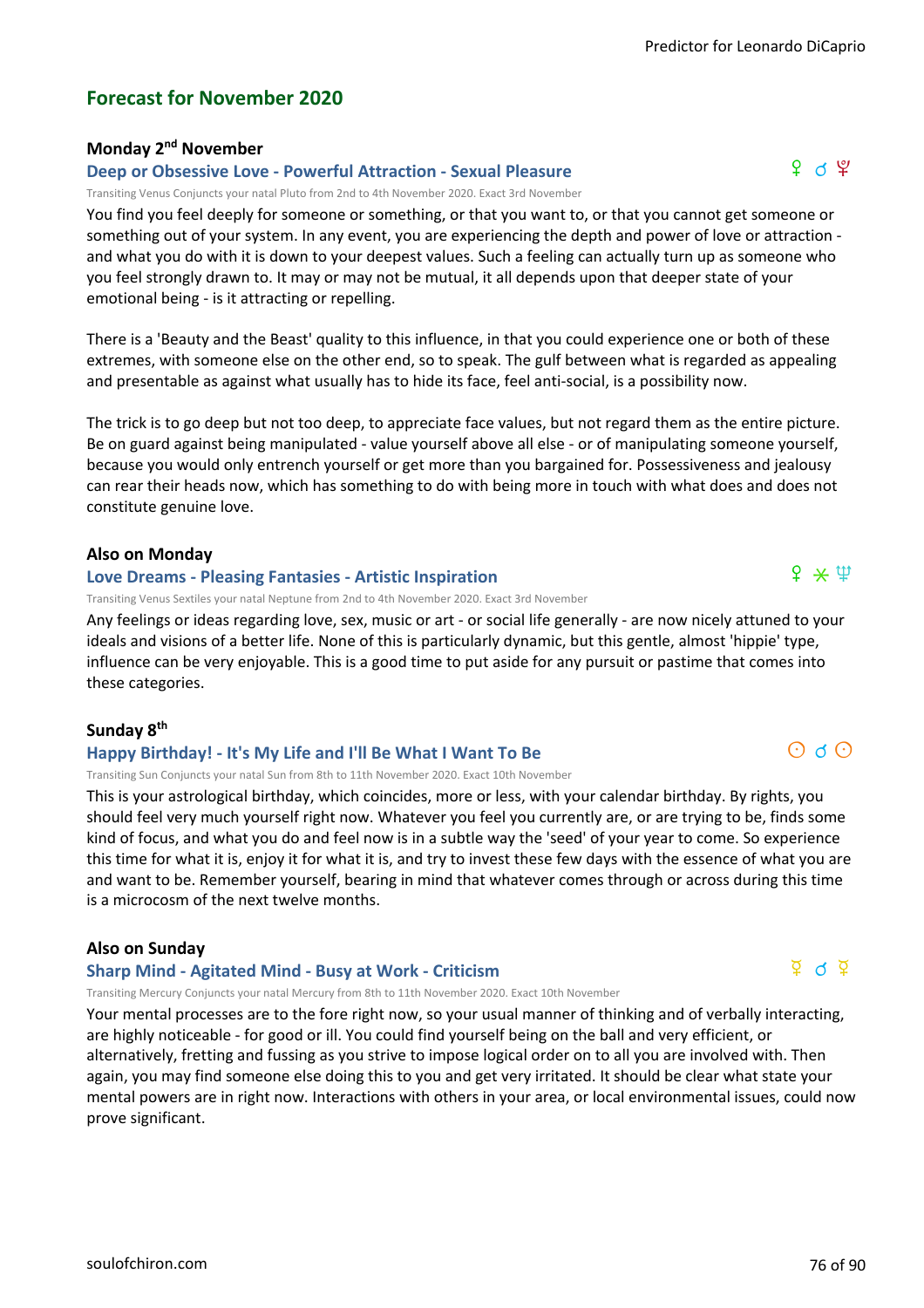## Forecast for November 2020

### Monday 2nd November

#### Deep or Obsessive Love - Powerful Attraction - Sexual Pleasure

♀ ☌ ♇

Transiting Venus Conjuncts your natal Pluto from 2nd to 4th November 2020. Exact 3rd November

You find you feel deeply for someone or something, or that you want to, or that you cannot get someone or something out of your system. In any event, you are experiencing the depth and power of love or attraction - and what you do with it is down to your deepest values. Such a feeling can actually turn up as someone who you feel strongly drawn to. It may or may not be mutual, it all depends upon that deeper state of your emotional being - is it attracting or repelling.

There is a 'Beauty and the Beast' quality to this influence, in that you could experience one or both of these extremes, with someone else on the other end, so to speak. The gulf between what is regarded as appealing and presentable as against what usually has to hide its face, feel anti-social, is a possibility now.

The trick is to go deep but not too deep, to appreciate face values, but not regard them as the entire picture. Be on guard against being manipulated - value yourself above all else - or of manipulating someone yourself, because you would only entrench yourself or get more than you bargained for. Possessiveness and jealousy can rear their heads now, which has something to do with being more in touch with what does and does not constitute genuine love.

### Also on Monday

#### Love Dreams - Pleasing Fantasies - Artistic Inspiration

♀ ⚹ ♆

Transiting Venus Sextiles your natal Neptune from 2nd to 4th November 2020. Exact 3rd November

Any feelings or ideas regarding love, sex, music or art - or social life generally - are now nicely attuned to your ideals and visions of a better life. None of this is particularly dynamic, but this gentle, almost 'hippie' type, influence can be very enjoyable. This is a good time to put aside for any pursuit or pastime that comes into these categories.

### Sunday 8th

#### Happy Birthday! - It's My Life and I'll Be What I Want To Be

☉ ☌ ☉

Transiting Sun Conjuncts your natal Sun from 8th to 11th November 2020. Exact 10th November

This is your astrological birthday, which coincides, more or less, with your calendar birthday. By rights, you should feel very much yourself right now. Whatever you feel you currently are, or are trying to be, finds some kind of focus, and what you do and feel now is in a subtle way the 'seed' of your year to come. So experience this time for what it is, enjoy it for what it is, and try to invest these few days with the essence of what you are and want to be. Remember yourself, bearing in mind that whatever comes through or across during this time is a microcosm of the next twelve months.

### Also on Sunday

#### Sharp Mind - Agitated Mind - Busy at Work - Criticism

☿ ☌ ☿

Transiting Mercury Conjuncts your natal Mercury from 8th to 11th November 2020. Exact 10th November

Your mental processes are to the fore right now, so your usual manner of thinking and of verbally interacting, are highly noticeable - for good or ill. You could find yourself being on the ball and very efficient, or alternatively, fretting and fussing as you strive to impose logical order on to all you are involved with. Then again, you may find someone else doing this to you and get very irritated. It should be clear what state your mental powers are in right now. Interactions with others in your area, or local environmental issues, could now prove significant.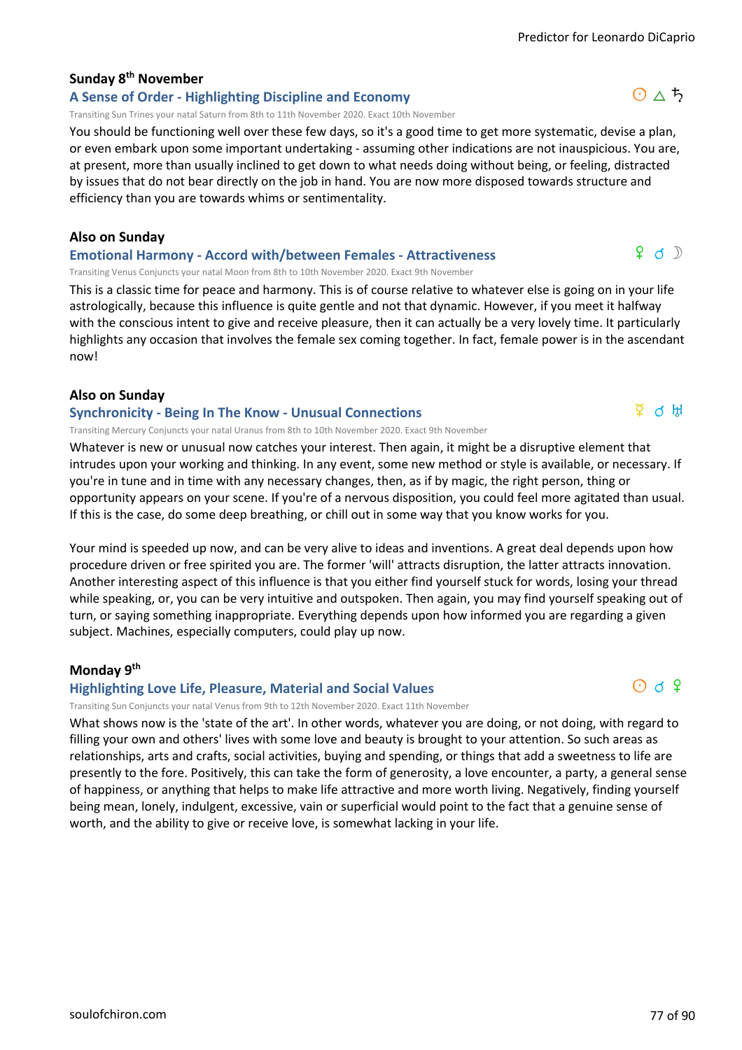## Sunday 8th November

### A Sense of Order - Highlighting Discipline and Economy

☉ △ ♄

Transiting Sun Trines your natal Saturn from 8th to 11th November 2020. Exact 10th November

You should be functioning well over these few days, so it's a good time to get more systematic, devise a plan, or even embark upon some important undertaking - assuming other indications are not inauspicious. You are, at present, more than usually inclined to get down to what needs doing without being, or feeling, distracted by issues that do not bear directly on the job in hand. You are now more disposed towards structure and efficiency than you are towards whims or sentimentality.

## Also on Sunday

### Emotional Harmony - Accord with/between Females - Attractiveness

♀ ☌ ☽

Transiting Venus Conjuncts your natal Moon from 8th to 10th November 2020. Exact 9th November

This is a classic time for peace and harmony. This is of course relative to whatever else is going on in your life astrologically, because this influence is quite gentle and not that dynamic. However, if you meet it halfway with the conscious intent to give and receive pleasure, then it can actually be a very lovely time. It particularly highlights any occasion that involves the female sex coming together. In fact, female power is in the ascendant now!

## Also on Sunday

### Synchronicity - Being In The Know - Unusual Connections

☿ ☌ ♅

Transiting Mercury Conjuncts your natal Uranus from 8th to 10th November 2020. Exact 9th November

Whatever is new or unusual now catches your interest. Then again, it might be a disruptive element that intrudes upon your working and thinking. In any event, some new method or style is available, or necessary. If you're in tune and in time with any necessary changes, then, as if by magic, the right person, thing or opportunity appears on your scene. If you're of a nervous disposition, you could feel more agitated than usual. If this is the case, do some deep breathing, or chill out in some way that you know works for you.

Your mind is speeded up now, and can be very alive to ideas and inventions. A great deal depends upon how procedure driven or free spirited you are. The former 'will' attracts disruption, the latter attracts innovation. Another interesting aspect of this influence is that you either find yourself stuck for words, losing your thread while speaking, or, you can be very intuitive and outspoken. Then again, you may find yourself speaking out of turn, or saying something inappropriate. Everything depends upon how informed you are regarding a given subject. Machines, especially computers, could play up now.

## Monday 9th

### Highlighting Love Life, Pleasure, Material and Social Values

☉ ☌ ♀

Transiting Sun Conjuncts your natal Venus from 9th to 12th November 2020. Exact 11th November

What shows now is the 'state of the art'. In other words, whatever you are doing, or not doing, with regard to filling your own and others' lives with some love and beauty is brought to your attention. So such areas as relationships, arts and crafts, social activities, buying and spending, or things that add a sweetness to life are presently to the fore. Positively, this can take the form of generosity, a love encounter, a party, a general sense of happiness, or anything that helps to make life attractive and more worth living. Negatively, finding yourself being mean, lonely, indulgent, excessive, vain or superficial would point to the fact that a genuine sense of worth, and the ability to give or receive love, is somewhat lacking in your life.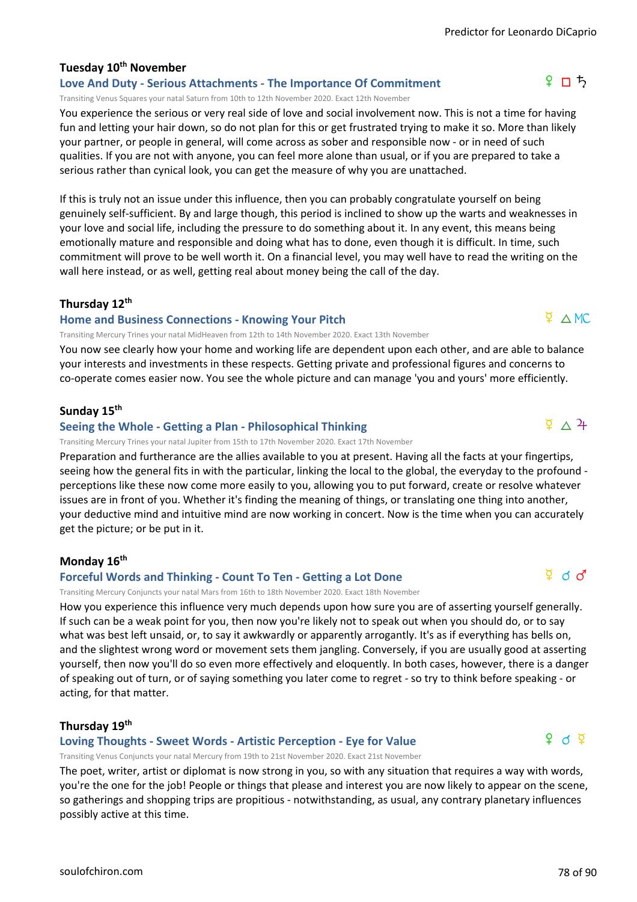### Tuesday 10th November

#### Love And Duty - Serious Attachments - The Importance Of Commitment

♀ □ ♄

Transiting Venus Squares your natal Saturn from 10th to 12th November 2020. Exact 12th November

You experience the serious or very real side of love and social involvement now. This is not a time for having fun and letting your hair down, so do not plan for this or get frustrated trying to make it so. More than likely your partner, or people in general, will come across as sober and responsible now - or in need of such qualities. If you are not with anyone, you can feel more alone than usual, or if you are prepared to take a serious rather than cynical look, you can get the measure of why you are unattached.

If this is truly not an issue under this influence, then you can probably congratulate yourself on being genuinely self-sufficient. By and large though, this period is inclined to show up the warts and weaknesses in your love and social life, including the pressure to do something about it. In any event, this means being emotionally mature and responsible and doing what has to done, even though it is difficult. In time, such commitment will prove to be well worth it. On a financial level, you may well have to read the writing on the wall here instead, or as well, getting real about money being the call of the day.

### Thursday 12th

#### Home and Business Connections - Knowing Your Pitch

☿ △ MC

Transiting Mercury Trines your natal MidHeaven from 12th to 14th November 2020. Exact 13th November

You now see clearly how your home and working life are dependent upon each other, and are able to balance your interests and investments in these respects. Getting private and professional figures and concerns to co-operate comes easier now. You see the whole picture and can manage 'you and yours' more efficiently.

### Sunday 15th

#### Seeing the Whole - Getting a Plan - Philosophical Thinking

☿ △ ♃

Transiting Mercury Trines your natal Jupiter from 15th to 17th November 2020. Exact 17th November

Preparation and furtherance are the allies available to you at present. Having all the facts at your fingertips, seeing how the general fits in with the particular, linking the local to the global, the everyday to the profound - perceptions like these now come more easily to you, allowing you to put forward, create or resolve whatever issues are in front of you. Whether it's finding the meaning of things, or translating one thing into another, your deductive mind and intuitive mind are now working in concert. Now is the time when you can accurately get the picture; or be put in it.

### Monday 16th

#### Forceful Words and Thinking - Count To Ten - Getting a Lot Done

☿ ☌ ♂

Transiting Mercury Conjuncts your natal Mars from 16th to 18th November 2020. Exact 18th November

How you experience this influence very much depends upon how sure you are of asserting yourself generally. If such can be a weak point for you, then now you're likely not to speak out when you should do, or to say what was best left unsaid, or, to say it awkwardly or apparently arrogantly. It's as if everything has bells on, and the slightest wrong word or movement sets them jangling. Conversely, if you are usually good at asserting yourself, then now you'll do so even more effectively and eloquently. In both cases, however, there is a danger of speaking out of turn, or of saying something you later come to regret - so try to think before speaking - or acting, for that matter.

### Thursday 19th

#### Loving Thoughts - Sweet Words - Artistic Perception - Eye for Value

♀ ☌ ☿

Transiting Venus Conjuncts your natal Mercury from 19th to 21st November 2020. Exact 21st November

The poet, writer, artist or diplomat is now strong in you, so with any situation that requires a way with words, you're the one for the job! People or things that please and interest you are now likely to appear on the scene, so gatherings and shopping trips are propitious - notwithstanding, as usual, any contrary planetary influences possibly active at this time.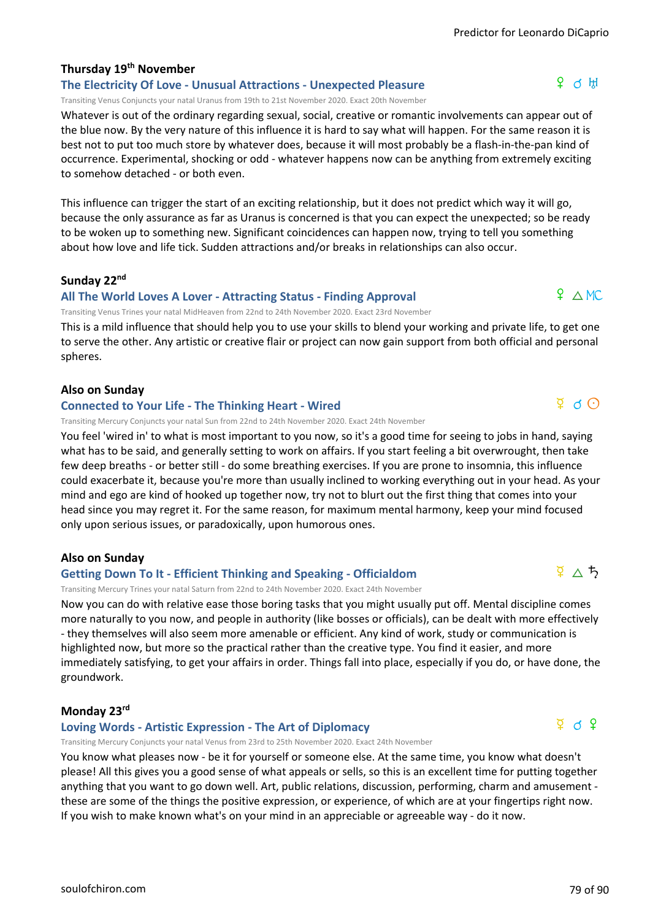### Thursday 19th November

#### The Electricity Of Love - Unusual Attractions - Unexpected Pleasure

♀ ☌ ♅

Transiting Venus Conjuncts your natal Uranus from 19th to 21st November 2020. Exact 20th November

Whatever is out of the ordinary regarding sexual, social, creative or romantic involvements can appear out of the blue now. By the very nature of this influence it is hard to say what will happen. For the same reason it is best not to put too much store by whatever does, because it will most probably be a flash-in-the-pan kind of occurrence. Experimental, shocking or odd - whatever happens now can be anything from extremely exciting to somehow detached - or both even.

This influence can trigger the start of an exciting relationship, but it does not predict which way it will go, because the only assurance as far as Uranus is concerned is that you can expect the unexpected; so be ready to be woken up to something new. Significant coincidences can happen now, trying to tell you something about how love and life tick. Sudden attractions and/or breaks in relationships can also occur.

### Sunday 22nd

#### All The World Loves A Lover - Attracting Status - Finding Approval

♀ △ MC

Transiting Venus Trines your natal MidHeaven from 22nd to 24th November 2020. Exact 23rd November

This is a mild influence that should help you to use your skills to blend your working and private life, to get one to serve the other. Any artistic or creative flair or project can now gain support from both official and personal spheres.

### Also on Sunday

#### Connected to Your Life - The Thinking Heart - Wired

☿ ☌ ☉

Transiting Mercury Conjuncts your natal Sun from 22nd to 24th November 2020. Exact 24th November

You feel 'wired in' to what is most important to you now, so it's a good time for seeing to jobs in hand, saying what has to be said, and generally setting to work on affairs. If you start feeling a bit overwrought, then take few deep breaths - or better still - do some breathing exercises. If you are prone to insomnia, this influence could exacerbate it, because you're more than usually inclined to working everything out in your head. As your mind and ego are kind of hooked up together now, try not to blurt out the first thing that comes into your head since you may regret it. For the same reason, for maximum mental harmony, keep your mind focused only upon serious issues, or paradoxically, upon humorous ones.

### Also on Sunday

#### Getting Down To It - Efficient Thinking and Speaking - Officialdom

☿ △ ♄

Transiting Mercury Trines your natal Saturn from 22nd to 24th November 2020. Exact 24th November

Now you can do with relative ease those boring tasks that you might usually put off. Mental discipline comes more naturally to you now, and people in authority (like bosses or officials), can be dealt with more effectively - they themselves will also seem more amenable or efficient. Any kind of work, study or communication is highlighted now, but more so the practical rather than the creative type. You find it easier, and more immediately satisfying, to get your affairs in order. Things fall into place, especially if you do, or have done, the groundwork.

### Monday 23rd

#### Loving Words - Artistic Expression - The Art of Diplomacy

☿ ☌ ♀

Transiting Mercury Conjuncts your natal Venus from 23rd to 25th November 2020. Exact 24th November

You know what pleases now - be it for yourself or someone else. At the same time, you know what doesn't please! All this gives you a good sense of what appeals or sells, so this is an excellent time for putting together anything that you want to go down well. Art, public relations, discussion, performing, charm and amusement - these are some of the things the positive expression, or experience, of which are at your fingertips right now. If you wish to make known what's on your mind in an appreciable or agreeable way - do it now.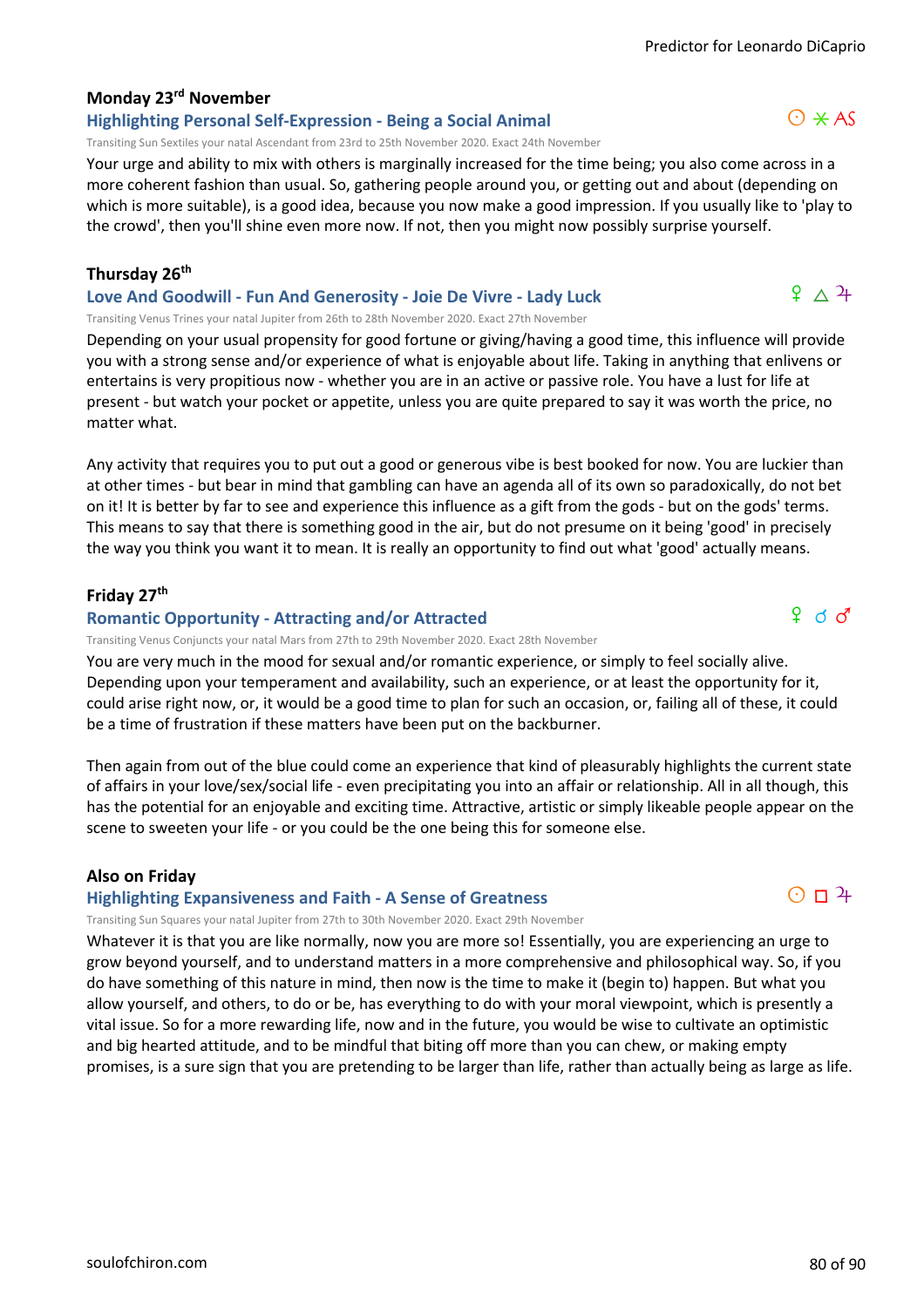### Monday 23rd November

#### Highlighting Personal Self-Expression - Being a Social Animal

☉ ⚹ AS

Transiting Sun Sextiles your natal Ascendant from 23rd to 25th November 2020. Exact 24th November

Your urge and ability to mix with others is marginally increased for the time being; you also come across in a more coherent fashion than usual. So, gathering people around you, or getting out and about (depending on which is more suitable), is a good idea, because you now make a good impression. If you usually like to 'play to the crowd', then you'll shine even more now. If not, then you might now possibly surprise yourself.

### Thursday 26th

#### Love And Goodwill - Fun And Generosity - Joie De Vivre - Lady Luck

♀ △ ♃

Transiting Venus Trines your natal Jupiter from 26th to 28th November 2020. Exact 27th November

Depending on your usual propensity for good fortune or giving/having a good time, this influence will provide you with a strong sense and/or experience of what is enjoyable about life. Taking in anything that enlivens or entertains is very propitious now - whether you are in an active or passive role. You have a lust for life at present - but watch your pocket or appetite, unless you are quite prepared to say it was worth the price, no matter what.

Any activity that requires you to put out a good or generous vibe is best booked for now. You are luckier than at other times - but bear in mind that gambling can have an agenda all of its own so paradoxically, do not bet on it! It is better by far to see and experience this influence as a gift from the gods - but on the gods' terms. This means to say that there is something good in the air, but do not presume on it being 'good' in precisely the way you think you want it to mean. It is really an opportunity to find out what 'good' actually means.

### Friday 27th

#### Romantic Opportunity - Attracting and/or Attracted

♀ ☌ ♂

Transiting Venus Conjuncts your natal Mars from 27th to 29th November 2020. Exact 28th November

You are very much in the mood for sexual and/or romantic experience, or simply to feel socially alive. Depending upon your temperament and availability, such an experience, or at least the opportunity for it, could arise right now, or, it would be a good time to plan for such an occasion, or, failing all of these, it could be a time of frustration if these matters have been put on the backburner.

Then again from out of the blue could come an experience that kind of pleasurably highlights the current state of affairs in your love/sex/social life - even precipitating you into an affair or relationship. All in all though, this has the potential for an enjoyable and exciting time. Attractive, artistic or simply likeable people appear on the scene to sweeten your life - or you could be the one being this for someone else.

### Also on Friday

#### Highlighting Expansiveness and Faith - A Sense of Greatness

☉ □ ♃

Transiting Sun Squares your natal Jupiter from 27th to 30th November 2020. Exact 29th November

Whatever it is that you are like normally, now you are more so! Essentially, you are experiencing an urge to grow beyond yourself, and to understand matters in a more comprehensive and philosophical way. So, if you do have something of this nature in mind, then now is the time to make it (begin to) happen. But what you allow yourself, and others, to do or be, has everything to do with your moral viewpoint, which is presently a vital issue. So for a more rewarding life, now and in the future, you would be wise to cultivate an optimistic and big hearted attitude, and to be mindful that biting off more than you can chew, or making empty promises, is a sure sign that you are pretending to be larger than life, rather than actually being as large as life.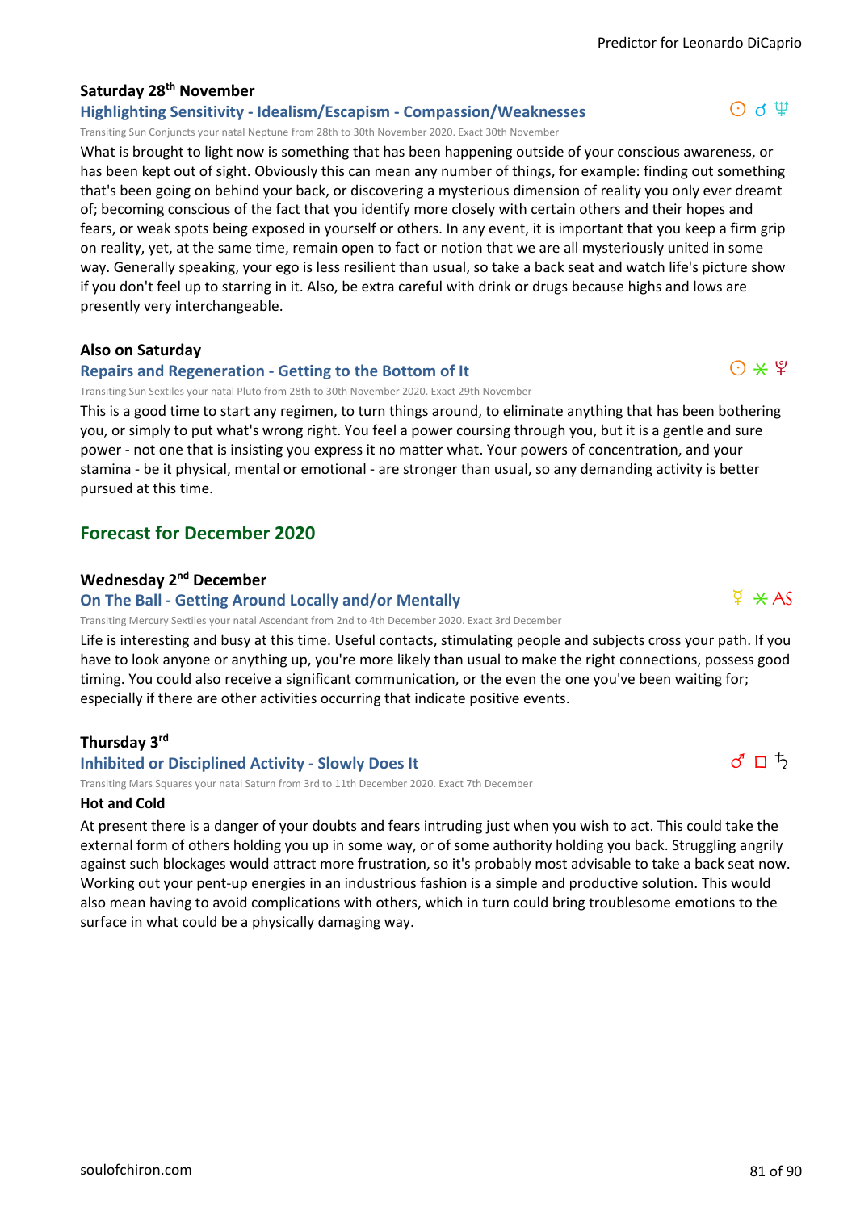### Saturday 28th November

#### Highlighting Sensitivity - Idealism/Escapism - Compassion/Weaknesses

☉ ☌ ♆

Transiting Sun Conjuncts your natal Neptune from 28th to 30th November 2020. Exact 30th November

What is brought to light now is something that has been happening outside of your conscious awareness, or has been kept out of sight. Obviously this can mean any number of things, for example: finding out something that's been going on behind your back, or discovering a mysterious dimension of reality you only ever dreamt of; becoming conscious of the fact that you identify more closely with certain others and their hopes and fears, or weak spots being exposed in yourself or others. In any event, it is important that you keep a firm grip on reality, yet, at the same time, remain open to fact or notion that we are all mysteriously united in some way. Generally speaking, your ego is less resilient than usual, so take a back seat and watch life's picture show if you don't feel up to starring in it. Also, be extra careful with drink or drugs because highs and lows are presently very interchangeable.

### Also on Saturday

#### Repairs and Regeneration - Getting to the Bottom of It

☉ ⚹ ♇

Transiting Sun Sextiles your natal Pluto from 28th to 30th November 2020. Exact 29th November

This is a good time to start any regimen, to turn things around, to eliminate anything that has been bothering you, or simply to put what's wrong right. You feel a power coursing through you, but it is a gentle and sure power - not one that is insisting you express it no matter what. Your powers of concentration, and your stamina - be it physical, mental or emotional - are stronger than usual, so any demanding activity is better pursued at this time.

## Forecast for December 2020

### Wednesday 2nd December

#### On The Ball - Getting Around Locally and/or Mentally

☿ ⚹ AS

Transiting Mercury Sextiles your natal Ascendant from 2nd to 4th December 2020. Exact 3rd December

Life is interesting and busy at this time. Useful contacts, stimulating people and subjects cross your path. If you have to look anyone or anything up, you're more likely than usual to make the right connections, possess good timing. You could also receive a significant communication, or the even the one you've been waiting for; especially if there are other activities occurring that indicate positive events.

### Thursday 3rd

#### Inhibited or Disciplined Activity - Slowly Does It

♂ □ ♄

Transiting Mars Squares your natal Saturn from 3rd to 11th December 2020. Exact 7th December

**Hot and Cold**

At present there is a danger of your doubts and fears intruding just when you wish to act. This could take the external form of others holding you up in some way, or of some authority holding you back. Struggling angrily against such blockages would attract more frustration, so it's probably most advisable to take a back seat now. Working out your pent-up energies in an industrious fashion is a simple and productive solution. This would also mean having to avoid complications with others, which in turn could bring troublesome emotions to the surface in what could be a physically damaging way.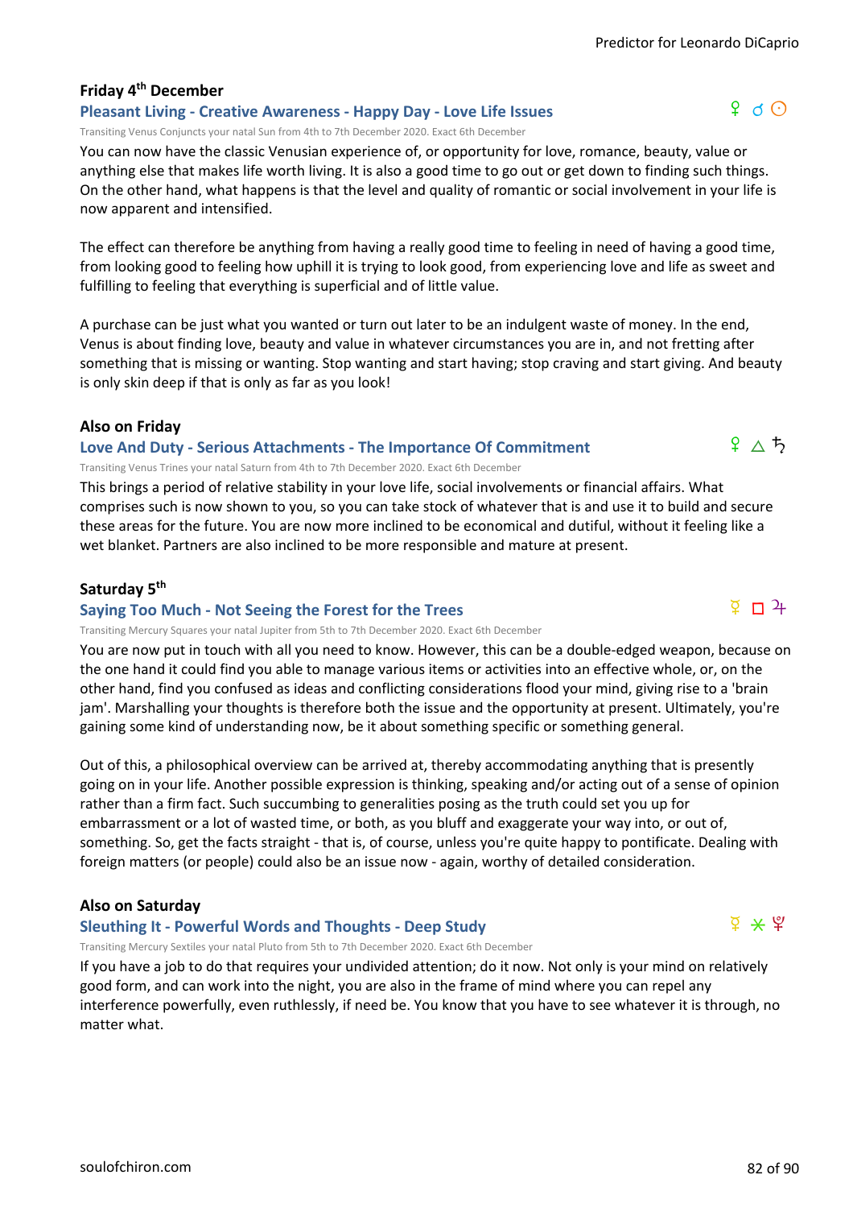### Friday 4th December

**Pleasant Living - Creative Awareness - Happy Day - Love Life Issues** ♀ ☌ ☉

Transiting Venus Conjuncts your natal Sun from 4th to 7th December 2020. Exact 6th December

You can now have the classic Venusian experience of, or opportunity for love, romance, beauty, value or anything else that makes life worth living. It is also a good time to go out or get down to finding such things. On the other hand, what happens is that the level and quality of romantic or social involvement in your life is now apparent and intensified.

The effect can therefore be anything from having a really good time to feeling in need of having a good time, from looking good to feeling how uphill it is trying to look good, from experiencing love and life as sweet and fulfilling to feeling that everything is superficial and of little value.

A purchase can be just what you wanted or turn out later to be an indulgent waste of money. In the end, Venus is about finding love, beauty and value in whatever circumstances you are in, and not fretting after something that is missing or wanting. Stop wanting and start having; stop craving and start giving. And beauty is only skin deep if that is only as far as you look!

### Also on Friday

**Love And Duty - Serious Attachments - The Importance Of Commitment** ♀ △ ♄

Transiting Venus Trines your natal Saturn from 4th to 7th December 2020. Exact 6th December

This brings a period of relative stability in your love life, social involvements or financial affairs. What comprises such is now shown to you, so you can take stock of whatever that is and use it to build and secure these areas for the future. You are now more inclined to be economical and dutiful, without it feeling like a wet blanket. Partners are also inclined to be more responsible and mature at present.

### Saturday 5th

**Saying Too Much - Not Seeing the Forest for the Trees** ☿ □ ♃

Transiting Mercury Squares your natal Jupiter from 5th to 7th December 2020. Exact 6th December

You are now put in touch with all you need to know. However, this can be a double-edged weapon, because on the one hand it could find you able to manage various items or activities into an effective whole, or, on the other hand, find you confused as ideas and conflicting considerations flood your mind, giving rise to a 'brain jam'. Marshalling your thoughts is therefore both the issue and the opportunity at present. Ultimately, you're gaining some kind of understanding now, be it about something specific or something general.

Out of this, a philosophical overview can be arrived at, thereby accommodating anything that is presently going on in your life. Another possible expression is thinking, speaking and/or acting out of a sense of opinion rather than a firm fact. Such succumbing to generalities posing as the truth could set you up for embarrassment or a lot of wasted time, or both, as you bluff and exaggerate your way into, or out of, something. So, get the facts straight - that is, of course, unless you're quite happy to pontificate. Dealing with foreign matters (or people) could also be an issue now - again, worthy of detailed consideration.

### Also on Saturday

**Sleuthing It - Powerful Words and Thoughts - Deep Study** ☿ ⚹ ♇

Transiting Mercury Sextiles your natal Pluto from 5th to 7th December 2020. Exact 6th December

If you have a job to do that requires your undivided attention; do it now. Not only is your mind on relatively good form, and can work into the night, you are also in the frame of mind where you can repel any interference powerfully, even ruthlessly, if need be. You know that you have to see whatever it is through, no matter what.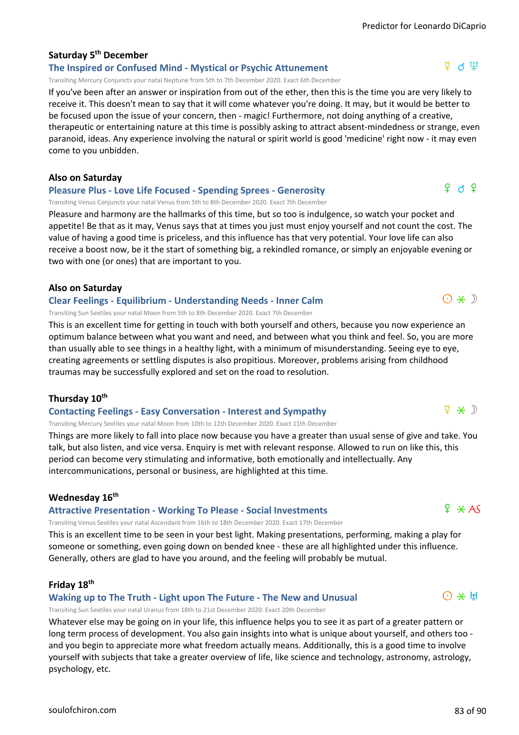### Saturday 5th December

**The Inspired or Confused Mind - Mystical or Psychic Attunement** ☿ ☌ ♆

Transiting Mercury Conjuncts your natal Neptune from 5th to 7th December 2020. Exact 6th December

If you've been after an answer or inspiration from out of the ether, then this is the time you are very likely to receive it. This doesn't mean to say that it will come whatever you're doing. It may, but it would be better to be focused upon the issue of your concern, then - magic! Furthermore, not doing anything of a creative, therapeutic or entertaining nature at this time is possibly asking to attract absent-mindedness or strange, even paranoid, ideas. Any experience involving the natural or spirit world is good 'medicine' right now - it may even come to you unbidden.

### Also on Saturday

**Pleasure Plus - Love Life Focused - Spending Sprees - Generosity** ♀ ☌ ♀

Transiting Venus Conjuncts your natal Venus from 5th to 8th December 2020. Exact 7th December

Pleasure and harmony are the hallmarks of this time, but so too is indulgence, so watch your pocket and appetite! Be that as it may, Venus says that at times you just must enjoy yourself and not count the cost. The value of having a good time is priceless, and this influence has that very potential. Your love life can also receive a boost now, be it the start of something big, a rekindled romance, or simply an enjoyable evening or two with one (or ones) that are important to you.

### Also on Saturday

**Clear Feelings - Equilibrium - Understanding Needs - Inner Calm** ☉ ⚹ ☽

Transiting Sun Sextiles your natal Moon from 5th to 8th December 2020. Exact 7th December

This is an excellent time for getting in touch with both yourself and others, because you now experience an optimum balance between what you want and need, and between what you think and feel. So, you are more than usually able to see things in a healthy light, with a minimum of misunderstanding. Seeing eye to eye, creating agreements or settling disputes is also propitious. Moreover, problems arising from childhood traumas may be successfully explored and set on the road to resolution.

### Thursday 10th

**Contacting Feelings - Easy Conversation - Interest and Sympathy** ☿ ⚹ ☽

Transiting Mercury Sextiles your natal Moon from 10th to 12th December 2020. Exact 11th December

Things are more likely to fall into place now because you have a greater than usual sense of give and take. You talk, but also listen, and vice versa. Enquiry is met with relevant response. Allowed to run on like this, this period can become very stimulating and informative, both emotionally and intellectually. Any intercommunications, personal or business, are highlighted at this time.

### Wednesday 16th

**Attractive Presentation - Working To Please - Social Investments** ♀ ⚹ AS

Transiting Venus Sextiles your natal Ascendant from 16th to 18th December 2020. Exact 17th December

This is an excellent time to be seen in your best light. Making presentations, performing, making a play for someone or something, even going down on bended knee - these are all highlighted under this influence. Generally, others are glad to have you around, and the feeling will probably be mutual.

### Friday 18th

**Waking up to The Truth - Light upon The Future - The New and Unusual** ☉ ⚹ ♅

Transiting Sun Sextiles your natal Uranus from 18th to 21st December 2020. Exact 20th December

Whatever else may be going on in your life, this influence helps you to see it as part of a greater pattern or long term process of development. You also gain insights into what is unique about yourself, and others too - and you begin to appreciate more what freedom actually means. Additionally, this is a good time to involve yourself with subjects that take a greater overview of life, like science and technology, astronomy, astrology, psychology, etc.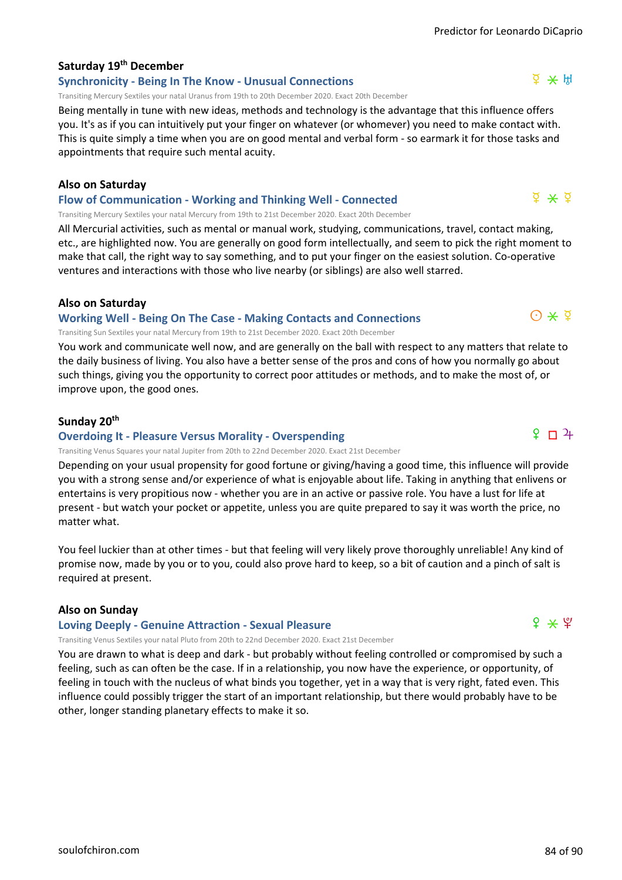**Saturday 19th December**

### Synchronicity - Being In The Know - Unusual Connections

☿ ⚹ ♅

Transiting Mercury Sextiles your natal Uranus from 19th to 20th December 2020. Exact 20th December

Being mentally in tune with new ideas, methods and technology is the advantage that this influence offers you. It's as if you can intuitively put your finger on whatever (or whomever) you need to make contact with. This is quite simply a time when you are on good mental and verbal form - so earmark it for those tasks and appointments that require such mental acuity.

**Also on Saturday**

### Flow of Communication - Working and Thinking Well - Connected

☿ ⚹ ☿

Transiting Mercury Sextiles your natal Mercury from 19th to 21st December 2020. Exact 20th December

All Mercurial activities, such as mental or manual work, studying, communications, travel, contact making, etc., are highlighted now. You are generally on good form intellectually, and seem to pick the right moment to make that call, the right way to say something, and to put your finger on the easiest solution. Co-operative ventures and interactions with those who live nearby (or siblings) are also well starred.

**Also on Saturday**

### Working Well - Being On The Case - Making Contacts and Connections

☉ ⚹ ☿

Transiting Sun Sextiles your natal Mercury from 19th to 21st December 2020. Exact 20th December

You work and communicate well now, and are generally on the ball with respect to any matters that relate to the daily business of living. You also have a better sense of the pros and cons of how you normally go about such things, giving you the opportunity to correct poor attitudes or methods, and to make the most of, or improve upon, the good ones.

**Sunday 20th**

### Overdoing It - Pleasure Versus Morality - Overspending

♀ □ ♃

Transiting Venus Squares your natal Jupiter from 20th to 22nd December 2020. Exact 21st December

Depending on your usual propensity for good fortune or giving/having a good time, this influence will provide you with a strong sense and/or experience of what is enjoyable about life. Taking in anything that enlivens or entertains is very propitious now - whether you are in an active or passive role. You have a lust for life at present - but watch your pocket or appetite, unless you are quite prepared to say it was worth the price, no matter what.

You feel luckier than at other times - but that feeling will very likely prove thoroughly unreliable! Any kind of promise now, made by you or to you, could also prove hard to keep, so a bit of caution and a pinch of salt is required at present.

**Also on Sunday**

### Loving Deeply - Genuine Attraction - Sexual Pleasure

♀ ⚹ ♇

Transiting Venus Sextiles your natal Pluto from 20th to 22nd December 2020. Exact 21st December

You are drawn to what is deep and dark - but probably without feeling controlled or compromised by such a feeling, such as can often be the case. If in a relationship, you now have the experience, or opportunity, of feeling in touch with the nucleus of what binds you together, yet in a way that is very right, fated even. This influence could possibly trigger the start of an important relationship, but there would probably have to be other, longer standing planetary effects to make it so.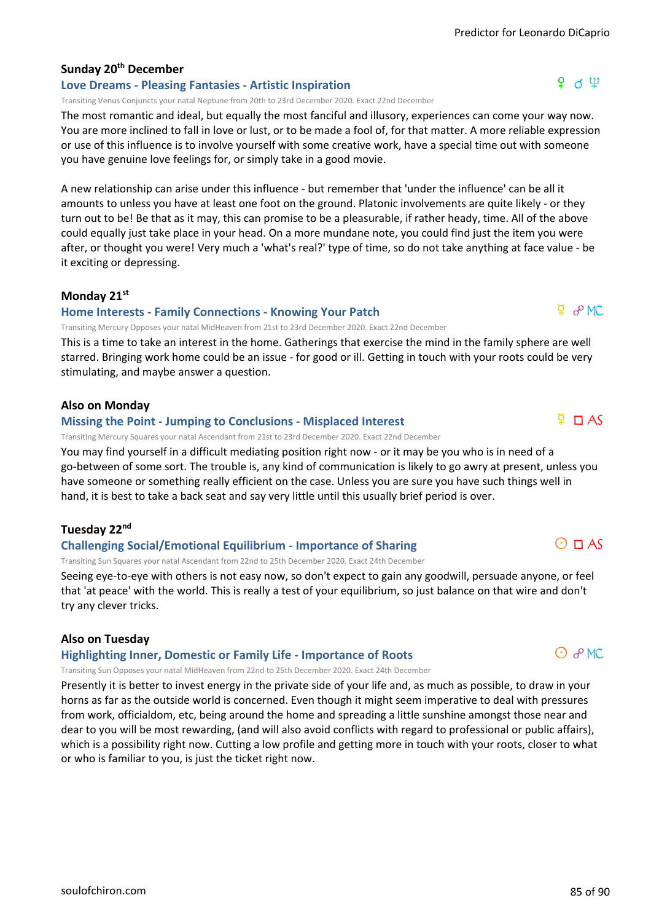### Sunday 20th December

**Love Dreams - Pleasing Fantasies - Artistic Inspiration**

♀ ☌ ♆

Transiting Venus Conjuncts your natal Neptune from 20th to 23rd December 2020. Exact 22nd December

The most romantic and ideal, but equally the most fanciful and illusory, experiences can come your way now. You are more inclined to fall in love or lust, or to be made a fool of, for that matter. A more reliable expression or use of this influence is to involve yourself with some creative work, have a special time out with someone you have genuine love feelings for, or simply take in a good movie.

A new relationship can arise under this influence - but remember that 'under the influence' can be all it amounts to unless you have at least one foot on the ground. Platonic involvements are quite likely - or they turn out to be! Be that as it may, this can promise to be a pleasurable, if rather heady, time. All of the above could equally just take place in your head. On a more mundane note, you could find just the item you were after, or thought you were! Very much a 'what's real?' type of time, so do not take anything at face value - be it exciting or depressing.

### Monday 21st

**Home Interests - Family Connections - Knowing Your Patch**

☿ ☍ MC

Transiting Mercury Opposes your natal MidHeaven from 21st to 23rd December 2020. Exact 22nd December

This is a time to take an interest in the home. Gatherings that exercise the mind in the family sphere are well starred. Bringing work home could be an issue - for good or ill. Getting in touch with your roots could be very stimulating, and maybe answer a question.

### Also on Monday

**Missing the Point - Jumping to Conclusions - Misplaced Interest**

☿ □ AS

Transiting Mercury Squares your natal Ascendant from 21st to 23rd December 2020. Exact 22nd December

You may find yourself in a difficult mediating position right now - or it may be you who is in need of a go-between of some sort. The trouble is, any kind of communication is likely to go awry at present, unless you have someone or something really efficient on the case. Unless you are sure you have such things well in hand, it is best to take a back seat and say very little until this usually brief period is over.

### Tuesday 22nd

**Challenging Social/Emotional Equilibrium - Importance of Sharing**

☉ □ AS

Transiting Sun Squares your natal Ascendant from 22nd to 25th December 2020. Exact 24th December

Seeing eye-to-eye with others is not easy now, so don't expect to gain any goodwill, persuade anyone, or feel that 'at peace' with the world. This is really a test of your equilibrium, so just balance on that wire and don't try any clever tricks.

### Also on Tuesday

**Highlighting Inner, Domestic or Family Life - Importance of Roots**

☉ ☍ MC

Transiting Sun Opposes your natal MidHeaven from 22nd to 25th December 2020. Exact 24th December

Presently it is better to invest energy in the private side of your life and, as much as possible, to draw in your horns as far as the outside world is concerned. Even though it might seem imperative to deal with pressures from work, officialdom, etc, being around the home and spreading a little sunshine amongst those near and dear to you will be most rewarding, (and will also avoid conflicts with regard to professional or public affairs), which is a possibility right now. Cutting a low profile and getting more in touch with your roots, closer to what or who is familiar to you, is just the ticket right now.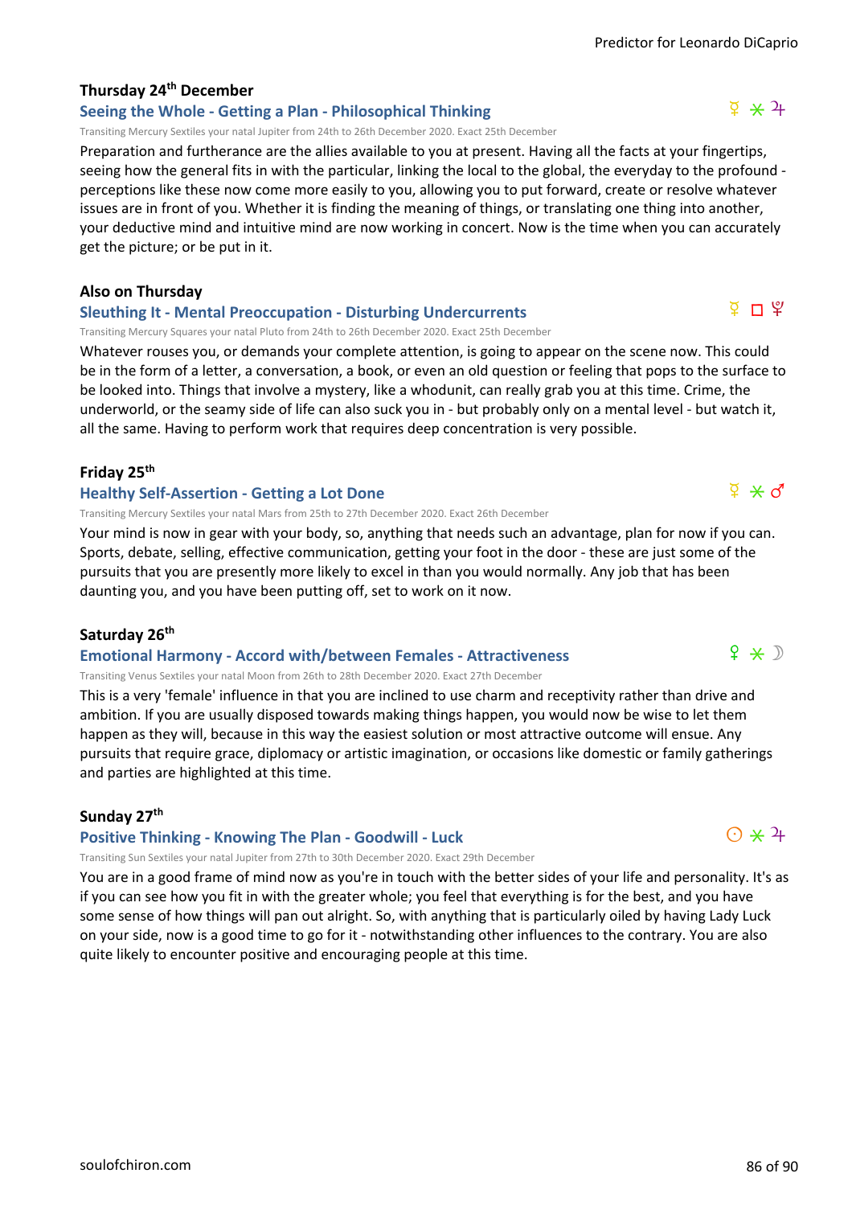### Thursday 24th December

**Seeing the Whole - Getting a Plan - Philosophical Thinking** ☿ ⚹ ♃

Transiting Mercury Sextiles your natal Jupiter from 24th to 26th December 2020. Exact 25th December

Preparation and furtherance are the allies available to you at present. Having all the facts at your fingertips, seeing how the general fits in with the particular, linking the local to the global, the everyday to the profound - perceptions like these now come more easily to you, allowing you to put forward, create or resolve whatever issues are in front of you. Whether it is finding the meaning of things, or translating one thing into another, your deductive mind and intuitive mind are now working in concert. Now is the time when you can accurately get the picture; or be put in it.

### Also on Thursday

**Sleuthing It - Mental Preoccupation - Disturbing Undercurrents** ☿ □ ♇

Transiting Mercury Squares your natal Pluto from 24th to 26th December 2020. Exact 25th December

Whatever rouses you, or demands your complete attention, is going to appear on the scene now. This could be in the form of a letter, a conversation, a book, or even an old question or feeling that pops to the surface to be looked into. Things that involve a mystery, like a whodunit, can really grab you at this time. Crime, the underworld, or the seamy side of life can also suck you in - but probably only on a mental level - but watch it, all the same. Having to perform work that requires deep concentration is very possible.

### Friday 25th

**Healthy Self-Assertion - Getting a Lot Done** ☿ ⚹ ♂

Transiting Mercury Sextiles your natal Mars from 25th to 27th December 2020. Exact 26th December

Your mind is now in gear with your body, so, anything that needs such an advantage, plan for now if you can. Sports, debate, selling, effective communication, getting your foot in the door - these are just some of the pursuits that you are presently more likely to excel in than you would normally. Any job that has been daunting you, and you have been putting off, set to work on it now.

### Saturday 26th

**Emotional Harmony - Accord with/between Females - Attractiveness** ♀ ⚹ ☽

Transiting Venus Sextiles your natal Moon from 26th to 28th December 2020. Exact 27th December

This is a very 'female' influence in that you are inclined to use charm and receptivity rather than drive and ambition. If you are usually disposed towards making things happen, you would now be wise to let them happen as they will, because in this way the easiest solution or most attractive outcome will ensue. Any pursuits that require grace, diplomacy or artistic imagination, or occasions like domestic or family gatherings and parties are highlighted at this time.

### Sunday 27th

**Positive Thinking - Knowing The Plan - Goodwill - Luck** ☉ ⚹ ♃

Transiting Sun Sextiles your natal Jupiter from 27th to 30th December 2020. Exact 29th December

You are in a good frame of mind now as you're in touch with the better sides of your life and personality. It's as if you can see how you fit in with the greater whole; you feel that everything is for the best, and you have some sense of how things will pan out alright. So, with anything that is particularly oiled by having Lady Luck on your side, now is a good time to go for it - notwithstanding other influences to the contrary. You are also quite likely to encounter positive and encouraging people at this time.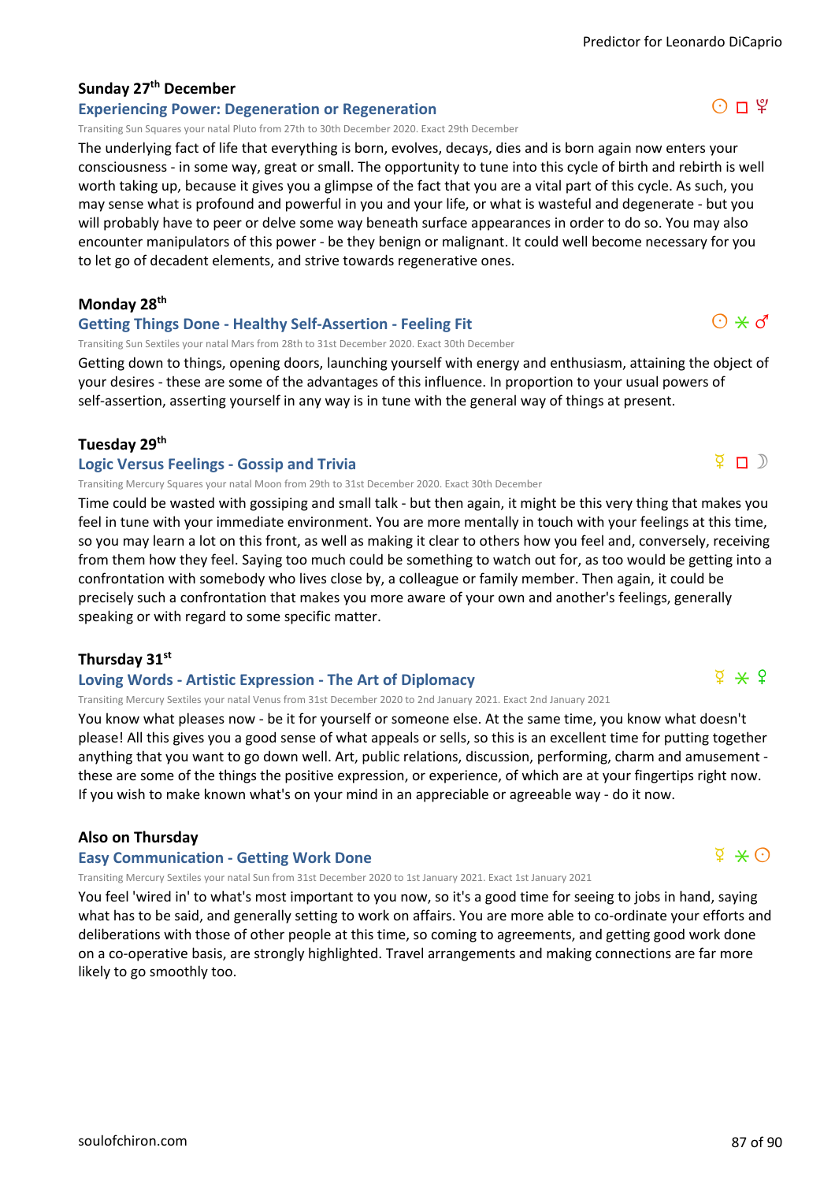### Sunday 27th December

#### Experiencing Power: Degeneration or Regeneration

☉ □ ♇

Transiting Sun Squares your natal Pluto from 27th to 30th December 2020. Exact 29th December

The underlying fact of life that everything is born, evolves, decays, dies and is born again now enters your consciousness - in some way, great or small. The opportunity to tune into this cycle of birth and rebirth is well worth taking up, because it gives you a glimpse of the fact that you are a vital part of this cycle. As such, you may sense what is profound and powerful in you and your life, or what is wasteful and degenerate - but you will probably have to peer or delve some way beneath surface appearances in order to do so. You may also encounter manipulators of this power - be they benign or malignant. It could well become necessary for you to let go of decadent elements, and strive towards regenerative ones.

### Monday 28th

#### Getting Things Done - Healthy Self-Assertion - Feeling Fit

☉ ⚹ ♂

Transiting Sun Sextiles your natal Mars from 28th to 31st December 2020. Exact 30th December

Getting down to things, opening doors, launching yourself with energy and enthusiasm, attaining the object of your desires - these are some of the advantages of this influence. In proportion to your usual powers of self-assertion, asserting yourself in any way is in tune with the general way of things at present.

### Tuesday 29th

#### Logic Versus Feelings - Gossip and Trivia

☿ □ ☽

Transiting Mercury Squares your natal Moon from 29th to 31st December 2020. Exact 30th December

Time could be wasted with gossiping and small talk - but then again, it might be this very thing that makes you feel in tune with your immediate environment. You are more mentally in touch with your feelings at this time, so you may learn a lot on this front, as well as making it clear to others how you feel and, conversely, receiving from them how they feel. Saying too much could be something to watch out for, as too would be getting into a confrontation with somebody who lives close by, a colleague or family member. Then again, it could be precisely such a confrontation that makes you more aware of your own and another's feelings, generally speaking or with regard to some specific matter.

### Thursday 31st

#### Loving Words - Artistic Expression - The Art of Diplomacy

☿ ⚹ ♀

Transiting Mercury Sextiles your natal Venus from 31st December 2020 to 2nd January 2021. Exact 2nd January 2021

You know what pleases now - be it for yourself or someone else. At the same time, you know what doesn't please! All this gives you a good sense of what appeals or sells, so this is an excellent time for putting together anything that you want to go down well. Art, public relations, discussion, performing, charm and amusement - these are some of the things the positive expression, or experience, of which are at your fingertips right now. If you wish to make known what's on your mind in an appreciable or agreeable way - do it now.

### Also on Thursday

#### Easy Communication - Getting Work Done

☿ ⚹ ☉

Transiting Mercury Sextiles your natal Sun from 31st December 2020 to 1st January 2021. Exact 1st January 2021

You feel 'wired in' to what's most important to you now, so it's a good time for seeing to jobs in hand, saying what has to be said, and generally setting to work on affairs. You are more able to co-ordinate your efforts and deliberations with those of other people at this time, so coming to agreements, and getting good work done on a co-operative basis, are strongly highlighted. Travel arrangements and making connections are far more likely to go smoothly too.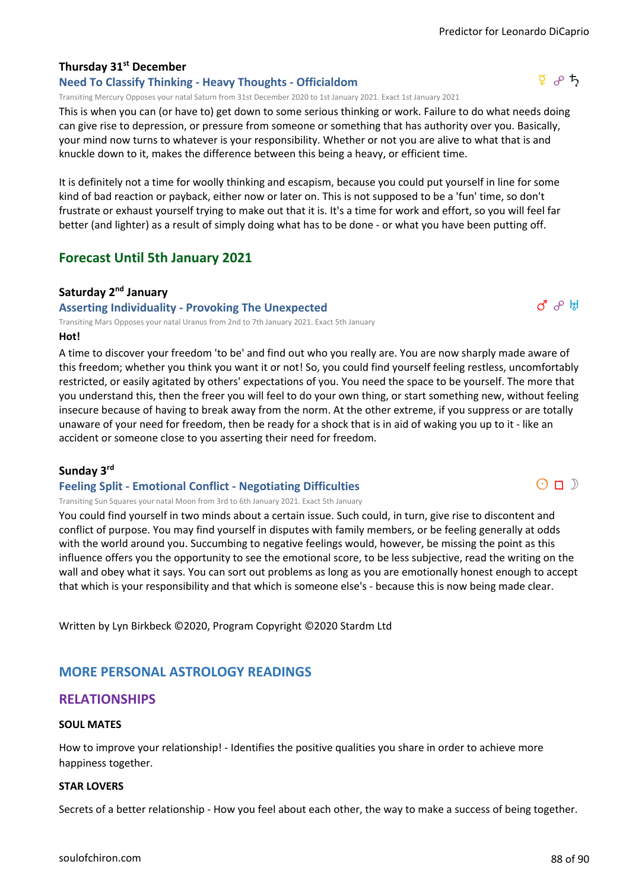### Thursday 31st December

### Need To Classify Thinking - Heavy Thoughts - Officialdom

☿ ☍ ♄

Transiting Mercury Opposes your natal Saturn from 31st December 2020 to 1st January 2021. Exact 1st January 2021

This is when you can (or have to) get down to some serious thinking or work. Failure to do what needs doing can give rise to depression, or pressure from someone or something that has authority over you. Basically, your mind now turns to whatever is your responsibility. Whether or not you are alive to what that is and knuckle down to it, makes the difference between this being a heavy, or efficient time.

It is definitely not a time for woolly thinking and escapism, because you could put yourself in line for some kind of bad reaction or payback, either now or later on. This is not supposed to be a 'fun' time, so don't frustrate or exhaust yourself trying to make out that it is. It's a time for work and effort, so you will feel far better (and lighter) as a result of simply doing what has to be done - or what you have been putting off.

## Forecast Until 5th January 2021

### Saturday 2nd January

### Asserting Individuality - Provoking The Unexpected

♂ ☍ ♅

Transiting Mars Opposes your natal Uranus from 2nd to 7th January 2021. Exact 5th January

**Hot!**

A time to discover your freedom 'to be' and find out who you really are. You are now sharply made aware of this freedom; whether you think you want it or not! So, you could find yourself feeling restless, uncomfortably restricted, or easily agitated by others' expectations of you. You need the space to be yourself. The more that you understand this, then the freer you will feel to do your own thing, or start something new, without feeling insecure because of having to break away from the norm. At the other extreme, if you suppress or are totally unaware of your need for freedom, then be ready for a shock that is in aid of waking you up to it - like an accident or someone close to you asserting their need for freedom.

### Sunday 3rd

### Feeling Split - Emotional Conflict - Negotiating Difficulties

☉ □ ☽

Transiting Sun Squares your natal Moon from 3rd to 6th January 2021. Exact 5th January

You could find yourself in two minds about a certain issue. Such could, in turn, give rise to discontent and conflict of purpose. You may find yourself in disputes with family members, or be feeling generally at odds with the world around you. Succumbing to negative feelings would, however, be missing the point as this influence offers you the opportunity to see the emotional score, to be less subjective, read the writing on the wall and obey what it says. You can sort out problems as long as you are emotionally honest enough to accept that which is your responsibility and that which is someone else's - because this is now being made clear.

Written by Lyn Birkbeck ©2020, Program Copyright ©2020 Stardm Ltd

## MORE PERSONAL ASTROLOGY READINGS

## RELATIONSHIPS

#### SOUL MATES

How to improve your relationship! - Identifies the positive qualities you share in order to achieve more happiness together.

#### STAR LOVERS

Secrets of a better relationship - How you feel about each other, the way to make a success of being together.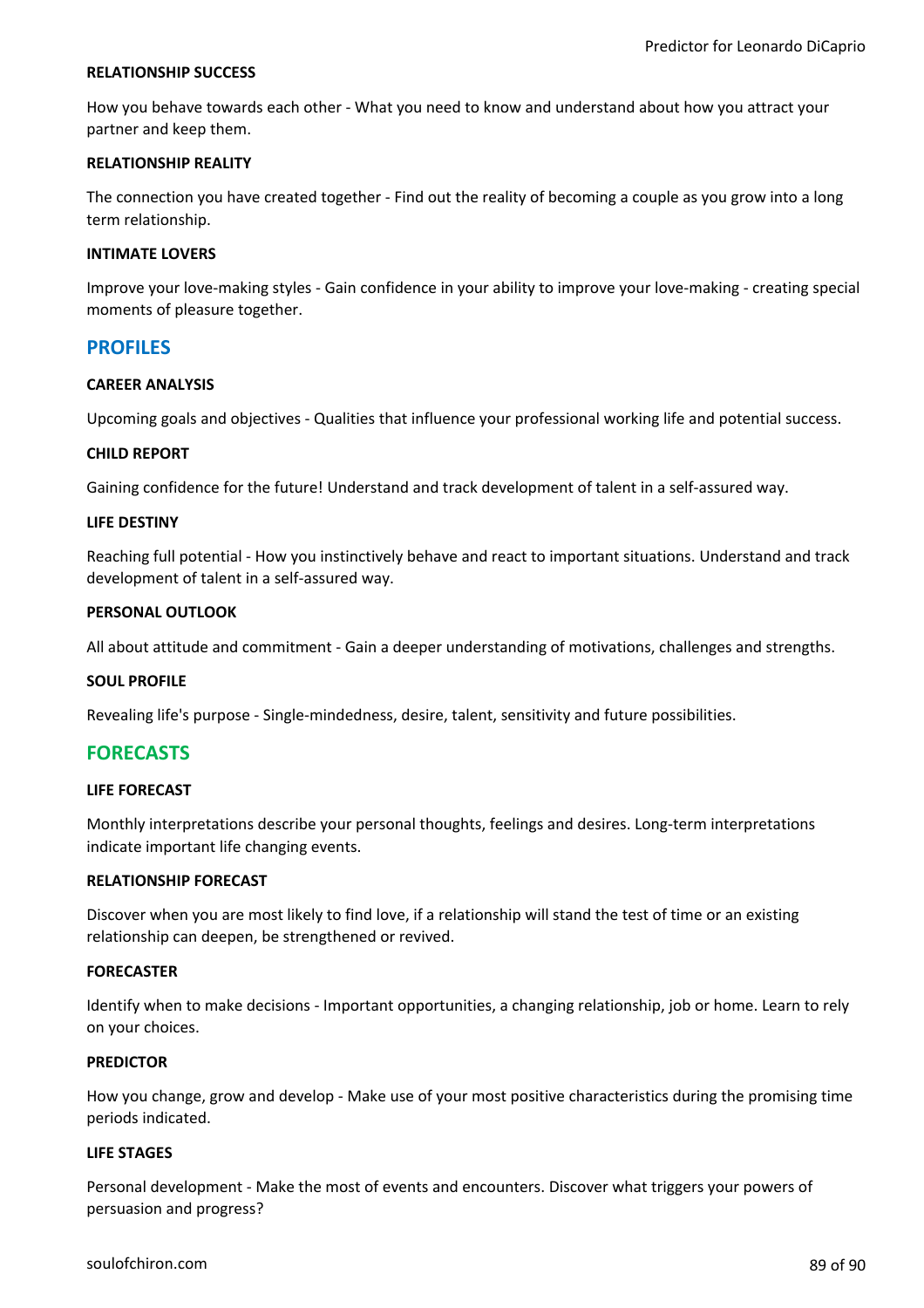#### RELATIONSHIP SUCCESS

How you behave towards each other - What you need to know and understand about how you attract your partner and keep them.

#### RELATIONSHIP REALITY

The connection you have created together - Find out the reality of becoming a couple as you grow into a long term relationship.

#### INTIMATE LOVERS

Improve your love-making styles - Gain confidence in your ability to improve your love-making - creating special moments of pleasure together.

## PROFILES

#### CAREER ANALYSIS

Upcoming goals and objectives - Qualities that influence your professional working life and potential success.

#### CHILD REPORT

Gaining confidence for the future! Understand and track development of talent in a self-assured way.

#### LIFE DESTINY

Reaching full potential - How you instinctively behave and react to important situations. Understand and track development of talent in a self-assured way.

#### PERSONAL OUTLOOK

All about attitude and commitment - Gain a deeper understanding of motivations, challenges and strengths.

#### SOUL PROFILE

Revealing life's purpose - Single-mindedness, desire, talent, sensitivity and future possibilities.

## FORECASTS

#### LIFE FORECAST

Monthly interpretations describe your personal thoughts, feelings and desires. Long-term interpretations indicate important life changing events.

#### RELATIONSHIP FORECAST

Discover when you are most likely to find love, if a relationship will stand the test of time or an existing relationship can deepen, be strengthened or revived.

#### FORECASTER

Identify when to make decisions - Important opportunities, a changing relationship, job or home. Learn to rely on your choices.

#### PREDICTOR

How you change, grow and develop - Make use of your most positive characteristics during the promising time periods indicated.

#### LIFE STAGES

Personal development - Make the most of events and encounters. Discover what triggers your powers of persuasion and progress?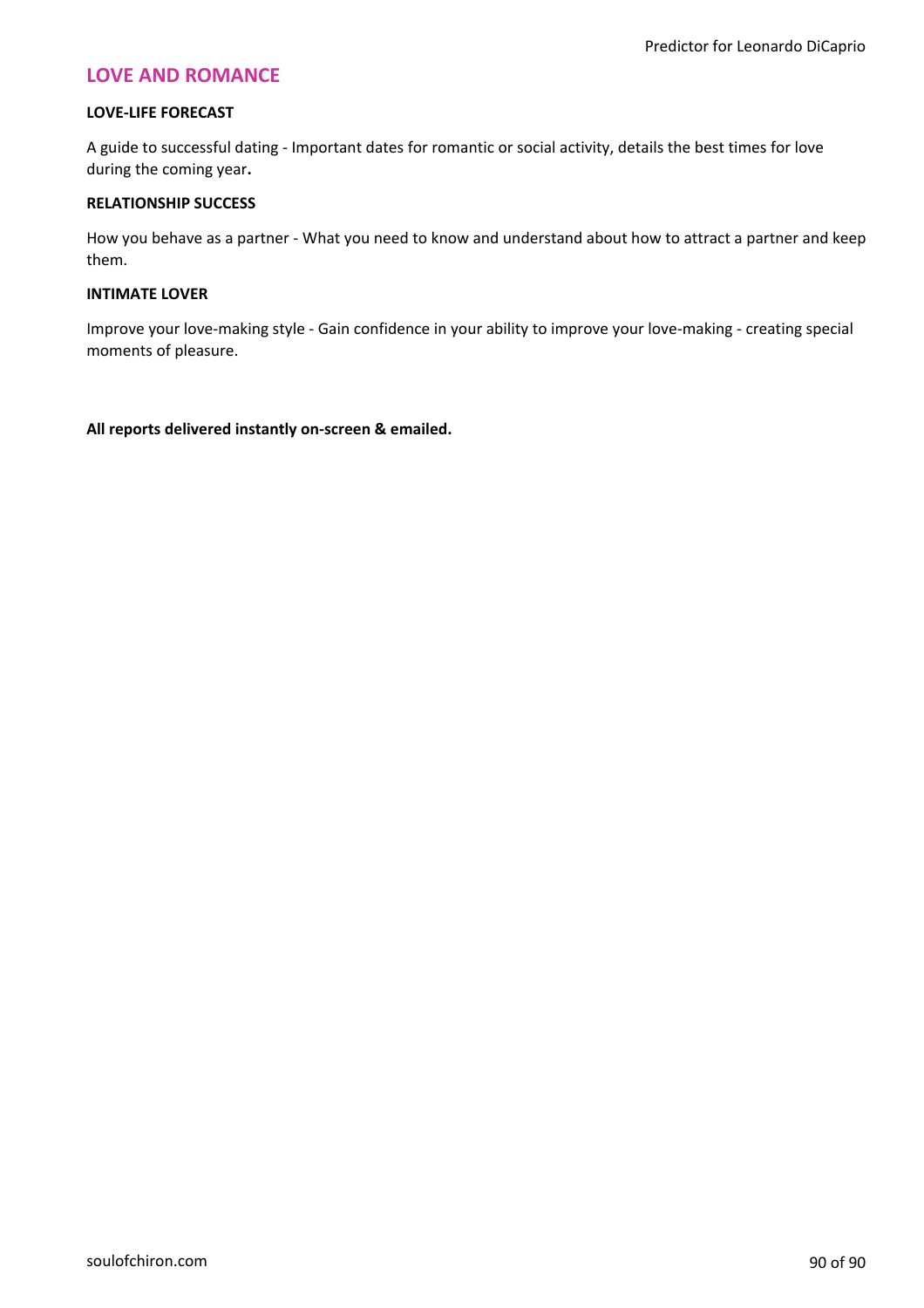## LOVE AND ROMANCE

**LOVE-LIFE FORECAST**

A guide to successful dating - Important dates for romantic or social activity, details the best times for love during the coming year**.**

**RELATIONSHIP SUCCESS**

How you behave as a partner - What you need to know and understand about how to attract a partner and keep them.

**INTIMATE LOVER**

Improve your love-making style - Gain confidence in your ability to improve your love-making - creating special moments of pleasure.

**All reports delivered instantly on-screen & emailed.**